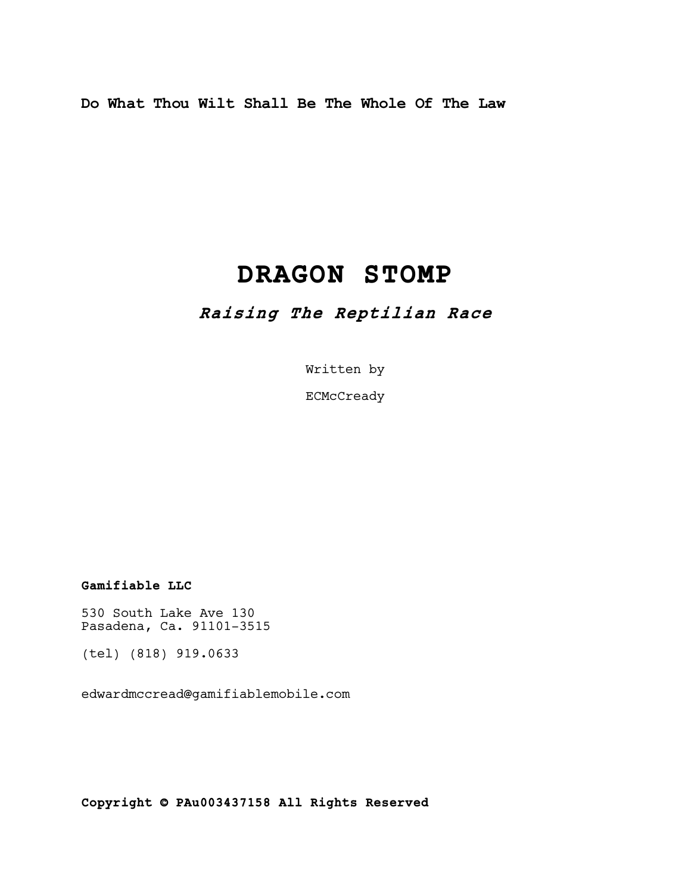**Do What Thou Wilt Shall Be The Whole Of The Law**

# DRAGON STOMP

***Raising The Reptilian Race***

Written by

ECMcCready

**Gamifiable LLC**

530 South Lake Ave 130
Pasadena, Ca. 91101-3515

(tel) (818) 919.0633

edwardmccread@gamifiablemobile.com

**Copyright © PAu003437158 All Rights Reserved**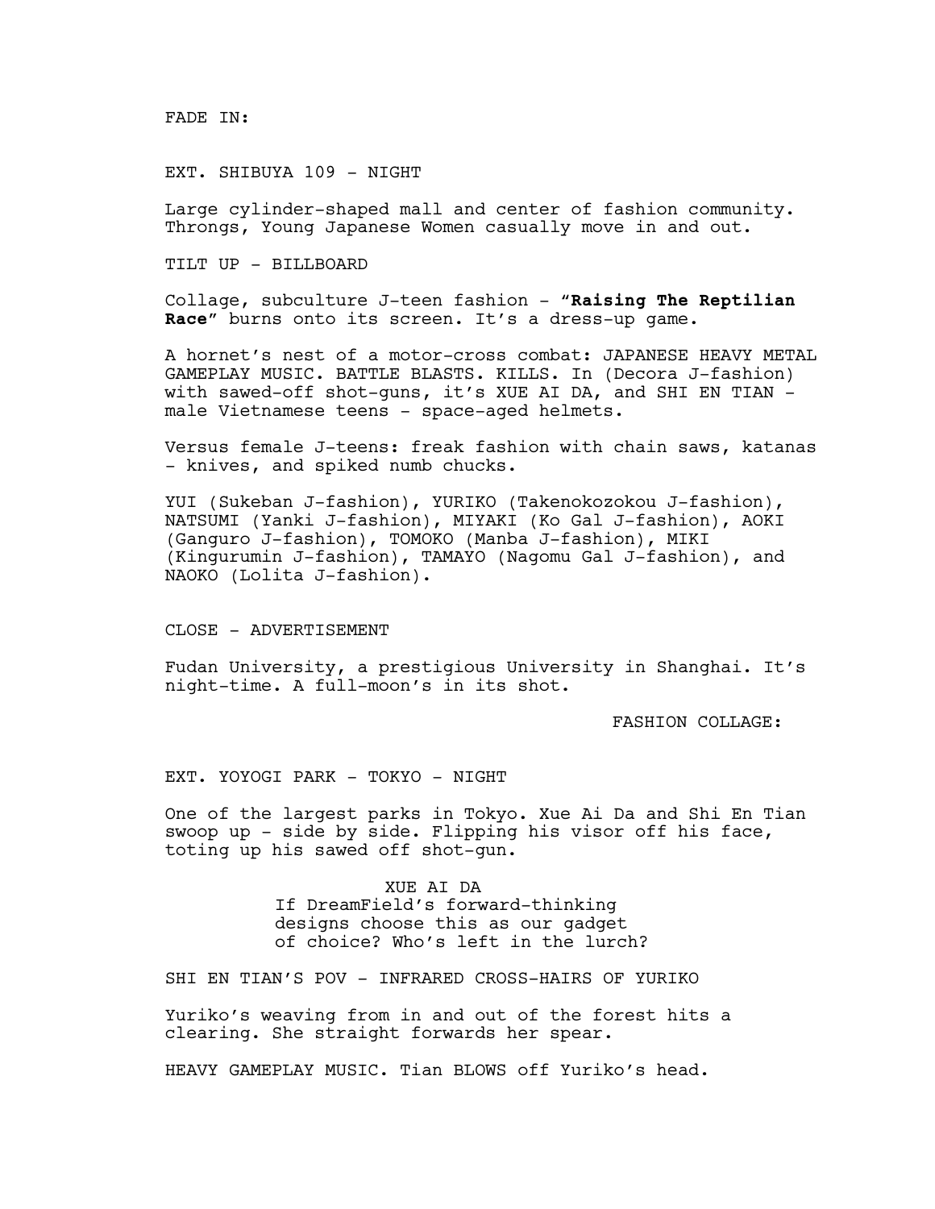FADE IN:

EXT. SHIBUYA 109 - NIGHT

Large cylinder-shaped mall and center of fashion community. Throngs, Young Japanese Women casually move in and out.

TILT UP - BILLBOARD

Collage, subculture J-teen fashion - "**Raising The Reptilian Race**" burns onto its screen. It's a dress-up game.

A hornet's nest of a motor-cross combat: JAPANESE HEAVY METAL GAMEPLAY MUSIC. BATTLE BLASTS. KILLS. In (Decora J-fashion) with sawed-off shot-guns, it's XUE AI DA, and SHI EN TIAN - male Vietnamese teens - space-aged helmets.

Versus female J-teens: freak fashion with chain saws, katanas - knives, and spiked numb chucks.

YUI (Sukeban J-fashion), YURIKO (Takenokozokou J-fashion), NATSUMI (Yanki J-fashion), MIYAKI (Ko Gal J-fashion), AOKI (Ganguro J-fashion), TOMOKO (Manba J-fashion), MIKI (Kingurumin J-fashion), TAMAYO (Nagomu Gal J-fashion), and NAOKO (Lolita J-fashion).

CLOSE - ADVERTISEMENT

Fudan University, a prestigious University in Shanghai. It's night-time. A full-moon's in its shot.

FASHION COLLAGE:

EXT. YOYOGI PARK - TOKYO - NIGHT

One of the largest parks in Tokyo. Xue Ai Da and Shi En Tian swoop up - side by side. Flipping his visor off his face, toting up his sawed off shot-gun.

XUE AI DA

If DreamField's forward-thinking designs choose this as our gadget of choice? Who's left in the lurch?

SHI EN TIAN'S POV - INFRARED CROSS-HAIRS OF YURIKO

Yuriko's weaving from in and out of the forest hits a clearing. She straight forwards her spear.

HEAVY GAMEPLAY MUSIC. Tian BLOWS off Yuriko's head.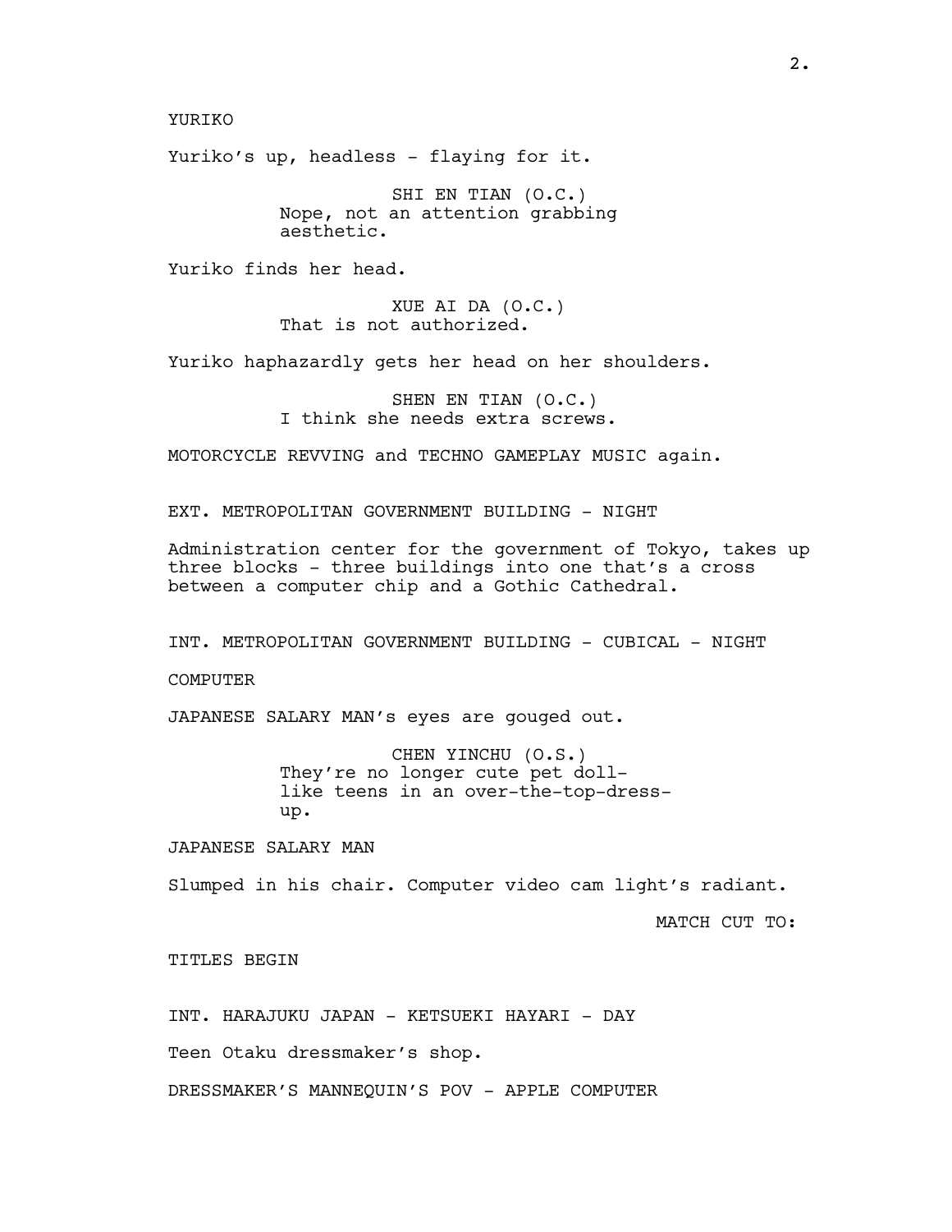YURIKO

Yuriko's up, headless - flaying for it.

SHI EN TIAN (O.C.)
Nope, not an attention grabbing aesthetic.

Yuriko finds her head.

XUE AI DA (O.C.)
That is not authorized.

Yuriko haphazardly gets her head on her shoulders.

SHEN EN TIAN (O.C.)
I think she needs extra screws.

MOTORCYCLE REVVING and TECHNO GAMEPLAY MUSIC again.

EXT. METROPOLITAN GOVERNMENT BUILDING - NIGHT

Administration center for the government of Tokyo, takes up three blocks - three buildings into one that's a cross between a computer chip and a Gothic Cathedral.

INT. METROPOLITAN GOVERNMENT BUILDING - CUBICAL - NIGHT

COMPUTER

JAPANESE SALARY MAN's eyes are gouged out.

CHEN YINCHU (O.S.)
They're no longer cute pet doll-like teens in an over-the-top-dress-up.

JAPANESE SALARY MAN

Slumped in his chair. Computer video cam light's radiant.

MATCH CUT TO:

TITLES BEGIN

INT. HARAJUKU JAPAN - KETSUEKI HAYARI - DAY

Teen Otaku dressmaker's shop.

DRESSMAKER'S MANNEQUIN'S POV - APPLE COMPUTER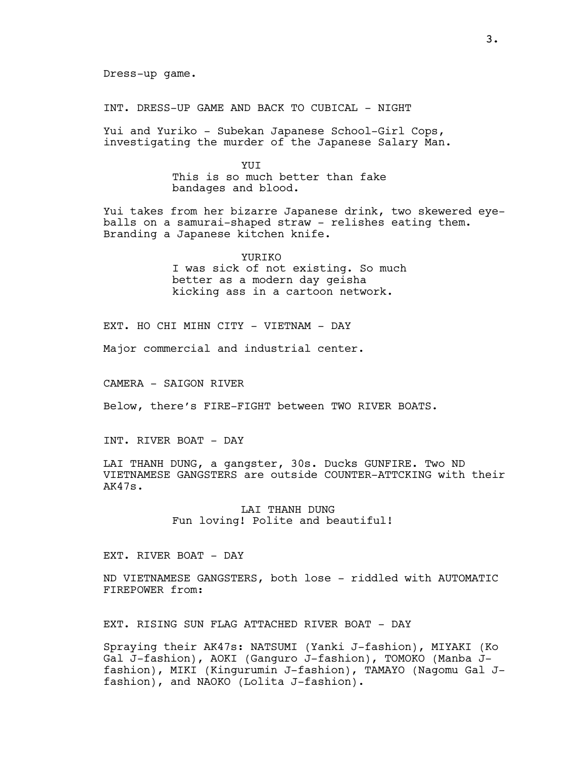Dress-up game.

INT. DRESS-UP GAME AND BACK TO CUBICAL - NIGHT

Yui and Yuriko - Subekan Japanese School-Girl Cops, investigating the murder of the Japanese Salary Man.

YUI
This is so much better than fake bandages and blood.

Yui takes from her bizarre Japanese drink, two skewered eye-balls on a samurai-shaped straw - relishes eating them. Branding a Japanese kitchen knife.

YURIKO
I was sick of not existing. So much better as a modern day geisha kicking ass in a cartoon network.

EXT. HO CHI MIHN CITY - VIETNAM - DAY

Major commercial and industrial center.

CAMERA - SAIGON RIVER

Below, there's FIRE-FIGHT between TWO RIVER BOATS.

INT. RIVER BOAT - DAY

LAI THANH DUNG, a gangster, 30s. Ducks GUNFIRE. Two ND VIETNAMESE GANGSTERS are outside COUNTER-ATTCKING with their AK47s.

LAI THANH DUNG
Fun loving! Polite and beautiful!

EXT. RIVER BOAT - DAY

ND VIETNAMESE GANGSTERS, both lose - riddled with AUTOMATIC FIREPOWER from:

EXT. RISING SUN FLAG ATTACHED RIVER BOAT - DAY

Spraying their AK47s: NATSUMI (Yanki J-fashion), MIYAKI (Ko Gal J-fashion), AOKI (Ganguro J-fashion), TOMOKO (Manba J-fashion), MIKI (Kingurumin J-fashion), TAMAYO (Nagomu Gal J-fashion), and NAOKO (Lolita J-fashion).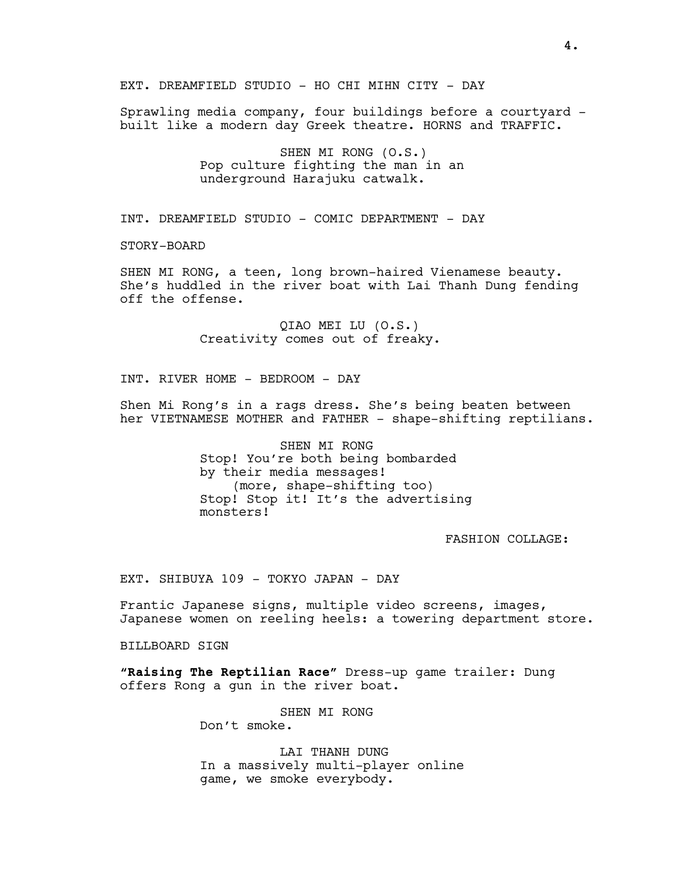EXT. DREAMFIELD STUDIO - HO CHI MIHN CITY - DAY

Sprawling media company, four buildings before a courtyard - built like a modern day Greek theatre. HORNS and TRAFFIC.

SHEN MI RONG (O.S.)
Pop culture fighting the man in an underground Harajuku catwalk.

INT. DREAMFIELD STUDIO - COMIC DEPARTMENT - DAY

STORY-BOARD

SHEN MI RONG, a teen, long brown-haired Vienamese beauty. She's huddled in the river boat with Lai Thanh Dung fending off the offense.

QIAO MEI LU (O.S.)
Creativity comes out of freaky.

INT. RIVER HOME - BEDROOM - DAY

Shen Mi Rong's in a rags dress. She's being beaten between her VIETNAMESE MOTHER and FATHER - shape-shifting reptilians.

SHEN MI RONG
Stop! You're both being bombarded by their media messages!
(more, shape-shifting too)
Stop! Stop it! It's the advertising monsters!

FASHION COLLAGE:

EXT. SHIBUYA 109 - TOKYO JAPAN - DAY

Frantic Japanese signs, multiple video screens, images, Japanese women on reeling heels: a towering department store.

BILLBOARD SIGN

"**Raising The Reptilian Race**" Dress-up game trailer: Dung offers Rong a gun in the river boat.

SHEN MI RONG
Don't smoke.

LAI THANH DUNG
In a massively multi-player online game, we smoke everybody.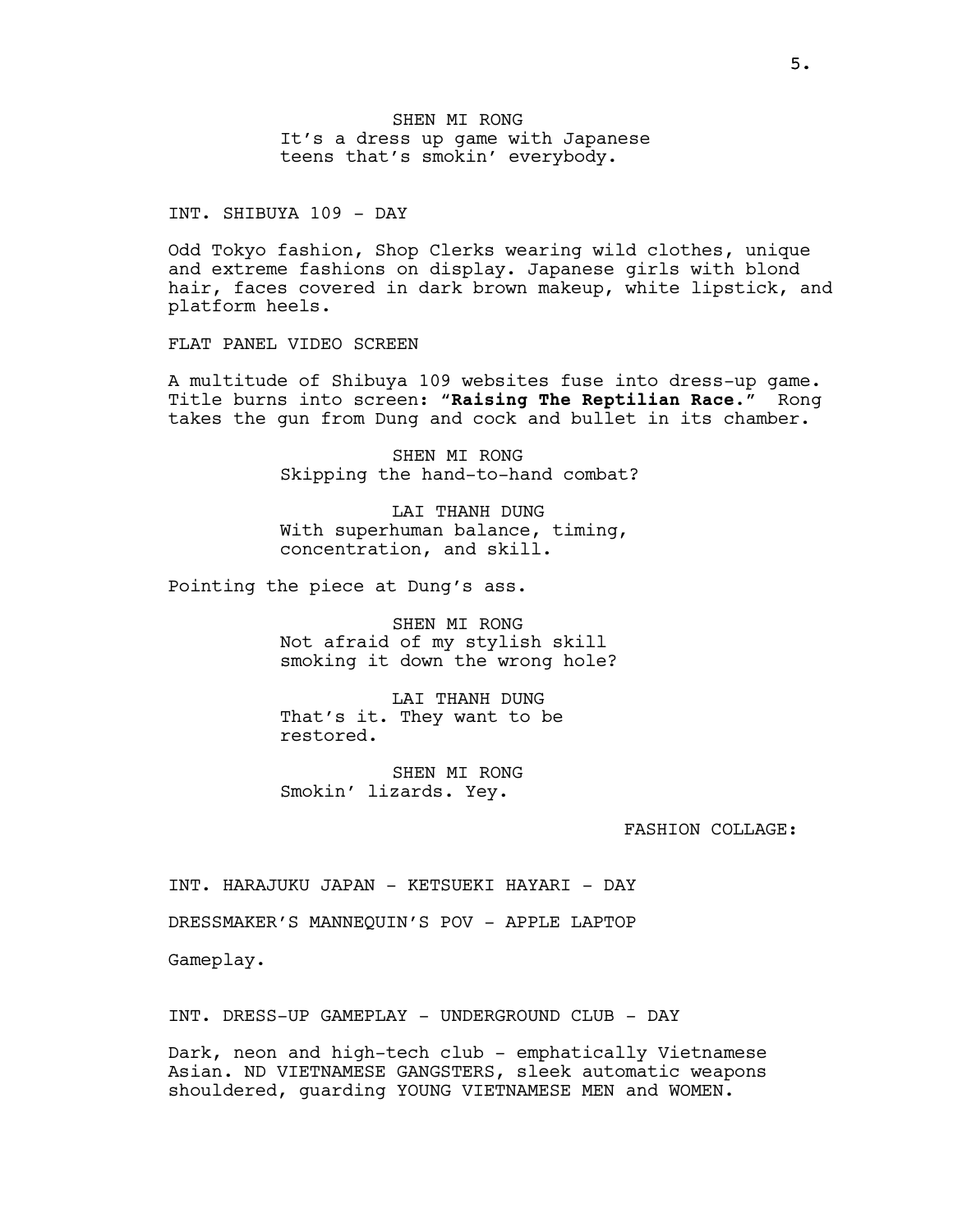SHEN MI RONG
It's a dress up game with Japanese teens that's smokin' everybody.

INT. SHIBUYA 109 - DAY

Odd Tokyo fashion, Shop Clerks wearing wild clothes, unique and extreme fashions on display. Japanese girls with blond hair, faces covered in dark brown makeup, white lipstick, and platform heels.

FLAT PANEL VIDEO SCREEN

A multitude of Shibuya 109 websites fuse into dress-up game. Title burns into screen: "**Raising The Reptilian Race.**" Rong takes the gun from Dung and cock and bullet in its chamber.

SHEN MI RONG
Skipping the hand-to-hand combat?

LAI THANH DUNG
With superhuman balance, timing, concentration, and skill.

Pointing the piece at Dung's ass.

SHEN MI RONG
Not afraid of my stylish skill smoking it down the wrong hole?

LAI THANH DUNG
That's it. They want to be restored.

SHEN MI RONG
Smokin' lizards. Yey.

FASHION COLLAGE:

INT. HARAJUKU JAPAN - KETSUEKI HAYARI - DAY

DRESSMAKER'S MANNEQUIN'S POV - APPLE LAPTOP

Gameplay.

INT. DRESS-UP GAMEPLAY - UNDERGROUND CLUB - DAY

Dark, neon and high-tech club - emphatically Vietnamese Asian. ND VIETNAMESE GANGSTERS, sleek automatic weapons shouldered, guarding YOUNG VIETNAMESE MEN and WOMEN.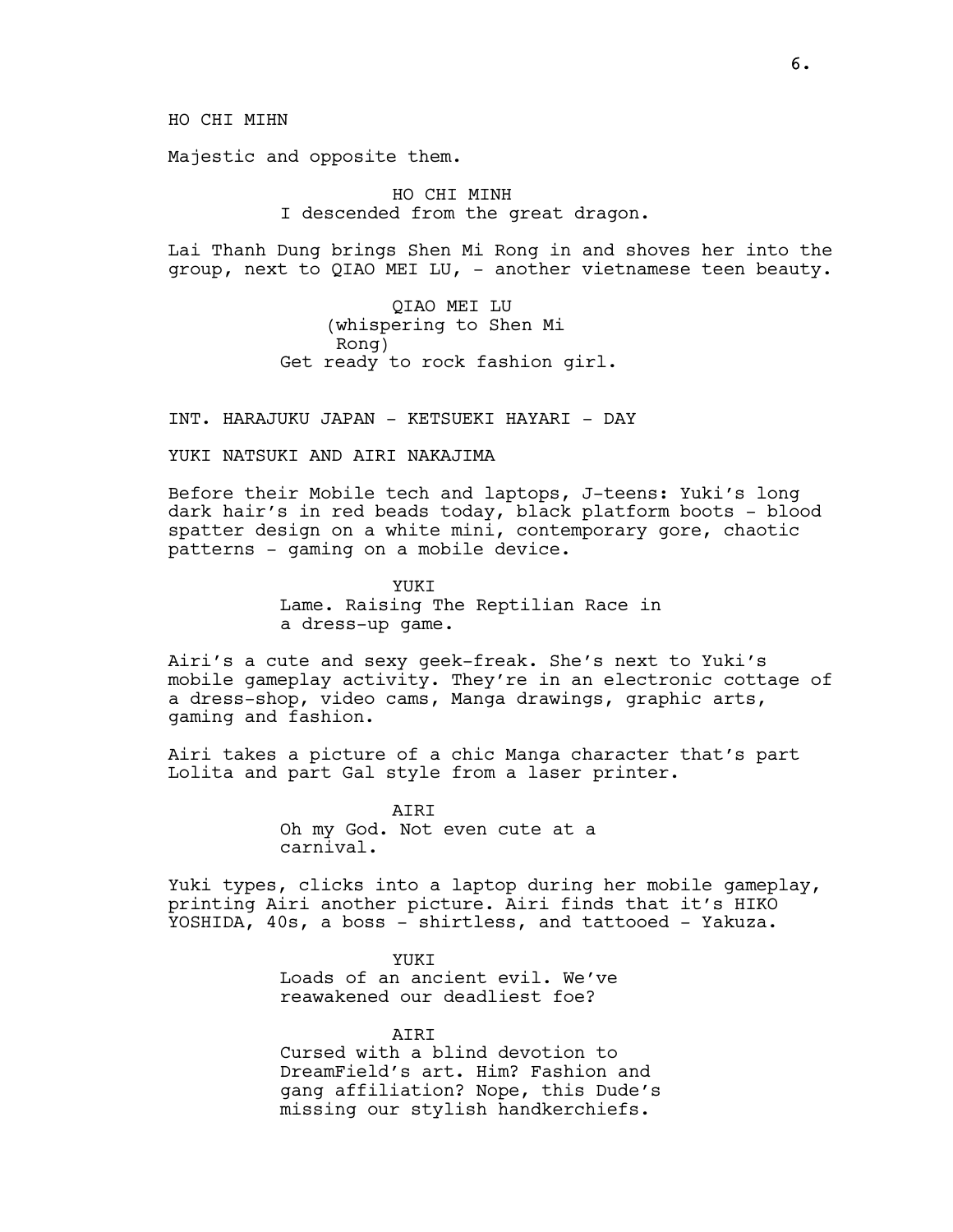HO CHI MIHN

Majestic and opposite them.

HO CHI MINH
I descended from the great dragon.

Lai Thanh Dung brings Shen Mi Rong in and shoves her into the group, next to QIAO MEI LU, - another vietnamese teen beauty.

QIAO MEI LU
(whispering to Shen Mi Rong)
Get ready to rock fashion girl.

INT. HARAJUKU JAPAN - KETSUEKI HAYARI - DAY

YUKI NATSUKI AND AIRI NAKAJIMA

Before their Mobile tech and laptops, J-teens: Yuki's long dark hair's in red beads today, black platform boots - blood spatter design on a white mini, contemporary gore, chaotic patterns - gaming on a mobile device.

YUKI
Lame. Raising The Reptilian Race in a dress-up game.

Airi's a cute and sexy geek-freak. She's next to Yuki's mobile gameplay activity. They're in an electronic cottage of a dress-shop, video cams, Manga drawings, graphic arts, gaming and fashion.

Airi takes a picture of a chic Manga character that's part Lolita and part Gal style from a laser printer.

AIRI
Oh my God. Not even cute at a carnival.

Yuki types, clicks into a laptop during her mobile gameplay, printing Airi another picture. Airi finds that it's HIKO YOSHIDA, 40s, a boss - shirtless, and tattooed - Yakuza.

YUKI
Loads of an ancient evil. We've reawakened our deadliest foe?

AIRI
Cursed with a blind devotion to DreamField's art. Him? Fashion and gang affiliation? Nope, this Dude's missing our stylish handkerchiefs.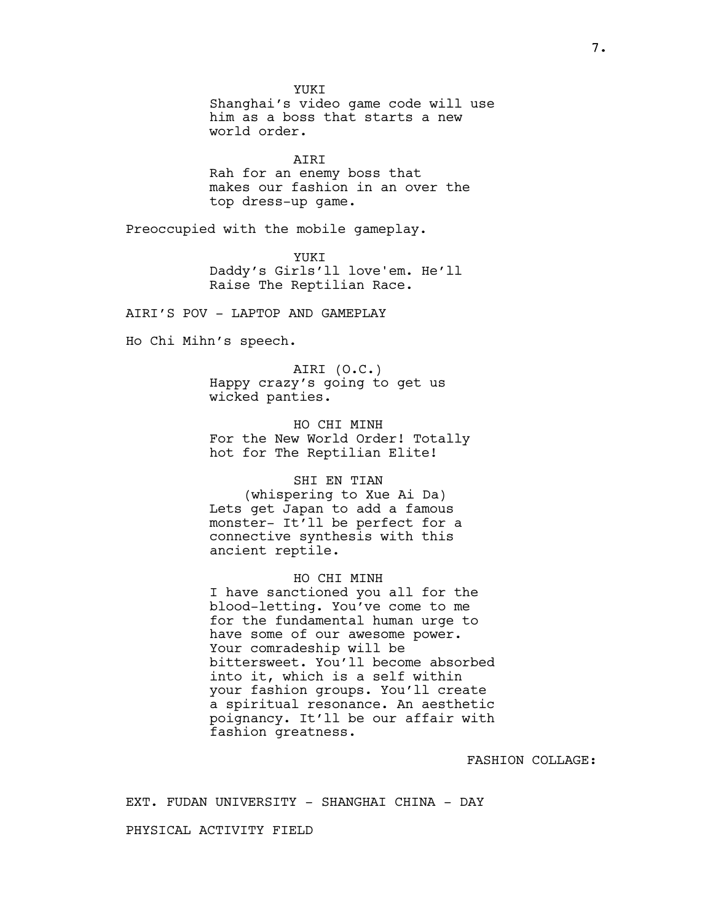YUKI
Shanghai's video game code will use him as a boss that starts a new world order.

AIRI
Rah for an enemy boss that makes our fashion in an over the top dress-up game.

Preoccupied with the mobile gameplay.

YUKI
Daddy's Girls'll love'em. He'll Raise The Reptilian Race.

AIRI'S POV - LAPTOP AND GAMEPLAY

Ho Chi Mihn's speech.

AIRI (O.C.)
Happy crazy's going to get us wicked panties.

HO CHI MINH
For the New World Order! Totally hot for The Reptilian Elite!

SHI EN TIAN
(whispering to Xue Ai Da)
Lets get Japan to add a famous monster- It'll be perfect for a connective synthesis with this ancient reptile.

HO CHI MINH
I have sanctioned you all for the blood-letting. You've come to me for the fundamental human urge to have some of our awesome power. Your comradeship will be bittersweet. You'll become absorbed into it, which is a self within your fashion groups. You'll create a spiritual resonance. An aesthetic poignancy. It'll be our affair with fashion greatness.

FASHION COLLAGE:

EXT. FUDAN UNIVERSITY - SHANGHAI CHINA - DAY

PHYSICAL ACTIVITY FIELD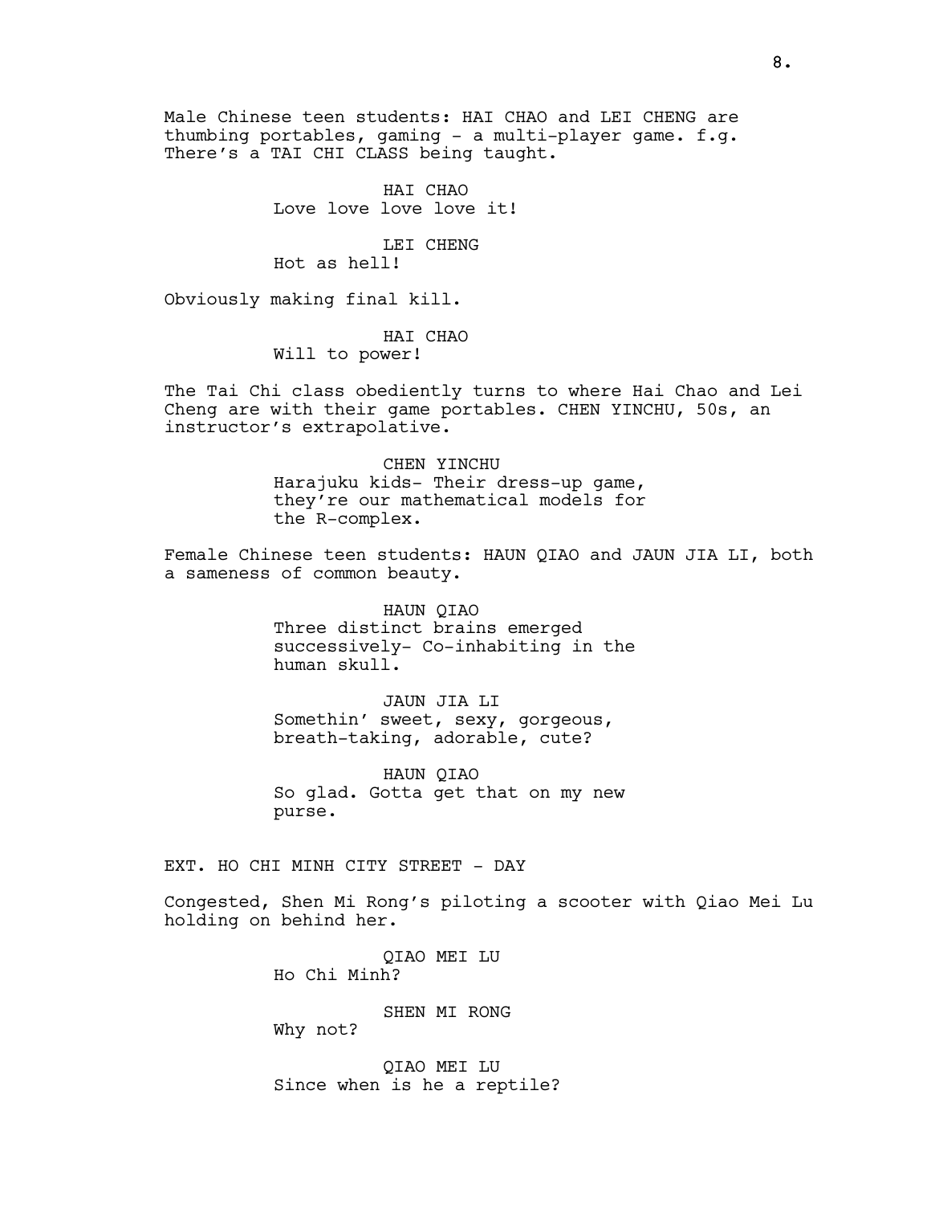Male Chinese teen students: HAI CHAO and LEI CHENG are thumbing portables, gaming - a multi-player game. f.g. There's a TAI CHI CLASS being taught.

HAI CHAO
Love love love love it!

LEI CHENG
Hot as hell!

Obviously making final kill.

HAI CHAO
Will to power!

The Tai Chi class obediently turns to where Hai Chao and Lei Cheng are with their game portables. CHEN YINCHU, 50s, an instructor's extrapolative.

CHEN YINCHU
Harajuku kids- Their dress-up game, they're our mathematical models for the R-complex.

Female Chinese teen students: HAUN QIAO and JAUN JIA LI, both a sameness of common beauty.

HAUN QIAO
Three distinct brains emerged successively- Co-inhabiting in the human skull.

JAUN JIA LI
Somethin' sweet, sexy, gorgeous, breath-taking, adorable, cute?

HAUN QIAO
So glad. Gotta get that on my new purse.

EXT. HO CHI MINH CITY STREET - DAY

Congested, Shen Mi Rong's piloting a scooter with Qiao Mei Lu holding on behind her.

QIAO MEI LU
Ho Chi Minh?

SHEN MI RONG
Why not?

QIAO MEI LU
Since when is he a reptile?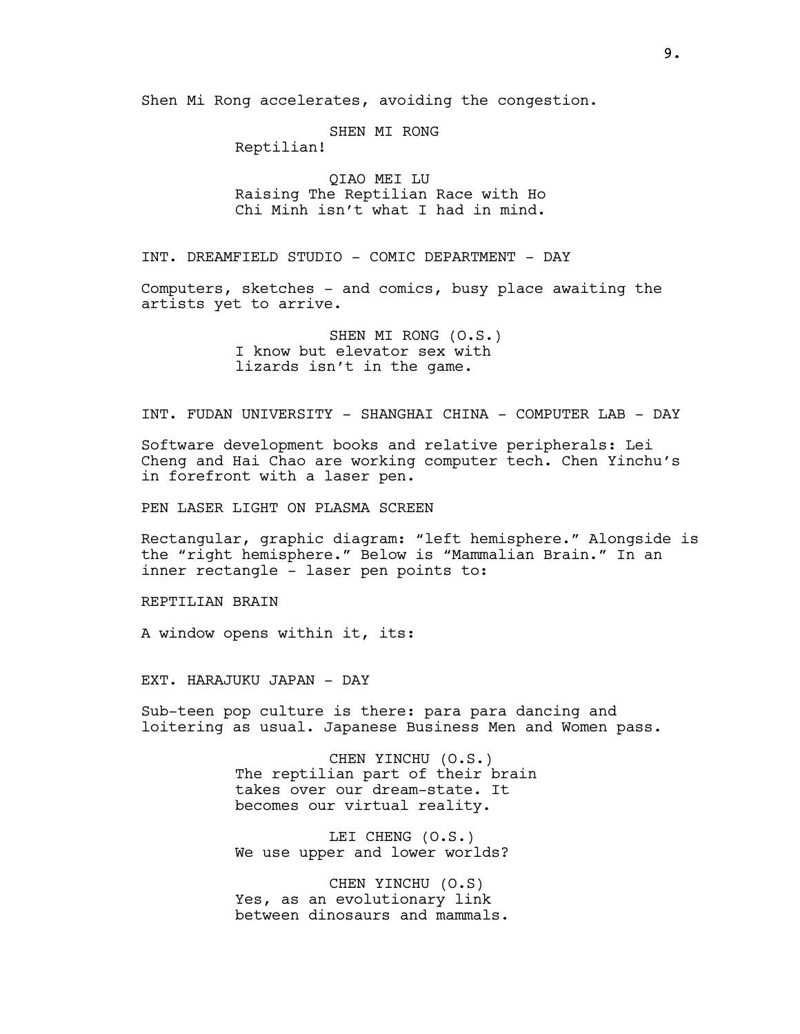Shen Mi Rong accelerates, avoiding the congestion.

SHEN MI RONG
Reptilian!

QIAO MEI LU
Raising The Reptilian Race with Ho Chi Minh isn't what I had in mind.

INT. DREAMFIELD STUDIO - COMIC DEPARTMENT - DAY

Computers, sketches - and comics, busy place awaiting the artists yet to arrive.

SHEN MI RONG (O.S.)
I know but elevator sex with lizards isn't in the game.

INT. FUDAN UNIVERSITY - SHANGHAI CHINA - COMPUTER LAB - DAY

Software development books and relative peripherals: Lei Cheng and Hai Chao are working computer tech. Chen Yinchu's in forefront with a laser pen.

PEN LASER LIGHT ON PLASMA SCREEN

Rectangular, graphic diagram: "left hemisphere." Alongside is the "right hemisphere." Below is "Mammalian Brain." In an inner rectangle - laser pen points to:

REPTILIAN BRAIN

A window opens within it, its:

EXT. HARAJUKU JAPAN - DAY

Sub-teen pop culture is there: para para dancing and loitering as usual. Japanese Business Men and Women pass.

CHEN YINCHU (O.S.)
The reptilian part of their brain takes over our dream-state. It becomes our virtual reality.

LEI CHENG (O.S.)
We use upper and lower worlds?

CHEN YINCHU (O.S)
Yes, as an evolutionary link between dinosaurs and mammals.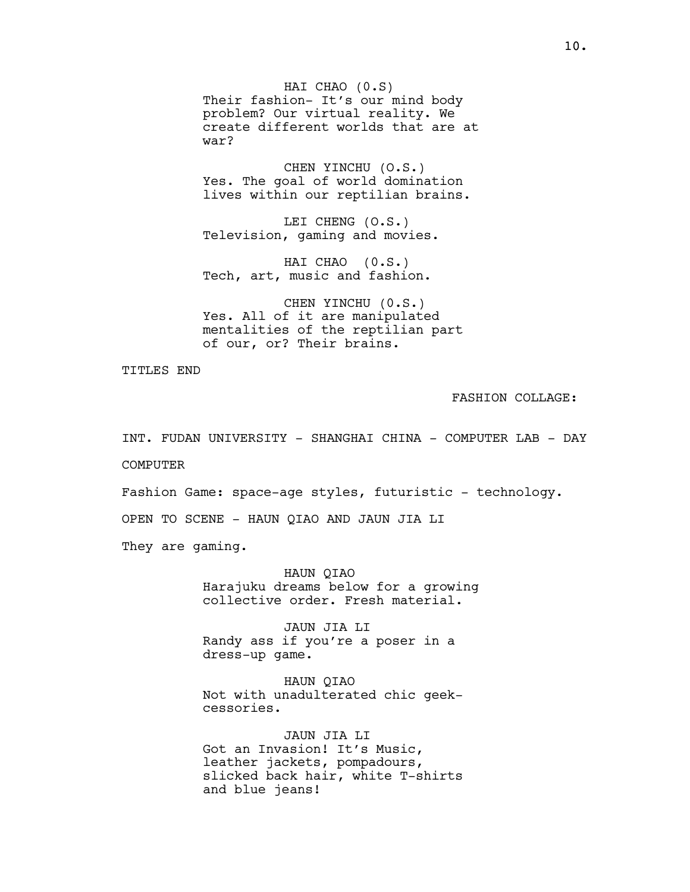HAI CHAO (0.S)
Their fashion- It's our mind body problem? Our virtual reality. We create different worlds that are at war?

CHEN YINCHU (O.S.)
Yes. The goal of world domination lives within our reptilian brains.

LEI CHENG (O.S.)
Television, gaming and movies.

HAI CHAO (0.S.)
Tech, art, music and fashion.

CHEN YINCHU (0.S.)
Yes. All of it are manipulated mentalities of the reptilian part of our, or? Their brains.

TITLES END

FASHION COLLAGE:

INT. FUDAN UNIVERSITY - SHANGHAI CHINA - COMPUTER LAB - DAY

COMPUTER

Fashion Game: space-age styles, futuristic - technology.

OPEN TO SCENE - HAUN QIAO AND JAUN JIA LI

They are gaming.

HAUN QIAO
Harajuku dreams below for a growing collective order. Fresh material.

JAUN JIA LI
Randy ass if you're a poser in a dress-up game.

HAUN QIAO
Not with unadulterated chic geek-cessories.

JAUN JIA LI
Got an Invasion! It's Music, leather jackets, pompadours, slicked back hair, white T-shirts and blue jeans!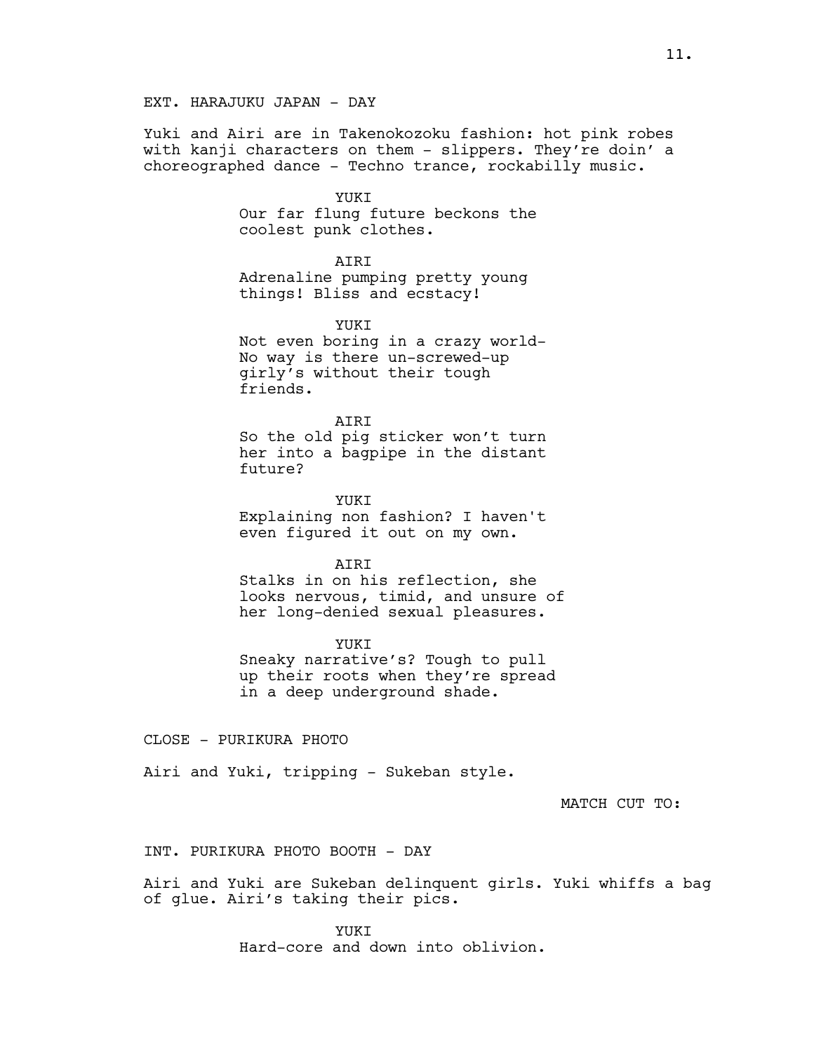EXT. HARAJUKU JAPAN - DAY

Yuki and Airi are in Takenokozoku fashion: hot pink robes with kanji characters on them - slippers. They're doin' a choreographed dance - Techno trance, rockabilly music.

YUKI
Our far flung future beckons the coolest punk clothes.

AIRI
Adrenaline pumping pretty young things! Bliss and ecstacy!

YUKI
Not even boring in a crazy world- No way is there un-screwed-up girly's without their tough friends.

AIRI
So the old pig sticker won't turn her into a bagpipe in the distant future?

YUKI
Explaining non fashion? I haven't even figured it out on my own.

AIRI
Stalks in on his reflection, she looks nervous, timid, and unsure of her long-denied sexual pleasures.

YUKI
Sneaky narrative's? Tough to pull up their roots when they're spread in a deep underground shade.

CLOSE - PURIKURA PHOTO

Airi and Yuki, tripping - Sukeban style.

MATCH CUT TO:

INT. PURIKURA PHOTO BOOTH - DAY

Airi and Yuki are Sukeban delinquent girls. Yuki whiffs a bag of glue. Airi's taking their pics.

YUKI
Hard-core and down into oblivion.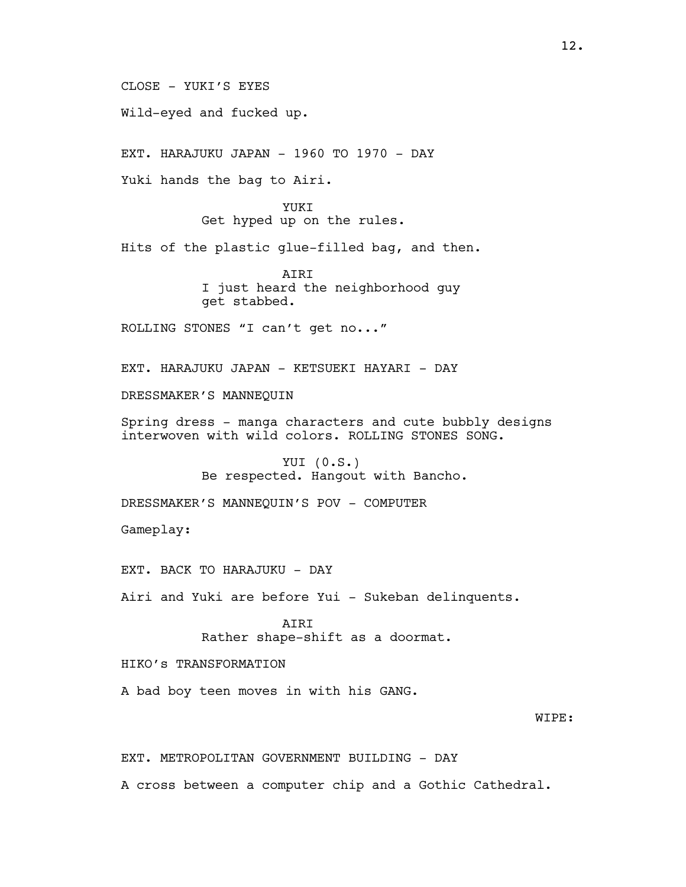CLOSE - YUKI'S EYES

Wild-eyed and fucked up.

EXT. HARAJUKU JAPAN - 1960 TO 1970 - DAY

Yuki hands the bag to Airi.

YUKI
Get hyped up on the rules.

Hits of the plastic glue-filled bag, and then.

AIRI
I just heard the neighborhood guy get stabbed.

ROLLING STONES "I can't get no..."

EXT. HARAJUKU JAPAN - KETSUEKI HAYARI - DAY

DRESSMAKER'S MANNEQUIN

Spring dress - manga characters and cute bubbly designs interwoven with wild colors. ROLLING STONES SONG.

YUI (O.S.)
Be respected. Hangout with Bancho.

DRESSMAKER'S MANNEQUIN'S POV - COMPUTER

Gameplay:

EXT. BACK TO HARAJUKU - DAY

Airi and Yuki are before Yui - Sukeban delinquents.

AIRI
Rather shape-shift as a doormat.

HIKO's TRANSFORMATION

A bad boy teen moves in with his GANG.

WIPE:

EXT. METROPOLITAN GOVERNMENT BUILDING - DAY

A cross between a computer chip and a Gothic Cathedral.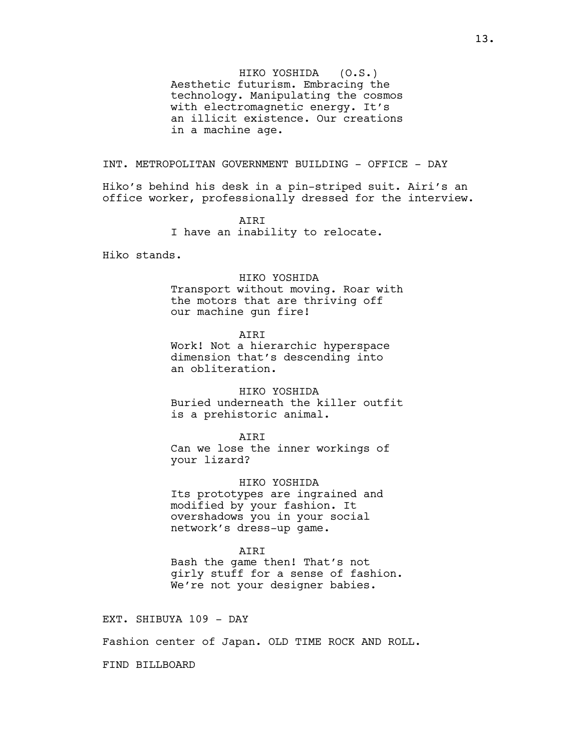HIKO YOSHIDA (O.S.)
Aesthetic futurism. Embracing the technology. Manipulating the cosmos with electromagnetic energy. It's an illicit existence. Our creations in a machine age.

INT. METROPOLITAN GOVERNMENT BUILDING - OFFICE - DAY

Hiko's behind his desk in a pin-striped suit. Airi's an office worker, professionally dressed for the interview.

AIRI
I have an inability to relocate.

Hiko stands.

HIKO YOSHIDA
Transport without moving. Roar with the motors that are thriving off our machine gun fire!

AIRI
Work! Not a hierarchic hyperspace dimension that's descending into an obliteration.

HIKO YOSHIDA
Buried underneath the killer outfit is a prehistoric animal.

AIRI
Can we lose the inner workings of your lizard?

HIKO YOSHIDA
Its prototypes are ingrained and modified by your fashion. It overshadows you in your social network's dress-up game.

AIRI
Bash the game then! That's not girly stuff for a sense of fashion. We're not your designer babies.

EXT. SHIBUYA 109 - DAY

Fashion center of Japan. OLD TIME ROCK AND ROLL.

FIND BILLBOARD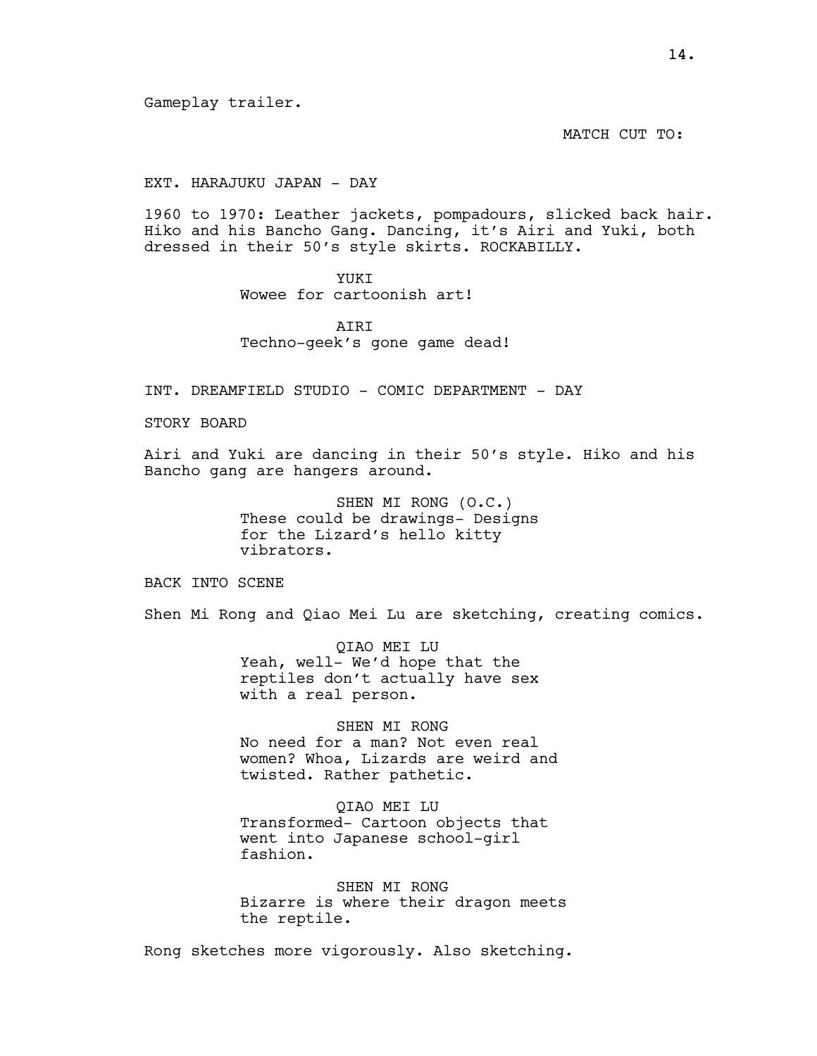Gameplay trailer.

MATCH CUT TO:

EXT. HARAJUKU JAPAN - DAY

1960 to 1970: Leather jackets, pompadours, slicked back hair. Hiko and his Bancho Gang. Dancing, it's Airi and Yuki, both dressed in their 50's style skirts. ROCKABILLY.

YUKI
Wowee for cartoonish art!

AIRI
Techno-geek's gone game dead!

INT. DREAMFIELD STUDIO - COMIC DEPARTMENT - DAY

STORY BOARD

Airi and Yuki are dancing in their 50's style. Hiko and his Bancho gang are hangers around.

SHEN MI RONG (O.C.)
These could be drawings- Designs for the Lizard's hello kitty vibrators.

BACK INTO SCENE

Shen Mi Rong and Qiao Mei Lu are sketching, creating comics.

QIAO MEI LU
Yeah, well- We'd hope that the reptiles don't actually have sex with a real person.

SHEN MI RONG
No need for a man? Not even real women? Whoa, Lizards are weird and twisted. Rather pathetic.

QIAO MEI LU
Transformed- Cartoon objects that went into Japanese school-girl fashion.

SHEN MI RONG
Bizarre is where their dragon meets the reptile.

Rong sketches more vigorously. Also sketching.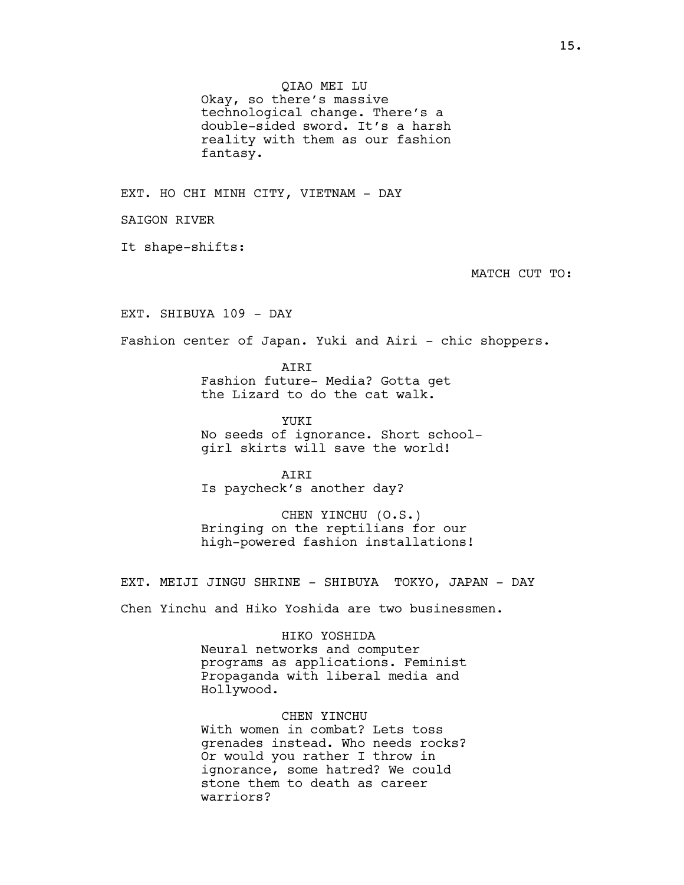QIAO MEI LU

Okay, so there's massive technological change. There's a double-sided sword. It's a harsh reality with them as our fashion fantasy.

EXT. HO CHI MINH CITY, VIETNAM - DAY

SAIGON RIVER

It shape-shifts:

MATCH CUT TO:

EXT. SHIBUYA 109 - DAY

Fashion center of Japan. Yuki and Airi - chic shoppers.

AIRI

Fashion future- Media? Gotta get the Lizard to do the cat walk.

YUKI

No seeds of ignorance. Short school-girl skirts will save the world!

AIRI

Is paycheck's another day?

CHEN YINCHU (O.S.)

Bringing on the reptilians for our high-powered fashion installations!

EXT. MEIJI JINGU SHRINE - SHIBUYA TOKYO, JAPAN - DAY

Chen Yinchu and Hiko Yoshida are two businessmen.

HIKO YOSHIDA

Neural networks and computer programs as applications. Feminist Propaganda with liberal media and Hollywood.

CHEN YINCHU

With women in combat? Lets toss grenades instead. Who needs rocks? Or would you rather I throw in ignorance, some hatred? We could stone them to death as career warriors?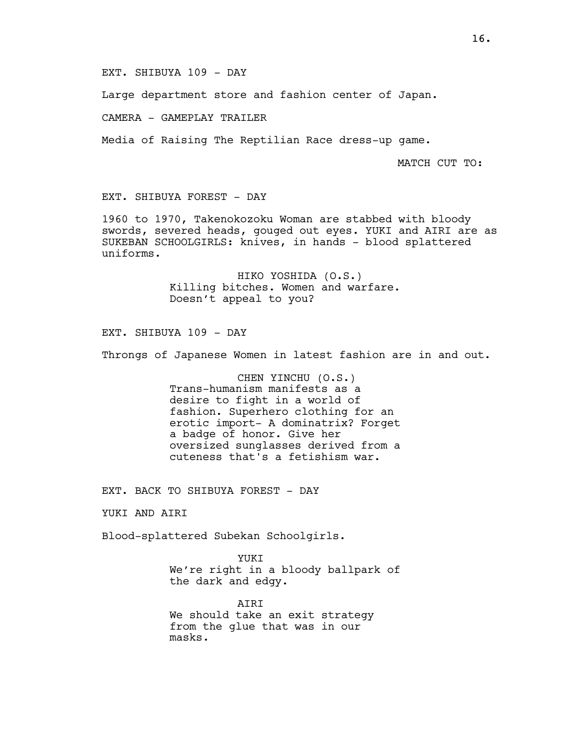EXT. SHIBUYA 109 - DAY

Large department store and fashion center of Japan.

CAMERA - GAMEPLAY TRAILER

Media of Raising The Reptilian Race dress-up game.

MATCH CUT TO:

EXT. SHIBUYA FOREST - DAY

1960 to 1970, Takenokozoku Woman are stabbed with bloody swords, severed heads, gouged out eyes. YUKI and AIRI are as SUKEBAN SCHOOLGIRLS: knives, in hands - blood splattered uniforms.

HIKO YOSHIDA (O.S.)
Killing bitches. Women and warfare. Doesn't appeal to you?

EXT. SHIBUYA 109 - DAY

Throngs of Japanese Women in latest fashion are in and out.

CHEN YINCHU (O.S.)
Trans-humanism manifests as a desire to fight in a world of fashion. Superhero clothing for an erotic import- A dominatrix? Forget a badge of honor. Give her oversized sunglasses derived from a cuteness that's a fetishism war.

EXT. BACK TO SHIBUYA FOREST - DAY

YUKI AND AIRI

Blood-splattered Subekan Schoolgirls.

YUKI
We're right in a bloody ballpark of the dark and edgy.

AIRI
We should take an exit strategy from the glue that was in our masks.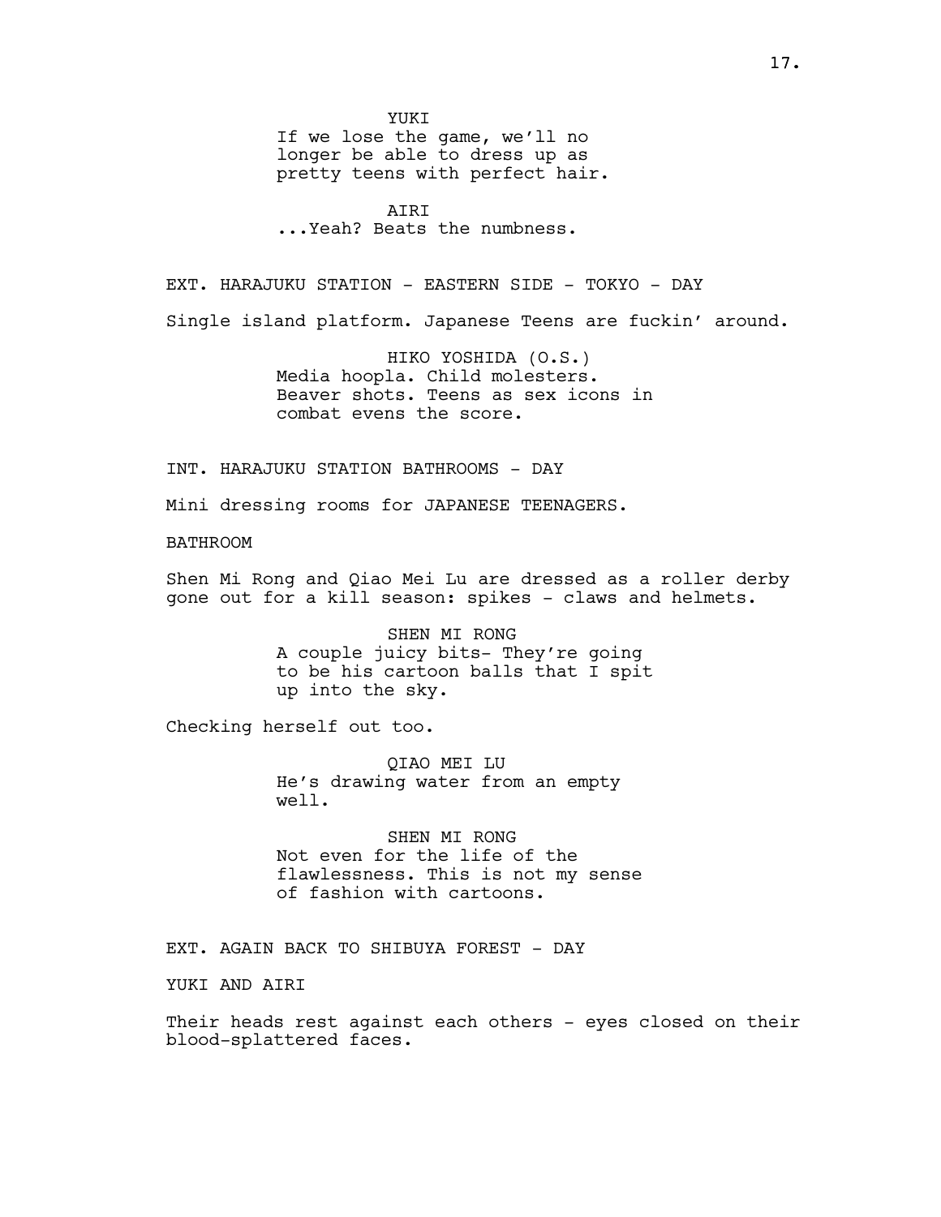YUKI
If we lose the game, we'll no longer be able to dress up as pretty teens with perfect hair.

AIRI
...Yeah? Beats the numbness.

EXT. HARAJUKU STATION - EASTERN SIDE - TOKYO - DAY

Single island platform. Japanese Teens are fuckin' around.

HIKO YOSHIDA (O.S.)
Media hoopla. Child molesters. Beaver shots. Teens as sex icons in combat evens the score.

INT. HARAJUKU STATION BATHROOMS - DAY

Mini dressing rooms for JAPANESE TEENAGERS.

BATHROOM

Shen Mi Rong and Qiao Mei Lu are dressed as a roller derby gone out for a kill season: spikes - claws and helmets.

SHEN MI RONG
A couple juicy bits- They're going to be his cartoon balls that I spit up into the sky.

Checking herself out too.

QIAO MEI LU
He's drawing water from an empty well.

SHEN MI RONG
Not even for the life of the flawlessness. This is not my sense of fashion with cartoons.

EXT. AGAIN BACK TO SHIBUYA FOREST - DAY

YUKI AND AIRI

Their heads rest against each others - eyes closed on their blood-splattered faces.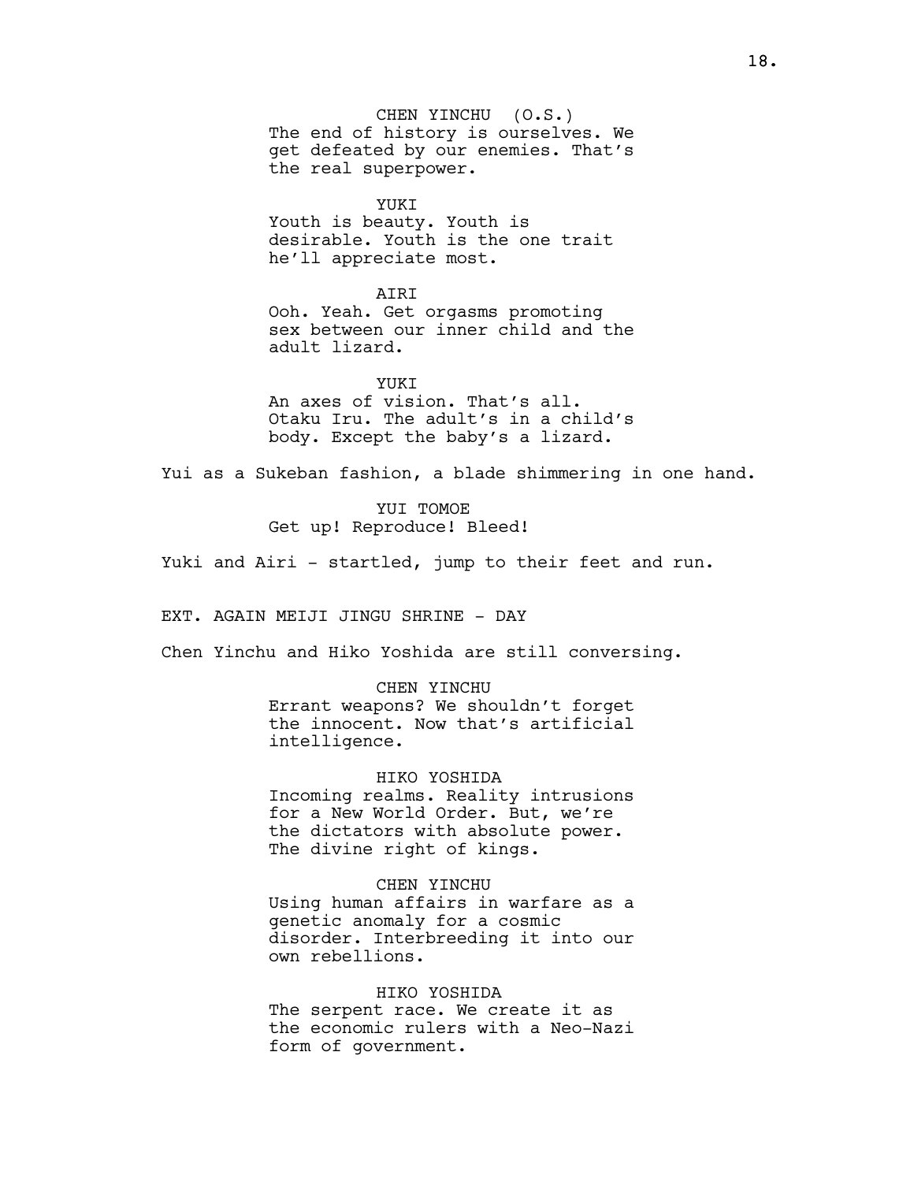CHEN YINCHU (O.S.)
The end of history is ourselves. We get defeated by our enemies. That's the real superpower.

YUKI
Youth is beauty. Youth is desirable. Youth is the one trait he'll appreciate most.

AIRI
Ooh. Yeah. Get orgasms promoting sex between our inner child and the adult lizard.

YUKI
An axes of vision. That's all. Otaku Iru. The adult's in a child's body. Except the baby's a lizard.

Yui as a Sukeban fashion, a blade shimmering in one hand.

YUI TOMOE
Get up! Reproduce! Bleed!

Yuki and Airi - startled, jump to their feet and run.

EXT. AGAIN MEIJI JINGU SHRINE - DAY

Chen Yinchu and Hiko Yoshida are still conversing.

CHEN YINCHU
Errant weapons? We shouldn't forget the innocent. Now that's artificial intelligence.

HIKO YOSHIDA
Incoming realms. Reality intrusions for a New World Order. But, we're the dictators with absolute power. The divine right of kings.

CHEN YINCHU
Using human affairs in warfare as a genetic anomaly for a cosmic disorder. Interbreeding it into our own rebellions.

HIKO YOSHIDA
The serpent race. We create it as the economic rulers with a Neo-Nazi form of government.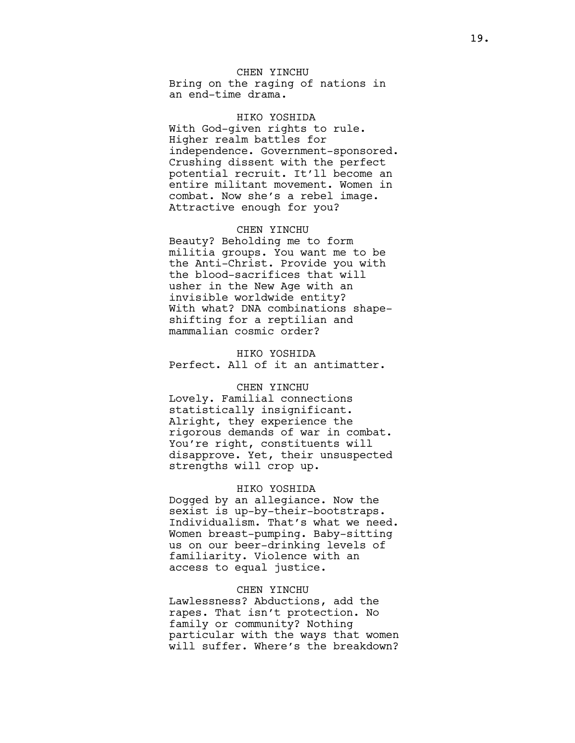CHEN YINCHU
Bring on the raging of nations in an end-time drama.

HIKO YOSHIDA
With God-given rights to rule. Higher realm battles for independence. Government-sponsored. Crushing dissent with the perfect potential recruit. It'll become an entire militant movement. Women in combat. Now she's a rebel image. Attractive enough for you?

CHEN YINCHU
Beauty? Beholding me to form militia groups. You want me to be the Anti-Christ. Provide you with the blood-sacrifices that will usher in the New Age with an invisible worldwide entity? With what? DNA combinations shape-shifting for a reptilian and mammalian cosmic order?

HIKO YOSHIDA
Perfect. All of it an antimatter.

CHEN YINCHU
Lovely. Familial connections statistically insignificant. Alright, they experience the rigorous demands of war in combat. You're right, constituents will disapprove. Yet, their unsuspected strengths will crop up.

HIKO YOSHIDA
Dogged by an allegiance. Now the sexist is up-by-their-bootstraps. Individualism. That's what we need. Women breast-pumping. Baby-sitting us on our beer-drinking levels of familiarity. Violence with an access to equal justice.

CHEN YINCHU
Lawlessness? Abductions, add the rapes. That isn't protection. No family or community? Nothing particular with the ways that women will suffer. Where's the breakdown?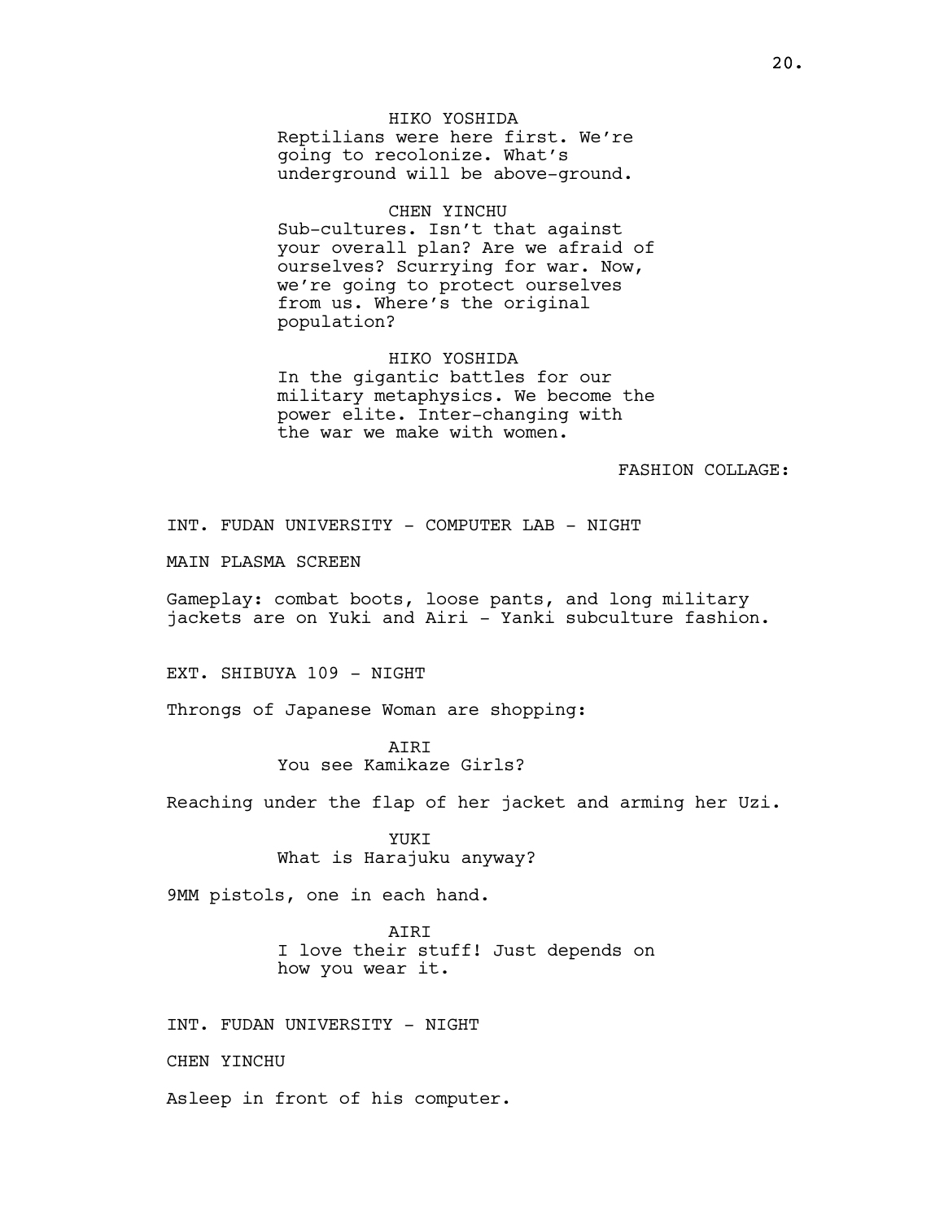HIKO YOSHIDA
Reptilians were here first. We're going to recolonize. What's underground will be above-ground.

CHEN YINCHU
Sub-cultures. Isn't that against your overall plan? Are we afraid of ourselves? Scurrying for war. Now, we're going to protect ourselves from us. Where's the original population?

HIKO YOSHIDA
In the gigantic battles for our military metaphysics. We become the power elite. Inter-changing with the war we make with women.

FASHION COLLAGE:

INT. FUDAN UNIVERSITY - COMPUTER LAB - NIGHT

MAIN PLASMA SCREEN

Gameplay: combat boots, loose pants, and long military jackets are on Yuki and Airi - Yanki subculture fashion.

EXT. SHIBUYA 109 - NIGHT

Throngs of Japanese Woman are shopping:

AIRI
You see Kamikaze Girls?

Reaching under the flap of her jacket and arming her Uzi.

YUKI
What is Harajuku anyway?

9MM pistols, one in each hand.

AIRI
I love their stuff! Just depends on how you wear it.

INT. FUDAN UNIVERSITY - NIGHT

CHEN YINCHU

Asleep in front of his computer.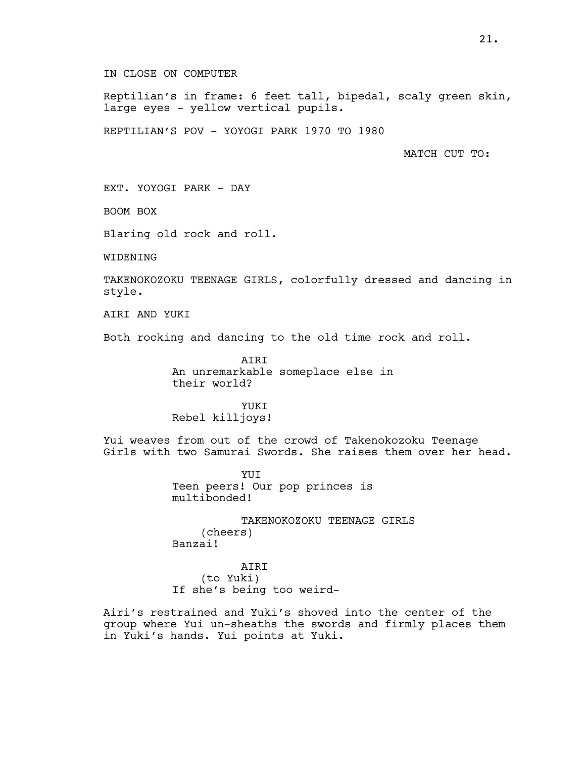IN CLOSE ON COMPUTER

Reptilian's in frame: 6 feet tall, bipedal, scaly green skin, large eyes - yellow vertical pupils.

REPTILIAN'S POV - YOYOGI PARK 1970 TO 1980

MATCH CUT TO:

EXT. YOYOGI PARK - DAY

BOOM BOX

Blaring old rock and roll.

WIDENING

TAKENOKOZOKU TEENAGE GIRLS, colorfully dressed and dancing in style.

AIRI AND YUKI

Both rocking and dancing to the old time rock and roll.

AIRI
An unremarkable someplace else in their world?

YUKI
Rebel killjoys!

Yui weaves from out of the crowd of Takenokozoku Teenage Girls with two Samurai Swords. She raises them over her head.

YUI
Teen peers! Our pop princes is multibonded!

TAKENOKOZOKU TEENAGE GIRLS
(cheers)
Banzai!

AIRI
(to Yuki)
If she's being too weird-

Airi's restrained and Yuki's shoved into the center of the group where Yui un-sheaths the swords and firmly places them in Yuki's hands. Yui points at Yuki.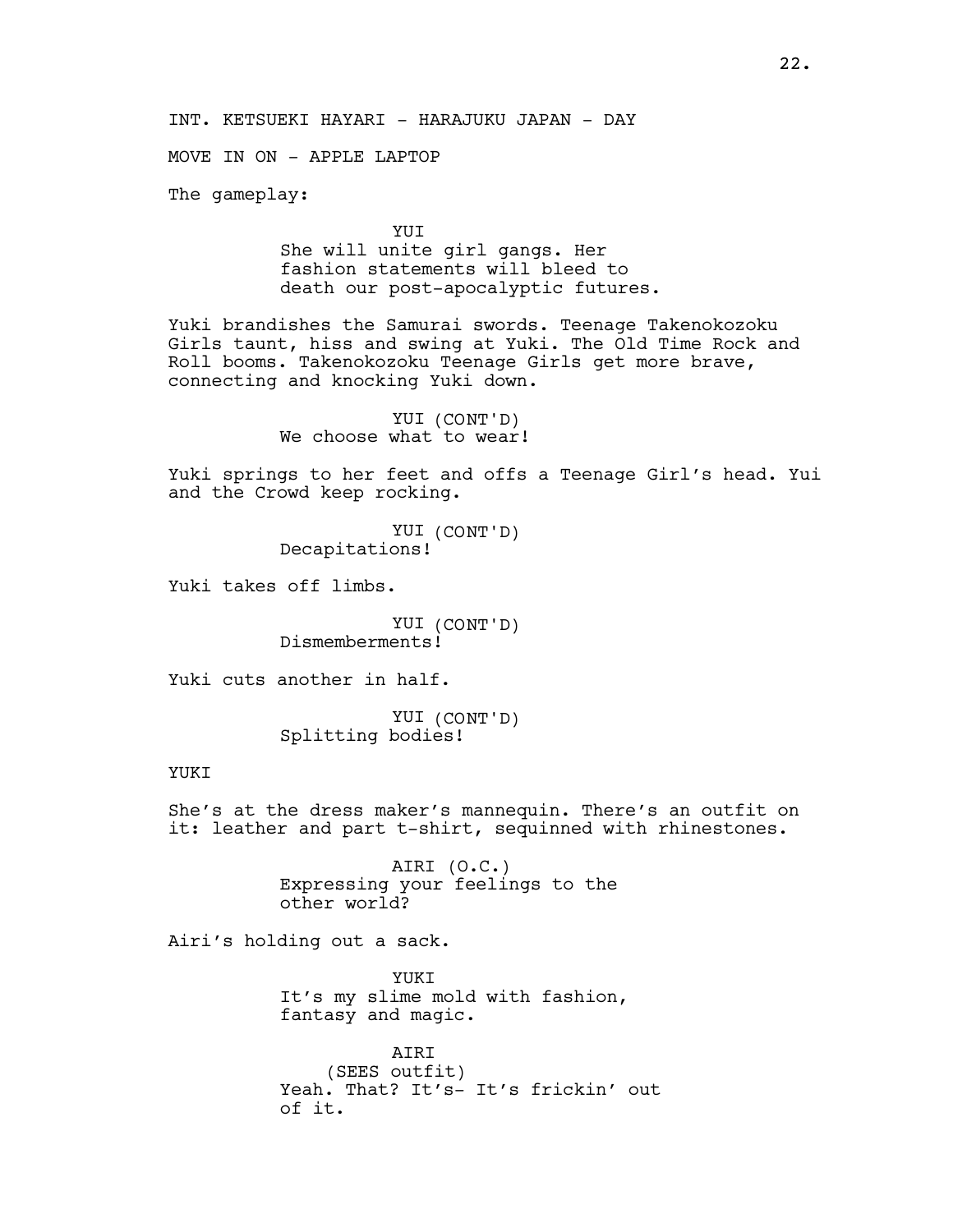INT. KETSUEKI HAYARI - HARAJUKU JAPAN - DAY

MOVE IN ON - APPLE LAPTOP

The gameplay:

YUI
She will unite girl gangs. Her fashion statements will bleed to death our post-apocalyptic futures.

Yuki brandishes the Samurai swords. Teenage Takenokozoku Girls taunt, hiss and swing at Yuki. The Old Time Rock and Roll booms. Takenokozoku Teenage Girls get more brave, connecting and knocking Yuki down.

YUI (CONT'D)
We choose what to wear!

Yuki springs to her feet and offs a Teenage Girl's head. Yui and the Crowd keep rocking.

YUI (CONT'D)
Decapitations!

Yuki takes off limbs.

YUI (CONT'D)
Dismemberments!

Yuki cuts another in half.

YUI (CONT'D)
Splitting bodies!

YUKI

She's at the dress maker's mannequin. There's an outfit on it: leather and part t-shirt, sequinned with rhinestones.

AIRI (O.C.)
Expressing your feelings to the other world?

Airi's holding out a sack.

YUKI
It's my slime mold with fashion, fantasy and magic.

AIRI
(SEES outfit)
Yeah. That? It's- It's frickin' out of it.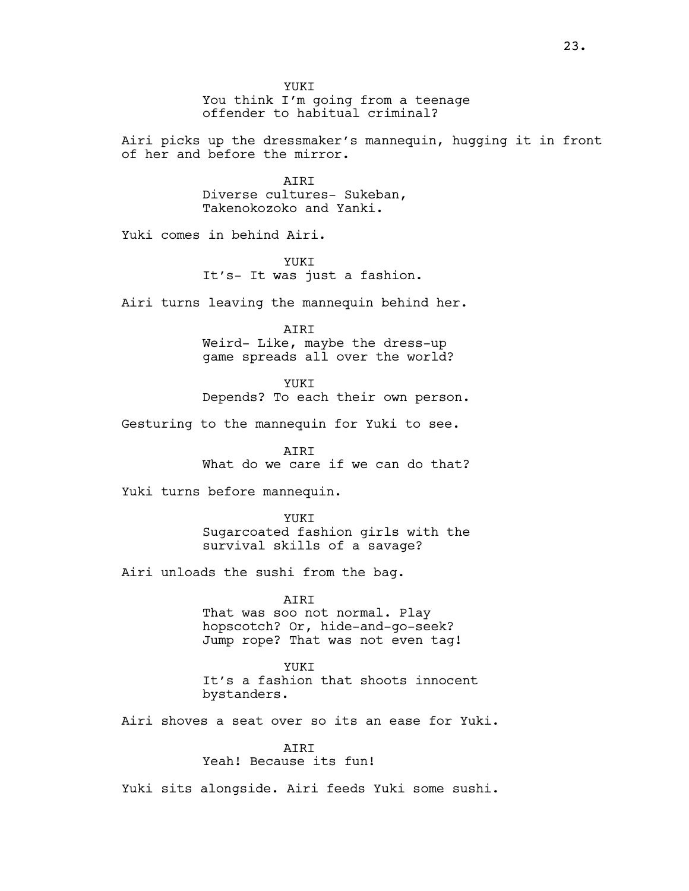YUKI
You think I'm going from a teenage offender to habitual criminal?

Airi picks up the dressmaker's mannequin, hugging it in front of her and before the mirror.

AIRI
Diverse cultures- Sukeban, Takenokozoko and Yanki.

Yuki comes in behind Airi.

YUKI
It's- It was just a fashion.

Airi turns leaving the mannequin behind her.

AIRI
Weird- Like, maybe the dress-up game spreads all over the world?

YUKI
Depends? To each their own person.

Gesturing to the mannequin for Yuki to see.

AIRI
What do we care if we can do that?

Yuki turns before mannequin.

YUKI
Sugarcoated fashion girls with the survival skills of a savage?

Airi unloads the sushi from the bag.

AIRI
That was soo not normal. Play hopscotch? Or, hide-and-go-seek? Jump rope? That was not even tag!

YUKI
It's a fashion that shoots innocent bystanders.

Airi shoves a seat over so its an ease for Yuki.

AIRI
Yeah! Because its fun!

Yuki sits alongside. Airi feeds Yuki some sushi.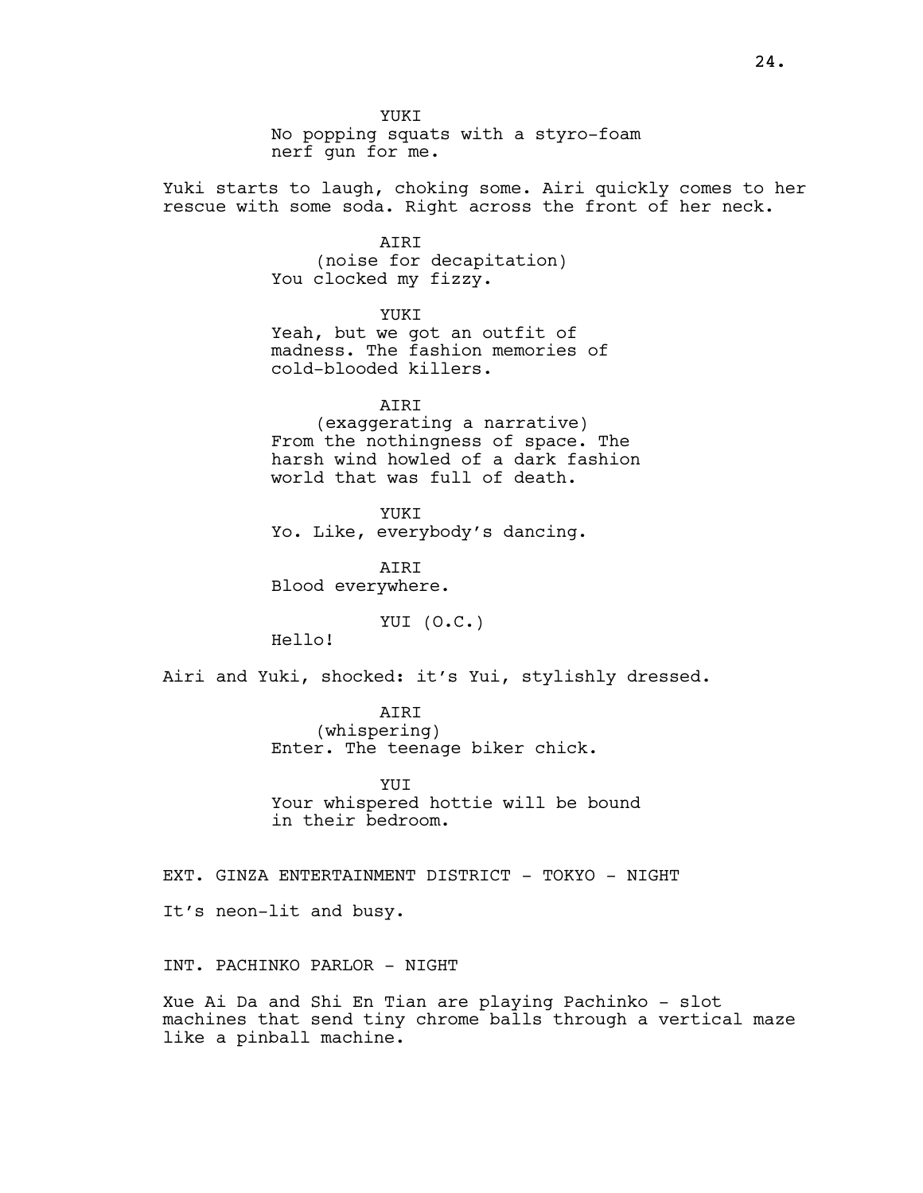YUKI
No popping squats with a styro-foam nerf gun for me.

Yuki starts to laugh, choking some. Airi quickly comes to her rescue with some soda. Right across the front of her neck.

AIRI
(noise for decapitation)
You clocked my fizzy.

YUKI
Yeah, but we got an outfit of madness. The fashion memories of cold-blooded killers.

AIRI
(exaggerating a narrative)
From the nothingness of space. The harsh wind howled of a dark fashion world that was full of death.

YUKI
Yo. Like, everybody's dancing.

AIRI
Blood everywhere.

YUI (O.C.)
Hello!

Airi and Yuki, shocked: it's Yui, stylishly dressed.

AIRI
(whispering)
Enter. The teenage biker chick.

YUI
Your whispered hottie will be bound in their bedroom.

EXT. GINZA ENTERTAINMENT DISTRICT - TOKYO - NIGHT

It's neon-lit and busy.

INT. PACHINKO PARLOR - NIGHT

Xue Ai Da and Shi En Tian are playing Pachinko - slot machines that send tiny chrome balls through a vertical maze like a pinball machine.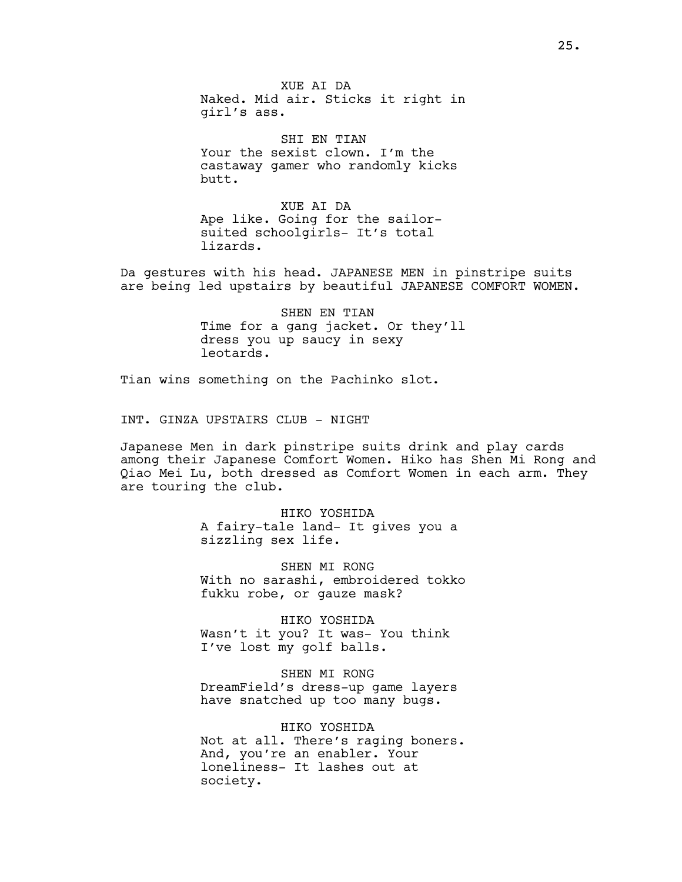XUE AI DA
Naked. Mid air. Sticks it right in girl's ass.

SHI EN TIAN
Your the sexist clown. I'm the castaway gamer who randomly kicks butt.

XUE AI DA
Ape like. Going for the sailor-suited schoolgirls- It's total lizards.

Da gestures with his head. JAPANESE MEN in pinstripe suits are being led upstairs by beautiful JAPANESE COMFORT WOMEN.

SHEN EN TIAN
Time for a gang jacket. Or they'll dress you up saucy in sexy leotards.

Tian wins something on the Pachinko slot.

INT. GINZA UPSTAIRS CLUB - NIGHT

Japanese Men in dark pinstripe suits drink and play cards among their Japanese Comfort Women. Hiko has Shen Mi Rong and Qiao Mei Lu, both dressed as Comfort Women in each arm. They are touring the club.

HIKO YOSHIDA
A fairy-tale land- It gives you a sizzling sex life.

SHEN MI RONG
With no sarashi, embroidered tokko fukku robe, or gauze mask?

HIKO YOSHIDA
Wasn't it you? It was- You think I've lost my golf balls.

SHEN MI RONG
DreamField's dress-up game layers have snatched up too many bugs.

HIKO YOSHIDA
Not at all. There's raging boners. And, you're an enabler. Your loneliness- It lashes out at society.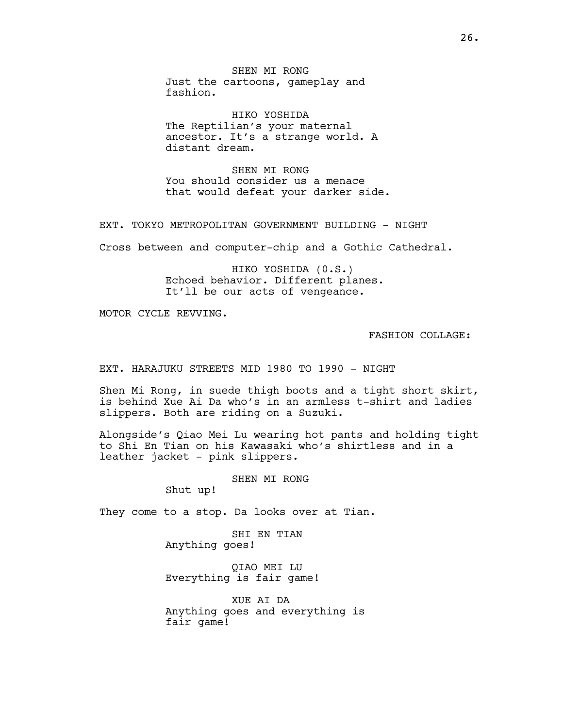SHEN MI RONG
Just the cartoons, gameplay and fashion.

HIKO YOSHIDA
The Reptilian's your maternal ancestor. It's a strange world. A distant dream.

SHEN MI RONG
You should consider us a menace that would defeat your darker side.

EXT. TOKYO METROPOLITAN GOVERNMENT BUILDING - NIGHT

Cross between and computer-chip and a Gothic Cathedral.

HIKO YOSHIDA (O.S.)
Echoed behavior. Different planes. It'll be our acts of vengeance.

MOTOR CYCLE REVVING.

FASHION COLLAGE:

EXT. HARAJUKU STREETS MID 1980 TO 1990 - NIGHT

Shen Mi Rong, in suede thigh boots and a tight short skirt, is behind Xue Ai Da who's in an armless t-shirt and ladies slippers. Both are riding on a Suzuki.

Alongside's Qiao Mei Lu wearing hot pants and holding tight to Shi En Tian on his Kawasaki who's shirtless and in a leather jacket - pink slippers.

SHEN MI RONG
Shut up!

They come to a stop. Da looks over at Tian.

SHI EN TIAN
Anything goes!

QIAO MEI LU
Everything is fair game!

XUE AI DA
Anything goes and everything is fair game!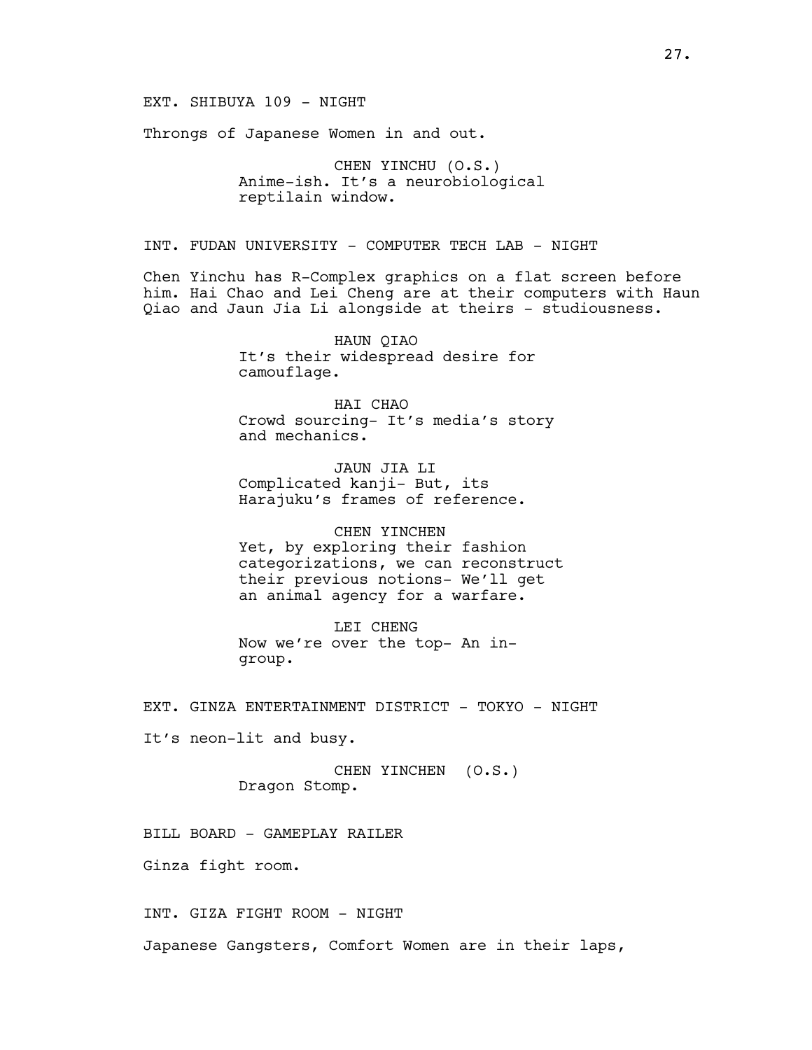EXT. SHIBUYA 109 - NIGHT

Throngs of Japanese Women in and out.

CHEN YINCHU (O.S.)
Anime-ish. It's a neurobiological reptilain window.

INT. FUDAN UNIVERSITY - COMPUTER TECH LAB - NIGHT

Chen Yinchu has R-Complex graphics on a flat screen before him. Hai Chao and Lei Cheng are at their computers with Haun Qiao and Jaun Jia Li alongside at theirs - studiousness.

HAUN QIAO
It's their widespread desire for camouflage.

HAI CHAO
Crowd sourcing- It's media's story and mechanics.

JAUN JIA LI
Complicated kanji- But, its Harajuku's frames of reference.

CHEN YINCHEN
Yet, by exploring their fashion categorizations, we can reconstruct their previous notions- We'll get an animal agency for a warfare.

LEI CHENG
Now we're over the top- An in-group.

EXT. GINZA ENTERTAINMENT DISTRICT - TOKYO - NIGHT

It's neon-lit and busy.

CHEN YINCHEN (O.S.)
Dragon Stomp.

BILL BOARD - GAMEPLAY RAILER

Ginza fight room.

INT. GIZA FIGHT ROOM - NIGHT

Japanese Gangsters, Comfort Women are in their laps,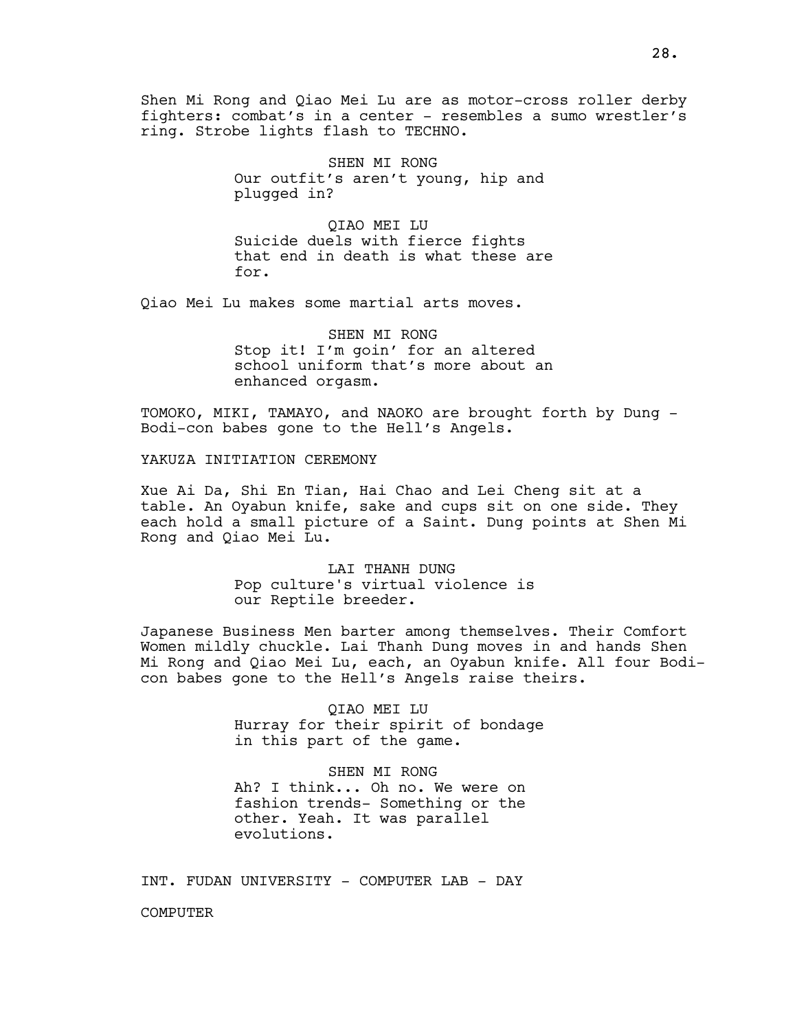Shen Mi Rong and Qiao Mei Lu are as motor-cross roller derby fighters: combat's in a center - resembles a sumo wrestler's ring. Strobe lights flash to TECHNO.

SHEN MI RONG
Our outfit's aren't young, hip and plugged in?

QIAO MEI LU
Suicide duels with fierce fights that end in death is what these are for.

Qiao Mei Lu makes some martial arts moves.

SHEN MI RONG
Stop it! I'm goin' for an altered school uniform that's more about an enhanced orgasm.

TOMOKO, MIKI, TAMAYO, and NAOKO are brought forth by Dung - Bodi-con babes gone to the Hell's Angels.

YAKUZA INITIATION CEREMONY

Xue Ai Da, Shi En Tian, Hai Chao and Lei Cheng sit at a table. An Oyabun knife, sake and cups sit on one side. They each hold a small picture of a Saint. Dung points at Shen Mi Rong and Qiao Mei Lu.

LAI THANH DUNG
Pop culture's virtual violence is our Reptile breeder.

Japanese Business Men barter among themselves. Their Comfort Women mildly chuckle. Lai Thanh Dung moves in and hands Shen Mi Rong and Qiao Mei Lu, each, an Oyabun knife. All four Bodi-con babes gone to the Hell's Angels raise theirs.

QIAO MEI LU
Hurray for their spirit of bondage in this part of the game.

SHEN MI RONG
Ah? I think... Oh no. We were on fashion trends- Something or the other. Yeah. It was parallel evolutions.

INT. FUDAN UNIVERSITY - COMPUTER LAB - DAY

COMPUTER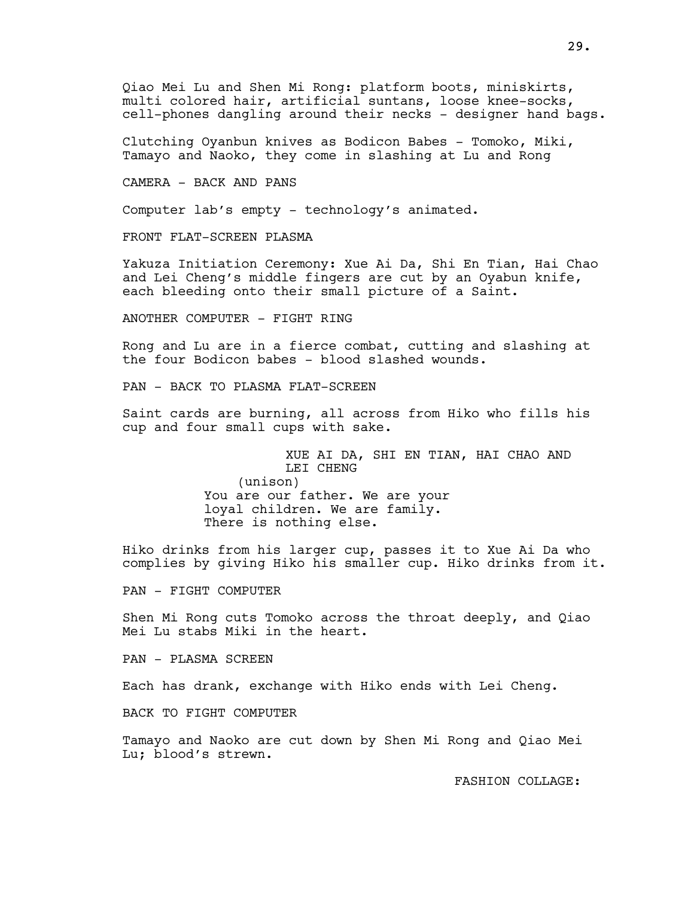Qiao Mei Lu and Shen Mi Rong: platform boots, miniskirts, multi colored hair, artificial suntans, loose knee-socks, cell-phones dangling around their necks - designer hand bags.

Clutching Oyanbun knives as Bodicon Babes - Tomoko, Miki, Tamayo and Naoko, they come in slashing at Lu and Rong

CAMERA - BACK AND PANS

Computer lab's empty - technology's animated.

FRONT FLAT-SCREEN PLASMA

Yakuza Initiation Ceremony: Xue Ai Da, Shi En Tian, Hai Chao and Lei Cheng's middle fingers are cut by an Oyabun knife, each bleeding onto their small picture of a Saint.

ANOTHER COMPUTER - FIGHT RING

Rong and Lu are in a fierce combat, cutting and slashing at the four Bodicon babes - blood slashed wounds.

PAN - BACK TO PLASMA FLAT-SCREEN

Saint cards are burning, all across from Hiko who fills his cup and four small cups with sake.

XUE AI DA, SHI EN TIAN, HAI CHAO AND LEI CHENG
(unison)
You are our father. We are your loyal children. We are family. There is nothing else.

Hiko drinks from his larger cup, passes it to Xue Ai Da who complies by giving Hiko his smaller cup. Hiko drinks from it.

PAN - FIGHT COMPUTER

Shen Mi Rong cuts Tomoko across the throat deeply, and Qiao Mei Lu stabs Miki in the heart.

PAN - PLASMA SCREEN

Each has drank, exchange with Hiko ends with Lei Cheng.

BACK TO FIGHT COMPUTER

Tamayo and Naoko are cut down by Shen Mi Rong and Qiao Mei Lu; blood's strewn.

FASHION COLLAGE: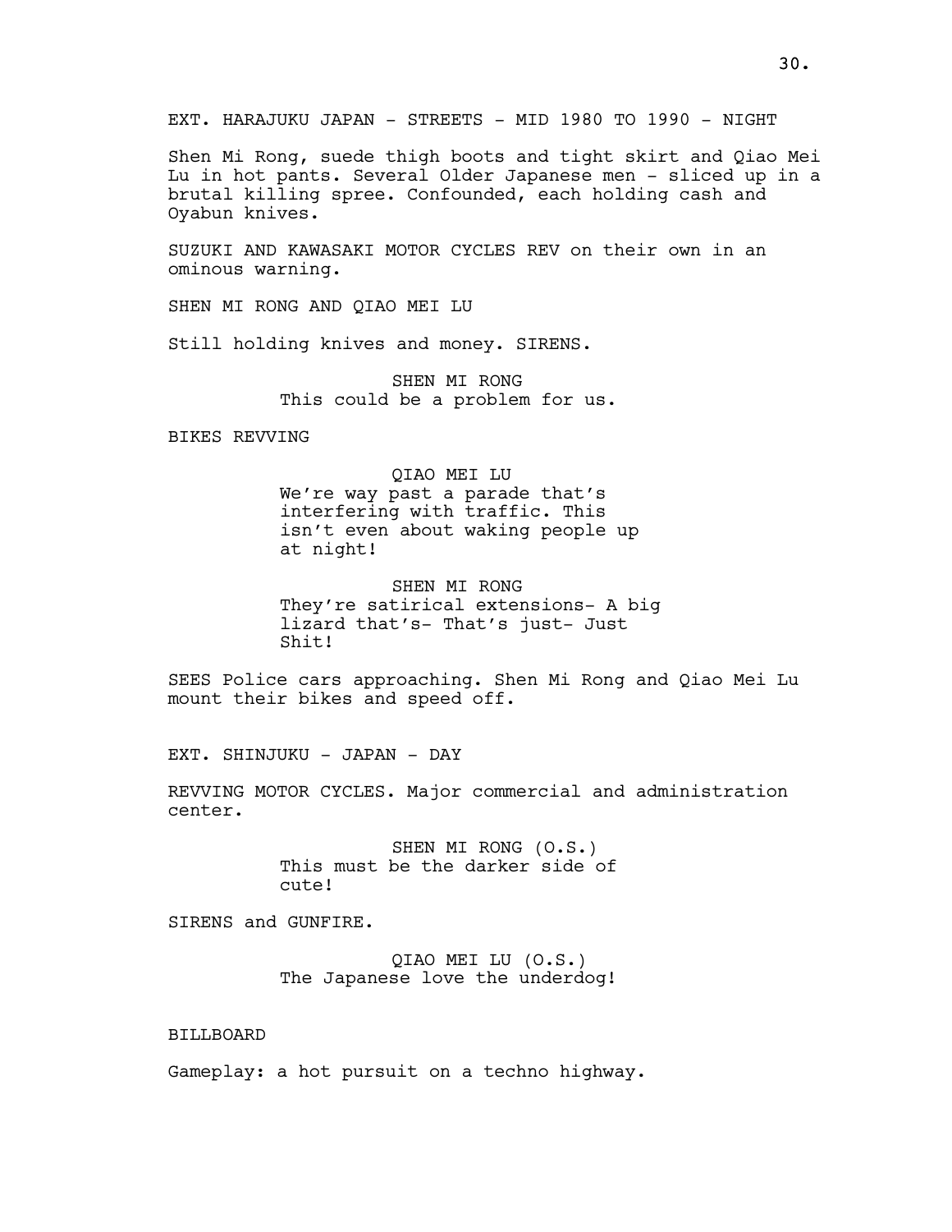EXT. HARAJUKU JAPAN - STREETS - MID 1980 TO 1990 - NIGHT

Shen Mi Rong, suede thigh boots and tight skirt and Qiao Mei Lu in hot pants. Several Older Japanese men - sliced up in a brutal killing spree. Confounded, each holding cash and Oyabun knives.

SUZUKI AND KAWASAKI MOTOR CYCLES REV on their own in an ominous warning.

SHEN MI RONG AND QIAO MEI LU

Still holding knives and money. SIRENS.

SHEN MI RONG
This could be a problem for us.

BIKES REVVING

QIAO MEI LU
We're way past a parade that's interfering with traffic. This isn't even about waking people up at night!

SHEN MI RONG
They're satirical extensions- A big lizard that's- That's just- Just Shit!

SEES Police cars approaching. Shen Mi Rong and Qiao Mei Lu mount their bikes and speed off.

EXT. SHINJUKU - JAPAN - DAY

REVVING MOTOR CYCLES. Major commercial and administration center.

SHEN MI RONG (O.S.)
This must be the darker side of cute!

SIRENS and GUNFIRE.

QIAO MEI LU (O.S.)
The Japanese love the underdog!

BILLBOARD

Gameplay: a hot pursuit on a techno highway.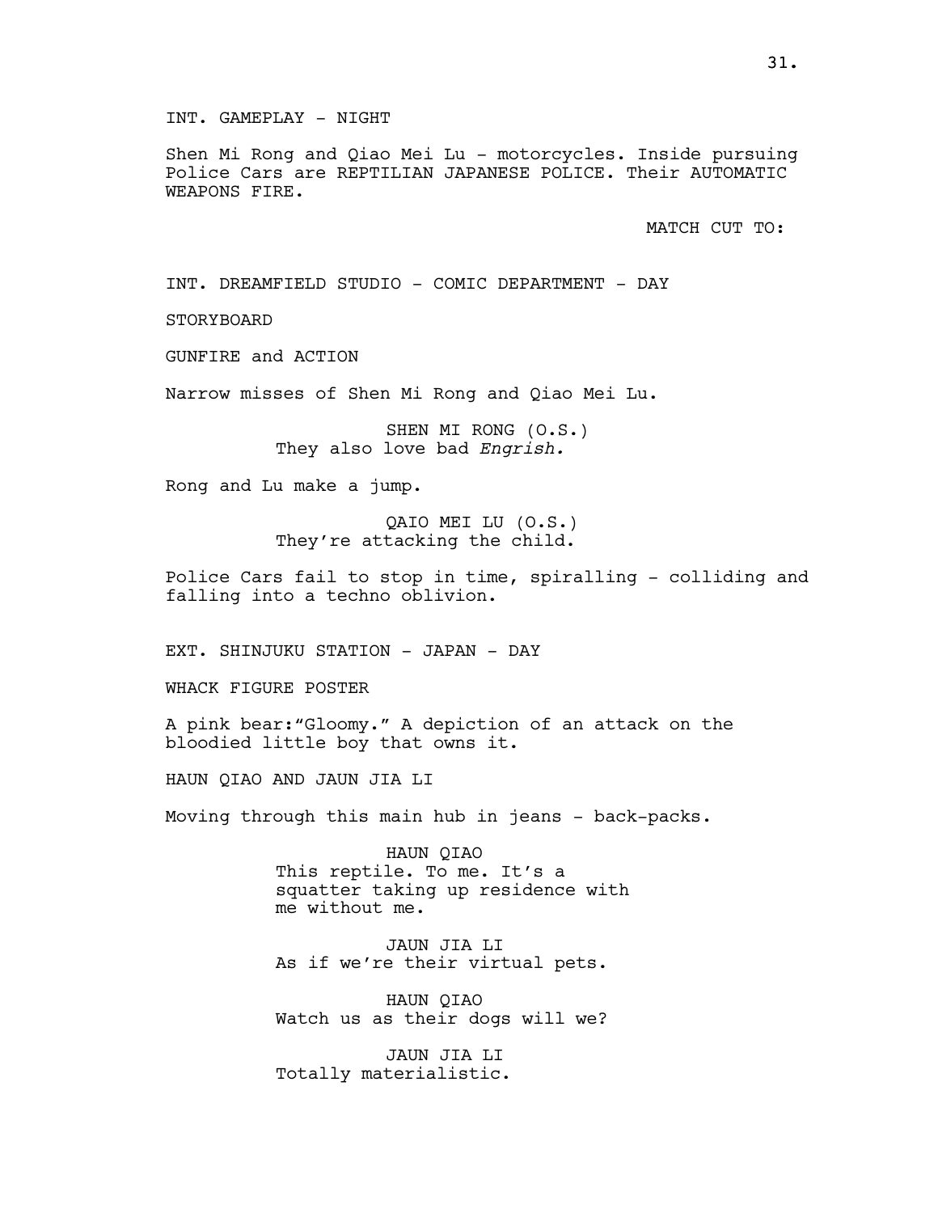INT. GAMEPLAY - NIGHT

Shen Mi Rong and Qiao Mei Lu - motorcycles. Inside pursuing Police Cars are REPTILIAN JAPANESE POLICE. Their AUTOMATIC WEAPONS FIRE.

MATCH CUT TO:

INT. DREAMFIELD STUDIO - COMIC DEPARTMENT - DAY

STORYBOARD

GUNFIRE and ACTION

Narrow misses of Shen Mi Rong and Qiao Mei Lu.

SHEN MI RONG (O.S.)
They also love bad *Engrish.*

Rong and Lu make a jump.

QAIO MEI LU (O.S.)
They're attacking the child.

Police Cars fail to stop in time, spiralling - colliding and falling into a techno oblivion.

EXT. SHINJUKU STATION - JAPAN - DAY

WHACK FIGURE POSTER

A pink bear:"Gloomy." A depiction of an attack on the bloodied little boy that owns it.

HAUN QIAO AND JAUN JIA LI

Moving through this main hub in jeans - back-packs.

HAUN QIAO
This reptile. To me. It's a squatter taking up residence with me without me.

JAUN JIA LI
As if we're their virtual pets.

HAUN QIAO
Watch us as their dogs will we?

JAUN JIA LI
Totally materialistic.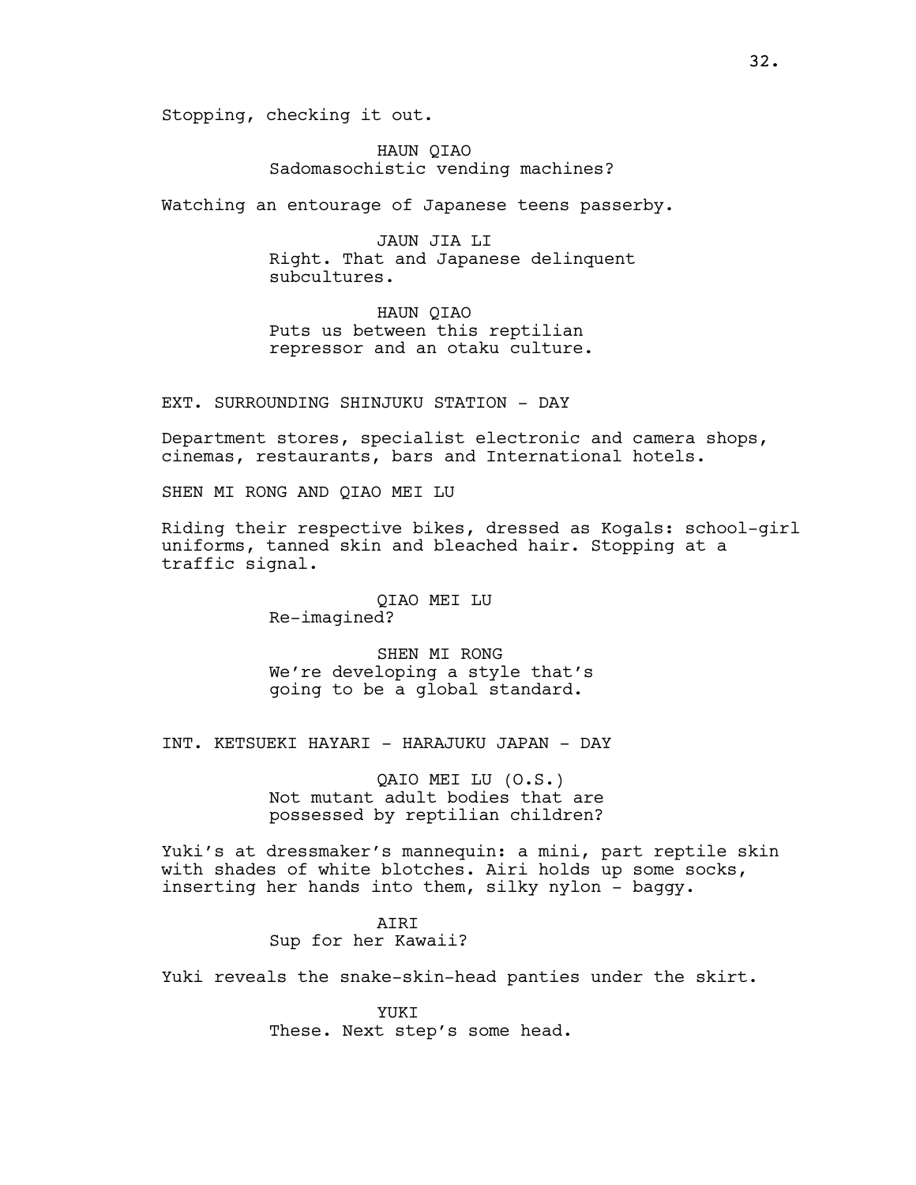Stopping, checking it out.

HAUN QIAO
Sadomasochistic vending machines?

Watching an entourage of Japanese teens passerby.

JAUN JIA LI
Right. That and Japanese delinquent subcultures.

HAUN QIAO
Puts us between this reptilian repressor and an otaku culture.

EXT. SURROUNDING SHINJUKU STATION - DAY

Department stores, specialist electronic and camera shops, cinemas, restaurants, bars and International hotels.

SHEN MI RONG AND QIAO MEI LU

Riding their respective bikes, dressed as Kogals: school-girl uniforms, tanned skin and bleached hair. Stopping at a traffic signal.

QIAO MEI LU
Re-imagined?

SHEN MI RONG
We're developing a style that's going to be a global standard.

INT. KETSUEKI HAYARI - HARAJUKU JAPAN - DAY

QAIO MEI LU (O.S.)
Not mutant adult bodies that are possessed by reptilian children?

Yuki's at dressmaker's mannequin: a mini, part reptile skin with shades of white blotches. Airi holds up some socks, inserting her hands into them, silky nylon - baggy.

AIRI
Sup for her Kawaii?

Yuki reveals the snake-skin-head panties under the skirt.

YUKI
These. Next step's some head.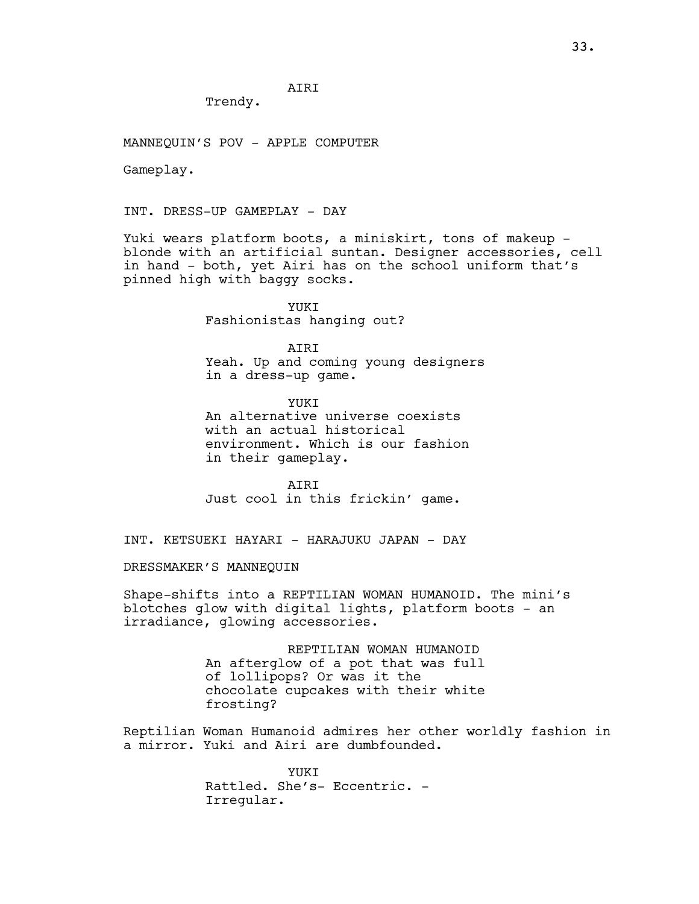AIRI

Trendy.

MANNEQUIN'S POV - APPLE COMPUTER

Gameplay.

INT. DRESS-UP GAMEPLAY - DAY

Yuki wears platform boots, a miniskirt, tons of makeup - blonde with an artificial suntan. Designer accessories, cell in hand - both, yet Airi has on the school uniform that's pinned high with baggy socks.

YUKI

Fashionistas hanging out?

AIRI

Yeah. Up and coming young designers in a dress-up game.

YUKI

An alternative universe coexists with an actual historical environment. Which is our fashion in their gameplay.

AIRI

Just cool in this frickin' game.

INT. KETSUEKI HAYARI - HARAJUKU JAPAN - DAY

DRESSMAKER'S MANNEQUIN

Shape-shifts into a REPTILIAN WOMAN HUMANOID. The mini's blotches glow with digital lights, platform boots - an irradiance, glowing accessories.

REPTILIAN WOMAN HUMANOID

An afterglow of a pot that was full of lollipops? Or was it the chocolate cupcakes with their white frosting?

Reptilian Woman Humanoid admires her other worldly fashion in a mirror. Yuki and Airi are dumbfounded.

YUKI

Rattled. She's- Eccentric. - Irregular.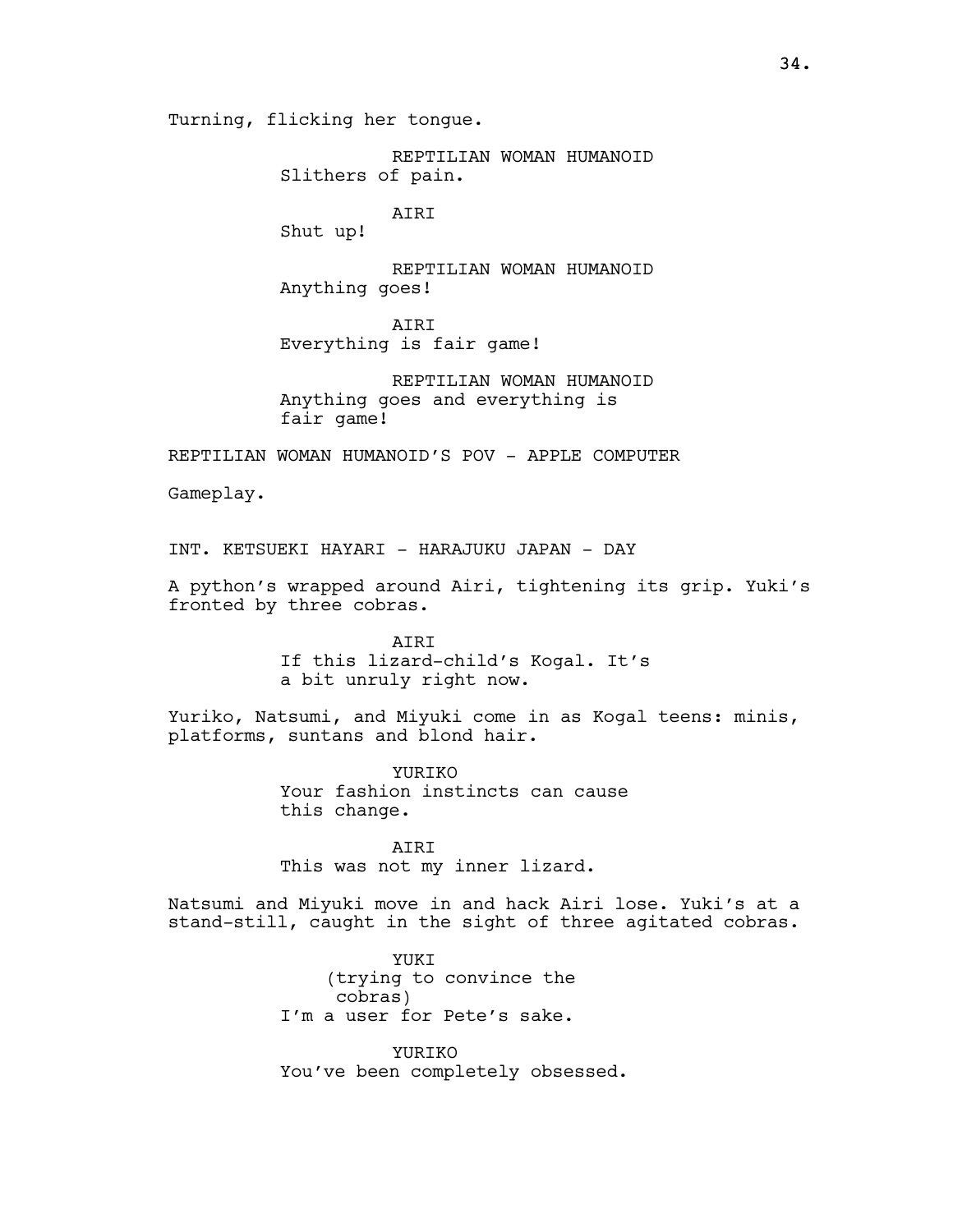Turning, flicking her tongue.

REPTILIAN WOMAN HUMANOID
Slithers of pain.

AIRI
Shut up!

REPTILIAN WOMAN HUMANOID
Anything goes!

AIRI
Everything is fair game!

REPTILIAN WOMAN HUMANOID
Anything goes and everything is fair game!

REPTILIAN WOMAN HUMANOID'S POV - APPLE COMPUTER

Gameplay.

INT. KETSUEKI HAYARI - HARAJUKU JAPAN - DAY

A python's wrapped around Airi, tightening its grip. Yuki's fronted by three cobras.

AIRI
If this lizard-child's Kogal. It's a bit unruly right now.

Yuriko, Natsumi, and Miyuki come in as Kogal teens: minis, platforms, suntans and blond hair.

YURIKO
Your fashion instincts can cause this change.

AIRI
This was not my inner lizard.

Natsumi and Miyuki move in and hack Airi lose. Yuki's at a stand-still, caught in the sight of three agitated cobras.

YUKI
(trying to convince the cobras)
I'm a user for Pete's sake.

YURIKO
You've been completely obsessed.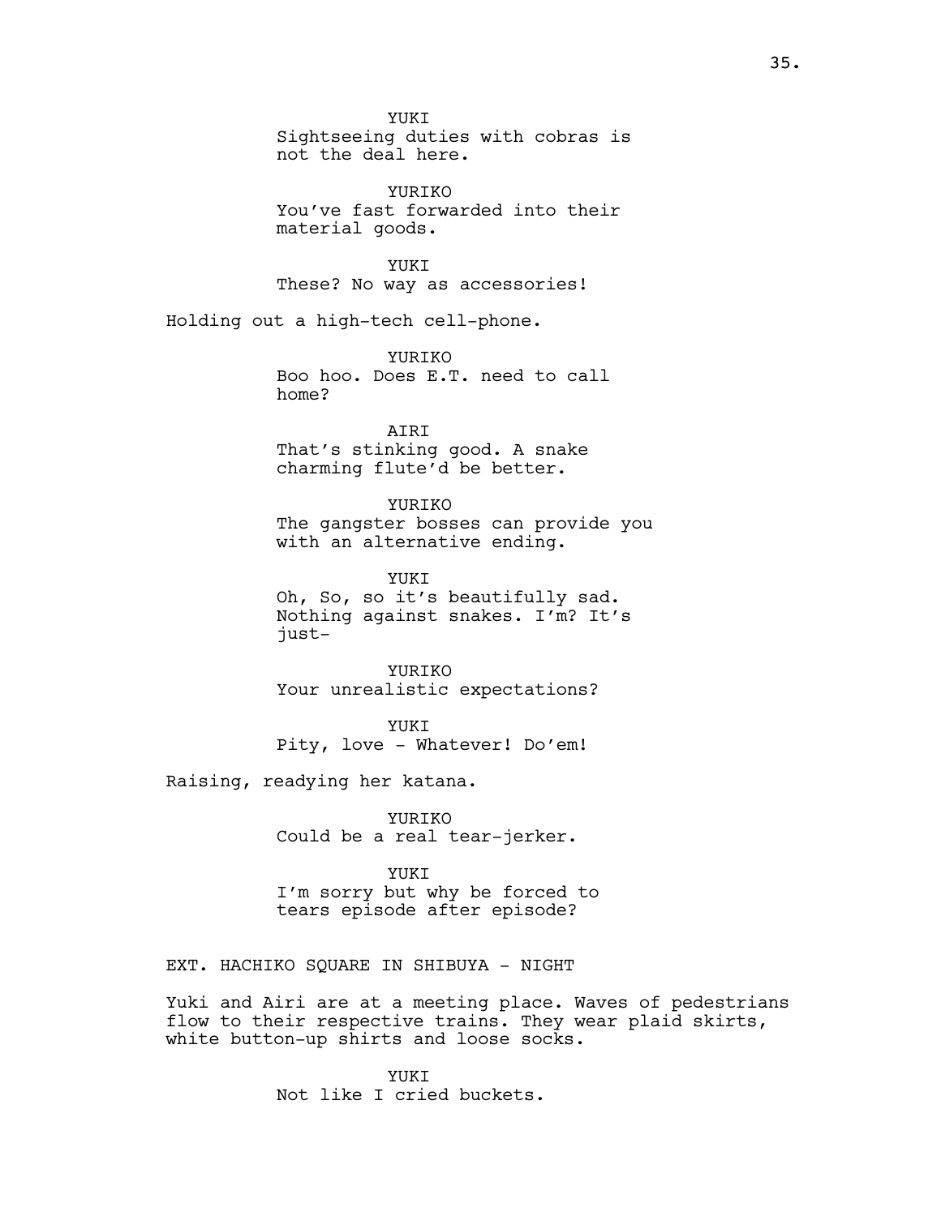YUKI
Sightseeing duties with cobras is not the deal here.

YURIKO
You've fast forwarded into their material goods.

YUKI
These? No way as accessories!

Holding out a high-tech cell-phone.

YURIKO
Boo hoo. Does E.T. need to call home?

AIRI
That's stinking good. A snake charming flute'd be better.

YURIKO
The gangster bosses can provide you with an alternative ending.

YUKI
Oh, So, so it's beautifully sad. Nothing against snakes. I'm? It's just-

YURIKO
Your unrealistic expectations?

YUKI
Pity, love - Whatever! Do'em!

Raising, readying her katana.

YURIKO
Could be a real tear-jerker.

YUKI
I'm sorry but why be forced to tears episode after episode?

EXT. HACHIKO SQUARE IN SHIBUYA - NIGHT

Yuki and Airi are at a meeting place. Waves of pedestrians flow to their respective trains. They wear plaid skirts, white button-up shirts and loose socks.

YUKI
Not like I cried buckets.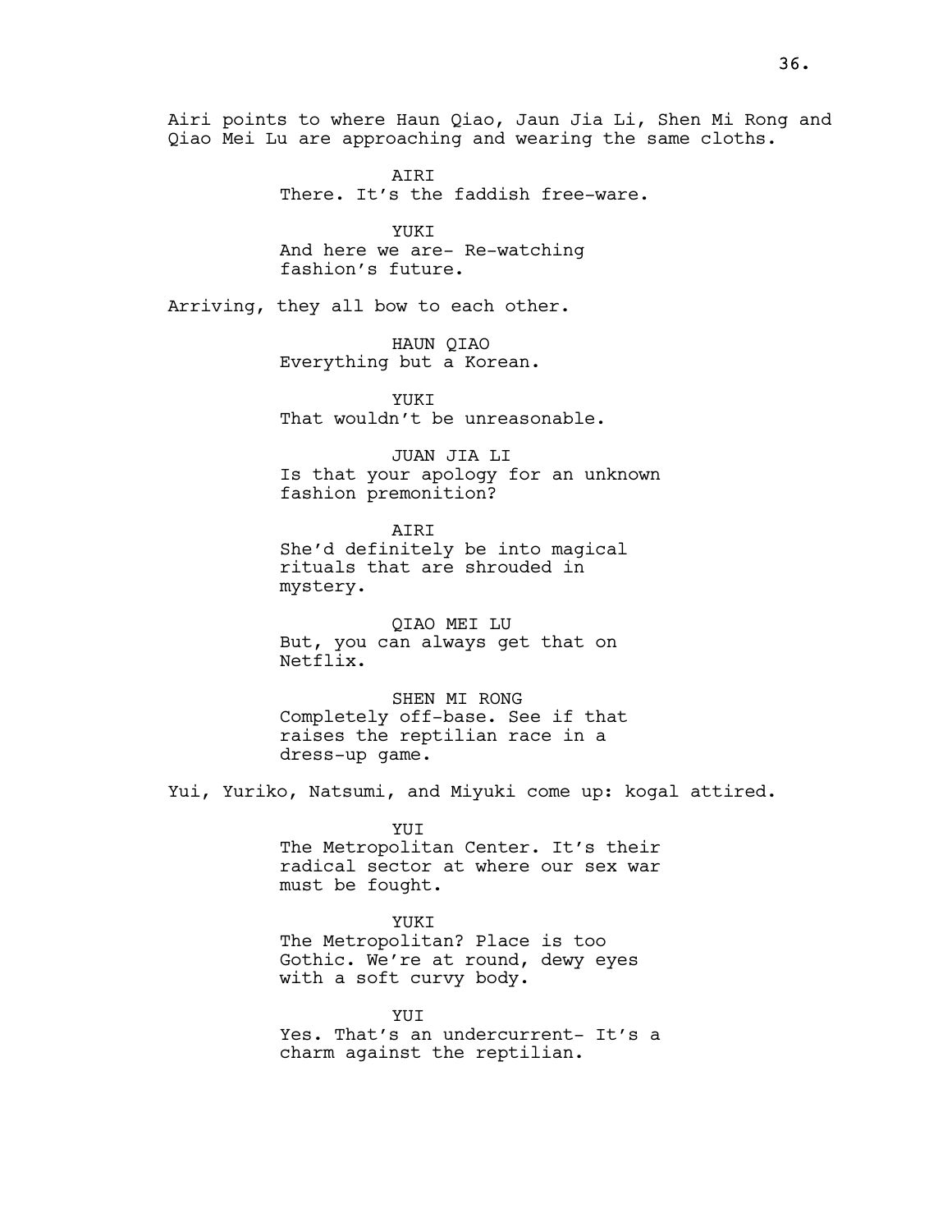Airi points to where Haun Qiao, Jaun Jia Li, Shen Mi Rong and Qiao Mei Lu are approaching and wearing the same cloths.

AIRI
There. It's the faddish free-ware.

YUKI
And here we are- Re-watching fashion's future.

Arriving, they all bow to each other.

HAUN QIAO
Everything but a Korean.

YUKI
That wouldn't be unreasonable.

JUAN JIA LI
Is that your apology for an unknown fashion premonition?

AIRI
She'd definitely be into magical rituals that are shrouded in mystery.

QIAO MEI LU
But, you can always get that on Netflix.

SHEN MI RONG
Completely off-base. See if that raises the reptilian race in a dress-up game.

Yui, Yuriko, Natsumi, and Miyuki come up: kogal attired.

YUI
The Metropolitan Center. It's their radical sector at where our sex war must be fought.

YUKI
The Metropolitan? Place is too Gothic. We're at round, dewy eyes with a soft curvy body.

YUI
Yes. That's an undercurrent- It's a charm against the reptilian.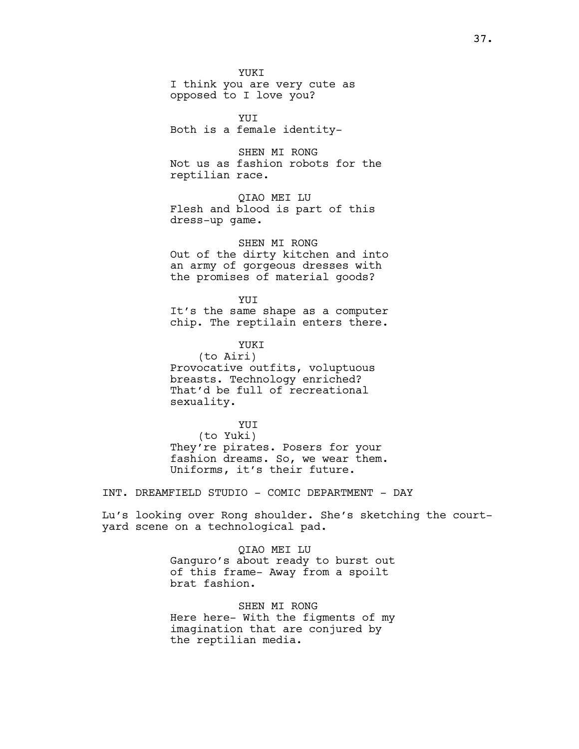YUKI
I think you are very cute as opposed to I love you?

YUI
Both is a female identity-

SHEN MI RONG
Not us as fashion robots for the reptilian race.

QIAO MEI LU
Flesh and blood is part of this dress-up game.

SHEN MI RONG
Out of the dirty kitchen and into an army of gorgeous dresses with the promises of material goods?

YUI
It's the same shape as a computer chip. The reptilain enters there.

YUKI
(to Airi)
Provocative outfits, voluptuous breasts. Technology enriched? That'd be full of recreational sexuality.

YUI
(to Yuki)
They're pirates. Posers for your fashion dreams. So, we wear them. Uniforms, it's their future.

INT. DREAMFIELD STUDIO - COMIC DEPARTMENT - DAY

Lu's looking over Rong shoulder. She's sketching the court-yard scene on a technological pad.

QIAO MEI LU
Ganguro's about ready to burst out of this frame- Away from a spoilt brat fashion.

SHEN MI RONG
Here here- With the figments of my imagination that are conjured by the reptilian media.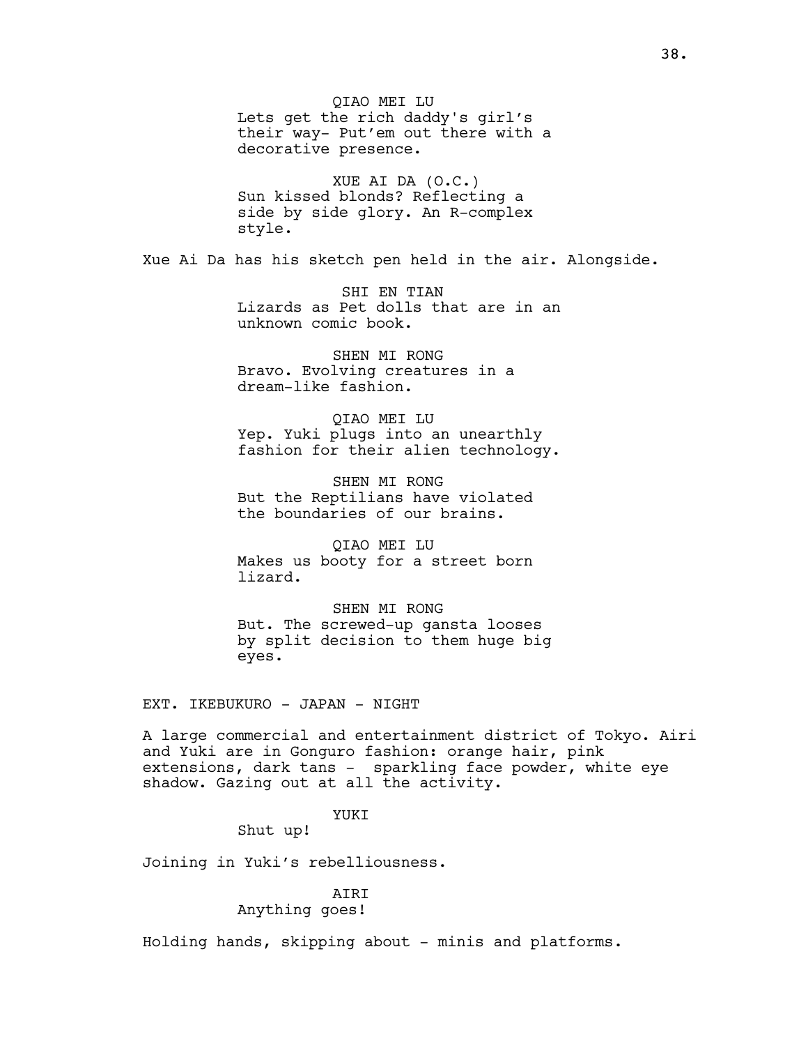QIAO MEI LU
Lets get the rich daddy's girl’s their way- Put’em out there with a decorative presence.

XUE AI DA (O.C.)
Sun kissed blonds? Reflecting a side by side glory. An R-complex style.

Xue Ai Da has his sketch pen held in the air. Alongside.

SHI EN TIAN
Lizards as Pet dolls that are in an unknown comic book.

SHEN MI RONG
Bravo. Evolving creatures in a dream-like fashion.

QIAO MEI LU
Yep. Yuki plugs into an unearthly fashion for their alien technology.

SHEN MI RONG
But the Reptilians have violated the boundaries of our brains.

QIAO MEI LU
Makes us booty for a street born lizard.

SHEN MI RONG
But. The screwed-up gansta looses by split decision to them huge big eyes.

EXT. IKEBUKURO - JAPAN - NIGHT

A large commercial and entertainment district of Tokyo. Airi and Yuki are in Gonguro fashion: orange hair, pink extensions, dark tans - sparkling face powder, white eye shadow. Gazing out at all the activity.

YUKI
Shut up!

Joining in Yuki’s rebelliousness.

AIRI
Anything goes!

Holding hands, skipping about - minis and platforms.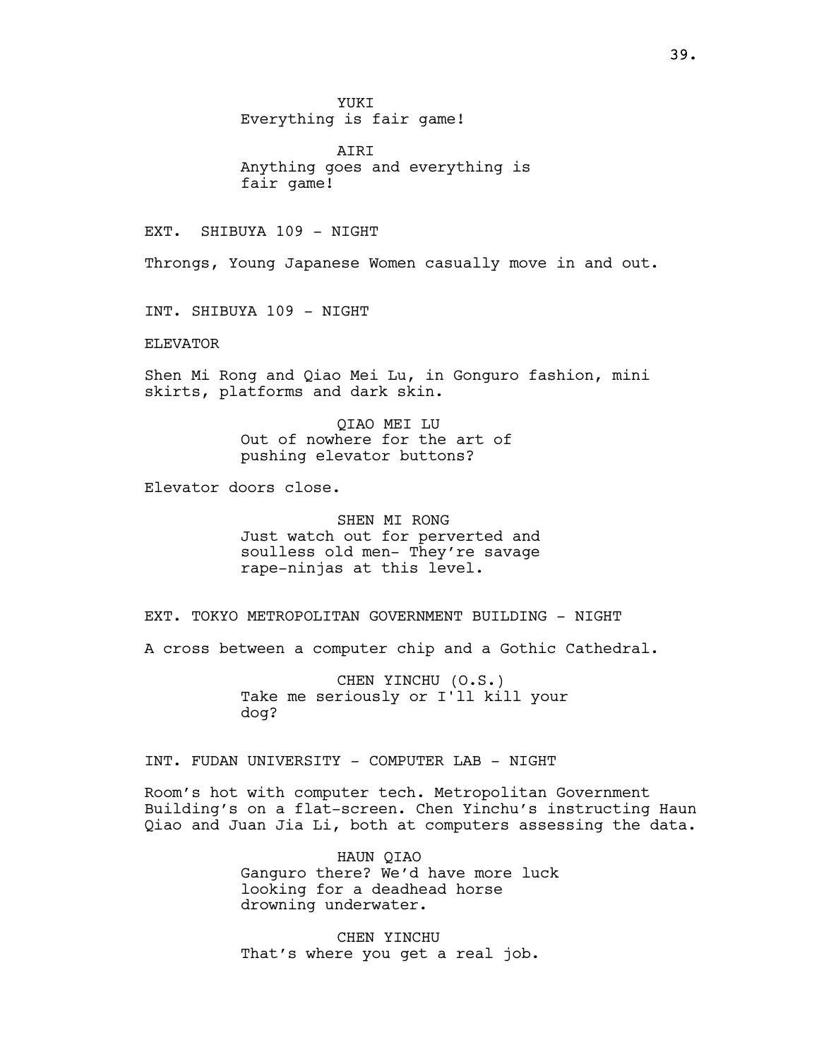YUKI
Everything is fair game!

AIRI
Anything goes and everything is fair game!

EXT. SHIBUYA 109 - NIGHT

Throngs, Young Japanese Women casually move in and out.

INT. SHIBUYA 109 - NIGHT

ELEVATOR

Shen Mi Rong and Qiao Mei Lu, in Gonguro fashion, mini skirts, platforms and dark skin.

QIAO MEI LU
Out of nowhere for the art of pushing elevator buttons?

Elevator doors close.

SHEN MI RONG
Just watch out for perverted and soulless old men- They're savage rape-ninjas at this level.

EXT. TOKYO METROPOLITAN GOVERNMENT BUILDING - NIGHT

A cross between a computer chip and a Gothic Cathedral.

CHEN YINCHU (O.S.)
Take me seriously or I'll kill your dog?

INT. FUDAN UNIVERSITY - COMPUTER LAB - NIGHT

Room's hot with computer tech. Metropolitan Government Building's on a flat-screen. Chen Yinchu's instructing Haun Qiao and Juan Jia Li, both at computers assessing the data.

HAUN QIAO
Ganguro there? We'd have more luck looking for a deadhead horse drowning underwater.

CHEN YINCHU
That's where you get a real job.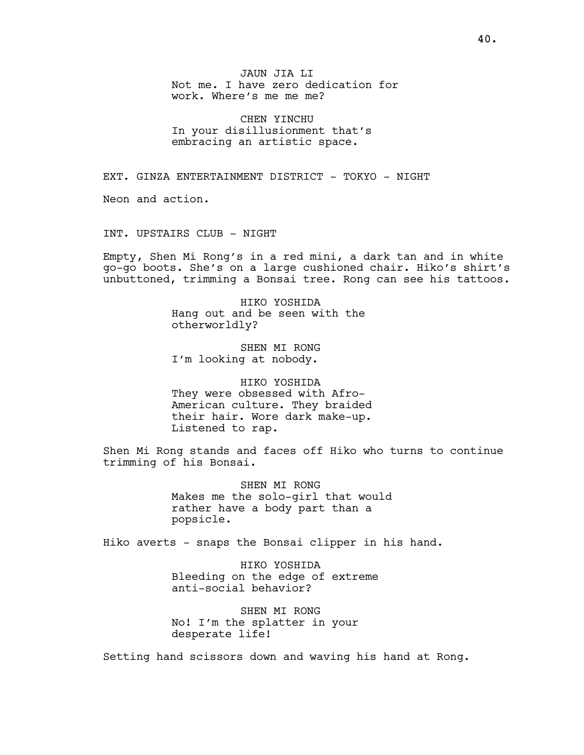JAUN JIA LI
Not me. I have zero dedication for work. Where's me me me?

CHEN YINCHU
In your disillusionment that's embracing an artistic space.

EXT. GINZA ENTERTAINMENT DISTRICT - TOKYO - NIGHT

Neon and action.

INT. UPSTAIRS CLUB - NIGHT

Empty, Shen Mi Rong's in a red mini, a dark tan and in white go-go boots. She's on a large cushioned chair. Hiko's shirt's unbuttoned, trimming a Bonsai tree. Rong can see his tattoos.

HIKO YOSHIDA
Hang out and be seen with the otherworldly?

SHEN MI RONG
I'm looking at nobody.

HIKO YOSHIDA
They were obsessed with Afro-American culture. They braided their hair. Wore dark make-up. Listened to rap.

Shen Mi Rong stands and faces off Hiko who turns to continue trimming of his Bonsai.

SHEN MI RONG
Makes me the solo-girl that would rather have a body part than a popsicle.

Hiko averts - snaps the Bonsai clipper in his hand.

HIKO YOSHIDA
Bleeding on the edge of extreme anti-social behavior?

SHEN MI RONG
No! I'm the splatter in your desperate life!

Setting hand scissors down and waving his hand at Rong.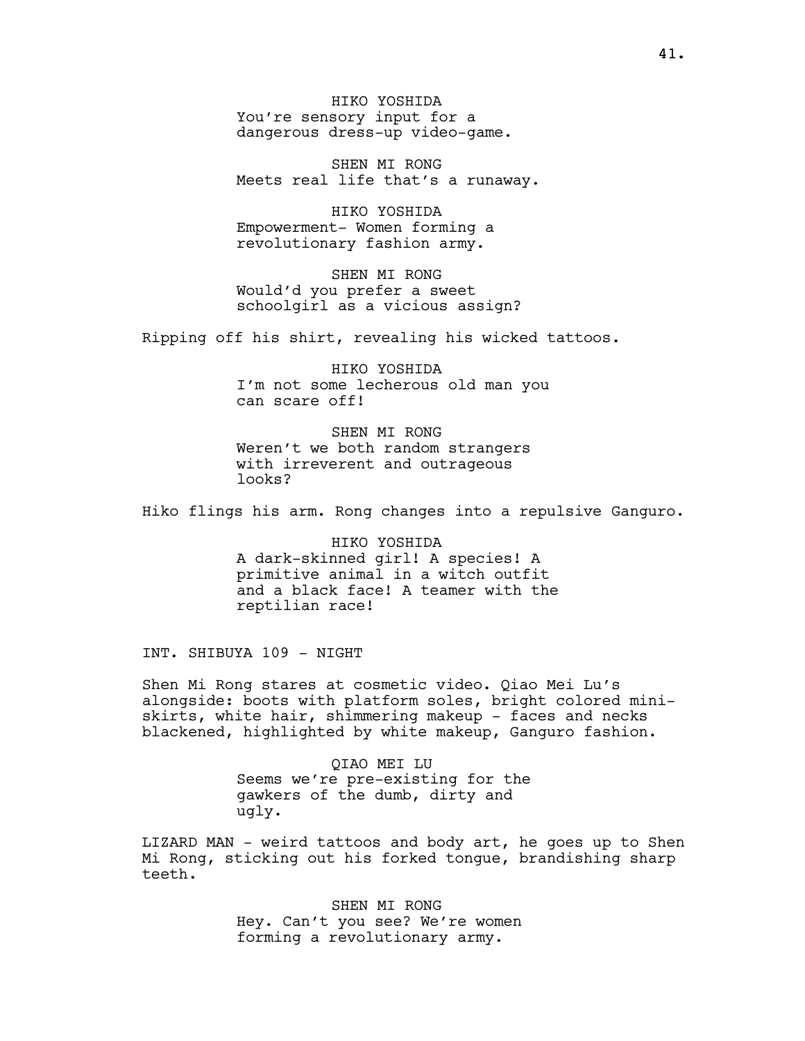HIKO YOSHIDA
You're sensory input for a dangerous dress-up video-game.

SHEN MI RONG
Meets real life that's a runaway.

HIKO YOSHIDA
Empowerment- Women forming a revolutionary fashion army.

SHEN MI RONG
Would'd you prefer a sweet schoolgirl as a vicious assign?

Ripping off his shirt, revealing his wicked tattoos.

HIKO YOSHIDA
I'm not some lecherous old man you can scare off!

SHEN MI RONG
Weren't we both random strangers with irreverent and outrageous looks?

Hiko flings his arm. Rong changes into a repulsive Ganguro.

HIKO YOSHIDA
A dark-skinned girl! A species! A primitive animal in a witch outfit and a black face! A teamer with the reptilian race!

INT. SHIBUYA 109 - NIGHT

Shen Mi Rong stares at cosmetic video. Qiao Mei Lu's alongside: boots with platform soles, bright colored mini-skirts, white hair, shimmering makeup - faces and necks blackened, highlighted by white makeup, Ganguro fashion.

QIAO MEI LU
Seems we're pre-existing for the gawkers of the dumb, dirty and ugly.

LIZARD MAN - weird tattoos and body art, he goes up to Shen Mi Rong, sticking out his forked tongue, brandishing sharp teeth.

SHEN MI RONG
Hey. Can't you see? We're women forming a revolutionary army.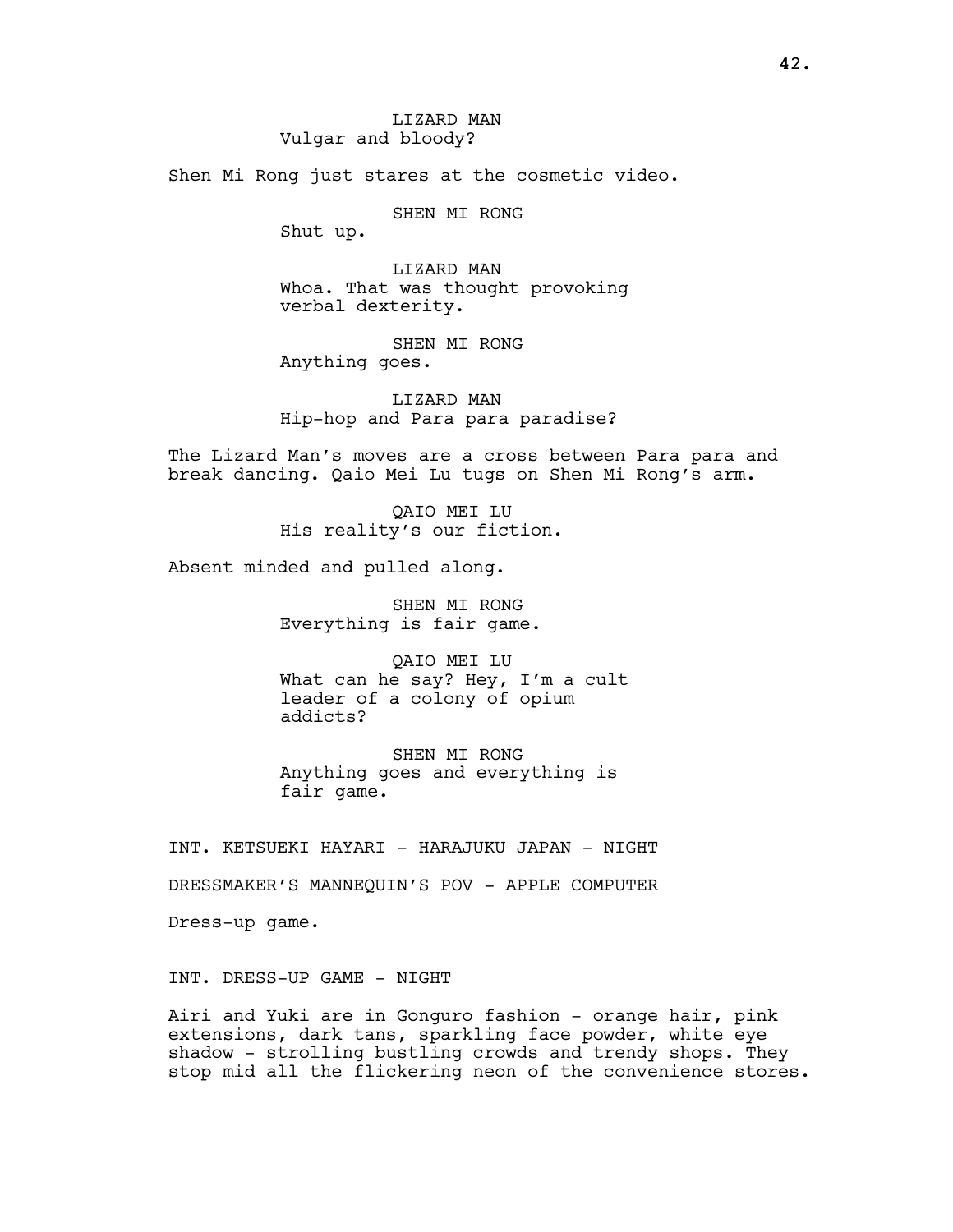LIZARD MAN
Vulgar and bloody?

Shen Mi Rong just stares at the cosmetic video.

SHEN MI RONG
Shut up.

LIZARD MAN
Whoa. That was thought provoking verbal dexterity.

SHEN MI RONG
Anything goes.

LIZARD MAN
Hip-hop and Para para paradise?

The Lizard Man's moves are a cross between Para para and break dancing. Qaio Mei Lu tugs on Shen Mi Rong's arm.

QAIO MEI LU
His reality's our fiction.

Absent minded and pulled along.

SHEN MI RONG
Everything is fair game.

QAIO MEI LU
What can he say? Hey, I'm a cult leader of a colony of opium addicts?

SHEN MI RONG
Anything goes and everything is fair game.

INT. KETSUEKI HAYARI - HARAJUKU JAPAN - NIGHT

DRESSMAKER'S MANNEQUIN'S POV - APPLE COMPUTER

Dress-up game.

INT. DRESS-UP GAME - NIGHT

Airi and Yuki are in Gonguro fashion - orange hair, pink extensions, dark tans, sparkling face powder, white eye shadow - strolling bustling crowds and trendy shops. They stop mid all the flickering neon of the convenience stores.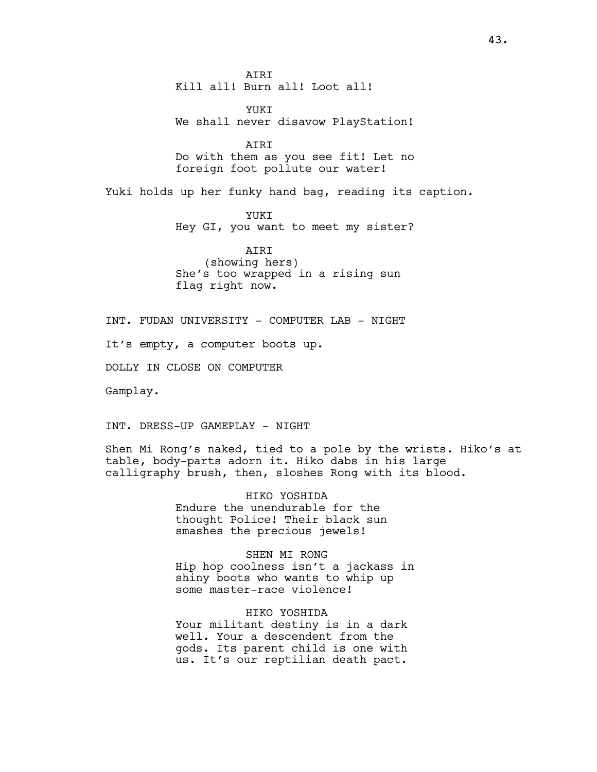AIRI
Kill all! Burn all! Loot all!

YUKI
We shall never disavow PlayStation!

AIRI
Do with them as you see fit! Let no foreign foot pollute our water!

Yuki holds up her funky hand bag, reading its caption.

YUKI
Hey GI, you want to meet my sister?

AIRI
(showing hers)
She's too wrapped in a rising sun flag right now.

INT. FUDAN UNIVERSITY - COMPUTER LAB - NIGHT

It's empty, a computer boots up.

DOLLY IN CLOSE ON COMPUTER

Gamplay.

INT. DRESS-UP GAMEPLAY - NIGHT

Shen Mi Rong's naked, tied to a pole by the wrists. Hiko's at table, body-parts adorn it. Hiko dabs in his large calligraphy brush, then, sloshes Rong with its blood.

HIKO YOSHIDA
Endure the unendurable for the thought Police! Their black sun smashes the precious jewels!

SHEN MI RONG
Hip hop coolness isn't a jackass in shiny boots who wants to whip up some master-race violence!

HIKO YOSHIDA
Your militant destiny is in a dark well. Your a descendent from the gods. Its parent child is one with us. It's our reptilian death pact.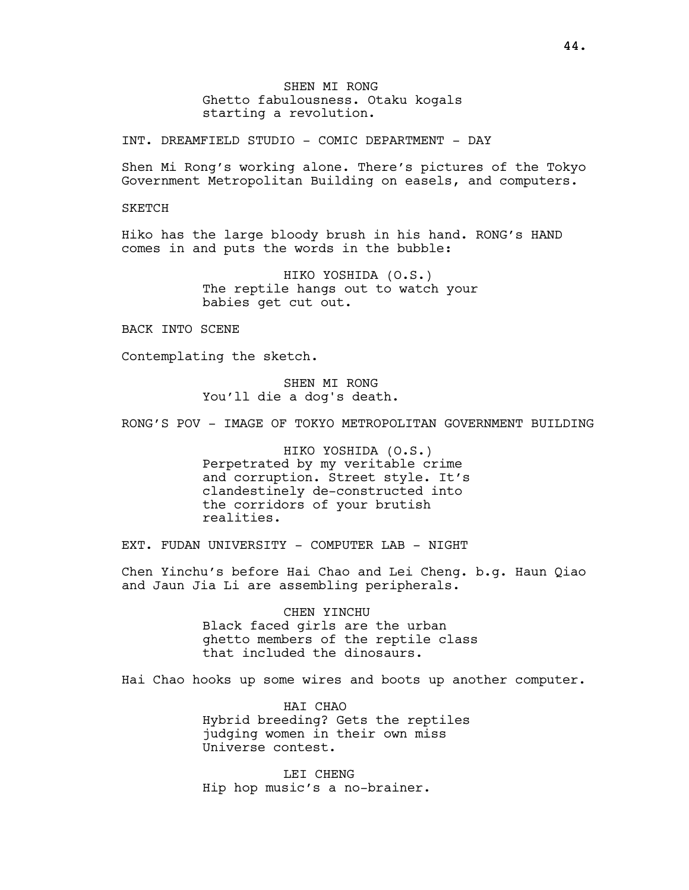SHEN MI RONG
Ghetto fabulousness. Otaku kogals starting a revolution.

INT. DREAMFIELD STUDIO - COMIC DEPARTMENT - DAY

Shen Mi Rong's working alone. There's pictures of the Tokyo Government Metropolitan Building on easels, and computers.

SKETCH

Hiko has the large bloody brush in his hand. RONG's HAND comes in and puts the words in the bubble:

HIKO YOSHIDA (O.S.)
The reptile hangs out to watch your babies get cut out.

BACK INTO SCENE

Contemplating the sketch.

SHEN MI RONG
You'll die a dog's death.

RONG'S POV - IMAGE OF TOKYO METROPOLITAN GOVERNMENT BUILDING

HIKO YOSHIDA (O.S.)
Perpetrated by my veritable crime and corruption. Street style. It's clandestinely de-constructed into the corridors of your brutish realities.

EXT. FUDAN UNIVERSITY - COMPUTER LAB - NIGHT

Chen Yinchu's before Hai Chao and Lei Cheng. b.g. Haun Qiao and Jaun Jia Li are assembling peripherals.

CHEN YINCHU
Black faced girls are the urban ghetto members of the reptile class that included the dinosaurs.

Hai Chao hooks up some wires and boots up another computer.

HAI CHAO
Hybrid breeding? Gets the reptiles judging women in their own miss Universe contest.

LEI CHENG
Hip hop music's a no-brainer.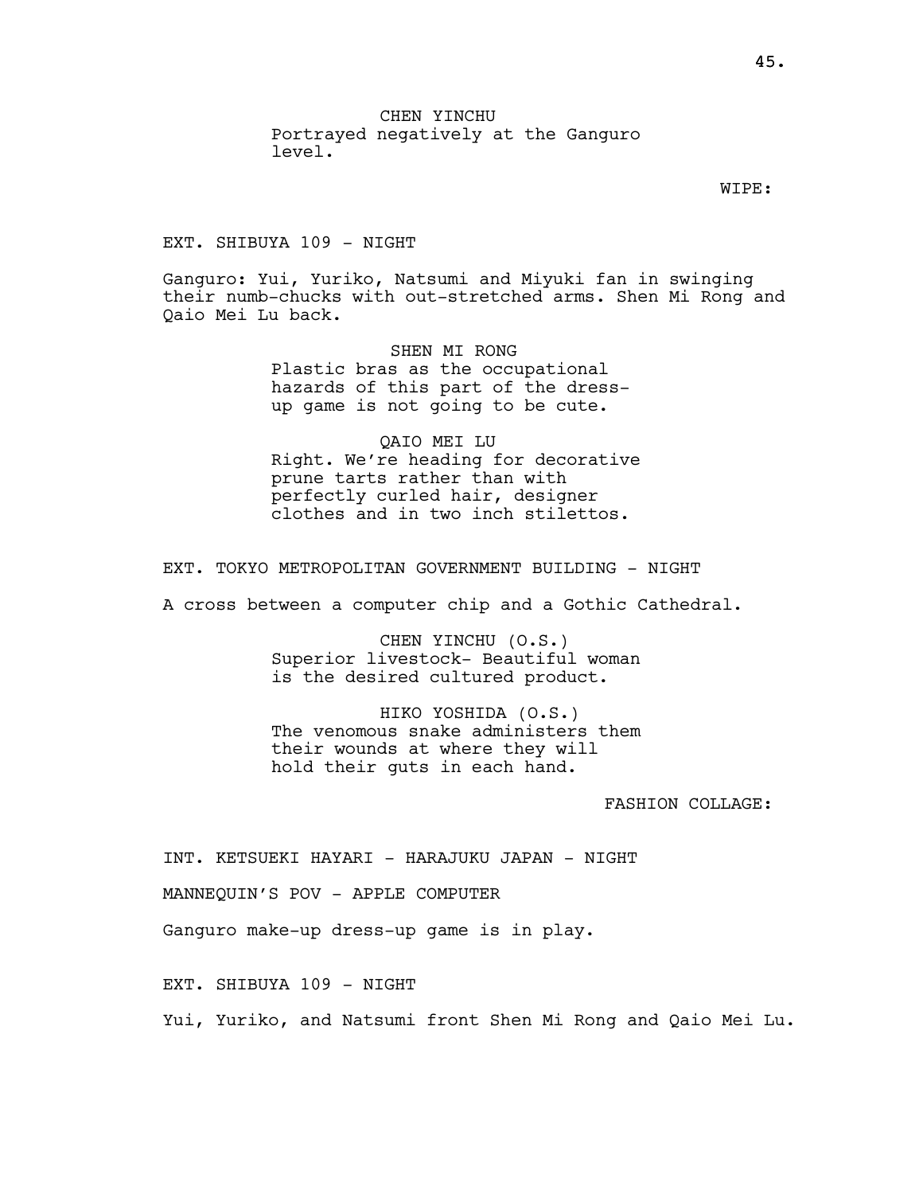CHEN YINCHU
Portrayed negatively at the Ganguro level.

WIPE:

EXT. SHIBUYA 109 - NIGHT

Ganguro: Yui, Yuriko, Natsumi and Miyuki fan in swinging their numb-chucks with out-stretched arms. Shen Mi Rong and Qaio Mei Lu back.

SHEN MI RONG
Plastic bras as the occupational hazards of this part of the dress-up game is not going to be cute.

QAIO MEI LU
Right. We're heading for decorative prune tarts rather than with perfectly curled hair, designer clothes and in two inch stilettos.

EXT. TOKYO METROPOLITAN GOVERNMENT BUILDING - NIGHT

A cross between a computer chip and a Gothic Cathedral.

CHEN YINCHU (O.S.)
Superior livestock- Beautiful woman is the desired cultured product.

HIKO YOSHIDA (O.S.)
The venomous snake administers them their wounds at where they will hold their guts in each hand.

FASHION COLLAGE:

INT. KETSUEKI HAYARI - HARAJUKU JAPAN - NIGHT

MANNEQUIN'S POV - APPLE COMPUTER

Ganguro make-up dress-up game is in play.

EXT. SHIBUYA 109 - NIGHT

Yui, Yuriko, and Natsumi front Shen Mi Rong and Qaio Mei Lu.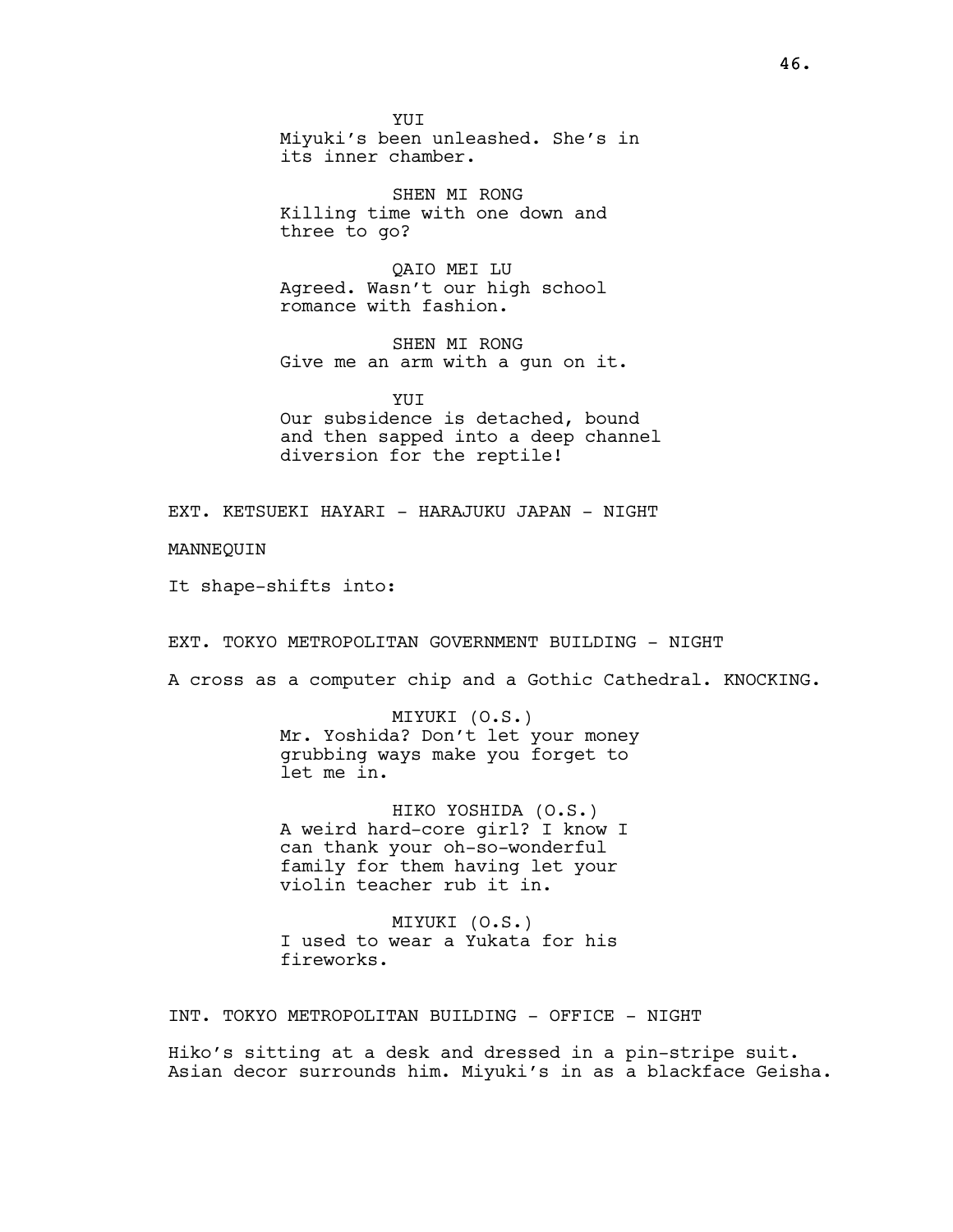YUI
Miyuki's been unleashed. She's in its inner chamber.

SHEN MI RONG
Killing time with one down and three to go?

QAIO MEI LU
Agreed. Wasn't our high school romance with fashion.

SHEN MI RONG
Give me an arm with a gun on it.

YUI
Our subsidence is detached, bound and then sapped into a deep channel diversion for the reptile!

EXT. KETSUEKI HAYARI - HARAJUKU JAPAN - NIGHT

MANNEQUIN

It shape-shifts into:

EXT. TOKYO METROPOLITAN GOVERNMENT BUILDING - NIGHT

A cross as a computer chip and a Gothic Cathedral. KNOCKING.

MIYUKI (O.S.)
Mr. Yoshida? Don't let your money grubbing ways make you forget to let me in.

HIKO YOSHIDA (O.S.)
A weird hard-core girl? I know I can thank your oh-so-wonderful family for them having let your violin teacher rub it in.

MIYUKI (O.S.)
I used to wear a Yukata for his fireworks.

INT. TOKYO METROPOLITAN BUILDING - OFFICE - NIGHT

Hiko's sitting at a desk and dressed in a pin-stripe suit. Asian decor surrounds him. Miyuki's in as a blackface Geisha.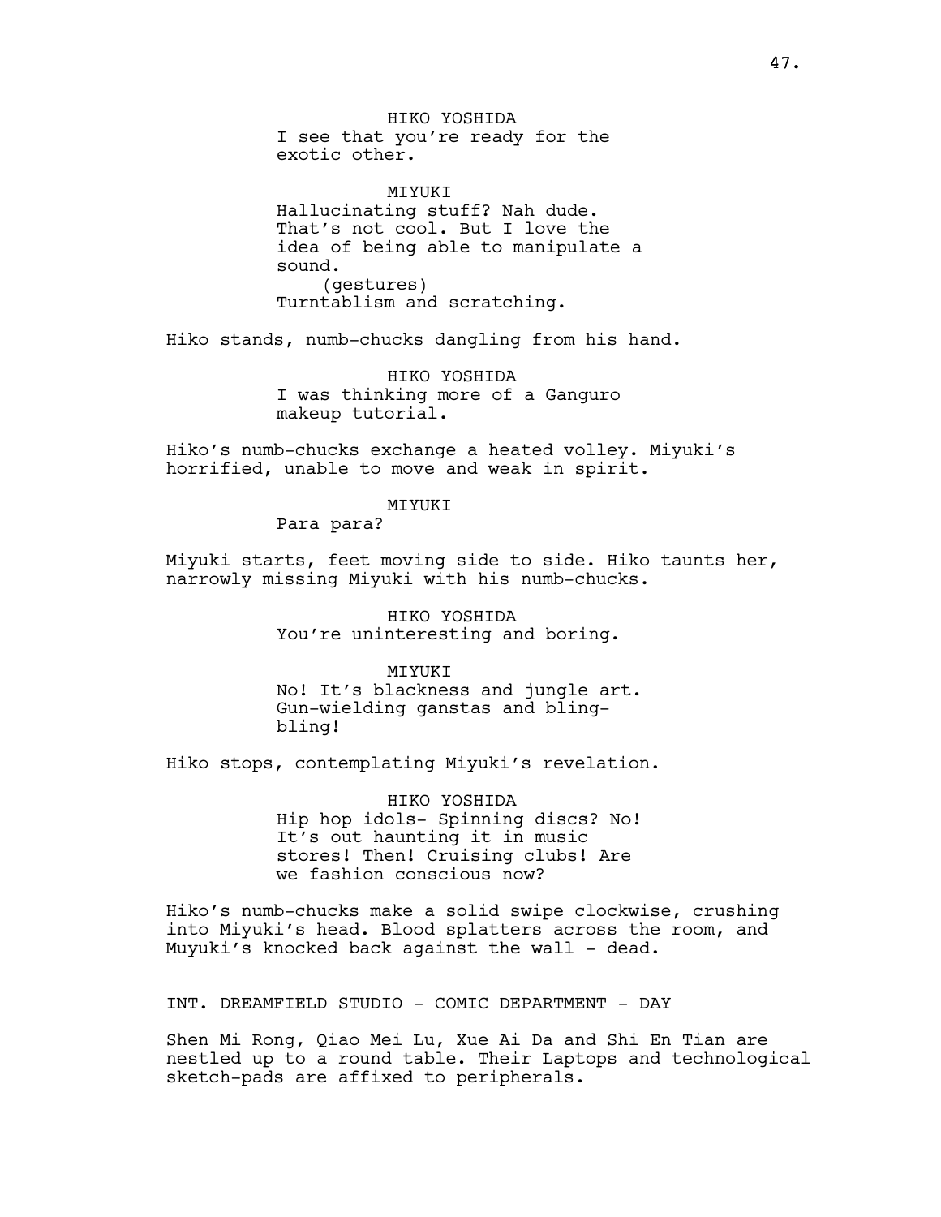HIKO YOSHIDA
I see that you're ready for the exotic other.

MIYUKI
Hallucinating stuff? Nah dude. That's not cool. But I love the idea of being able to manipulate a sound.
(gestures)
Turntablism and scratching.

Hiko stands, numb-chucks dangling from his hand.

HIKO YOSHIDA
I was thinking more of a Ganguro makeup tutorial.

Hiko's numb-chucks exchange a heated volley. Miyuki's horrified, unable to move and weak in spirit.

MIYUKI
Para para?

Miyuki starts, feet moving side to side. Hiko taunts her, narrowly missing Miyuki with his numb-chucks.

HIKO YOSHIDA
You're uninteresting and boring.

MIYUKI
No! It's blackness and jungle art. Gun-wielding ganstas and bling-bling!

Hiko stops, contemplating Miyuki's revelation.

HIKO YOSHIDA
Hip hop idols- Spinning discs? No! It's out haunting it in music stores! Then! Cruising clubs! Are we fashion conscious now?

Hiko's numb-chucks make a solid swipe clockwise, crushing into Miyuki's head. Blood splatters across the room, and Muyuki's knocked back against the wall - dead.

INT. DREAMFIELD STUDIO - COMIC DEPARTMENT - DAY

Shen Mi Rong, Qiao Mei Lu, Xue Ai Da and Shi En Tian are nestled up to a round table. Their Laptops and technological sketch-pads are affixed to peripherals.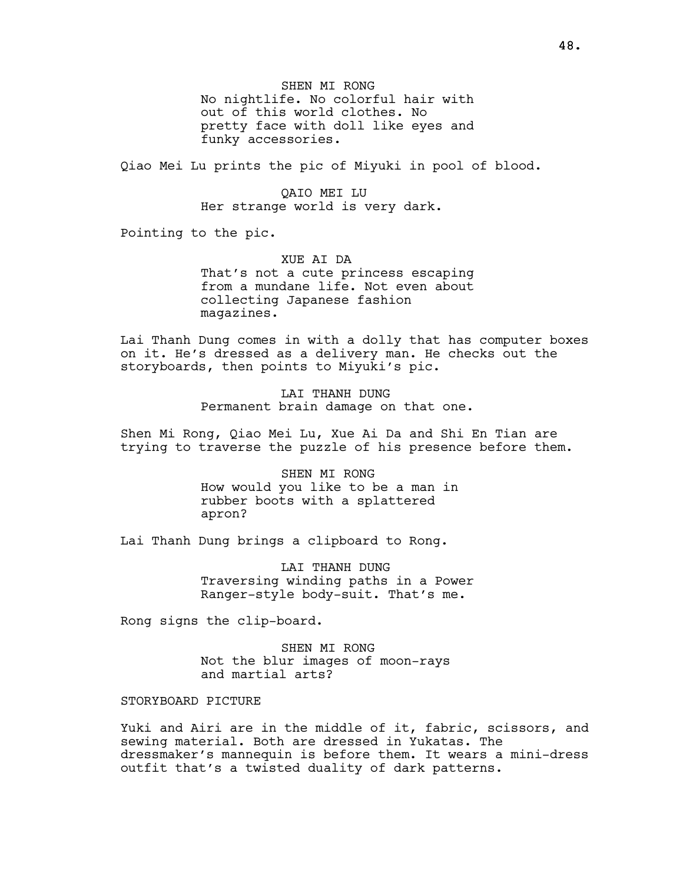SHEN MI RONG
No nightlife. No colorful hair with out of this world clothes. No pretty face with doll like eyes and funky accessories.

Qiao Mei Lu prints the pic of Miyuki in pool of blood.

QAIO MEI LU
Her strange world is very dark.

Pointing to the pic.

XUE AI DA
That's not a cute princess escaping from a mundane life. Not even about collecting Japanese fashion magazines.

Lai Thanh Dung comes in with a dolly that has computer boxes on it. He's dressed as a delivery man. He checks out the storyboards, then points to Miyuki's pic.

LAI THANH DUNG
Permanent brain damage on that one.

Shen Mi Rong, Qiao Mei Lu, Xue Ai Da and Shi En Tian are trying to traverse the puzzle of his presence before them.

SHEN MI RONG
How would you like to be a man in rubber boots with a splattered apron?

Lai Thanh Dung brings a clipboard to Rong.

LAI THANH DUNG
Traversing winding paths in a Power Ranger-style body-suit. That's me.

Rong signs the clip-board.

SHEN MI RONG
Not the blur images of moon-rays and martial arts?

STORYBOARD PICTURE

Yuki and Airi are in the middle of it, fabric, scissors, and sewing material. Both are dressed in Yukatas. The dressmaker's mannequin is before them. It wears a mini-dress outfit that's a twisted duality of dark patterns.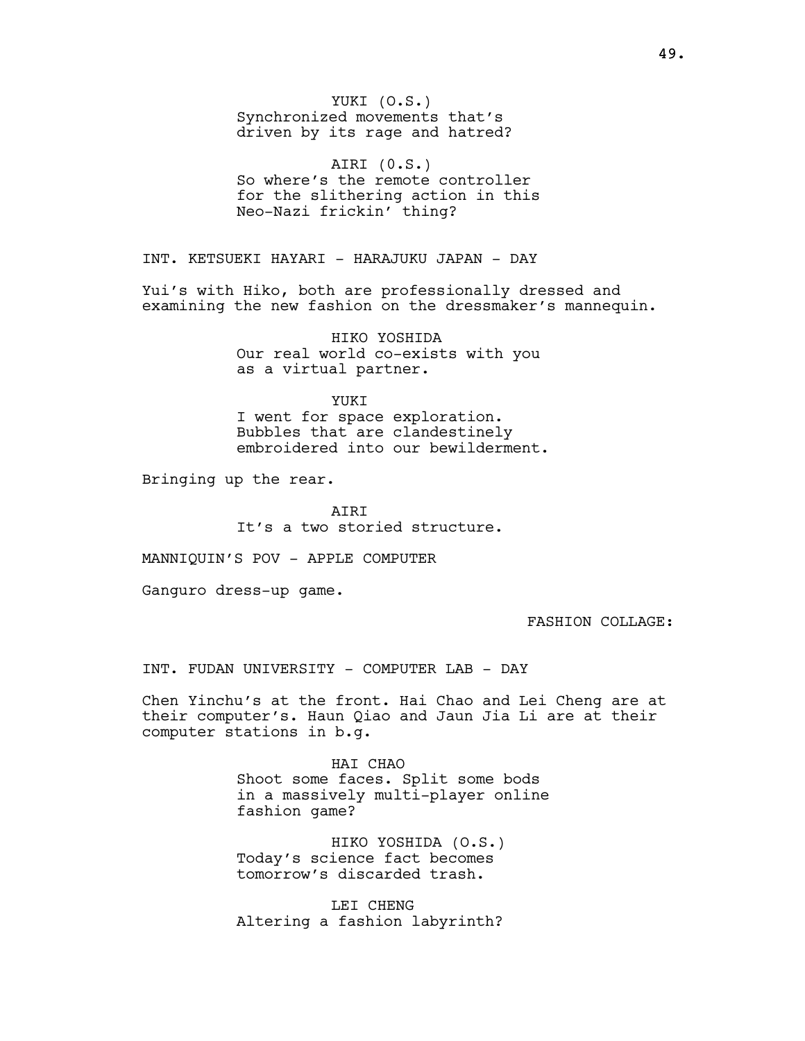YUKI (O.S.)
Synchronized movements that's driven by its rage and hatred?

AIRI (0.S.)
So where's the remote controller for the slithering action in this Neo-Nazi frickin' thing?

INT. KETSUEKI HAYARI - HARAJUKU JAPAN - DAY

Yui's with Hiko, both are professionally dressed and examining the new fashion on the dressmaker's mannequin.

HIKO YOSHIDA
Our real world co-exists with you as a virtual partner.

YUKI
I went for space exploration. Bubbles that are clandestinely embroidered into our bewilderment.

Bringing up the rear.

AIRI
It's a two storied structure.

MANNIQUIN'S POV - APPLE COMPUTER

Ganguro dress-up game.

FASHION COLLAGE:

INT. FUDAN UNIVERSITY - COMPUTER LAB - DAY

Chen Yinchu's at the front. Hai Chao and Lei Cheng are at their computer's. Haun Qiao and Jaun Jia Li are at their computer stations in b.g.

HAI CHAO
Shoot some faces. Split some bods in a massively multi-player online fashion game?

HIKO YOSHIDA (O.S.)
Today's science fact becomes tomorrow's discarded trash.

LEI CHENG
Altering a fashion labyrinth?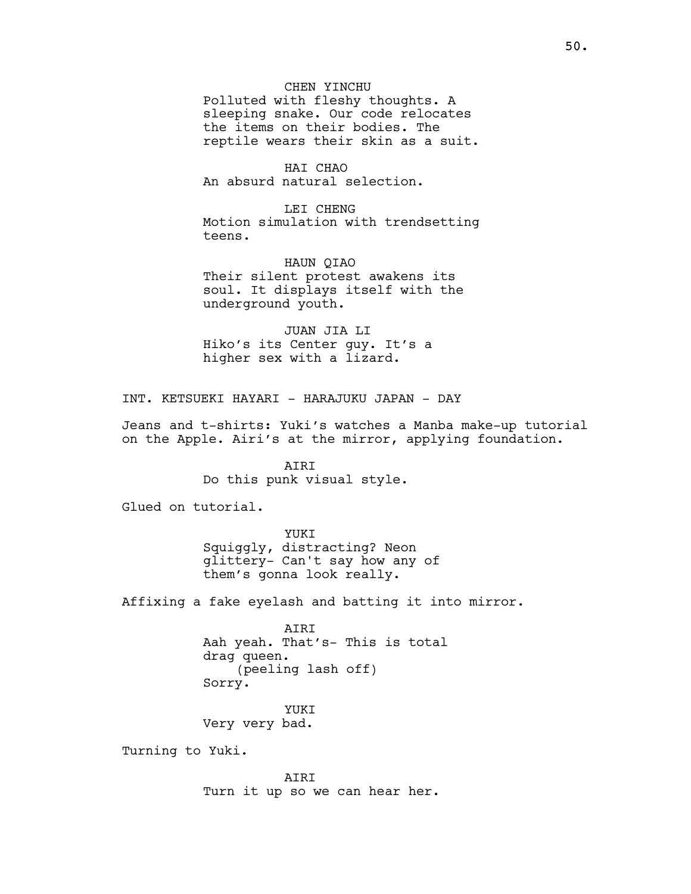CHEN YINCHU
Polluted with fleshy thoughts. A sleeping snake. Our code relocates the items on their bodies. The reptile wears their skin as a suit.

HAI CHAO
An absurd natural selection.

LEI CHENG
Motion simulation with trendsetting teens.

HAUN QIAO
Their silent protest awakens its soul. It displays itself with the underground youth.

JUAN JIA LI
Hiko's its Center guy. It's a higher sex with a lizard.

INT. KETSUEKI HAYARI - HARAJUKU JAPAN - DAY

Jeans and t-shirts: Yuki's watches a Manba make-up tutorial on the Apple. Airi's at the mirror, applying foundation.

AIRI
Do this punk visual style.

Glued on tutorial.

YUKI
Squiggly, distracting? Neon glittery- Can't say how any of them's gonna look really.

Affixing a fake eyelash and batting it into mirror.

AIRI
Aah yeah. That's- This is total drag queen.
(peeling lash off)
Sorry.

YUKI
Very very bad.

Turning to Yuki.

AIRI
Turn it up so we can hear her.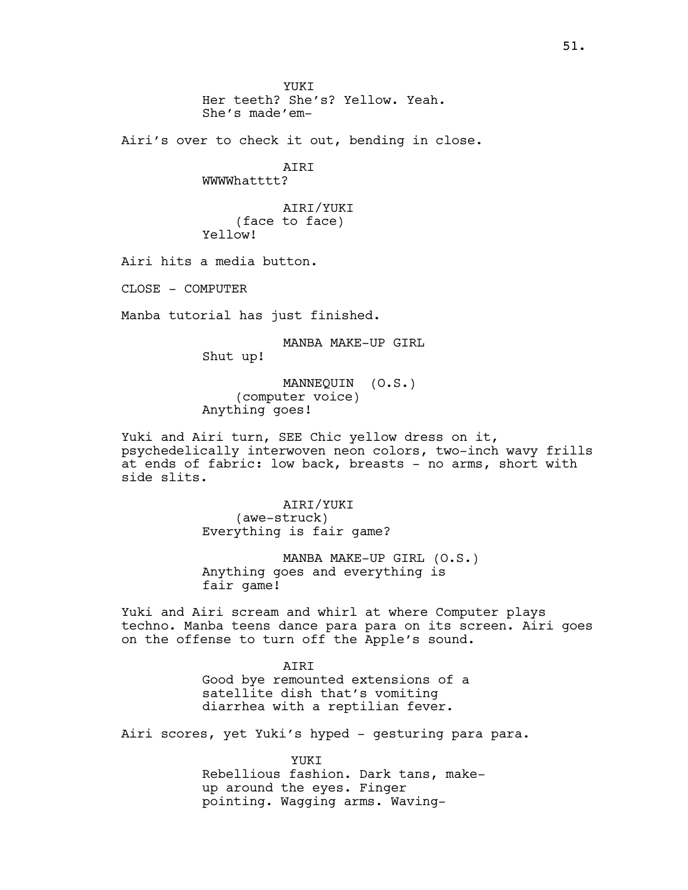YUKI
Her teeth? She's? Yellow. Yeah.
She's made'em-

Airi's over to check it out, bending in close.

AIRI
WWWWhatttt?

AIRI/YUKI
(face to face)
Yellow!

Airi hits a media button.

CLOSE - COMPUTER

Manba tutorial has just finished.

MANBA MAKE-UP GIRL
Shut up!

MANNEQUIN (O.S.)
(computer voice)
Anything goes!

Yuki and Airi turn, SEE Chic yellow dress on it, psychedelically interwoven neon colors, two-inch wavy frills at ends of fabric: low back, breasts - no arms, short with side slits.

AIRI/YUKI
(awe-struck)
Everything is fair game?

MANBA MAKE-UP GIRL (O.S.)
Anything goes and everything is
fair game!

Yuki and Airi scream and whirl at where Computer plays techno. Manba teens dance para para on its screen. Airi goes on the offense to turn off the Apple's sound.

AIRI
Good bye remounted extensions of a
satellite dish that's vomiting
diarrhea with a reptilian fever.

Airi scores, yet Yuki's hyped - gesturing para para.

YUKI
Rebellious fashion. Dark tans, make-
up around the eyes. Finger
pointing. Wagging arms. Waving-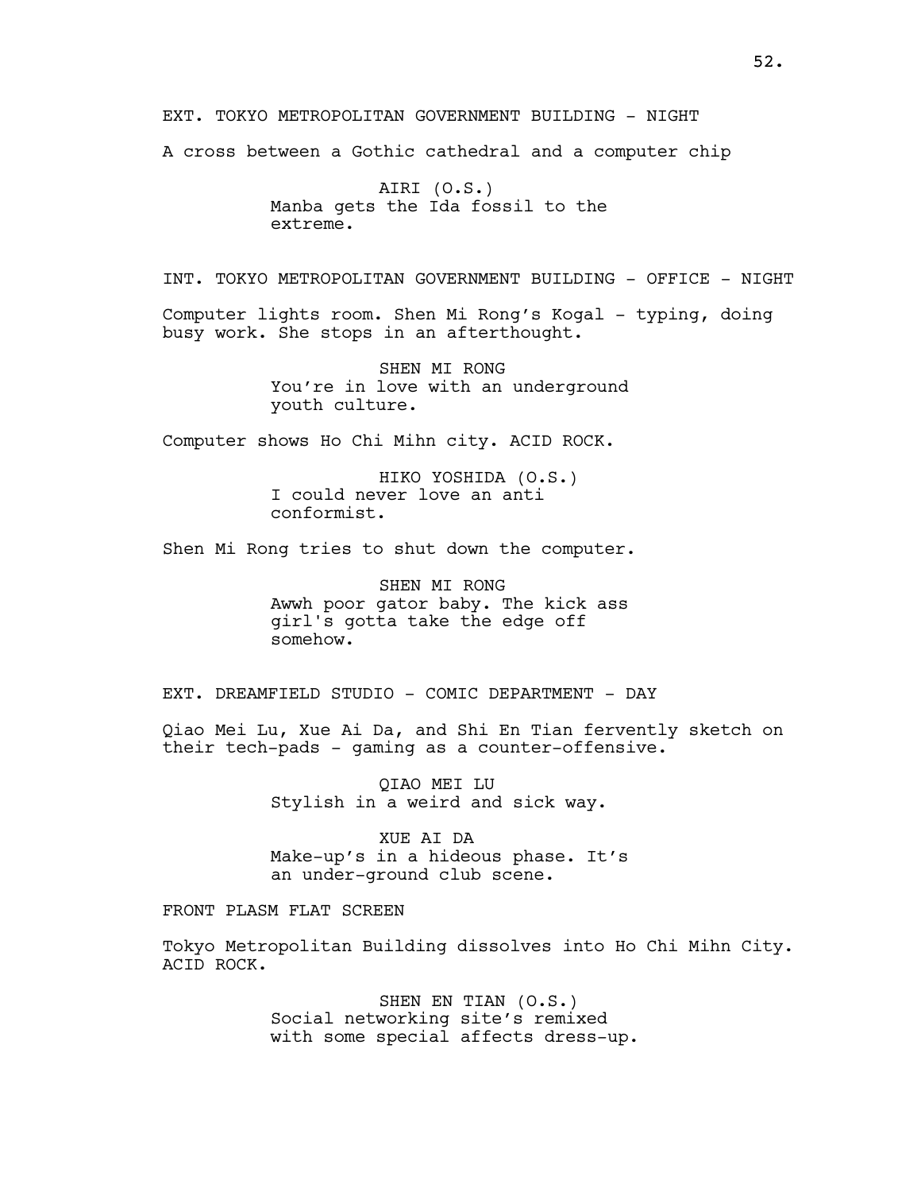EXT. TOKYO METROPOLITAN GOVERNMENT BUILDING - NIGHT

A cross between a Gothic cathedral and a computer chip

AIRI (O.S.)
Manba gets the Ida fossil to the extreme.

INT. TOKYO METROPOLITAN GOVERNMENT BUILDING - OFFICE - NIGHT

Computer lights room. Shen Mi Rong's Kogal - typing, doing busy work. She stops in an afterthought.

SHEN MI RONG
You're in love with an underground youth culture.

Computer shows Ho Chi Mihn city. ACID ROCK.

HIKO YOSHIDA (O.S.)
I could never love an anti conformist.

Shen Mi Rong tries to shut down the computer.

SHEN MI RONG
Awwh poor gator baby. The kick ass girl's gotta take the edge off somehow.

EXT. DREAMFIELD STUDIO - COMIC DEPARTMENT - DAY

Qiao Mei Lu, Xue Ai Da, and Shi En Tian fervently sketch on their tech-pads - gaming as a counter-offensive.

QIAO MEI LU
Stylish in a weird and sick way.

XUE AI DA
Make-up's in a hideous phase. It's an under-ground club scene.

FRONT PLASM FLAT SCREEN

Tokyo Metropolitan Building dissolves into Ho Chi Mihn City. ACID ROCK.

SHEN EN TIAN (O.S.)
Social networking site's remixed with some special affects dress-up.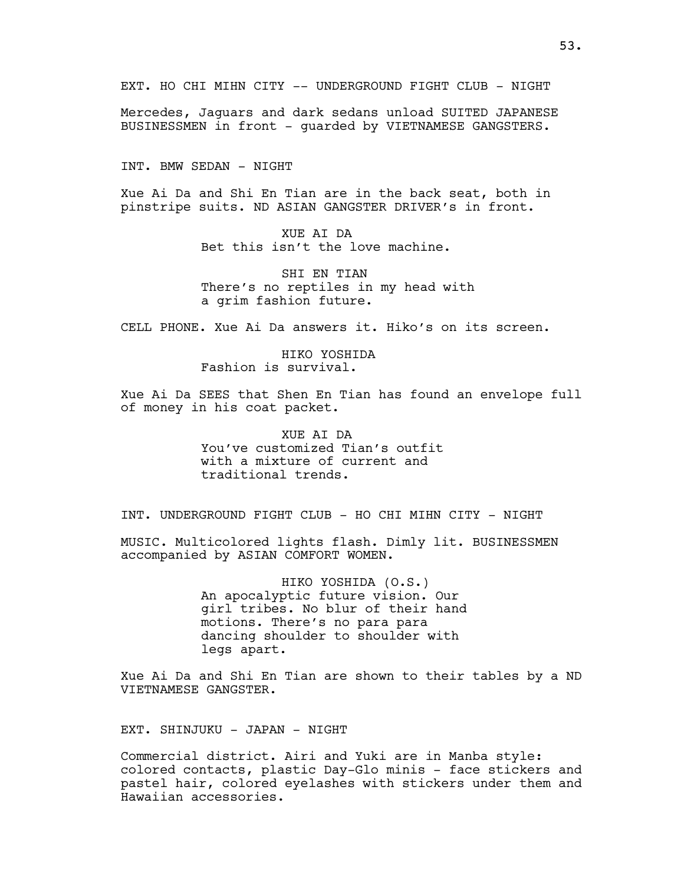EXT. HO CHI MIHN CITY -- UNDERGROUND FIGHT CLUB - NIGHT

Mercedes, Jaguars and dark sedans unload SUITED JAPANESE BUSINESSMEN in front - guarded by VIETNAMESE GANGSTERS.

INT. BMW SEDAN - NIGHT

Xue Ai Da and Shi En Tian are in the back seat, both in pinstripe suits. ND ASIAN GANGSTER DRIVER's in front.

XUE AI DA
Bet this isn't the love machine.

SHI EN TIAN
There's no reptiles in my head with a grim fashion future.

CELL PHONE. Xue Ai Da answers it. Hiko's on its screen.

HIKO YOSHIDA
Fashion is survival.

Xue Ai Da SEES that Shen En Tian has found an envelope full of money in his coat packet.

XUE AI DA
You've customized Tian's outfit with a mixture of current and traditional trends.

INT. UNDERGROUND FIGHT CLUB - HO CHI MIHN CITY - NIGHT

MUSIC. Multicolored lights flash. Dimly lit. BUSINESSMEN accompanied by ASIAN COMFORT WOMEN.

HIKO YOSHIDA (O.S.)
An apocalyptic future vision. Our girl tribes. No blur of their hand motions. There's no para para dancing shoulder to shoulder with legs apart.

Xue Ai Da and Shi En Tian are shown to their tables by a ND VIETNAMESE GANGSTER.

EXT. SHINJUKU - JAPAN - NIGHT

Commercial district. Airi and Yuki are in Manba style: colored contacts, plastic Day-Glo minis - face stickers and pastel hair, colored eyelashes with stickers under them and Hawaiian accessories.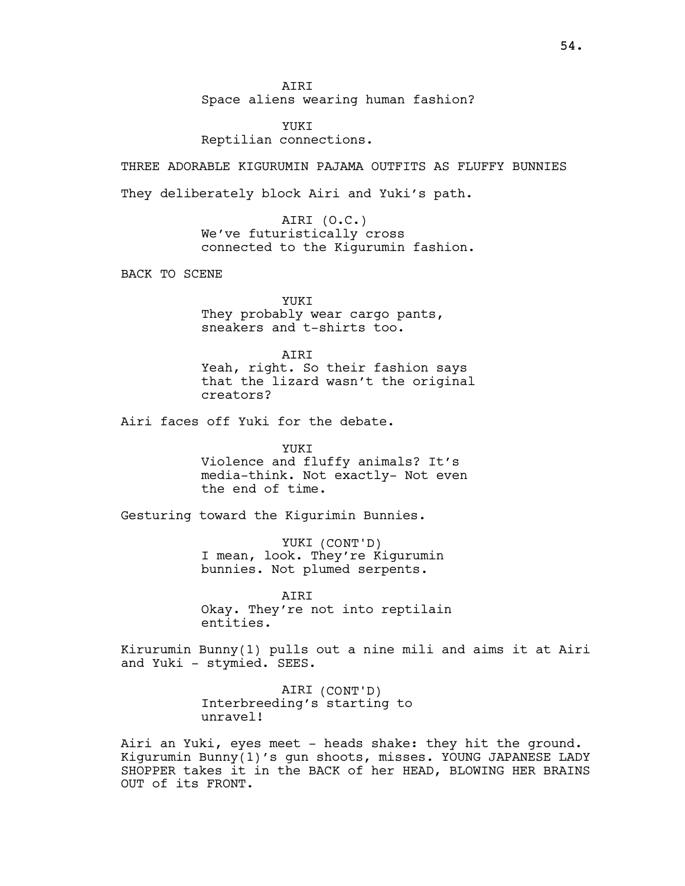AIRI
Space aliens wearing human fashion?

YUKI
Reptilian connections.

THREE ADORABLE KIGURUMIN PAJAMA OUTFITS AS FLUFFY BUNNIES

They deliberately block Airi and Yuki's path.

AIRI (O.C.)
We've futuristically cross connected to the Kigurumin fashion.

BACK TO SCENE

YUKI
They probably wear cargo pants, sneakers and t-shirts too.

AIRI
Yeah, right. So their fashion says that the lizard wasn't the original creators?

Airi faces off Yuki for the debate.

YUKI
Violence and fluffy animals? It's media-think. Not exactly- Not even the end of time.

Gesturing toward the Kigurimin Bunnies.

YUKI (CONT'D)
I mean, look. They're Kigurumin bunnies. Not plumed serpents.

AIRI
Okay. They're not into reptilain entities.

Kirurumin Bunny(1) pulls out a nine mili and aims it at Airi and Yuki - stymied. SEES.

AIRI (CONT'D)
Interbreeding's starting to unravel!

Airi an Yuki, eyes meet - heads shake: they hit the ground. Kigurumin Bunny(1)'s gun shoots, misses. YOUNG JAPANESE LADY SHOPPER takes it in the BACK of her HEAD, BLOWING HER BRAINS OUT of its FRONT.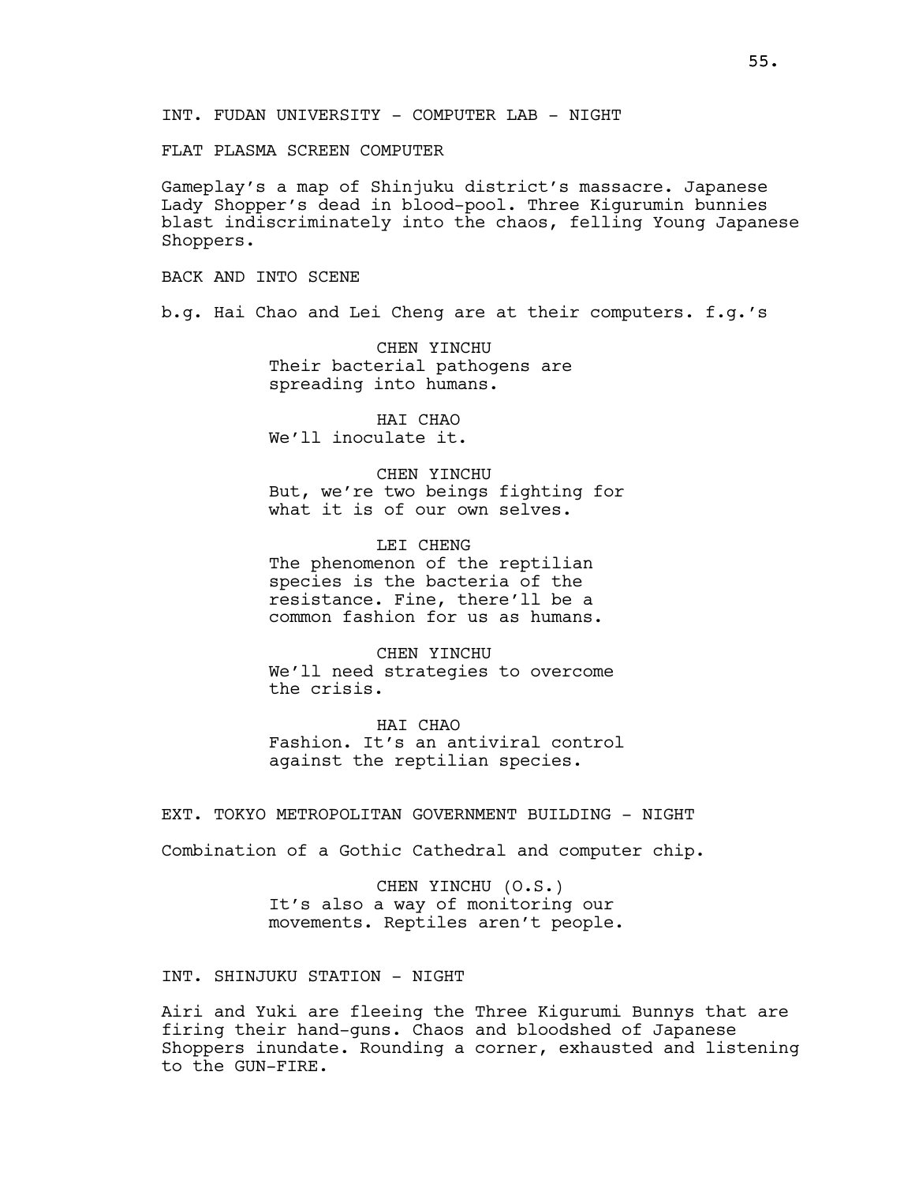INT. FUDAN UNIVERSITY - COMPUTER LAB - NIGHT

FLAT PLASMA SCREEN COMPUTER

Gameplay's a map of Shinjuku district's massacre. Japanese Lady Shopper's dead in blood-pool. Three Kigurumin bunnies blast indiscriminately into the chaos, felling Young Japanese Shoppers.

BACK AND INTO SCENE

b.g. Hai Chao and Lei Cheng are at their computers. f.g.'s

CHEN YINCHU
Their bacterial pathogens are spreading into humans.

HAI CHAO
We'll inoculate it.

CHEN YINCHU
But, we're two beings fighting for what it is of our own selves.

LEI CHENG
The phenomenon of the reptilian species is the bacteria of the resistance. Fine, there'll be a common fashion for us as humans.

CHEN YINCHU
We'll need strategies to overcome the crisis.

HAI CHAO
Fashion. It's an antiviral control against the reptilian species.

EXT. TOKYO METROPOLITAN GOVERNMENT BUILDING - NIGHT

Combination of a Gothic Cathedral and computer chip.

CHEN YINCHU (O.S.)
It's also a way of monitoring our movements. Reptiles aren't people.

INT. SHINJUKU STATION - NIGHT

Airi and Yuki are fleeing the Three Kigurumi Bunnys that are firing their hand-guns. Chaos and bloodshed of Japanese Shoppers inundate. Rounding a corner, exhausted and listening to the GUN-FIRE.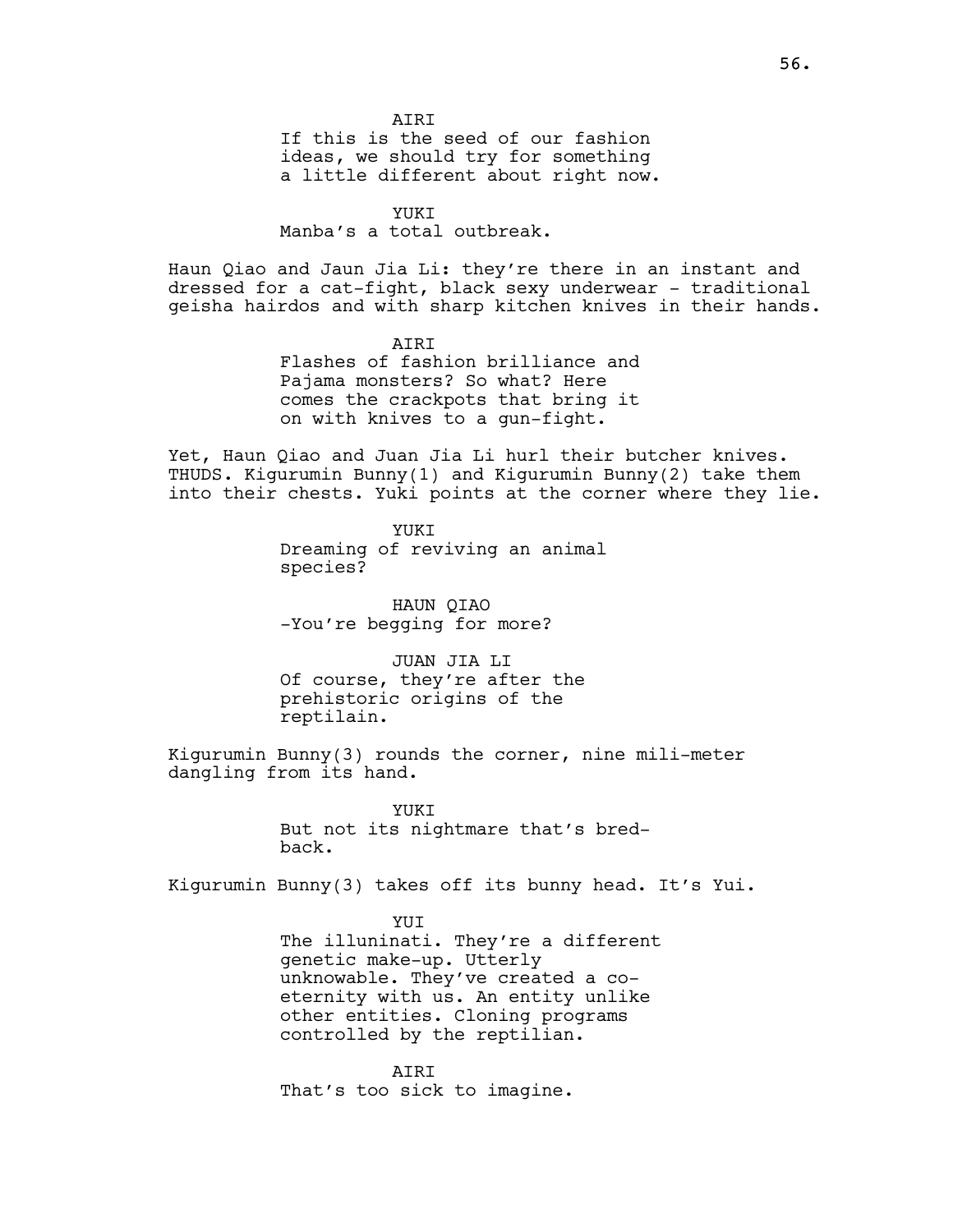AIRI

If this is the seed of our fashion ideas, we should try for something a little different about right now.

YUKI

Manba's a total outbreak.

Haun Qiao and Jaun Jia Li: they're there in an instant and dressed for a cat-fight, black sexy underwear - traditional geisha hairdos and with sharp kitchen knives in their hands.

AIRI

Flashes of fashion brilliance and Pajama monsters? So what? Here comes the crackpots that bring it on with knives to a gun-fight.

Yet, Haun Qiao and Juan Jia Li hurl their butcher knives. THUDS. Kigurumin Bunny(1) and Kigurumin Bunny(2) take them into their chests. Yuki points at the corner where they lie.

YUKI

Dreaming of reviving an animal species?

HAUN QIAO

-You're begging for more?

JUAN JIA LI

Of course, they're after the prehistoric origins of the reptilain.

Kigurumin Bunny(3) rounds the corner, nine mili-meter dangling from its hand.

YUKI

But not its nightmare that's bred-back.

Kigurumin Bunny(3) takes off its bunny head. It's Yui.

YUI

The illuninati. They're a different genetic make-up. Utterly unknowable. They've created a co-eternity with us. An entity unlike other entities. Cloning programs controlled by the reptilian.

AIRI

That's too sick to imagine.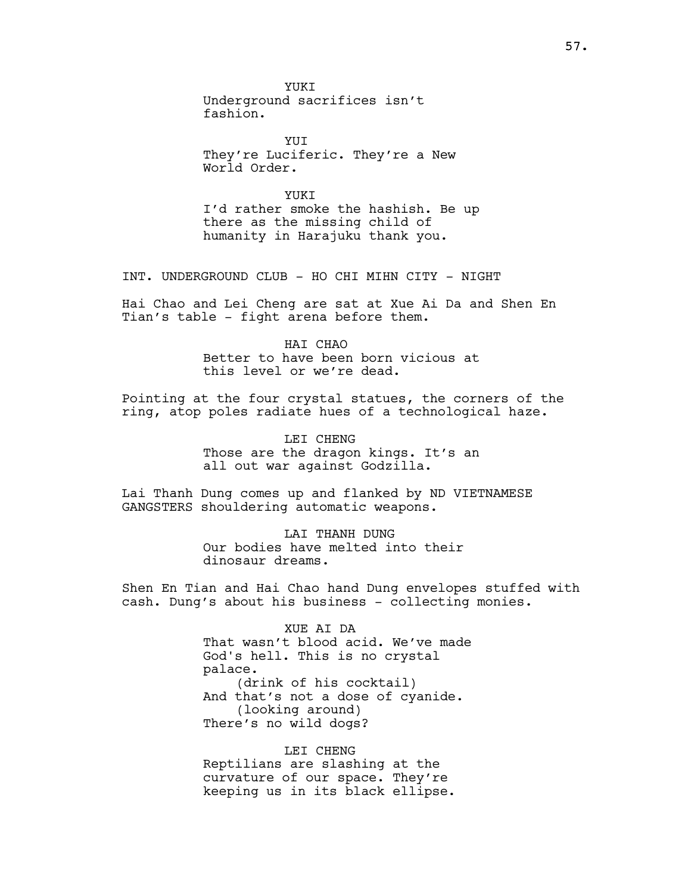YUKI
Underground sacrifices isn't fashion.

YUI
They're Luciferic. They're a New World Order.

YUKI
I'd rather smoke the hashish. Be up there as the missing child of humanity in Harajuku thank you.

INT. UNDERGROUND CLUB - HO CHI MIHN CITY - NIGHT

Hai Chao and Lei Cheng are sat at Xue Ai Da and Shen En Tian's table - fight arena before them.

HAI CHAO
Better to have been born vicious at this level or we're dead.

Pointing at the four crystal statues, the corners of the ring, atop poles radiate hues of a technological haze.

LEI CHENG
Those are the dragon kings. It's an all out war against Godzilla.

Lai Thanh Dung comes up and flanked by ND VIETNAMESE GANGSTERS shouldering automatic weapons.

LAI THANH DUNG
Our bodies have melted into their dinosaur dreams.

Shen En Tian and Hai Chao hand Dung envelopes stuffed with cash. Dung's about his business - collecting monies.

XUE AI DA
That wasn't blood acid. We've made God's hell. This is no crystal palace.
(drink of his cocktail)
And that's not a dose of cyanide.
(looking around)
There's no wild dogs?

LEI CHENG
Reptilians are slashing at the curvature of our space. They're keeping us in its black ellipse.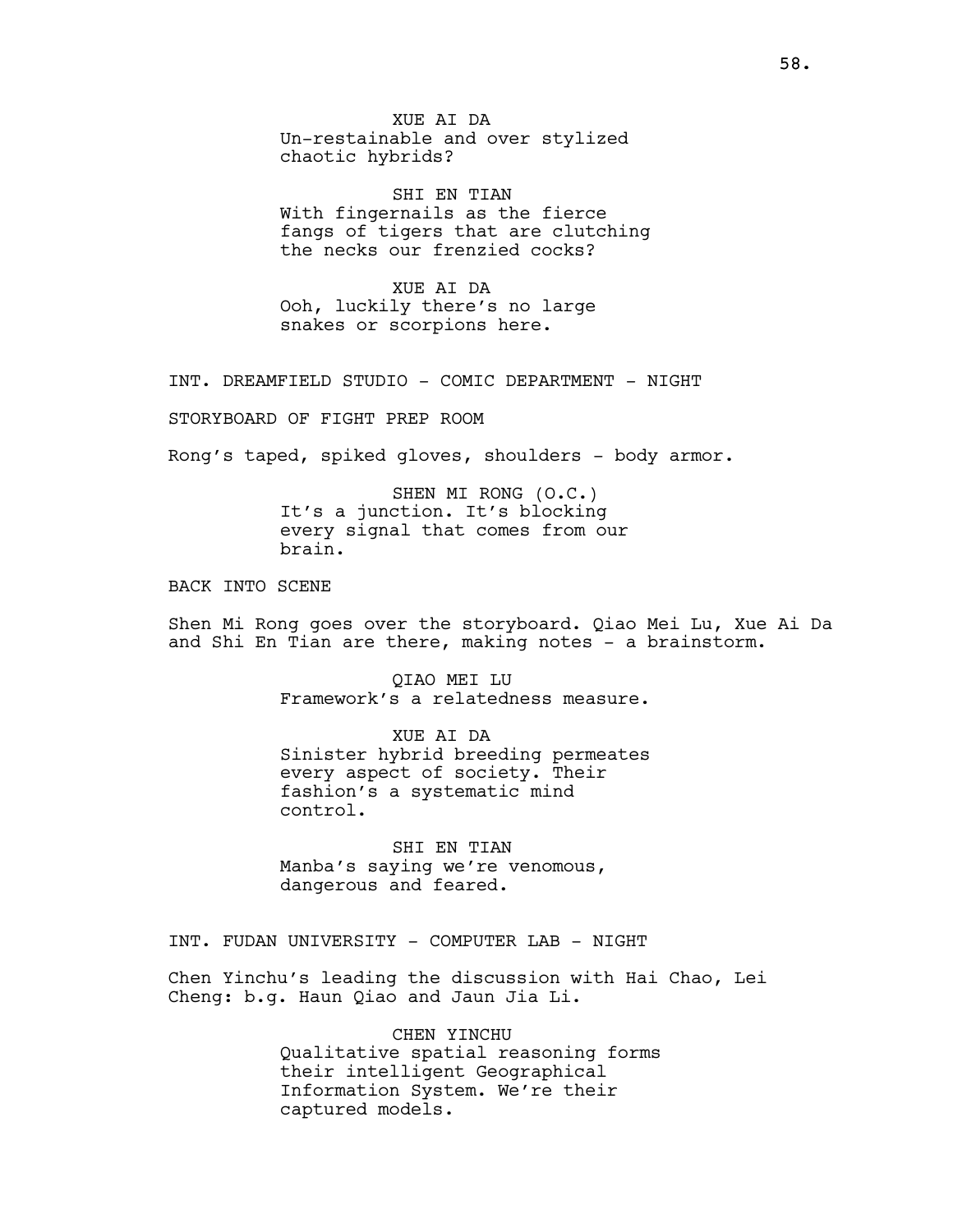XUE AI DA
Un-restainable and over stylized chaotic hybrids?

SHI EN TIAN
With fingernails as the fierce fangs of tigers that are clutching the necks our frenzied cocks?

XUE AI DA
Ooh, luckily there's no large snakes or scorpions here.

INT. DREAMFIELD STUDIO - COMIC DEPARTMENT - NIGHT

STORYBOARD OF FIGHT PREP ROOM

Rong's taped, spiked gloves, shoulders - body armor.

SHEN MI RONG (O.C.)
It's a junction. It's blocking every signal that comes from our brain.

BACK INTO SCENE

Shen Mi Rong goes over the storyboard. Qiao Mei Lu, Xue Ai Da and Shi En Tian are there, making notes - a brainstorm.

QIAO MEI LU
Framework's a relatedness measure.

XUE AI DA
Sinister hybrid breeding permeates every aspect of society. Their fashion's a systematic mind control.

SHI EN TIAN
Manba's saying we're venomous, dangerous and feared.

INT. FUDAN UNIVERSITY - COMPUTER LAB - NIGHT

Chen Yinchu's leading the discussion with Hai Chao, Lei Cheng: b.g. Haun Qiao and Jaun Jia Li.

CHEN YINCHU
Qualitative spatial reasoning forms their intelligent Geographical Information System. We're their captured models.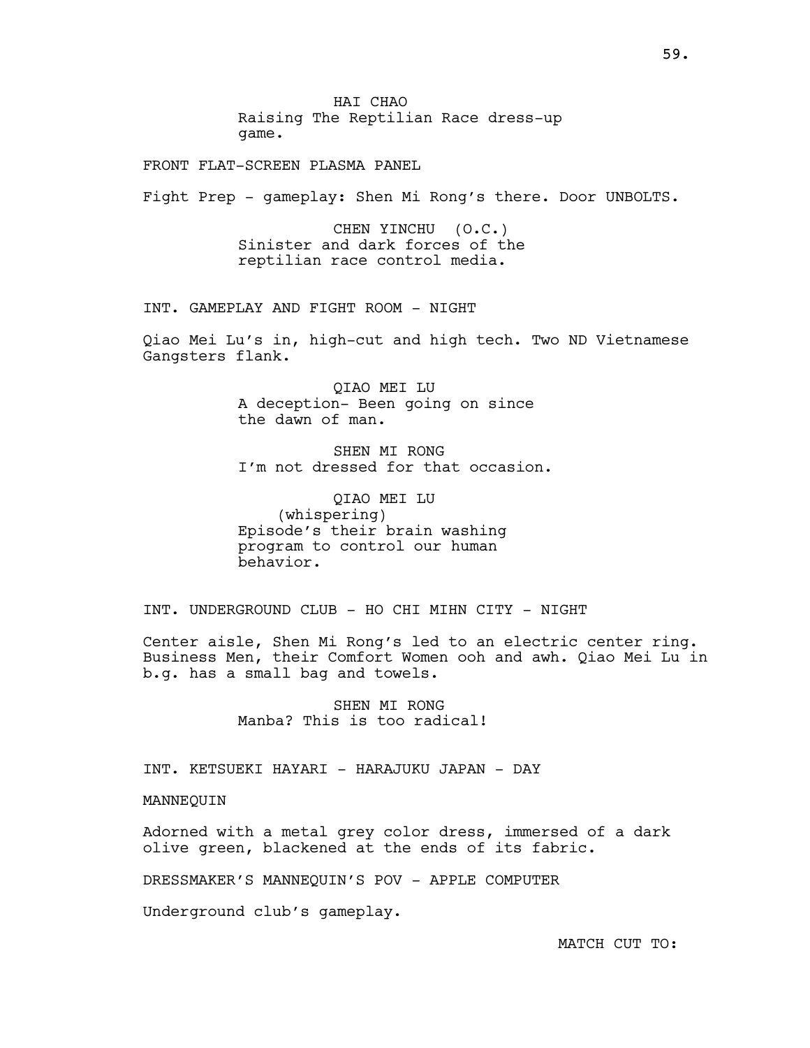HAI CHAO
Raising The Reptilian Race dress-up game.

FRONT FLAT-SCREEN PLASMA PANEL

Fight Prep - gameplay: Shen Mi Rong's there. Door UNBOLTS.

CHEN YINCHU (O.C.)
Sinister and dark forces of the reptilian race control media.

INT. GAMEPLAY AND FIGHT ROOM - NIGHT

Qiao Mei Lu's in, high-cut and high tech. Two ND Vietnamese Gangsters flank.

QIAO MEI LU
A deception- Been going on since the dawn of man.

SHEN MI RONG
I'm not dressed for that occasion.

QIAO MEI LU
(whispering)
Episode's their brain washing program to control our human behavior.

INT. UNDERGROUND CLUB - HO CHI MIHN CITY - NIGHT

Center aisle, Shen Mi Rong's led to an electric center ring. Business Men, their Comfort Women ooh and awh. Qiao Mei Lu in b.g. has a small bag and towels.

SHEN MI RONG
Manba? This is too radical!

INT. KETSUEKI HAYARI - HARAJUKU JAPAN - DAY

MANNEQUIN

Adorned with a metal grey color dress, immersed of a dark olive green, blackened at the ends of its fabric.

DRESSMAKER'S MANNEQUIN'S POV - APPLE COMPUTER

Underground club's gameplay.

MATCH CUT TO: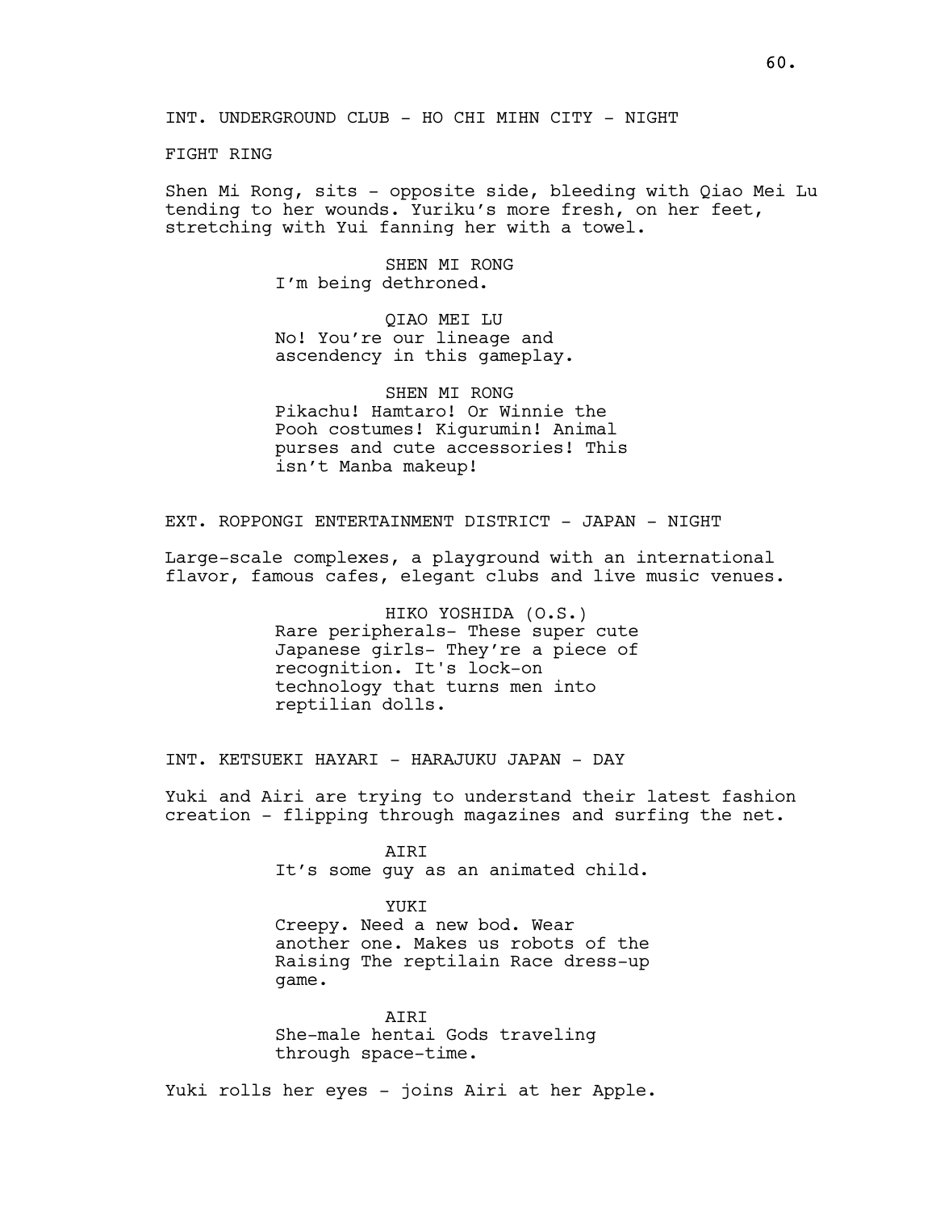INT. UNDERGROUND CLUB - HO CHI MIHN CITY - NIGHT

FIGHT RING

Shen Mi Rong, sits - opposite side, bleeding with Qiao Mei Lu tending to her wounds. Yuriku's more fresh, on her feet, stretching with Yui fanning her with a towel.

SHEN MI RONG
I'm being dethroned.

QIAO MEI LU
No! You're our lineage and ascendency in this gameplay.

SHEN MI RONG
Pikachu! Hamtaro! Or Winnie the Pooh costumes! Kigurumin! Animal purses and cute accessories! This isn't Manba makeup!

EXT. ROPPONGI ENTERTAINMENT DISTRICT - JAPAN - NIGHT

Large-scale complexes, a playground with an international flavor, famous cafes, elegant clubs and live music venues.

HIKO YOSHIDA (O.S.)
Rare peripherals- These super cute Japanese girls- They're a piece of recognition. It's lock-on technology that turns men into reptilian dolls.

INT. KETSUEKI HAYARI - HARAJUKU JAPAN - DAY

Yuki and Airi are trying to understand their latest fashion creation - flipping through magazines and surfing the net.

AIRI
It's some guy as an animated child.

YUKI
Creepy. Need a new bod. Wear another one. Makes us robots of the Raising The reptilain Race dress-up game.

AIRI
She-male hentai Gods traveling through space-time.

Yuki rolls her eyes - joins Airi at her Apple.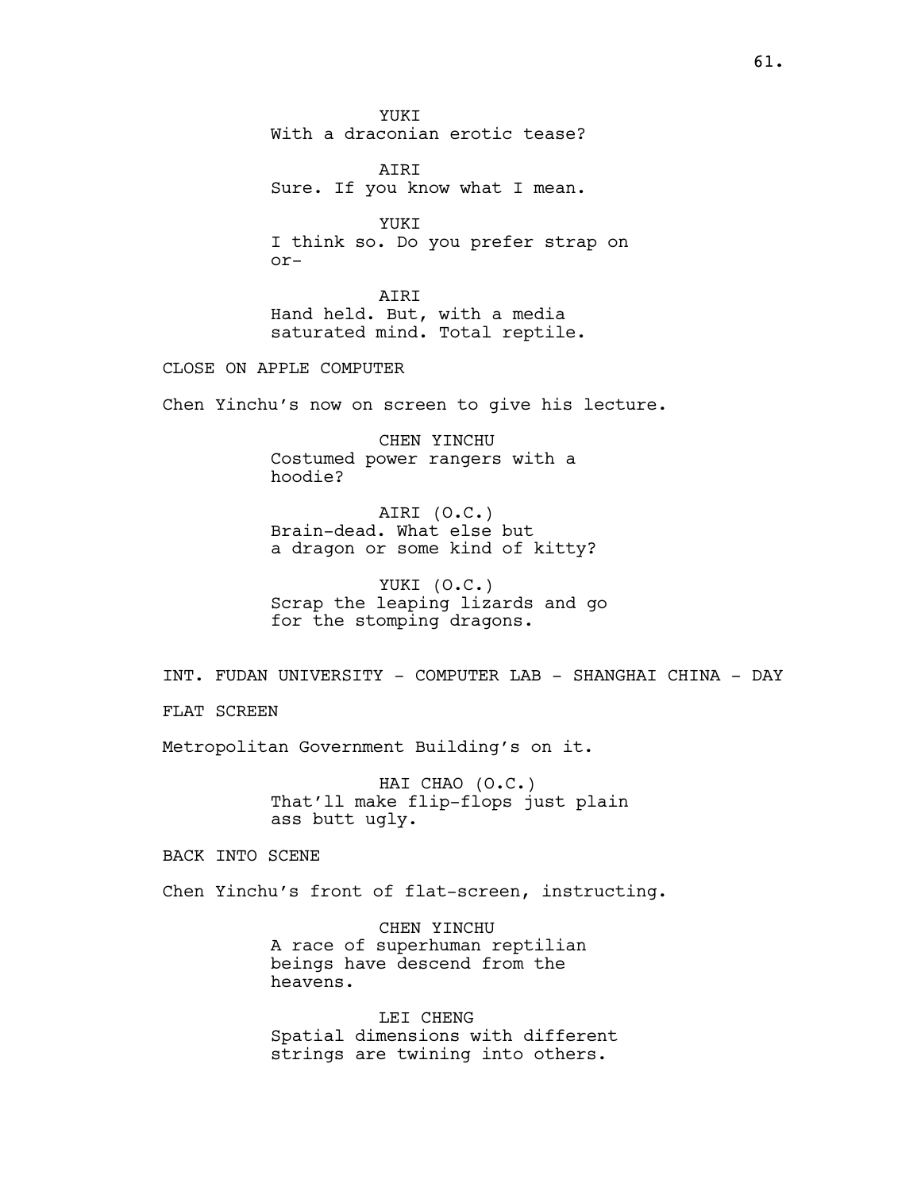YUKI
With a draconian erotic tease?

AIRI
Sure. If you know what I mean.

YUKI
I think so. Do you prefer strap on or-

AIRI
Hand held. But, with a media saturated mind. Total reptile.

CLOSE ON APPLE COMPUTER

Chen Yinchu's now on screen to give his lecture.

CHEN YINCHU
Costumed power rangers with a hoodie?

AIRI (O.C.)
Brain-dead. What else but a dragon or some kind of kitty?

YUKI (O.C.)
Scrap the leaping lizards and go for the stomping dragons.

INT. FUDAN UNIVERSITY - COMPUTER LAB - SHANGHAI CHINA - DAY

FLAT SCREEN

Metropolitan Government Building's on it.

HAI CHAO (O.C.)
That'll make flip-flops just plain ass butt ugly.

BACK INTO SCENE

Chen Yinchu's front of flat-screen, instructing.

CHEN YINCHU
A race of superhuman reptilian beings have descend from the heavens.

LEI CHENG
Spatial dimensions with different strings are twining into others.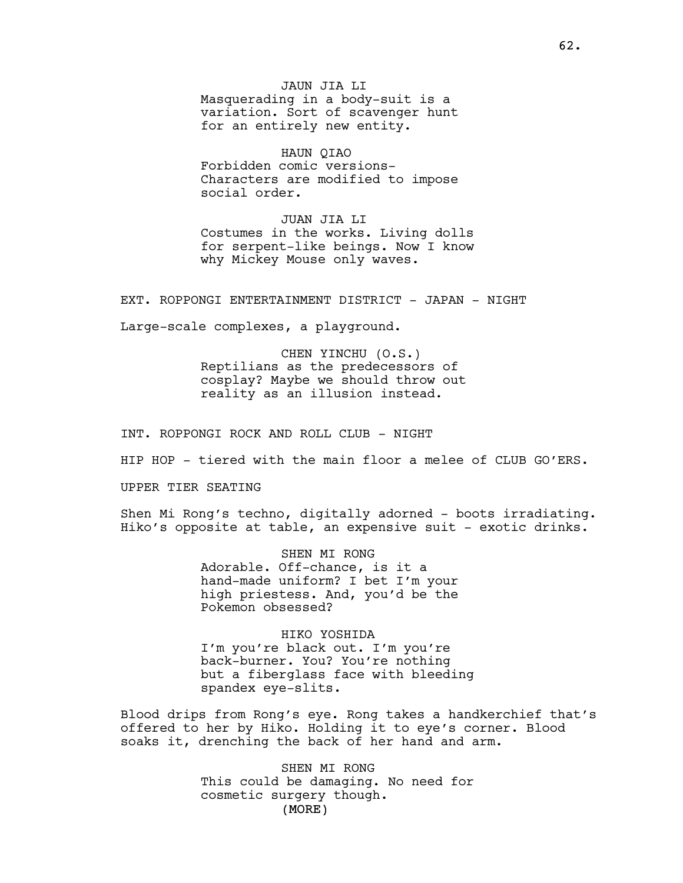JAUN JIA LI
Masquerading in a body-suit is a variation. Sort of scavenger hunt for an entirely new entity.

HAUN QIAO
Forbidden comic versions- Characters are modified to impose social order.

JUAN JIA LI
Costumes in the works. Living dolls for serpent-like beings. Now I know why Mickey Mouse only waves.

EXT. ROPPONGI ENTERTAINMENT DISTRICT - JAPAN - NIGHT

Large-scale complexes, a playground.

CHEN YINCHU (O.S.)
Reptilians as the predecessors of cosplay? Maybe we should throw out reality as an illusion instead.

INT. ROPPONGI ROCK AND ROLL CLUB - NIGHT

HIP HOP - tiered with the main floor a melee of CLUB GO'ERS.

UPPER TIER SEATING

Shen Mi Rong's techno, digitally adorned - boots irradiating. Hiko's opposite at table, an expensive suit - exotic drinks.

SHEN MI RONG
Adorable. Off-chance, is it a hand-made uniform? I bet I'm your high priestess. And, you'd be the Pokemon obsessed?

HIKO YOSHIDA
I'm you're black out. I'm you're back-burner. You? You're nothing but a fiberglass face with bleeding spandex eye-slits.

Blood drips from Rong's eye. Rong takes a handkerchief that's offered to her by Hiko. Holding it to eye's corner. Blood soaks it, drenching the back of her hand and arm.

SHEN MI RONG
This could be damaging. No need for cosmetic surgery though.
(MORE)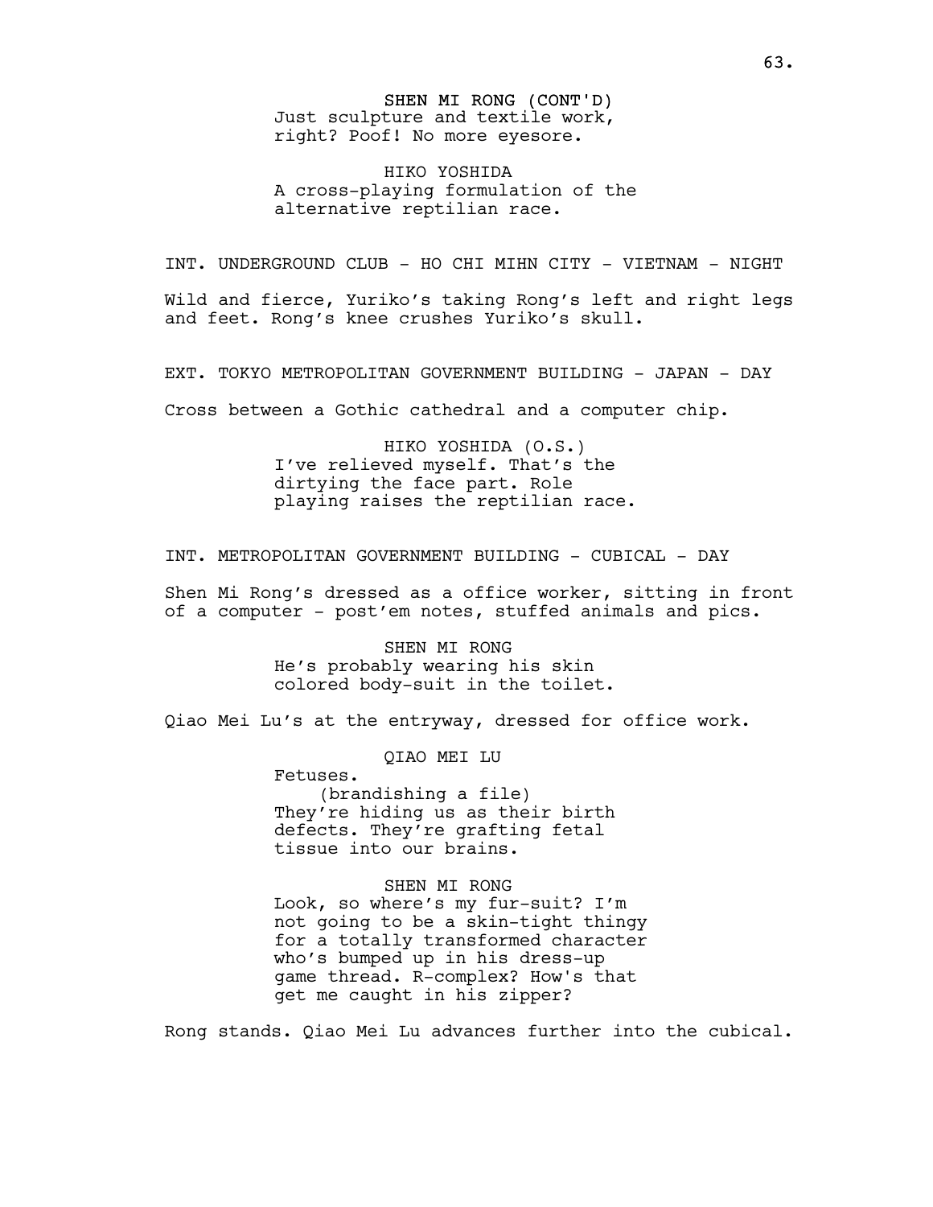SHEN MI RONG (CONT'D)
Just sculpture and textile work, right? Poof! No more eyesore.

HIKO YOSHIDA
A cross-playing formulation of the alternative reptilian race.

INT. UNDERGROUND CLUB - HO CHI MIHN CITY - VIETNAM - NIGHT

Wild and fierce, Yuriko's taking Rong's left and right legs and feet. Rong's knee crushes Yuriko's skull.

EXT. TOKYO METROPOLITAN GOVERNMENT BUILDING - JAPAN - DAY

Cross between a Gothic cathedral and a computer chip.

HIKO YOSHIDA (O.S.)
I've relieved myself. That's the dirtying the face part. Role playing raises the reptilian race.

INT. METROPOLITAN GOVERNMENT BUILDING - CUBICAL - DAY

Shen Mi Rong's dressed as a office worker, sitting in front of a computer - post'em notes, stuffed animals and pics.

SHEN MI RONG
He's probably wearing his skin colored body-suit in the toilet.

Qiao Mei Lu's at the entryway, dressed for office work.

QIAO MEI LU
Fetuses.
(brandishing a file)
They're hiding us as their birth defects. They're grafting fetal tissue into our brains.

SHEN MI RONG
Look, so where's my fur-suit? I'm not going to be a skin-tight thingy for a totally transformed character who's bumped up in his dress-up game thread. R-complex? How's that get me caught in his zipper?

Rong stands. Qiao Mei Lu advances further into the cubical.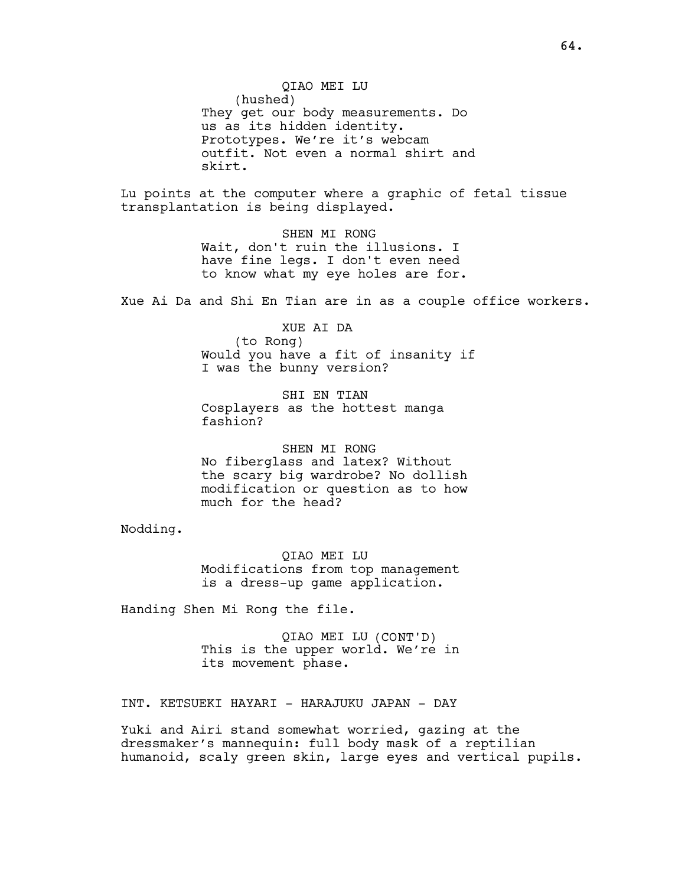QIAO MEI LU
(hushed)
They get our body measurements. Do us as its hidden identity. Prototypes. We're it's webcam outfit. Not even a normal shirt and skirt.

Lu points at the computer where a graphic of fetal tissue transplantation is being displayed.

SHEN MI RONG
Wait, don't ruin the illusions. I have fine legs. I don't even need to know what my eye holes are for.

Xue Ai Da and Shi En Tian are in as a couple office workers.

XUE AI DA
(to Rong)
Would you have a fit of insanity if I was the bunny version?

SHI EN TIAN
Cosplayers as the hottest manga fashion?

SHEN MI RONG
No fiberglass and latex? Without the scary big wardrobe? No dollish modification or question as to how much for the head?

Nodding.

QIAO MEI LU
Modifications from top management is a dress-up game application.

Handing Shen Mi Rong the file.

QIAO MEI LU (CONT'D)
This is the upper world. We're in its movement phase.

INT. KETSUEKI HAYARI - HARAJUKU JAPAN - DAY

Yuki and Airi stand somewhat worried, gazing at the dressmaker's mannequin: full body mask of a reptilian humanoid, scaly green skin, large eyes and vertical pupils.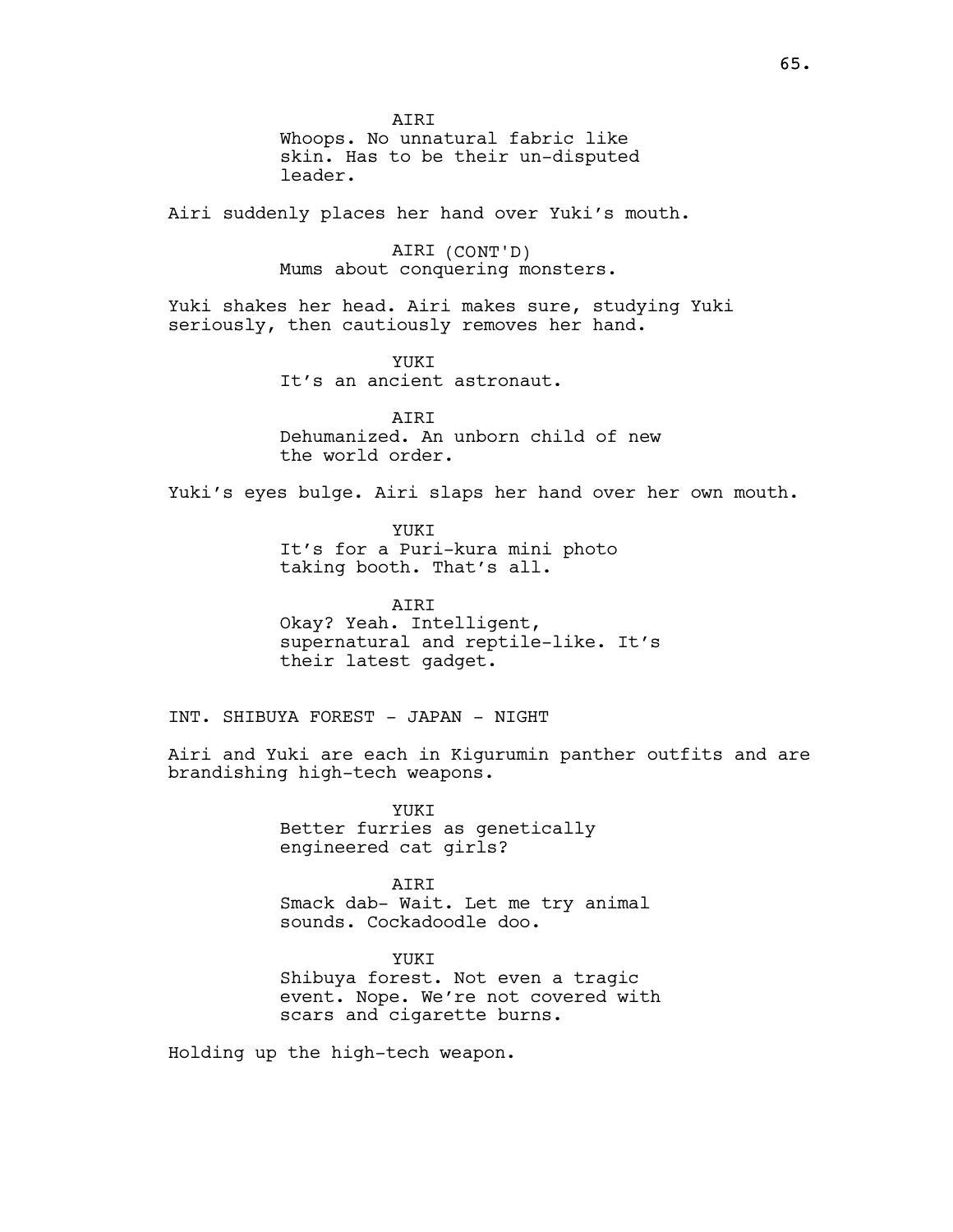AIRI
Whoops. No unnatural fabric like skin. Has to be their un-disputed leader.

Airi suddenly places her hand over Yuki's mouth.

AIRI (CONT'D)
Mums about conquering monsters.

Yuki shakes her head. Airi makes sure, studying Yuki seriously, then cautiously removes her hand.

YUKI
It's an ancient astronaut.

AIRI
Dehumanized. An unborn child of new the world order.

Yuki's eyes bulge. Airi slaps her hand over her own mouth.

YUKI
It's for a Puri-kura mini photo taking booth. That's all.

AIRI
Okay? Yeah. Intelligent, supernatural and reptile-like. It's their latest gadget.

INT. SHIBUYA FOREST - JAPAN - NIGHT

Airi and Yuki are each in Kigurumin panther outfits and are brandishing high-tech weapons.

YUKI
Better furries as genetically engineered cat girls?

AIRI
Smack dab- Wait. Let me try animal sounds. Cockadoodle doo.

YUKI
Shibuya forest. Not even a tragic event. Nope. We're not covered with scars and cigarette burns.

Holding up the high-tech weapon.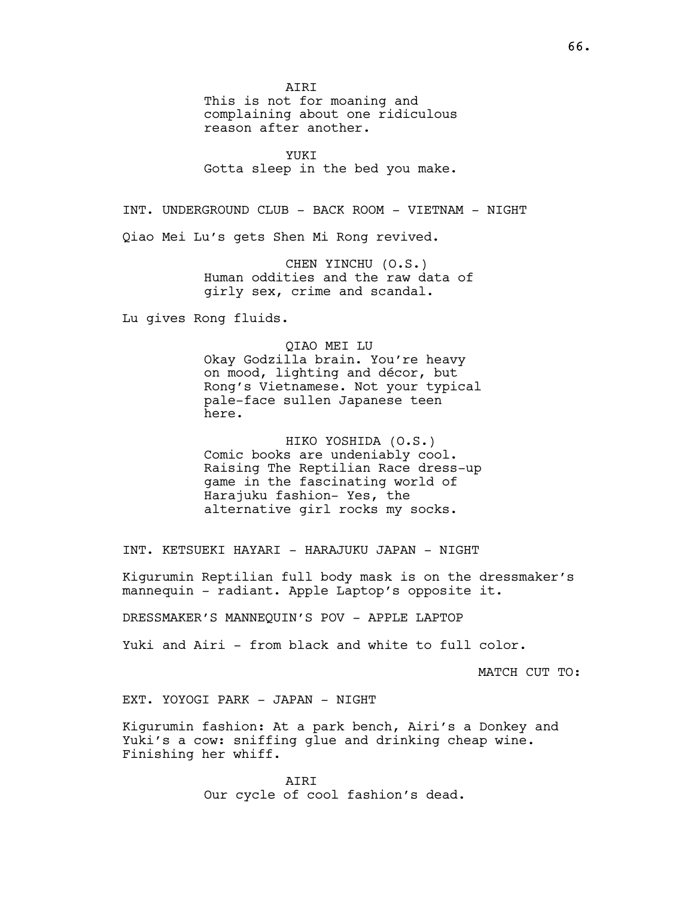AIRI

This is not for moaning and complaining about one ridiculous reason after another.

YUKI

Gotta sleep in the bed you make.

INT. UNDERGROUND CLUB - BACK ROOM - VIETNAM - NIGHT

Qiao Mei Lu's gets Shen Mi Rong revived.

CHEN YINCHU (O.S.)

Human oddities and the raw data of girly sex, crime and scandal.

Lu gives Rong fluids.

QIAO MEI LU

Okay Godzilla brain. You're heavy on mood, lighting and décor, but Rong's Vietnamese. Not your typical pale-face sullen Japanese teen here.

HIKO YOSHIDA (O.S.)

Comic books are undeniably cool. Raising The Reptilian Race dress-up game in the fascinating world of Harajuku fashion- Yes, the alternative girl rocks my socks.

INT. KETSUEKI HAYARI - HARAJUKU JAPAN - NIGHT

Kigurumin Reptilian full body mask is on the dressmaker's mannequin - radiant. Apple Laptop's opposite it.

DRESSMAKER'S MANNEQUIN'S POV - APPLE LAPTOP

Yuki and Airi - from black and white to full color.

MATCH CUT TO:

EXT. YOYOGI PARK - JAPAN - NIGHT

Kigurumin fashion: At a park bench, Airi's a Donkey and Yuki's a cow: sniffing glue and drinking cheap wine. Finishing her whiff.

AIRI

Our cycle of cool fashion's dead.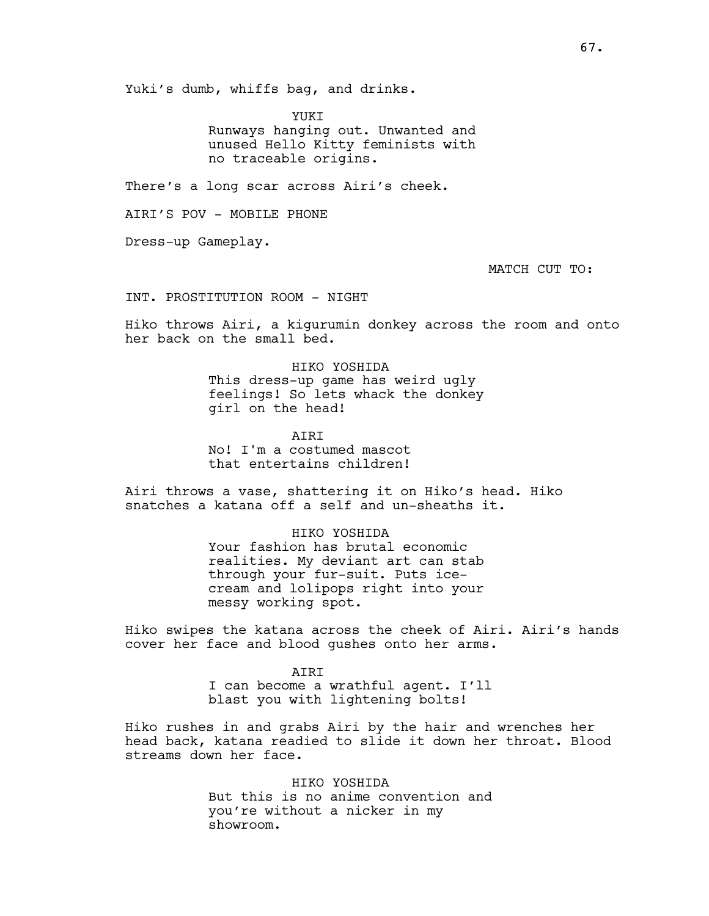Yuki's dumb, whiffs bag, and drinks.

YUKI
Runways hanging out. Unwanted and unused Hello Kitty feminists with no traceable origins.

There's a long scar across Airi's cheek.

AIRI'S POV - MOBILE PHONE

Dress-up Gameplay.

MATCH CUT TO:

INT. PROSTITUTION ROOM - NIGHT

Hiko throws Airi, a kigurumin donkey across the room and onto her back on the small bed.

HIKO YOSHIDA
This dress-up game has weird ugly feelings! So lets whack the donkey girl on the head!

AIRI
No! I'm a costumed mascot that entertains children!

Airi throws a vase, shattering it on Hiko's head. Hiko snatches a katana off a self and un-sheaths it.

HIKO YOSHIDA
Your fashion has brutal economic realities. My deviant art can stab through your fur-suit. Puts ice-cream and lolipops right into your messy working spot.

Hiko swipes the katana across the cheek of Airi. Airi's hands cover her face and blood gushes onto her arms.

AIRI
I can become a wrathful agent. I'll blast you with lightening bolts!

Hiko rushes in and grabs Airi by the hair and wrenches her head back, katana readied to slide it down her throat. Blood streams down her face.

HIKO YOSHIDA
But this is no anime convention and you're without a nicker in my showroom.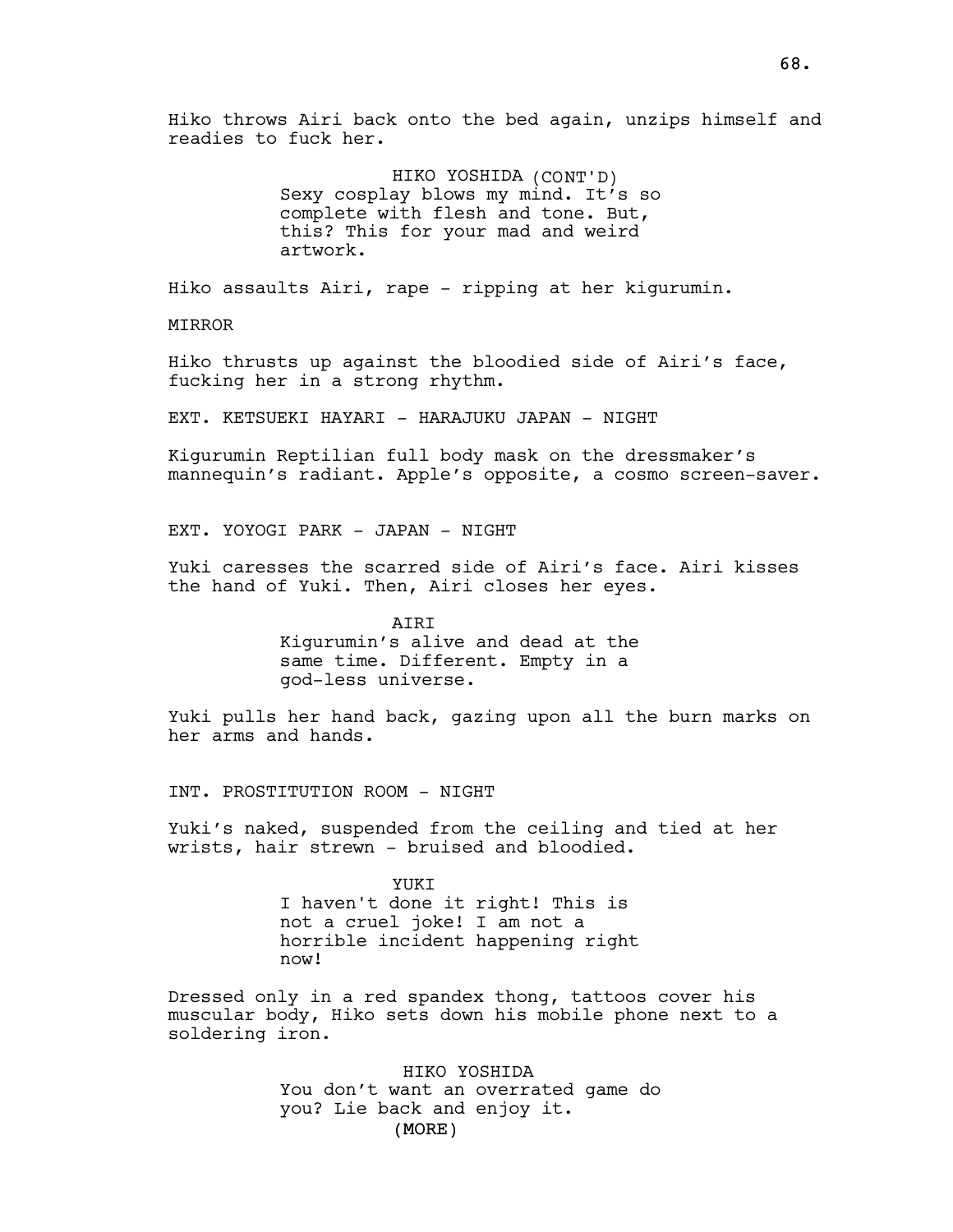Hiko throws Airi back onto the bed again, unzips himself and readies to fuck her.

HIKO YOSHIDA (CONT'D)
Sexy cosplay blows my mind. It's so complete with flesh and tone. But, this? This for your mad and weird artwork.

Hiko assaults Airi, rape - ripping at her kigurumin.

MIRROR

Hiko thrusts up against the bloodied side of Airi's face, fucking her in a strong rhythm.

EXT. KETSUEKI HAYARI - HARAJUKU JAPAN - NIGHT

Kigurumin Reptilian full body mask on the dressmaker's mannequin's radiant. Apple's opposite, a cosmo screen-saver.

EXT. YOYOGI PARK - JAPAN - NIGHT

Yuki caresses the scarred side of Airi's face. Airi kisses the hand of Yuki. Then, Airi closes her eyes.

AIRI
Kigurumin's alive and dead at the same time. Different. Empty in a god-less universe.

Yuki pulls her hand back, gazing upon all the burn marks on her arms and hands.

INT. PROSTITUTION ROOM - NIGHT

Yuki's naked, suspended from the ceiling and tied at her wrists, hair strewn - bruised and bloodied.

YUKI
I haven't done it right! This is not a cruel joke! I am not a horrible incident happening right now!

Dressed only in a red spandex thong, tattoos cover his muscular body, Hiko sets down his mobile phone next to a soldering iron.

HIKO YOSHIDA
You don't want an overrated game do you? Lie back and enjoy it.
(MORE)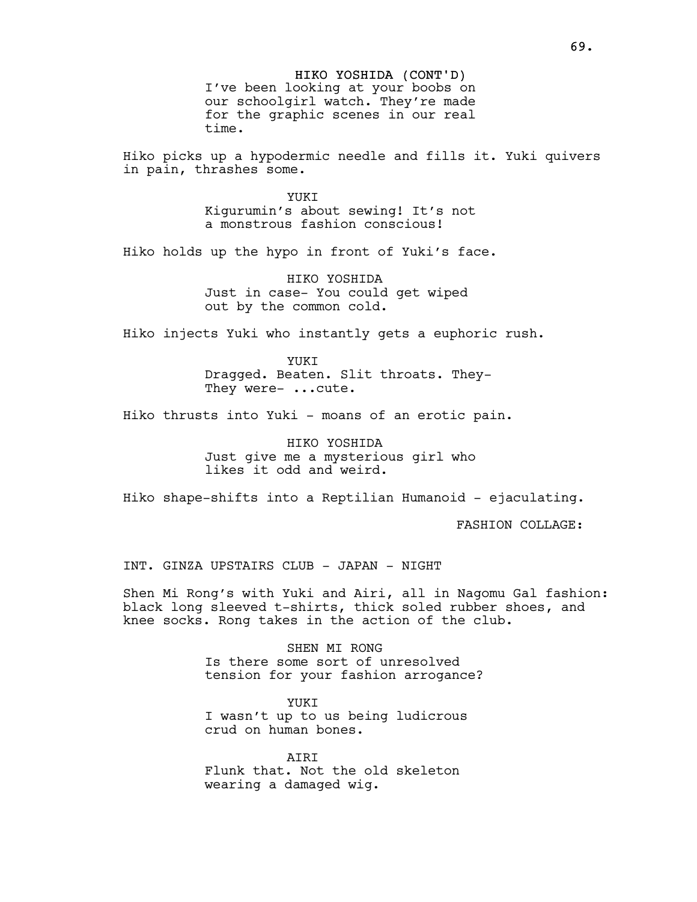HIKO YOSHIDA (CONT'D)
I've been looking at your boobs on our schoolgirl watch. They're made for the graphic scenes in our real time.

Hiko picks up a hypodermic needle and fills it. Yuki quivers in pain, thrashes some.

YUKI
Kigurumin's about sewing! It's not a monstrous fashion conscious!

Hiko holds up the hypo in front of Yuki's face.

HIKO YOSHIDA
Just in case- You could get wiped out by the common cold.

Hiko injects Yuki who instantly gets a euphoric rush.

YUKI
Dragged. Beaten. Slit throats. They- They were- ...cute.

Hiko thrusts into Yuki - moans of an erotic pain.

HIKO YOSHIDA
Just give me a mysterious girl who likes it odd and weird.

Hiko shape-shifts into a Reptilian Humanoid - ejaculating.

FASHION COLLAGE:

INT. GINZA UPSTAIRS CLUB - JAPAN - NIGHT

Shen Mi Rong's with Yuki and Airi, all in Nagomu Gal fashion: black long sleeved t-shirts, thick soled rubber shoes, and knee socks. Rong takes in the action of the club.

SHEN MI RONG
Is there some sort of unresolved tension for your fashion arrogance?

YUKI
I wasn't up to us being ludicrous crud on human bones.

AIRI
Flunk that. Not the old skeleton wearing a damaged wig.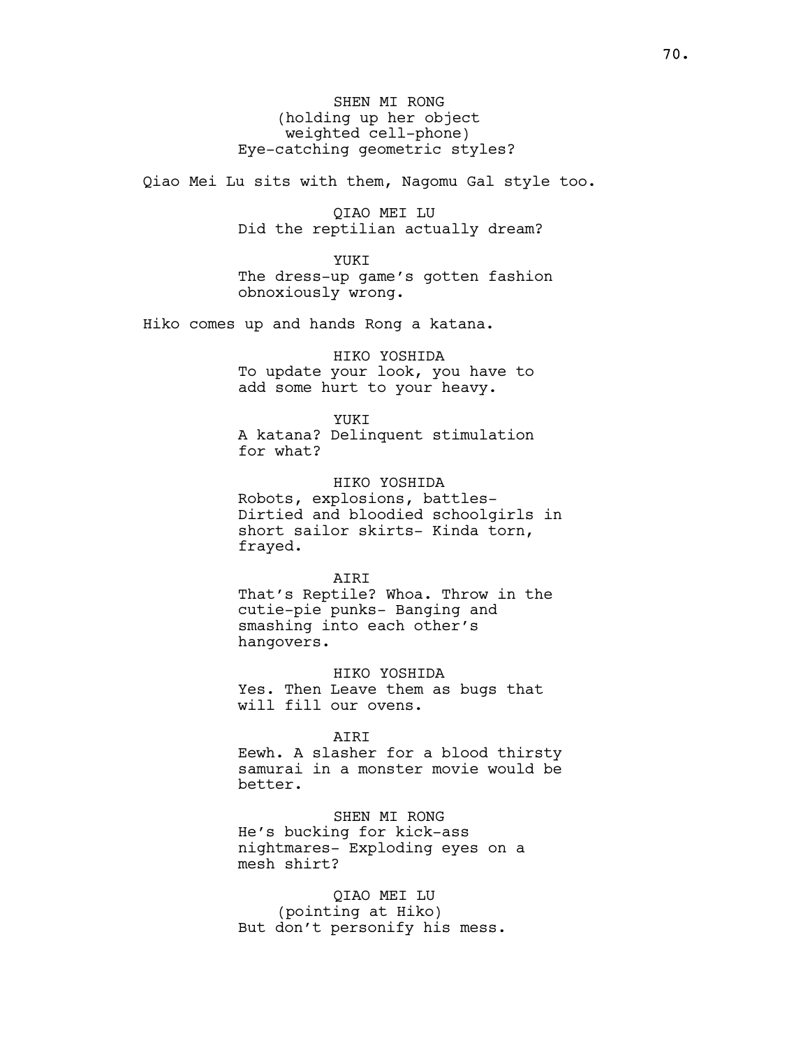SHEN MI RONG
(holding up her object weighted cell-phone)
Eye-catching geometric styles?

Qiao Mei Lu sits with them, Nagomu Gal style too.

QIAO MEI LU
Did the reptilian actually dream?

YUKI
The dress-up game's gotten fashion obnoxiously wrong.

Hiko comes up and hands Rong a katana.

HIKO YOSHIDA
To update your look, you have to add some hurt to your heavy.

YUKI
A katana? Delinquent stimulation for what?

HIKO YOSHIDA
Robots, explosions, battles- Dirtied and bloodied schoolgirls in short sailor skirts- Kinda torn, frayed.

AIRI
That's Reptile? Whoa. Throw in the cutie-pie punks- Banging and smashing into each other's hangovers.

HIKO YOSHIDA
Yes. Then Leave them as bugs that will fill our ovens.

AIRI
Eewh. A slasher for a blood thirsty samurai in a monster movie would be better.

SHEN MI RONG
He's bucking for kick-ass nightmares- Exploding eyes on a mesh shirt?

QIAO MEI LU
(pointing at Hiko)
But don't personify his mess.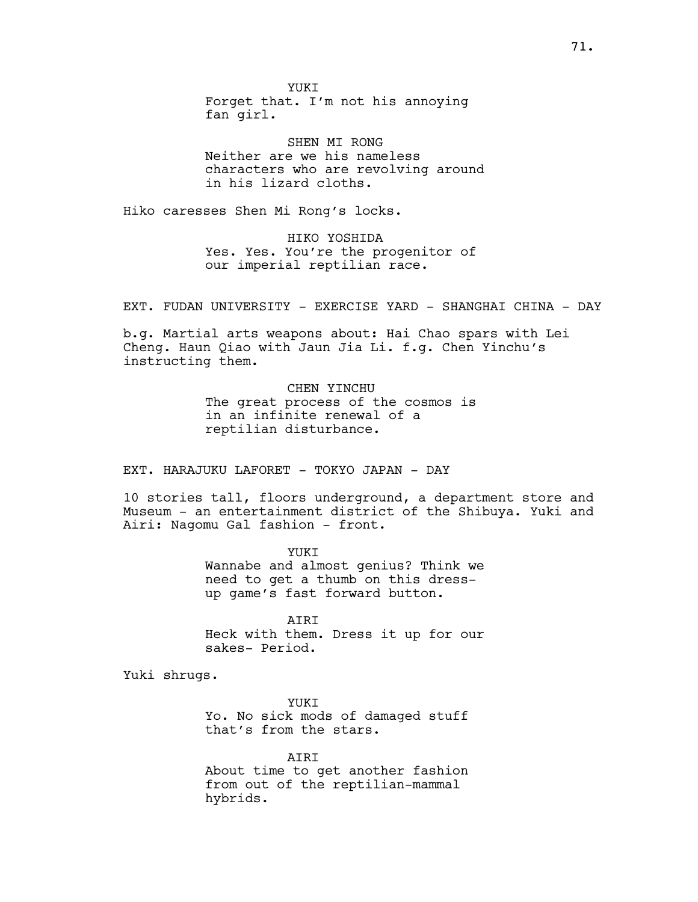YUKI
Forget that. I'm not his annoying fan girl.

SHEN MI RONG
Neither are we his nameless characters who are revolving around in his lizard cloths.

Hiko caresses Shen Mi Rong's locks.

HIKO YOSHIDA
Yes. Yes. You're the progenitor of our imperial reptilian race.

EXT. FUDAN UNIVERSITY - EXERCISE YARD - SHANGHAI CHINA - DAY

b.g. Martial arts weapons about: Hai Chao spars with Lei Cheng. Haun Qiao with Jaun Jia Li. f.g. Chen Yinchu's instructing them.

CHEN YINCHU
The great process of the cosmos is in an infinite renewal of a reptilian disturbance.

EXT. HARAJUKU LAFORET - TOKYO JAPAN - DAY

10 stories tall, floors underground, a department store and Museum - an entertainment district of the Shibuya. Yuki and Airi: Nagomu Gal fashion - front.

YUKI
Wannabe and almost genius? Think we need to get a thumb on this dress-up game's fast forward button.

AIRI
Heck with them. Dress it up for our sakes- Period.

Yuki shrugs.

YUKI
Yo. No sick mods of damaged stuff that's from the stars.

AIRI
About time to get another fashion from out of the reptilian-mammal hybrids.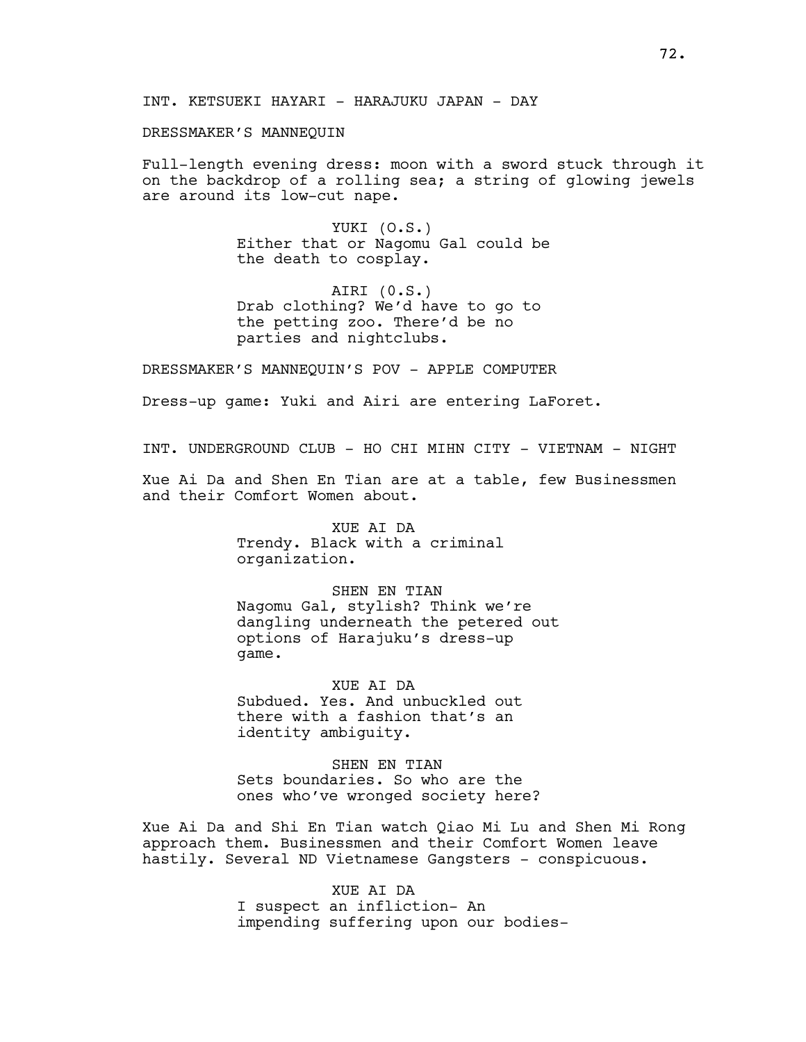INT. KETSUEKI HAYARI - HARAJUKU JAPAN - DAY

DRESSMAKER'S MANNEQUIN

Full-length evening dress: moon with a sword stuck through it on the backdrop of a rolling sea; a string of glowing jewels are around its low-cut nape.

YUKI (O.S.)
Either that or Nagomu Gal could be the death to cosplay.

AIRI (0.S.)
Drab clothing? We'd have to go to the petting zoo. There'd be no parties and nightclubs.

DRESSMAKER'S MANNEQUIN'S POV - APPLE COMPUTER

Dress-up game: Yuki and Airi are entering LaForet.

INT. UNDERGROUND CLUB - HO CHI MIHN CITY - VIETNAM - NIGHT

Xue Ai Da and Shen En Tian are at a table, few Businessmen and their Comfort Women about.

XUE AI DA
Trendy. Black with a criminal organization.

SHEN EN TIAN
Nagomu Gal, stylish? Think we're dangling underneath the petered out options of Harajuku's dress-up game.

XUE AI DA
Subdued. Yes. And unbuckled out there with a fashion that's an identity ambiguity.

SHEN EN TIAN
Sets boundaries. So who are the ones who've wronged society here?

Xue Ai Da and Shi En Tian watch Qiao Mi Lu and Shen Mi Rong approach them. Businessmen and their Comfort Women leave hastily. Several ND Vietnamese Gangsters - conspicuous.

XUE AI DA
I suspect an infliction- An impending suffering upon our bodies-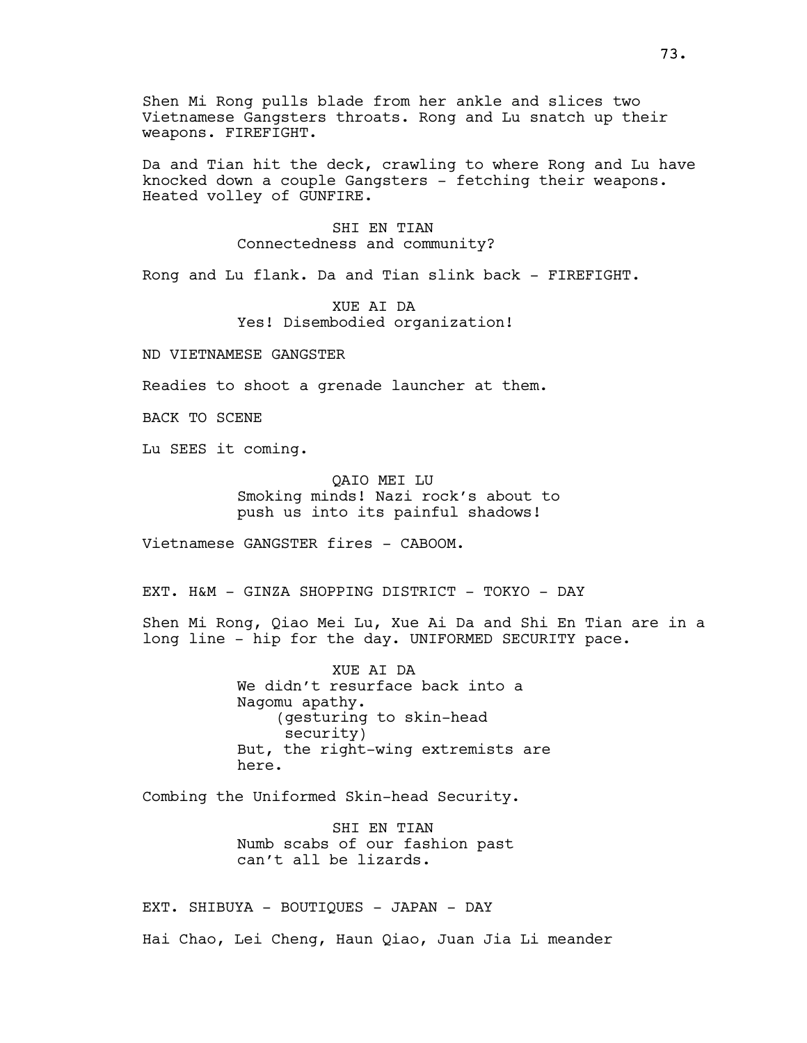Shen Mi Rong pulls blade from her ankle and slices two Vietnamese Gangsters throats. Rong and Lu snatch up their weapons. FIREFIGHT.

Da and Tian hit the deck, crawling to where Rong and Lu have knocked down a couple Gangsters - fetching their weapons. Heated volley of GUNFIRE.

SHI EN TIAN
Connectedness and community?

Rong and Lu flank. Da and Tian slink back - FIREFIGHT.

XUE AI DA
Yes! Disembodied organization!

ND VIETNAMESE GANGSTER

Readies to shoot a grenade launcher at them.

BACK TO SCENE

Lu SEES it coming.

QAIO MEI LU
Smoking minds! Nazi rock's about to push us into its painful shadows!

Vietnamese GANGSTER fires - CABOOM.

EXT. H&M - GINZA SHOPPING DISTRICT - TOKYO - DAY

Shen Mi Rong, Qiao Mei Lu, Xue Ai Da and Shi En Tian are in a long line - hip for the day. UNIFORMED SECURITY pace.

XUE AI DA
We didn't resurface back into a Nagomu apathy.
(gesturing to skin-head security)
But, the right-wing extremists are here.

Combing the Uniformed Skin-head Security.

SHI EN TIAN
Numb scabs of our fashion past can't all be lizards.

EXT. SHIBUYA - BOUTIQUES - JAPAN - DAY

Hai Chao, Lei Cheng, Haun Qiao, Juan Jia Li meander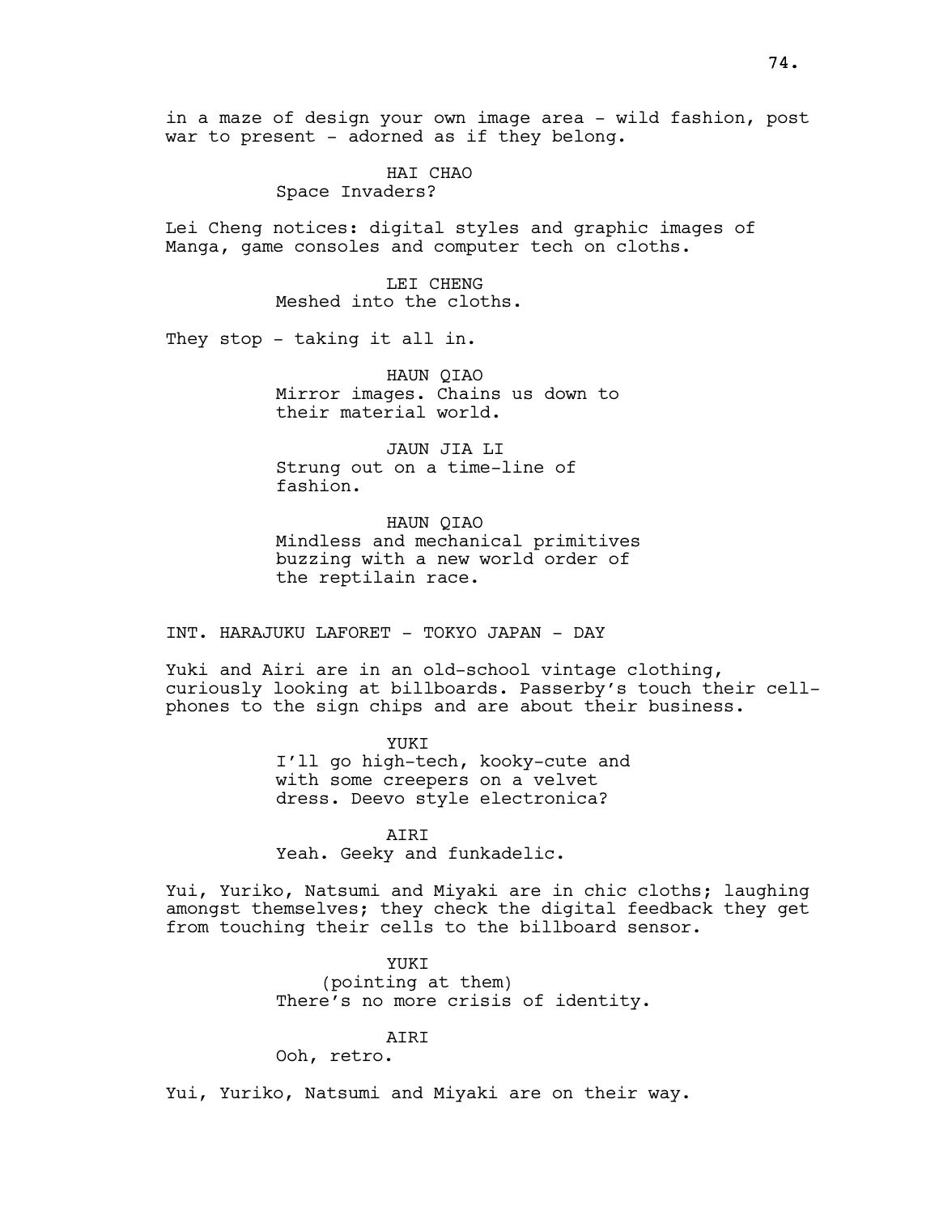in a maze of design your own image area - wild fashion, post war to present - adorned as if they belong.

HAI CHAO
Space Invaders?

Lei Cheng notices: digital styles and graphic images of Manga, game consoles and computer tech on cloths.

LEI CHENG
Meshed into the cloths.

They stop - taking it all in.

HAUN QIAO
Mirror images. Chains us down to their material world.

JAUN JIA LI
Strung out on a time-line of fashion.

HAUN QIAO
Mindless and mechanical primitives buzzing with a new world order of the reptilain race.

INT. HARAJUKU LAFORET - TOKYO JAPAN - DAY

Yuki and Airi are in an old-school vintage clothing, curiously looking at billboards. Passerby's touch their cell-phones to the sign chips and are about their business.

YUKI
I'll go high-tech, kooky-cute and with some creepers on a velvet dress. Deevo style electronica?

AIRI
Yeah. Geeky and funkadelic.

Yui, Yuriko, Natsumi and Miyaki are in chic cloths; laughing amongst themselves; they check the digital feedback they get from touching their cells to the billboard sensor.

YUKI
(pointing at them)
There's no more crisis of identity.

AIRI
Ooh, retro.

Yui, Yuriko, Natsumi and Miyaki are on their way.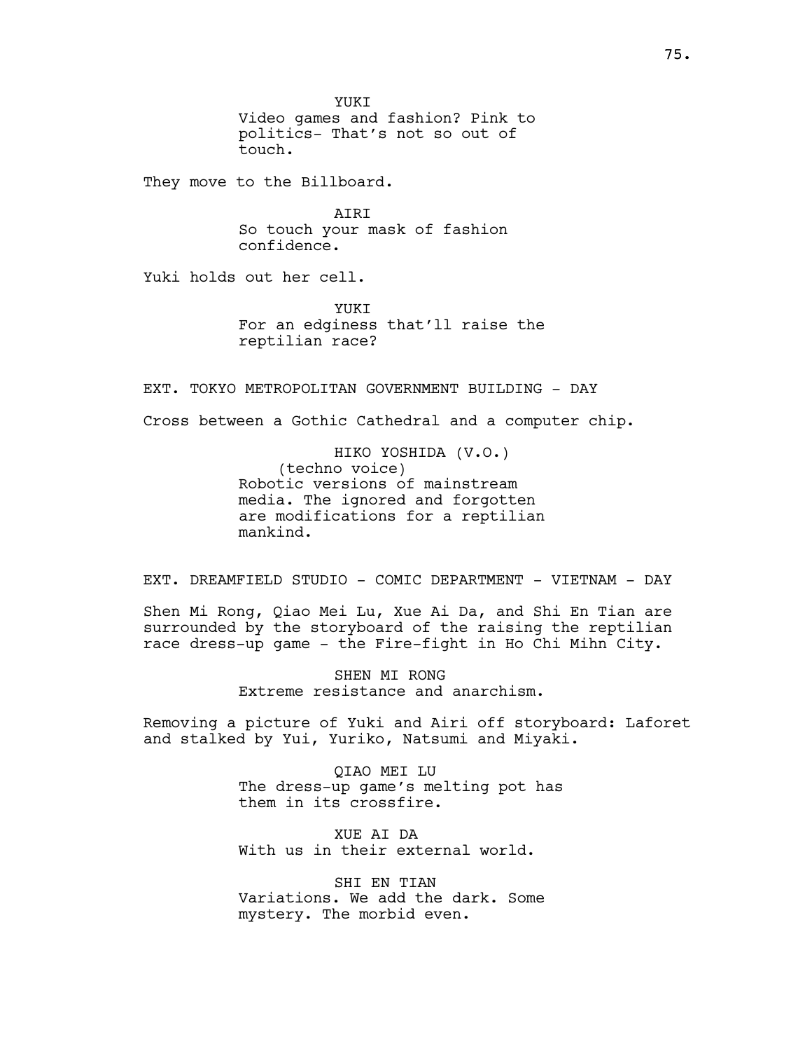YUKI
Video games and fashion? Pink to politics- That's not so out of touch.

They move to the Billboard.

AIRI
So touch your mask of fashion confidence.

Yuki holds out her cell.

YUKI
For an edginess that'll raise the reptilian race?

EXT. TOKYO METROPOLITAN GOVERNMENT BUILDING - DAY

Cross between a Gothic Cathedral and a computer chip.

HIKO YOSHIDA (V.O.)
(techno voice)
Robotic versions of mainstream media. The ignored and forgotten are modifications for a reptilian mankind.

EXT. DREAMFIELD STUDIO - COMIC DEPARTMENT - VIETNAM - DAY

Shen Mi Rong, Qiao Mei Lu, Xue Ai Da, and Shi En Tian are surrounded by the storyboard of the raising the reptilian race dress-up game - the Fire-fight in Ho Chi Mihn City.

SHEN MI RONG
Extreme resistance and anarchism.

Removing a picture of Yuki and Airi off storyboard: Laforet and stalked by Yui, Yuriko, Natsumi and Miyaki.

QIAO MEI LU
The dress-up game's melting pot has them in its crossfire.

XUE AI DA
With us in their external world.

SHI EN TIAN
Variations. We add the dark. Some mystery. The morbid even.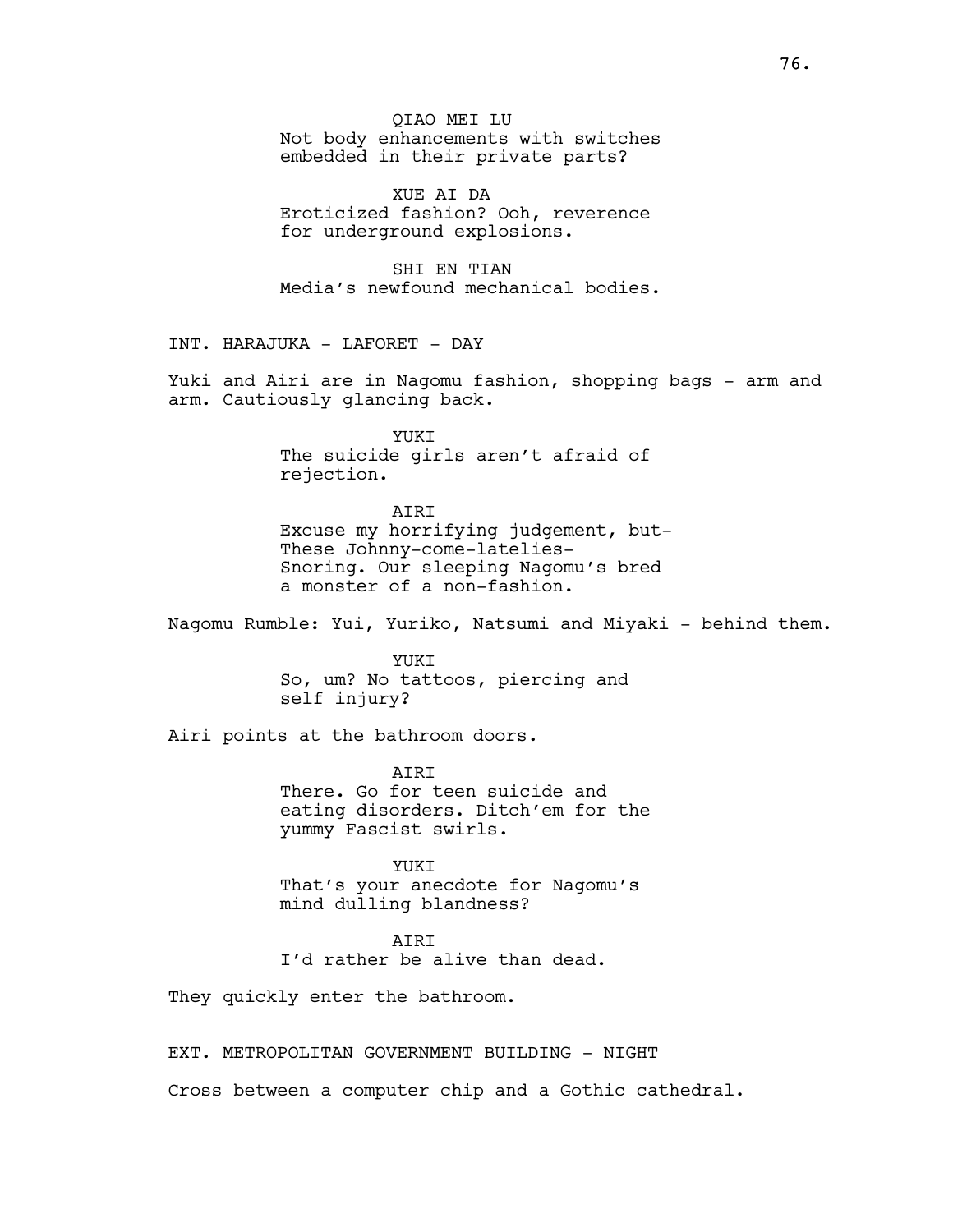QIAO MEI LU
Not body enhancements with switches embedded in their private parts?

XUE AI DA
Eroticized fashion? Ooh, reverence for underground explosions.

SHI EN TIAN
Media's newfound mechanical bodies.

INT. HARAJUKA - LAFORET - DAY

Yuki and Airi are in Nagomu fashion, shopping bags - arm and arm. Cautiously glancing back.

YUKI
The suicide girls aren't afraid of rejection.

AIRI
Excuse my horrifying judgement, but-
These Johnny-come-latelies-
Snoring. Our sleeping Nagomu's bred a monster of a non-fashion.

Nagomu Rumble: Yui, Yuriko, Natsumi and Miyaki - behind them.

YUKI
So, um? No tattoos, piercing and self injury?

Airi points at the bathroom doors.

AIRI
There. Go for teen suicide and eating disorders. Ditch'em for the yummy Fascist swirls.

YUKI
That's your anecdote for Nagomu's mind dulling blandness?

AIRI
I'd rather be alive than dead.

They quickly enter the bathroom.

EXT. METROPOLITAN GOVERNMENT BUILDING - NIGHT

Cross between a computer chip and a Gothic cathedral.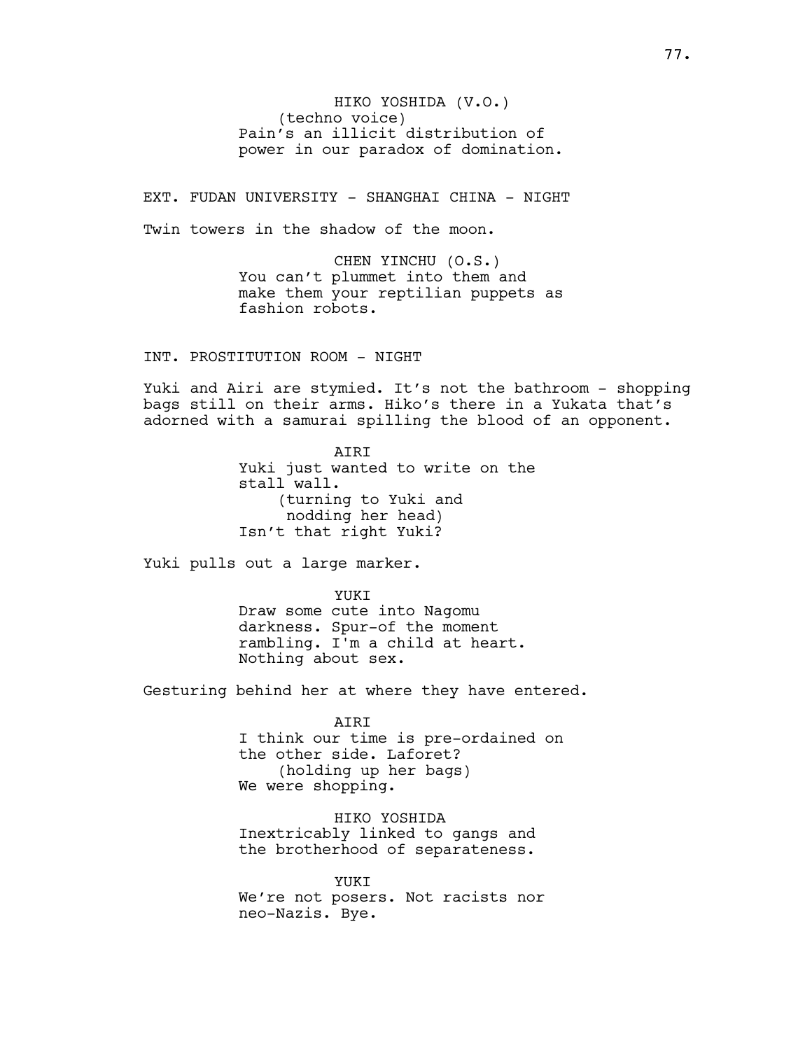HIKO YOSHIDA (V.O.)
(techno voice)
Pain's an illicit distribution of power in our paradox of domination.

EXT. FUDAN UNIVERSITY - SHANGHAI CHINA - NIGHT

Twin towers in the shadow of the moon.

CHEN YINCHU (O.S.)
You can't plummet into them and make them your reptilian puppets as fashion robots.

INT. PROSTITUTION ROOM - NIGHT

Yuki and Airi are stymied. It's not the bathroom - shopping bags still on their arms. Hiko's there in a Yukata that's adorned with a samurai spilling the blood of an opponent.

AIRI
Yuki just wanted to write on the stall wall.
(turning to Yuki and nodding her head)
Isn't that right Yuki?

Yuki pulls out a large marker.

YUKI
Draw some cute into Nagomu darkness. Spur-of the moment rambling. I'm a child at heart. Nothing about sex.

Gesturing behind her at where they have entered.

AIRI
I think our time is pre-ordained on the other side. Laforet?
(holding up her bags)
We were shopping.

HIKO YOSHIDA
Inextricably linked to gangs and the brotherhood of separateness.

YUKI
We're not posers. Not racists nor neo-Nazis. Bye.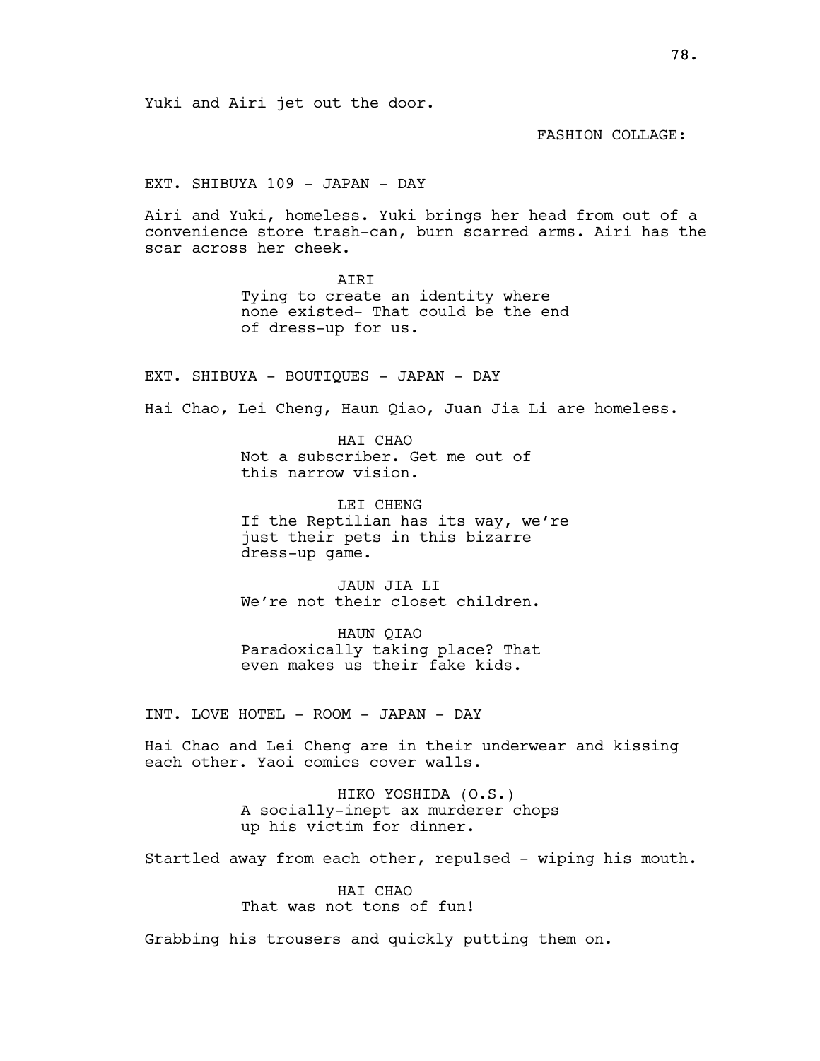Yuki and Airi jet out the door.

FASHION COLLAGE:

EXT. SHIBUYA 109 - JAPAN - DAY

Airi and Yuki, homeless. Yuki brings her head from out of a convenience store trash-can, burn scarred arms. Airi has the scar across her cheek.

AIRI
Tying to create an identity where none existed- That could be the end of dress-up for us.

EXT. SHIBUYA - BOUTIQUES - JAPAN - DAY

Hai Chao, Lei Cheng, Haun Qiao, Juan Jia Li are homeless.

HAI CHAO
Not a subscriber. Get me out of this narrow vision.

LEI CHENG
If the Reptilian has its way, we're just their pets in this bizarre dress-up game.

JAUN JIA LI
We're not their closet children.

HAUN QIAO
Paradoxically taking place? That even makes us their fake kids.

INT. LOVE HOTEL - ROOM - JAPAN - DAY

Hai Chao and Lei Cheng are in their underwear and kissing each other. Yaoi comics cover walls.

HIKO YOSHIDA (O.S.)
A socially-inept ax murderer chops up his victim for dinner.

Startled away from each other, repulsed - wiping his mouth.

HAI CHAO
That was not tons of fun!

Grabbing his trousers and quickly putting them on.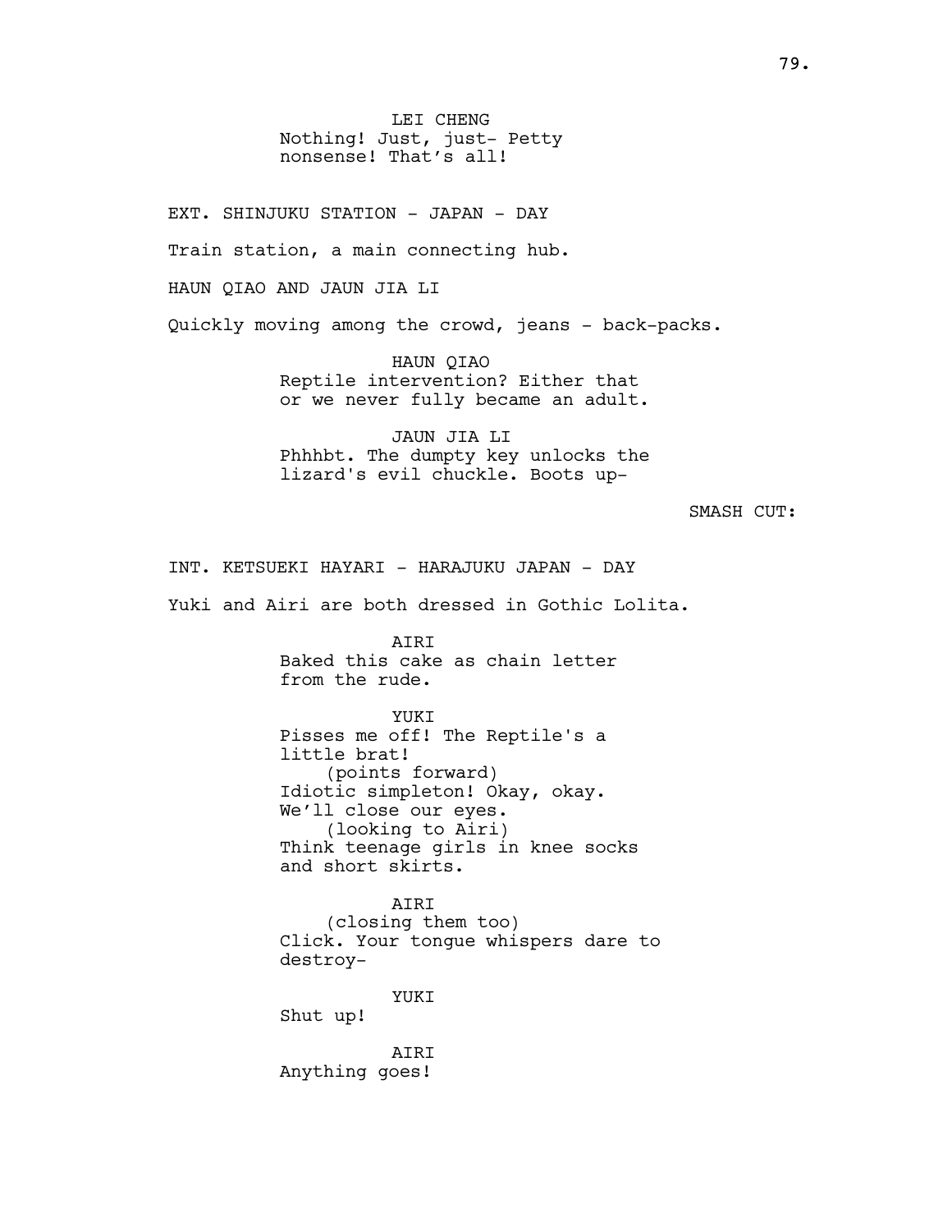LEI CHENG
Nothing! Just, just- Petty nonsense! That's all!

EXT. SHINJUKU STATION - JAPAN - DAY

Train station, a main connecting hub.

HAUN QIAO AND JAUN JIA LI

Quickly moving among the crowd, jeans - back-packs.

HAUN QIAO
Reptile intervention? Either that or we never fully became an adult.

JAUN JIA LI
Phhhbt. The dumpty key unlocks the lizard's evil chuckle. Boots up-

SMASH CUT:

INT. KETSUEKI HAYARI - HARAJUKU JAPAN - DAY

Yuki and Airi are both dressed in Gothic Lolita.

AIRI
Baked this cake as chain letter from the rude.

YUKI
Pisses me off! The Reptile's a little brat!
(points forward)
Idiotic simpleton! Okay, okay. We'll close our eyes.
(looking to Airi)
Think teenage girls in knee socks and short skirts.

AIRI
(closing them too)
Click. Your tongue whispers dare to destroy-

YUKI
Shut up!

AIRI
Anything goes!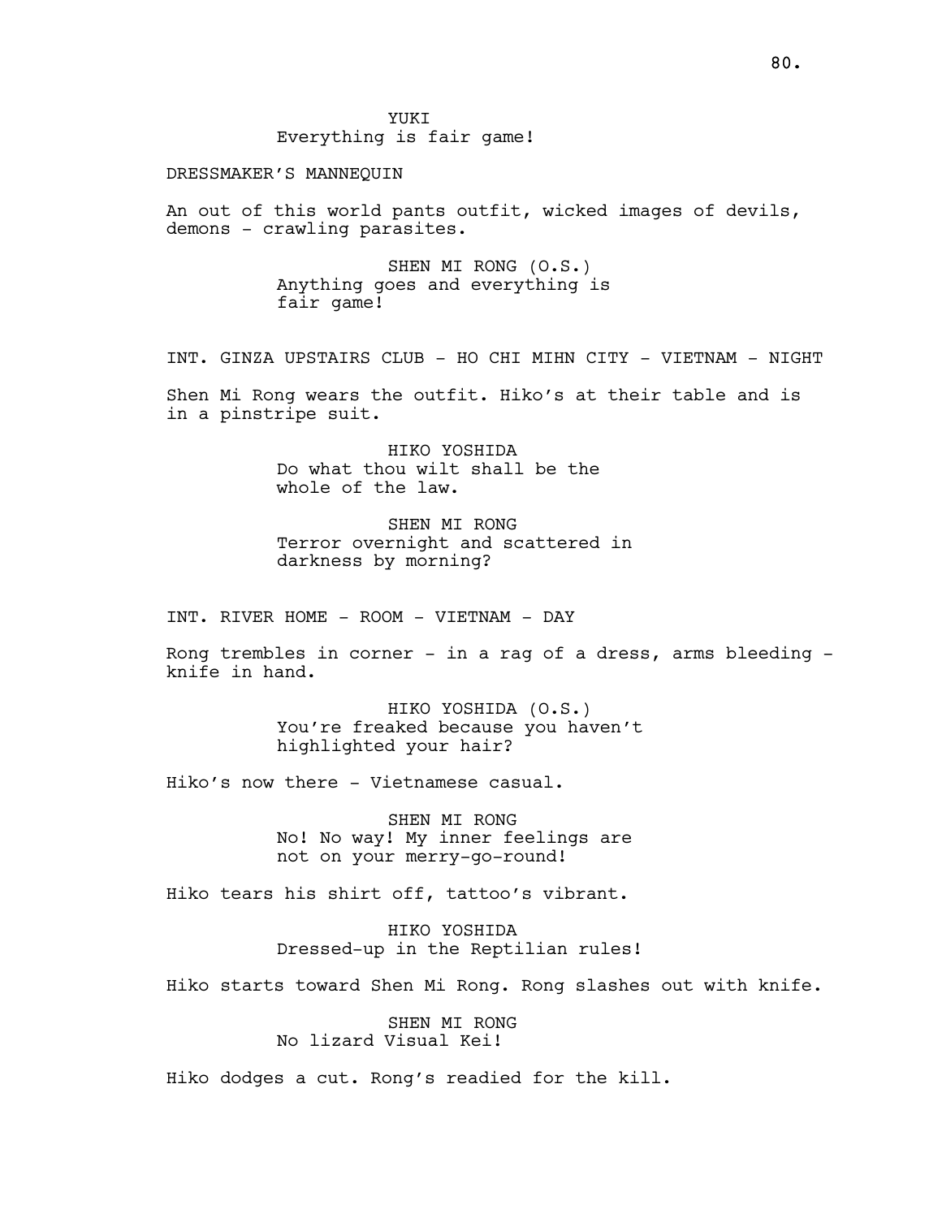YUKI
Everything is fair game!

DRESSMAKER'S MANNEQUIN

An out of this world pants outfit, wicked images of devils, demons - crawling parasites.

SHEN MI RONG (O.S.)
Anything goes and everything is fair game!

INT. GINZA UPSTAIRS CLUB - HO CHI MIHN CITY - VIETNAM - NIGHT

Shen Mi Rong wears the outfit. Hiko's at their table and is in a pinstripe suit.

HIKO YOSHIDA
Do what thou wilt shall be the whole of the law.

SHEN MI RONG
Terror overnight and scattered in darkness by morning?

INT. RIVER HOME - ROOM - VIETNAM - DAY

Rong trembles in corner - in a rag of a dress, arms bleeding - knife in hand.

HIKO YOSHIDA (O.S.)
You're freaked because you haven't highlighted your hair?

Hiko's now there - Vietnamese casual.

SHEN MI RONG
No! No way! My inner feelings are not on your merry-go-round!

Hiko tears his shirt off, tattoo's vibrant.

HIKO YOSHIDA
Dressed-up in the Reptilian rules!

Hiko starts toward Shen Mi Rong. Rong slashes out with knife.

SHEN MI RONG
No lizard Visual Kei!

Hiko dodges a cut. Rong's readied for the kill.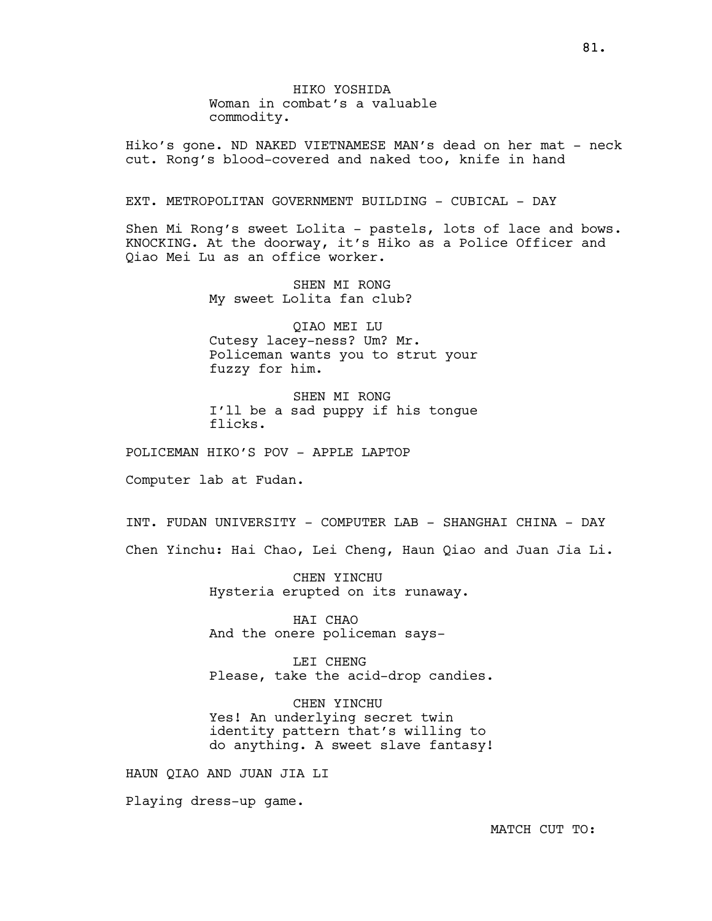HIKO YOSHIDA
Woman in combat's a valuable commodity.

Hiko's gone. ND NAKED VIETNAMESE MAN's dead on her mat - neck cut. Rong's blood-covered and naked too, knife in hand

EXT. METROPOLITAN GOVERNMENT BUILDING - CUBICAL - DAY

Shen Mi Rong's sweet Lolita - pastels, lots of lace and bows. KNOCKING. At the doorway, it's Hiko as a Police Officer and Qiao Mei Lu as an office worker.

SHEN MI RONG
My sweet Lolita fan club?

QIAO MEI LU
Cutesy lacey-ness? Um? Mr. Policeman wants you to strut your fuzzy for him.

SHEN MI RONG
I'll be a sad puppy if his tongue flicks.

POLICEMAN HIKO'S POV - APPLE LAPTOP

Computer lab at Fudan.

INT. FUDAN UNIVERSITY - COMPUTER LAB - SHANGHAI CHINA - DAY

Chen Yinchu: Hai Chao, Lei Cheng, Haun Qiao and Juan Jia Li.

CHEN YINCHU
Hysteria erupted on its runaway.

HAI CHAO
And the onere policeman says-

LEI CHENG
Please, take the acid-drop candies.

CHEN YINCHU
Yes! An underlying secret twin identity pattern that's willing to do anything. A sweet slave fantasy!

HAUN QIAO AND JUAN JIA LI

Playing dress-up game.

MATCH CUT TO: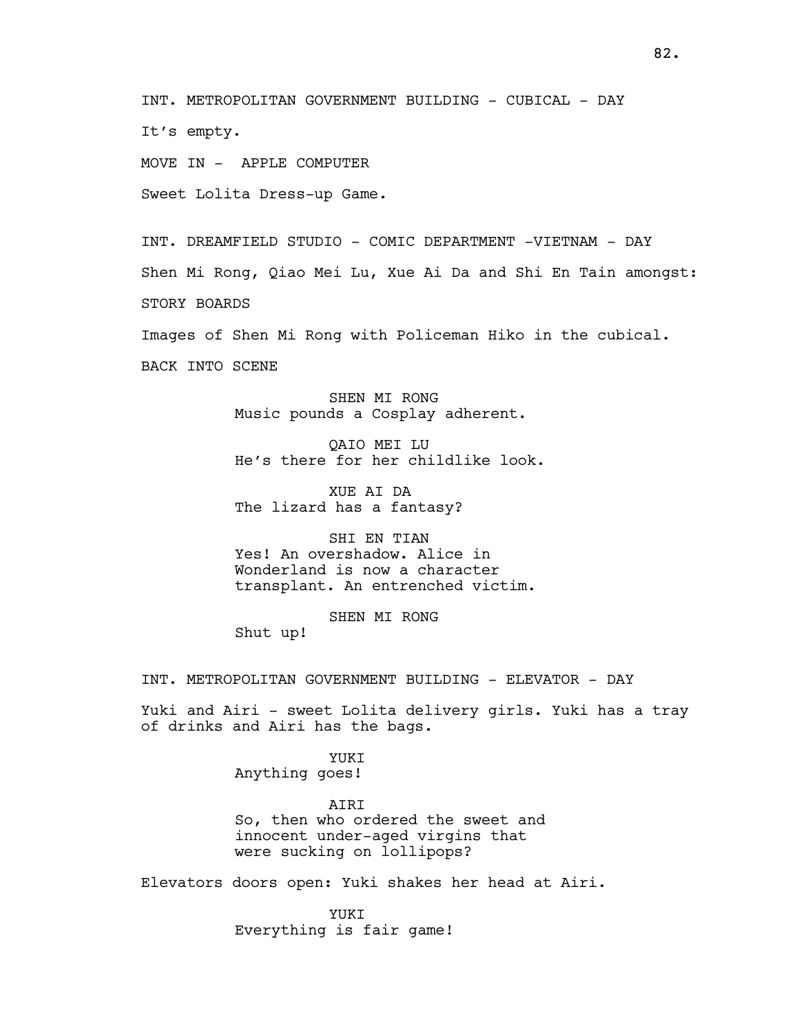INT. METROPOLITAN GOVERNMENT BUILDING - CUBICAL - DAY

It's empty.

MOVE IN - APPLE COMPUTER

Sweet Lolita Dress-up Game.

INT. DREAMFIELD STUDIO - COMIC DEPARTMENT -VIETNAM - DAY

Shen Mi Rong, Qiao Mei Lu, Xue Ai Da and Shi En Tain amongst:

STORY BOARDS

Images of Shen Mi Rong with Policeman Hiko in the cubical.

BACK INTO SCENE

SHEN MI RONG
Music pounds a Cosplay adherent.

QAIO MEI LU
He's there for her childlike look.

XUE AI DA
The lizard has a fantasy?

SHI EN TIAN
Yes! An overshadow. Alice in Wonderland is now a character transplant. An entrenched victim.

SHEN MI RONG
Shut up!

INT. METROPOLITAN GOVERNMENT BUILDING - ELEVATOR - DAY

Yuki and Airi - sweet Lolita delivery girls. Yuki has a tray of drinks and Airi has the bags.

YUKI
Anything goes!

AIRI
So, then who ordered the sweet and innocent under-aged virgins that were sucking on lollipops?

Elevators doors open: Yuki shakes her head at Airi.

YUKI
Everything is fair game!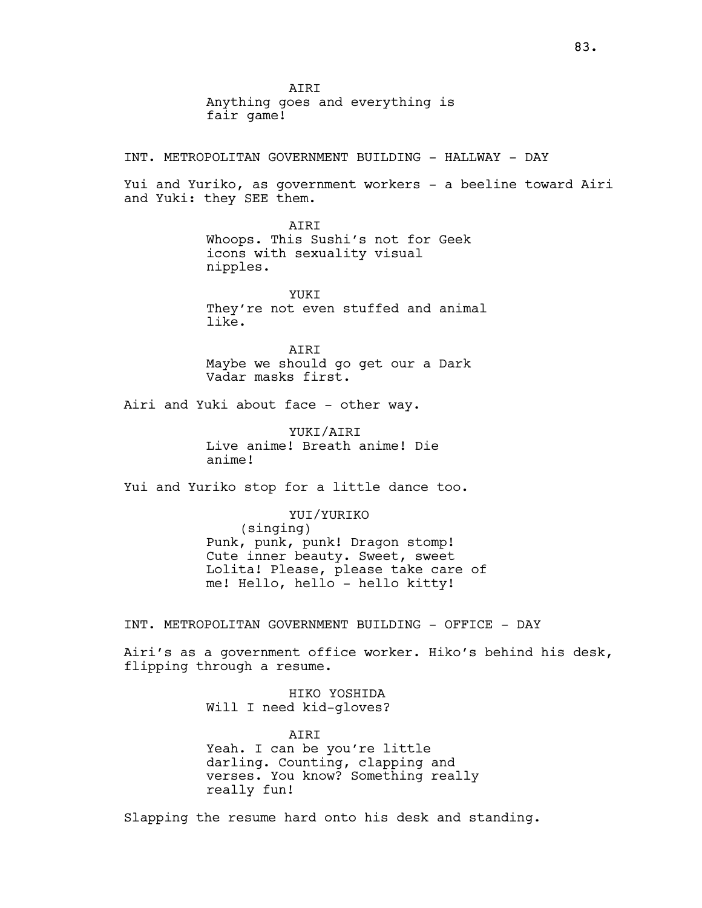AIRI
Anything goes and everything is fair game!

INT. METROPOLITAN GOVERNMENT BUILDING - HALLWAY - DAY

Yui and Yuriko, as government workers - a beeline toward Airi and Yuki: they SEE them.

AIRI
Whoops. This Sushi's not for Geek icons with sexuality visual nipples.

YUKI
They're not even stuffed and animal like.

AIRI
Maybe we should go get our a Dark Vadar masks first.

Airi and Yuki about face - other way.

YUKI/AIRI
Live anime! Breath anime! Die anime!

Yui and Yuriko stop for a little dance too.

YUI/YURIKO
(singing)
Punk, punk, punk! Dragon stomp! Cute inner beauty. Sweet, sweet Lolita! Please, please take care of me! Hello, hello - hello kitty!

INT. METROPOLITAN GOVERNMENT BUILDING - OFFICE - DAY

Airi's as a government office worker. Hiko's behind his desk, flipping through a resume.

HIKO YOSHIDA
Will I need kid-gloves?

AIRI
Yeah. I can be you're little darling. Counting, clapping and verses. You know? Something really really fun!

Slapping the resume hard onto his desk and standing.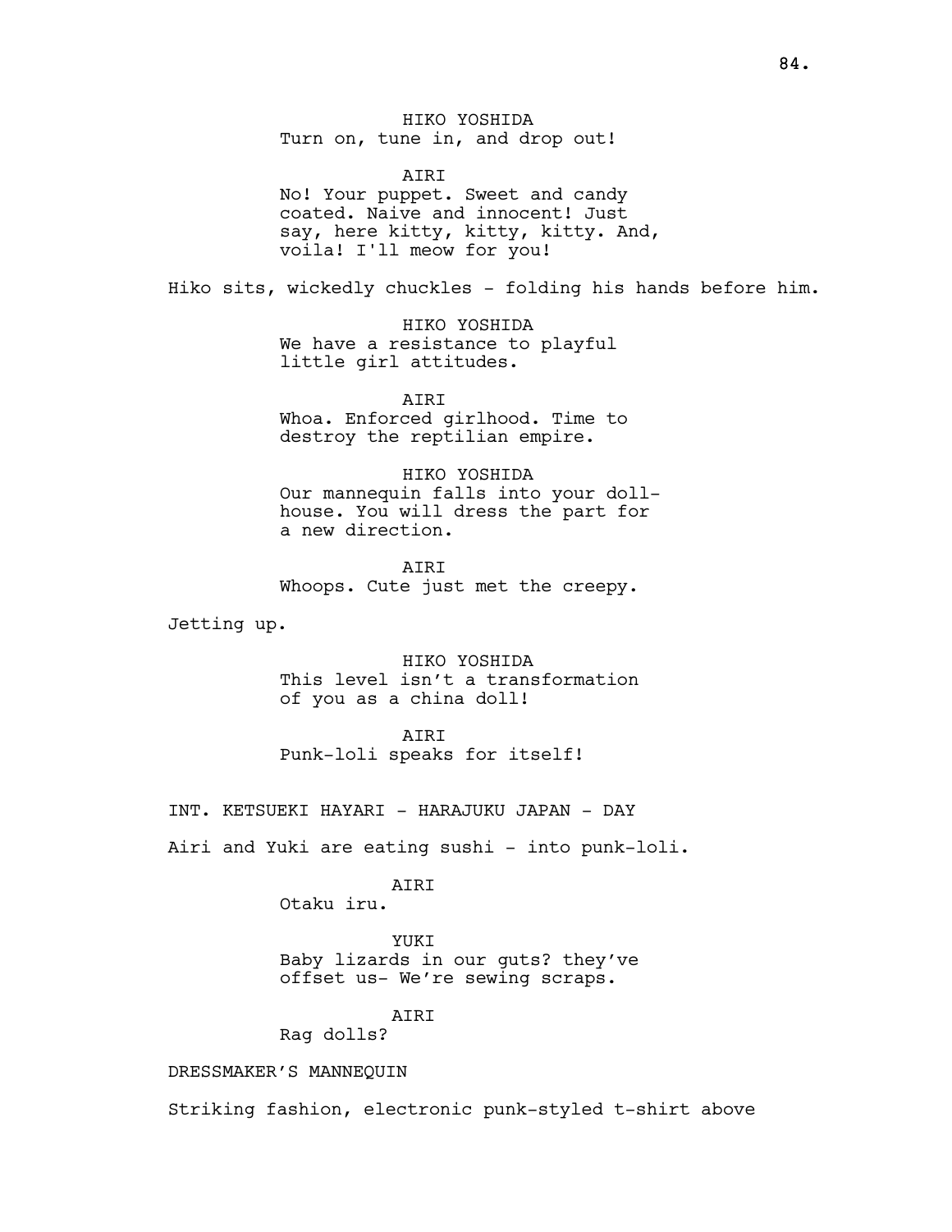HIKO YOSHIDA
Turn on, tune in, and drop out!

AIRI
No! Your puppet. Sweet and candy coated. Naive and innocent! Just say, here kitty, kitty, kitty. And, voila! I'll meow for you!

Hiko sits, wickedly chuckles - folding his hands before him.

HIKO YOSHIDA
We have a resistance to playful little girl attitudes.

AIRI
Whoa. Enforced girlhood. Time to destroy the reptilian empire.

HIKO YOSHIDA
Our mannequin falls into your doll-house. You will dress the part for a new direction.

AIRI
Whoops. Cute just met the creepy.

Jetting up.

HIKO YOSHIDA
This level isn't a transformation of you as a china doll!

AIRI
Punk-loli speaks for itself!

INT. KETSUEKI HAYARI - HARAJUKU JAPAN - DAY

Airi and Yuki are eating sushi - into punk-loli.

AIRI
Otaku iru.

YUKI
Baby lizards in our guts? they've offset us- We're sewing scraps.

AIRI
Rag dolls?

DRESSMAKER'S MANNEQUIN

Striking fashion, electronic punk-styled t-shirt above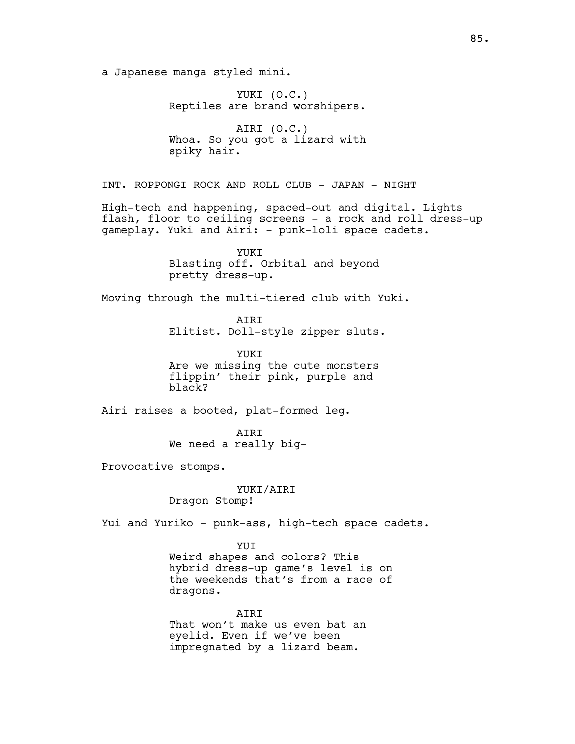a Japanese manga styled mini.

YUKI (O.C.)
Reptiles are brand worshipers.

AIRI (O.C.)
Whoa. So you got a lizard with spiky hair.

INT. ROPPONGI ROCK AND ROLL CLUB - JAPAN - NIGHT

High-tech and happening, spaced-out and digital. Lights flash, floor to ceiling screens - a rock and roll dress-up gameplay. Yuki and Airi: - punk-loli space cadets.

YUKI
Blasting off. Orbital and beyond pretty dress-up.

Moving through the multi-tiered club with Yuki.

AIRI
Elitist. Doll-style zipper sluts.

YUKI
Are we missing the cute monsters flippin' their pink, purple and black?

Airi raises a booted, plat-formed leg.

AIRI
We need a really big-

Provocative stomps.

YUKI/AIRI
Dragon Stomp!

Yui and Yuriko - punk-ass, high-tech space cadets.

YUI
Weird shapes and colors? This hybrid dress-up game's level is on the weekends that's from a race of dragons.

AIRI
That won't make us even bat an eyelid. Even if we've been impregnated by a lizard beam.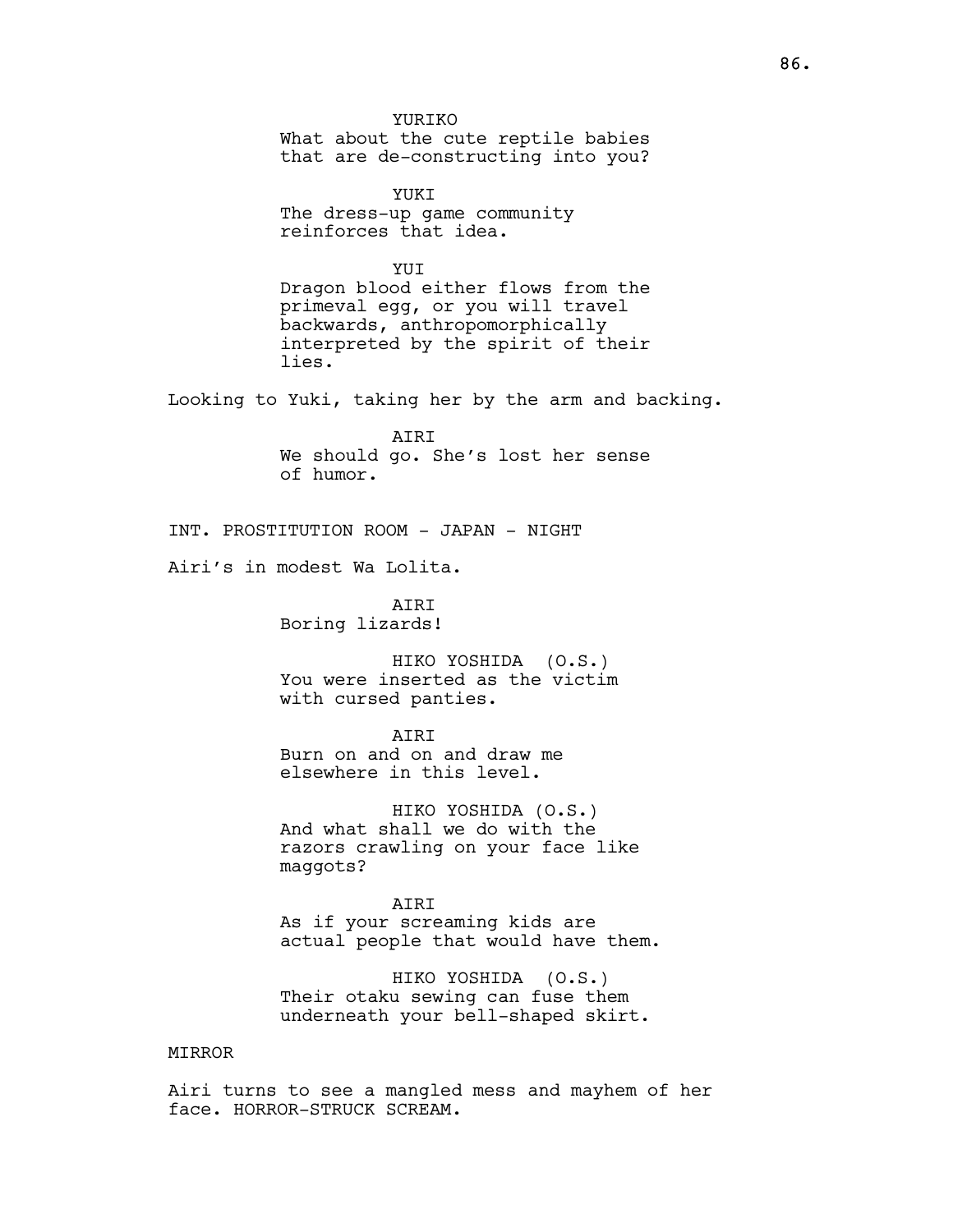YURIKO

What about the cute reptile babies that are de-constructing into you?

YUKI

The dress-up game community reinforces that idea.

YUI

Dragon blood either flows from the primeval egg, or you will travel backwards, anthropomorphically interpreted by the spirit of their lies.

Looking to Yuki, taking her by the arm and backing.

AIRI

We should go. She's lost her sense of humor.

INT. PROSTITUTION ROOM - JAPAN - NIGHT

Airi's in modest Wa Lolita.

AIRI

Boring lizards!

HIKO YOSHIDA (O.S.)

You were inserted as the victim with cursed panties.

AIRI

Burn on and on and draw me elsewhere in this level.

HIKO YOSHIDA (O.S.)

And what shall we do with the razors crawling on your face like maggots?

AIRI

As if your screaming kids are actual people that would have them.

HIKO YOSHIDA (O.S.)

Their otaku sewing can fuse them underneath your bell-shaped skirt.

MIRROR

Airi turns to see a mangled mess and mayhem of her face. HORROR-STRUCK SCREAM.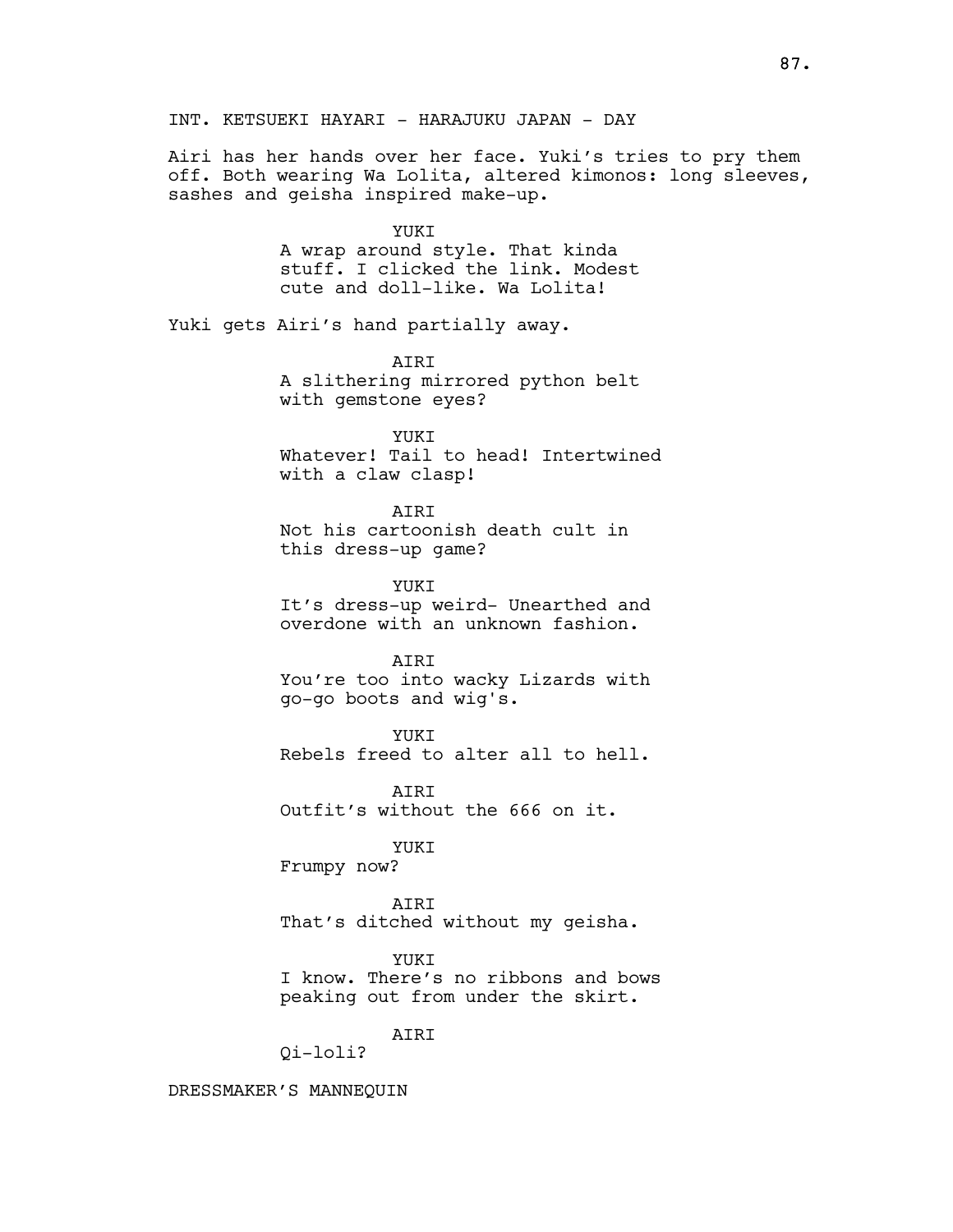INT. KETSUEKI HAYARI - HARAJUKU JAPAN - DAY

Airi has her hands over her face. Yuki's tries to pry them off. Both wearing Wa Lolita, altered kimonos: long sleeves, sashes and geisha inspired make-up.

YUKI
A wrap around style. That kinda stuff. I clicked the link. Modest cute and doll-like. Wa Lolita!

Yuki gets Airi's hand partially away.

AIRI
A slithering mirrored python belt with gemstone eyes?

YUKI
Whatever! Tail to head! Intertwined with a claw clasp!

AIRI
Not his cartoonish death cult in this dress-up game?

YUKI
It's dress-up weird- Unearthed and overdone with an unknown fashion.

AIRI
You're too into wacky Lizards with go-go boots and wig's.

YUKI
Rebels freed to alter all to hell.

AIRI
Outfit's without the 666 on it.

YUKI
Frumpy now?

AIRI
That's ditched without my geisha.

YUKI
I know. There's no ribbons and bows peaking out from under the skirt.

AIRI
Qi-loli?

DRESSMAKER'S MANNEQUIN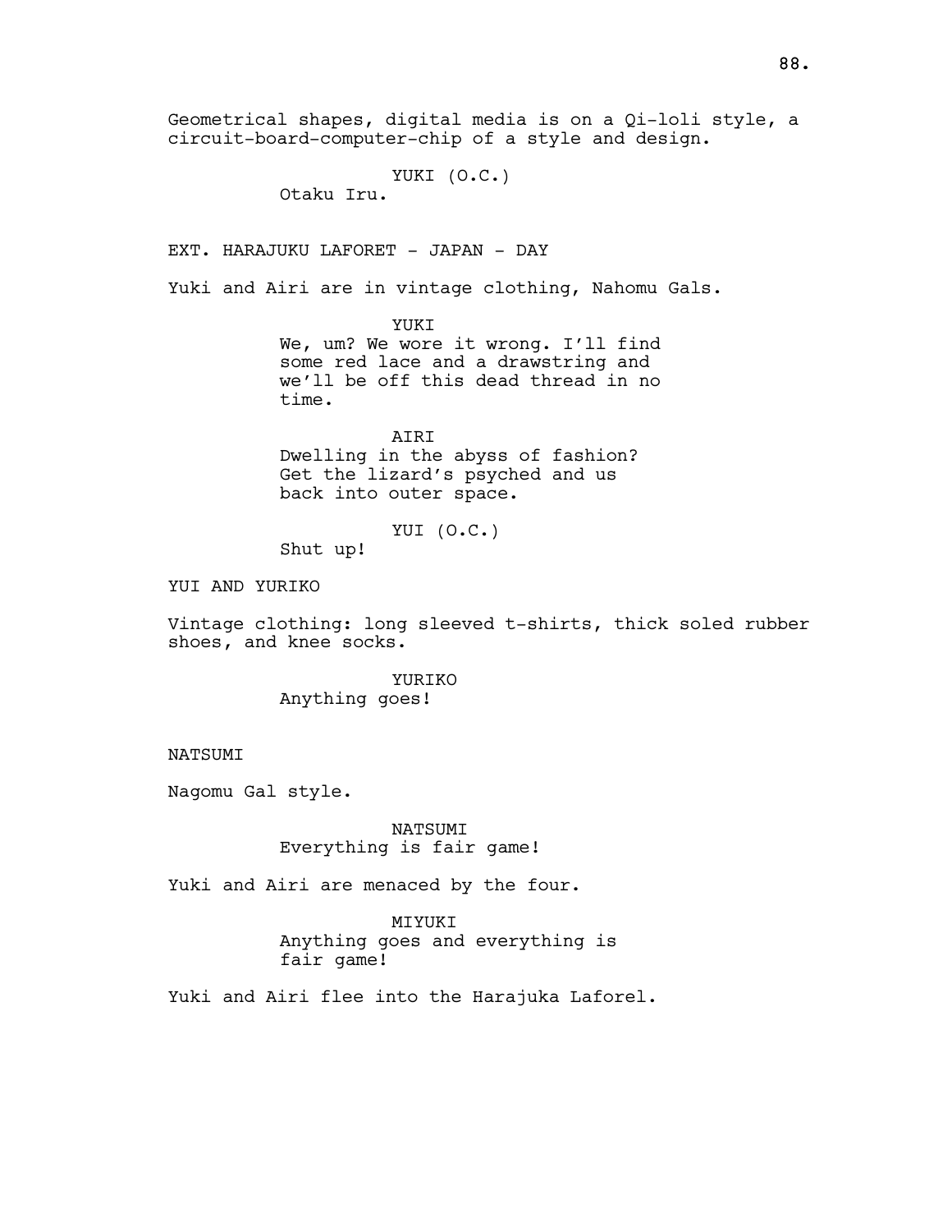Geometrical shapes, digital media is on a Qi-loli style, a circuit-board-computer-chip of a style and design.

YUKI (O.C.)
Otaku Iru.

EXT. HARAJUKU LAFORET - JAPAN - DAY

Yuki and Airi are in vintage clothing, Nahomu Gals.

YUKI
We, um? We wore it wrong. I'll find some red lace and a drawstring and we'll be off this dead thread in no time.

AIRI
Dwelling in the abyss of fashion? Get the lizard's psyched and us back into outer space.

YUI (O.C.)
Shut up!

YUI AND YURIKO

Vintage clothing: long sleeved t-shirts, thick soled rubber shoes, and knee socks.

YURIKO
Anything goes!

NATSUMI

Nagomu Gal style.

NATSUMI
Everything is fair game!

Yuki and Airi are menaced by the four.

MIYUKI
Anything goes and everything is fair game!

Yuki and Airi flee into the Harajuka Laforel.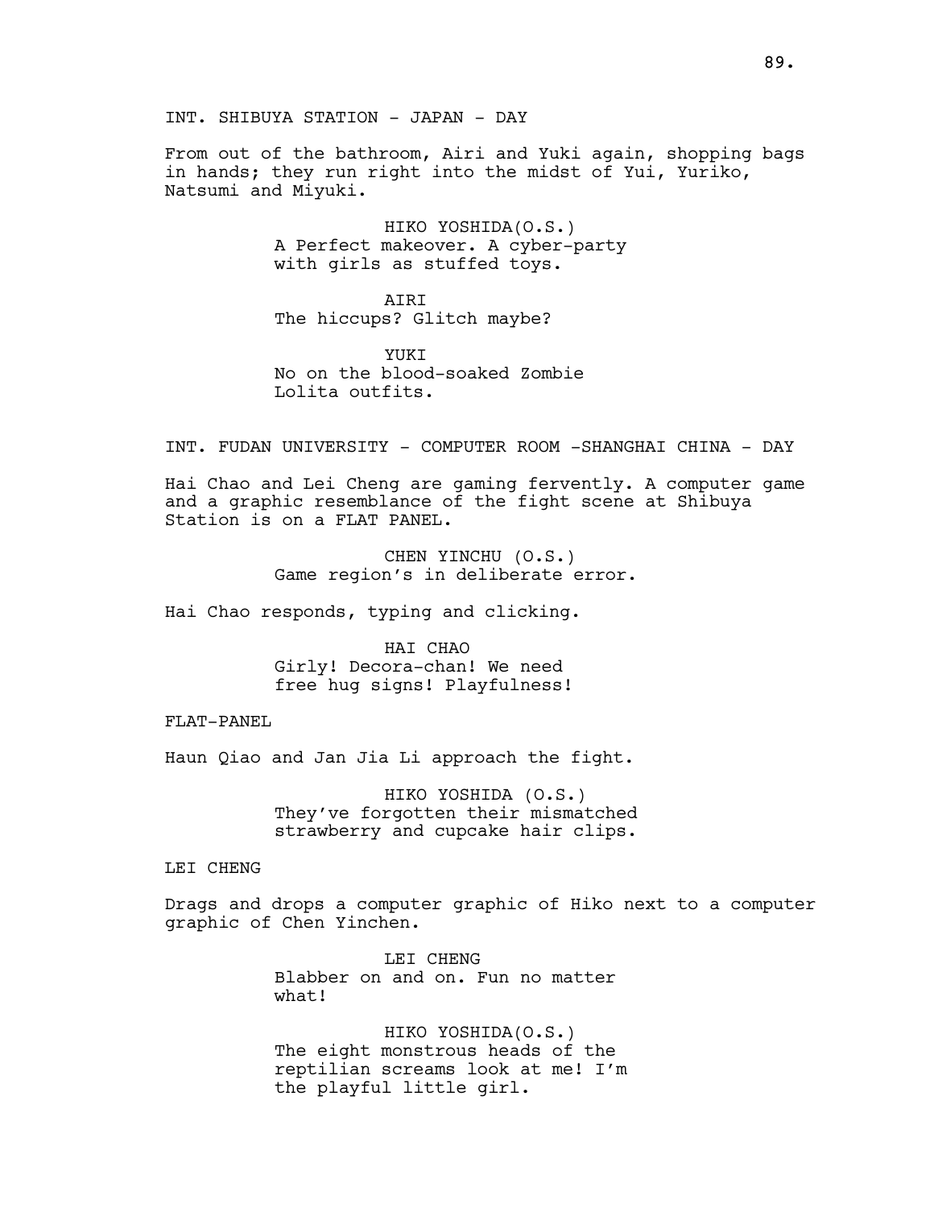INT. SHIBUYA STATION - JAPAN - DAY

From out of the bathroom, Airi and Yuki again, shopping bags in hands; they run right into the midst of Yui, Yuriko, Natsumi and Miyuki.

HIKO YOSHIDA(O.S.)
A Perfect makeover. A cyber-party with girls as stuffed toys.

AIRI
The hiccups? Glitch maybe?

YUKI
No on the blood-soaked Zombie Lolita outfits.

INT. FUDAN UNIVERSITY - COMPUTER ROOM -SHANGHAI CHINA - DAY

Hai Chao and Lei Cheng are gaming fervently. A computer game and a graphic resemblance of the fight scene at Shibuya Station is on a FLAT PANEL.

CHEN YINCHU (O.S.)
Game region's in deliberate error.

Hai Chao responds, typing and clicking.

HAI CHAO
Girly! Decora-chan! We need free hug signs! Playfulness!

FLAT-PANEL

Haun Qiao and Jan Jia Li approach the fight.

HIKO YOSHIDA (O.S.)
They've forgotten their mismatched strawberry and cupcake hair clips.

LEI CHENG

Drags and drops a computer graphic of Hiko next to a computer graphic of Chen Yinchen.

LEI CHENG
Blabber on and on. Fun no matter what!

HIKO YOSHIDA(O.S.)
The eight monstrous heads of the reptilian screams look at me! I'm the playful little girl.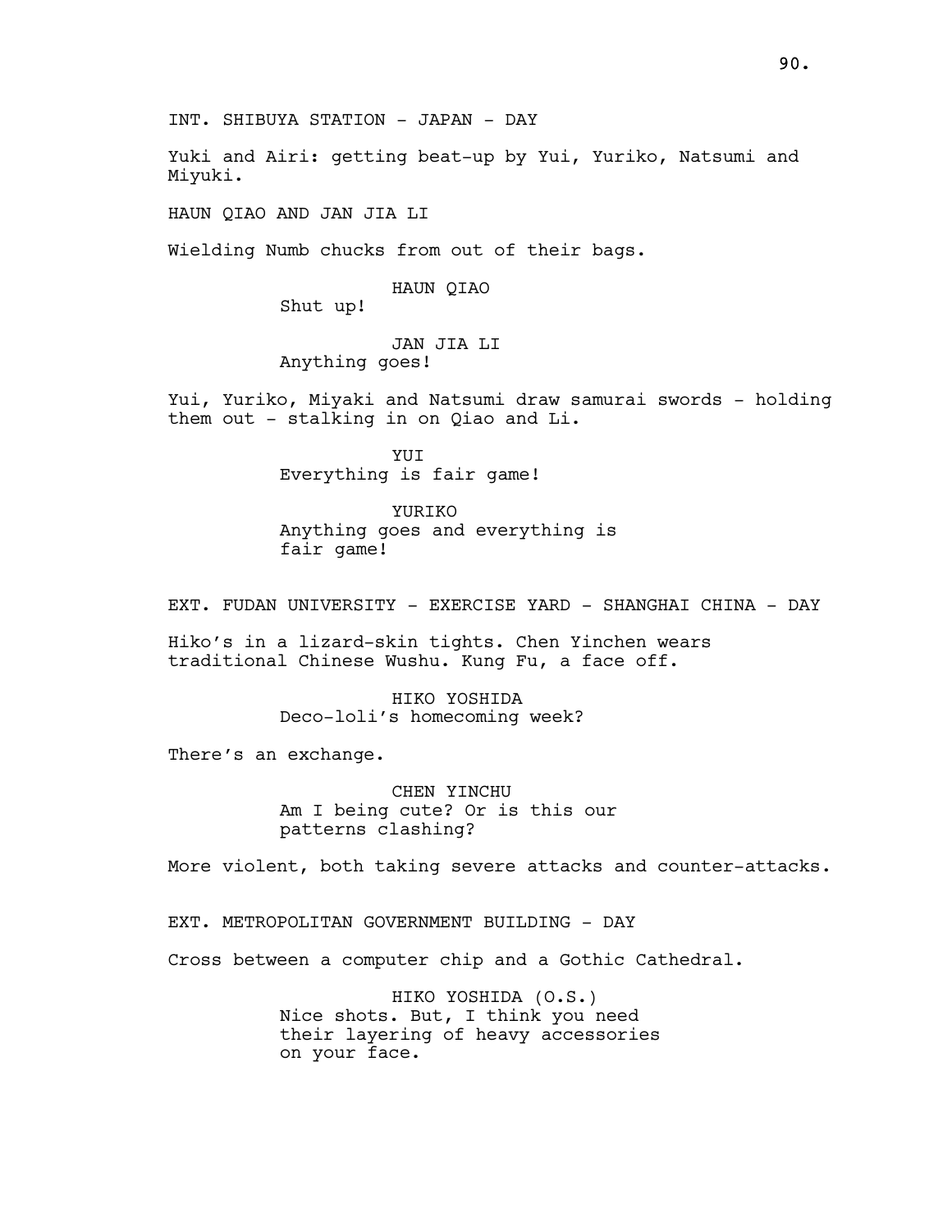INT. SHIBUYA STATION - JAPAN - DAY

Yuki and Airi: getting beat-up by Yui, Yuriko, Natsumi and Miyuki.

HAUN QIAO AND JAN JIA LI

Wielding Numb chucks from out of their bags.

HAUN QIAO
Shut up!

JAN JIA LI
Anything goes!

Yui, Yuriko, Miyaki and Natsumi draw samurai swords - holding them out - stalking in on Qiao and Li.

YUI
Everything is fair game!

YURIKO
Anything goes and everything is fair game!

EXT. FUDAN UNIVERSITY - EXERCISE YARD - SHANGHAI CHINA - DAY

Hiko's in a lizard-skin tights. Chen Yinchen wears traditional Chinese Wushu. Kung Fu, a face off.

HIKO YOSHIDA
Deco-loli's homecoming week?

There's an exchange.

CHEN YINCHU
Am I being cute? Or is this our patterns clashing?

More violent, both taking severe attacks and counter-attacks.

EXT. METROPOLITAN GOVERNMENT BUILDING - DAY

Cross between a computer chip and a Gothic Cathedral.

HIKO YOSHIDA (O.S.)
Nice shots. But, I think you need their layering of heavy accessories on your face.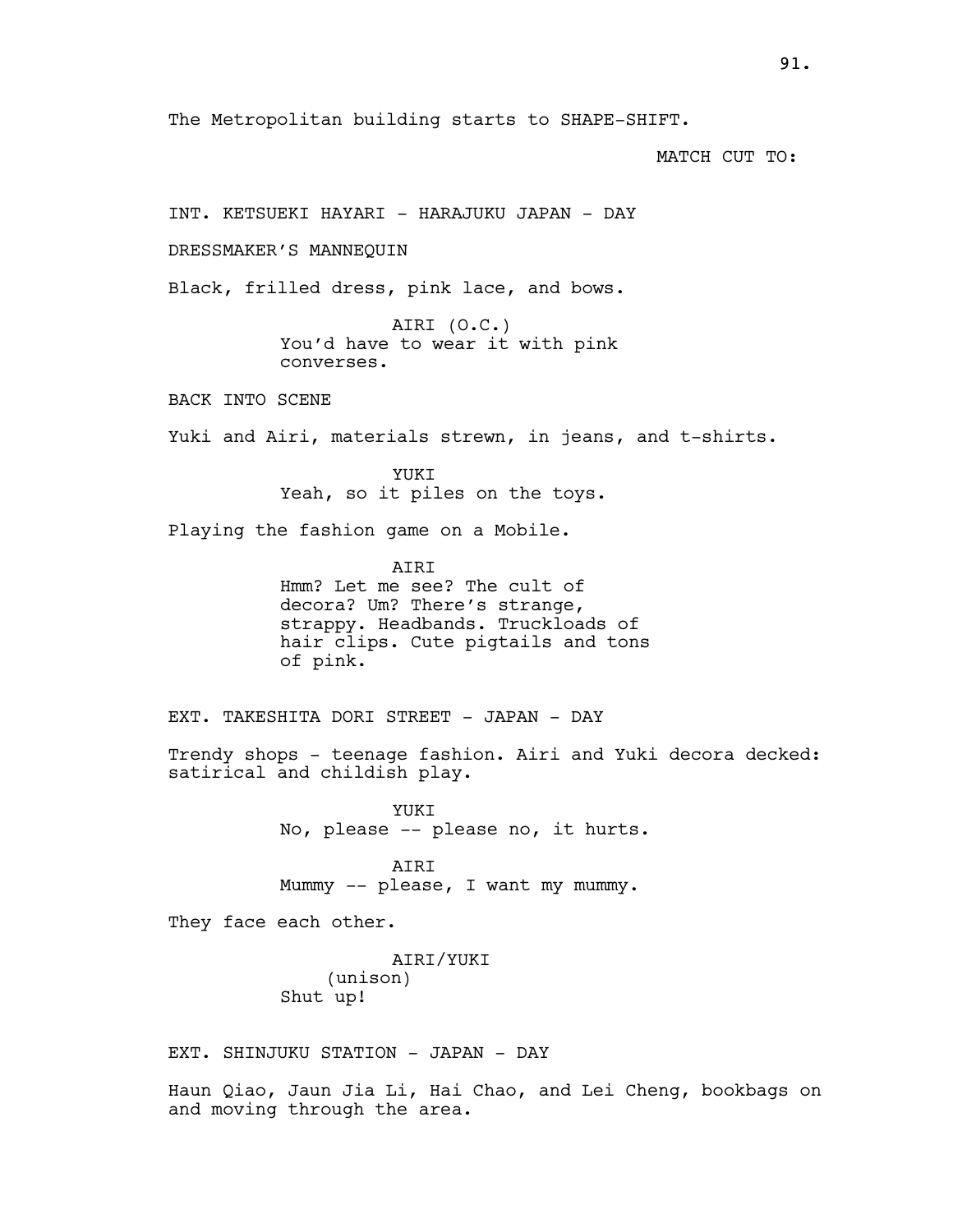The Metropolitan building starts to SHAPE-SHIFT.

MATCH CUT TO:

INT. KETSUEKI HAYARI - HARAJUKU JAPAN - DAY

DRESSMAKER'S MANNEQUIN

Black, frilled dress, pink lace, and bows.

AIRI (O.C.)
You'd have to wear it with pink converses.

BACK INTO SCENE

Yuki and Airi, materials strewn, in jeans, and t-shirts.

YUKI
Yeah, so it piles on the toys.

Playing the fashion game on a Mobile.

AIRI
Hmm? Let me see? The cult of decora? Um? There's strange, strappy. Headbands. Truckloads of hair clips. Cute pigtails and tons of pink.

EXT. TAKESHITA DORI STREET - JAPAN - DAY

Trendy shops - teenage fashion. Airi and Yuki decora decked: satirical and childish play.

YUKI
No, please -- please no, it hurts.

AIRI
Mummy -- please, I want my mummy.

They face each other.

AIRI/YUKI
(unison)
Shut up!

EXT. SHINJUKU STATION - JAPAN - DAY

Haun Qiao, Jaun Jia Li, Hai Chao, and Lei Cheng, bookbags on and moving through the area.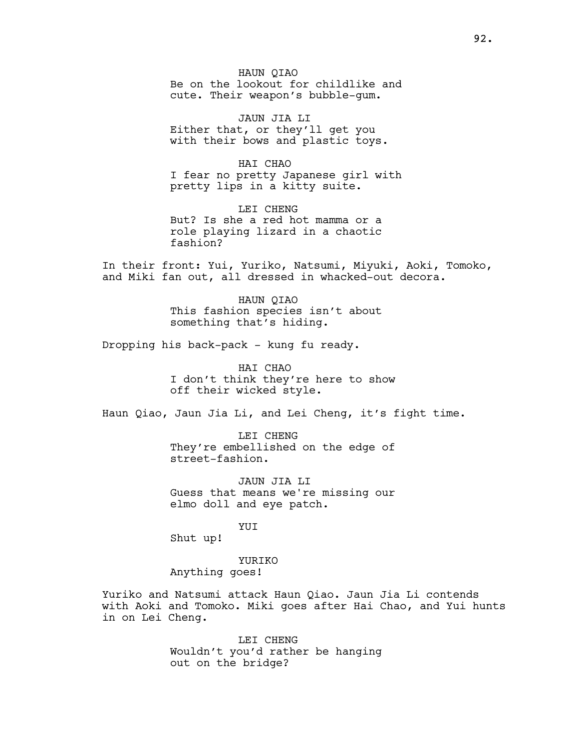HAUN QIAO
Be on the lookout for childlike and cute. Their weapon's bubble-gum.

JAUN JIA LI
Either that, or they'll get you with their bows and plastic toys.

HAI CHAO
I fear no pretty Japanese girl with pretty lips in a kitty suite.

LEI CHENG
But? Is she a red hot mamma or a role playing lizard in a chaotic fashion?

In their front: Yui, Yuriko, Natsumi, Miyuki, Aoki, Tomoko, and Miki fan out, all dressed in whacked-out decora.

HAUN QIAO
This fashion species isn't about something that's hiding.

Dropping his back-pack - kung fu ready.

HAI CHAO
I don't think they're here to show off their wicked style.

Haun Qiao, Jaun Jia Li, and Lei Cheng, it's fight time.

LEI CHENG
They're embellished on the edge of street-fashion.

JAUN JIA LI
Guess that means we're missing our elmo doll and eye patch.

YUI
Shut up!

YURIKO
Anything goes!

Yuriko and Natsumi attack Haun Qiao. Jaun Jia Li contends with Aoki and Tomoko. Miki goes after Hai Chao, and Yui hunts in on Lei Cheng.

LEI CHENG
Wouldn't you'd rather be hanging out on the bridge?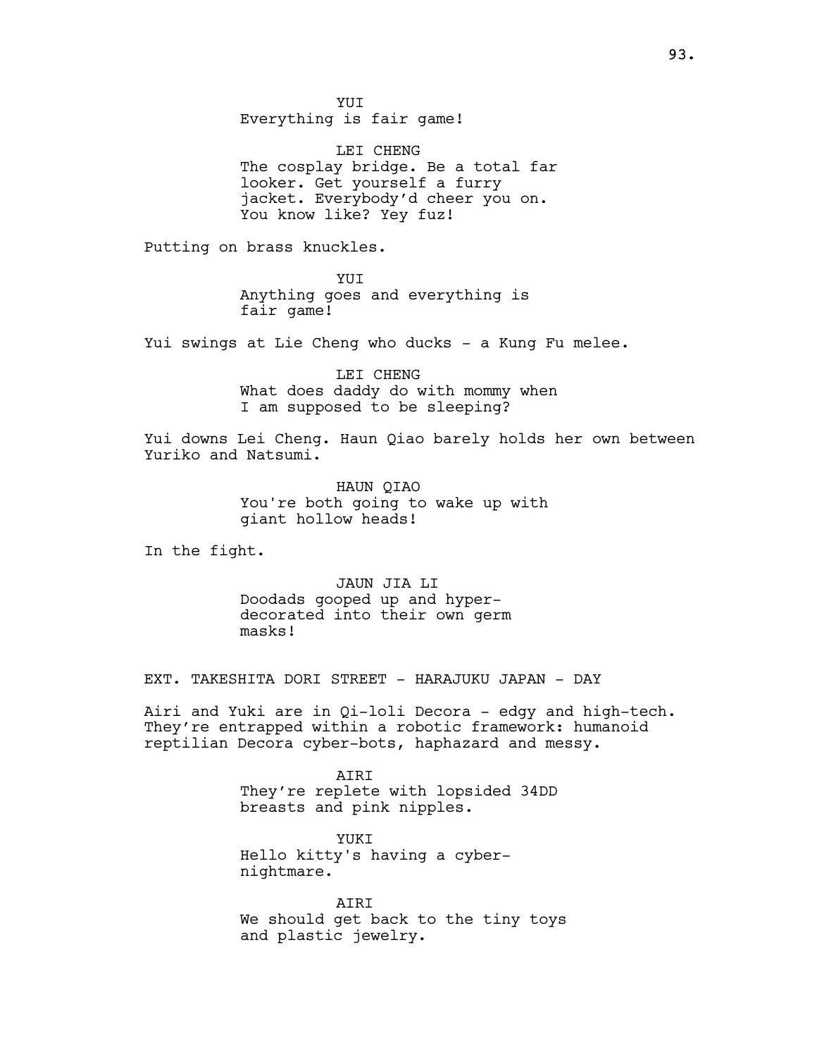YUI
Everything is fair game!

LEI CHENG
The cosplay bridge. Be a total far looker. Get yourself a furry jacket. Everybody'd cheer you on. You know like? Yey fuz!

Putting on brass knuckles.

YUI
Anything goes and everything is fair game!

Yui swings at Lie Cheng who ducks - a Kung Fu melee.

LEI CHENG
What does daddy do with mommy when I am supposed to be sleeping?

Yui downs Lei Cheng. Haun Qiao barely holds her own between Yuriko and Natsumi.

HAUN QIAO
You're both going to wake up with giant hollow heads!

In the fight.

JAUN JIA LI
Doodads gooped up and hyper-decorated into their own germ masks!

EXT. TAKESHITA DORI STREET - HARAJUKU JAPAN - DAY

Airi and Yuki are in Qi-loli Decora - edgy and high-tech. They're entrapped within a robotic framework: humanoid reptilian Decora cyber-bots, haphazard and messy.

AIRI
They're replete with lopsided 34DD breasts and pink nipples.

YUKI
Hello kitty's having a cyber-nightmare.

AIRI
We should get back to the tiny toys and plastic jewelry.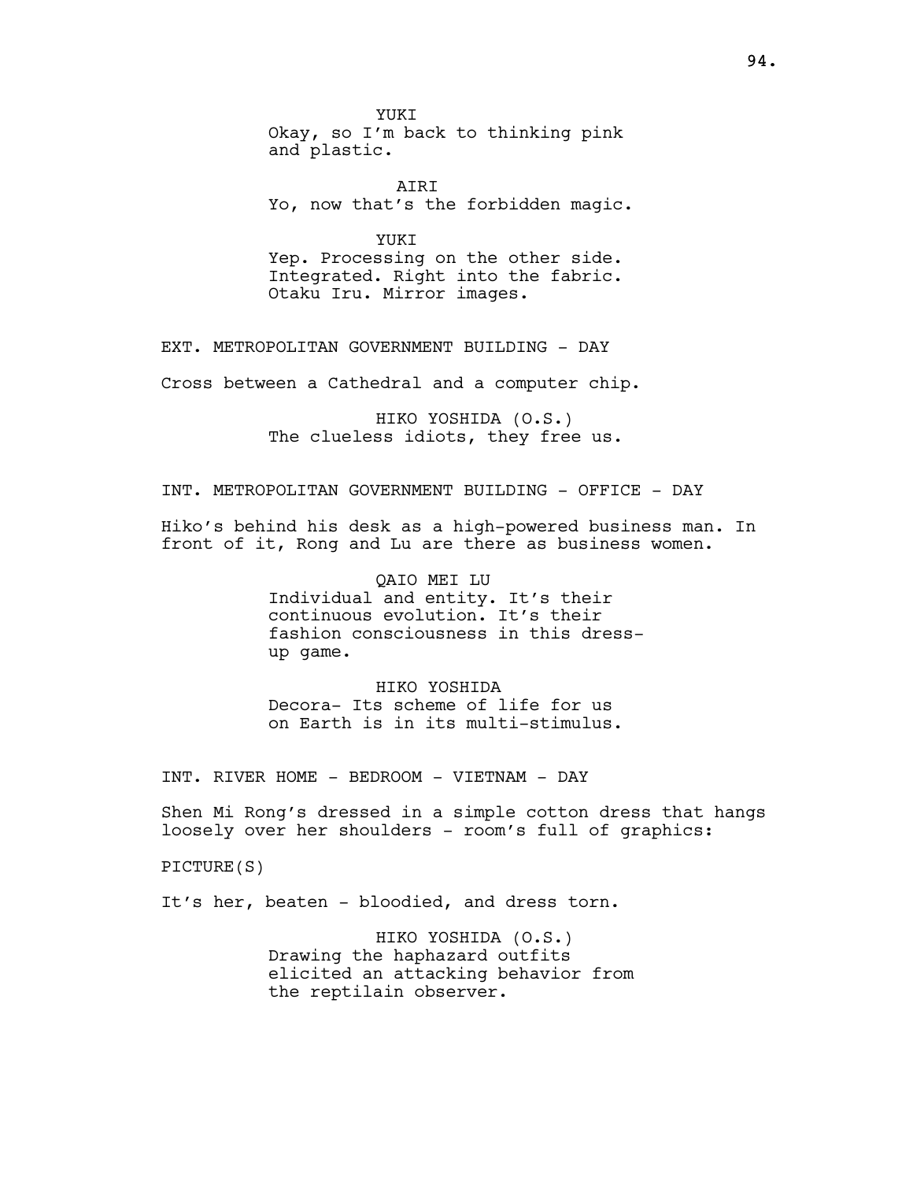YUKI
Okay, so I'm back to thinking pink and plastic.

AIRI
Yo, now that's the forbidden magic.

YUKI
Yep. Processing on the other side. Integrated. Right into the fabric. Otaku Iru. Mirror images.

EXT. METROPOLITAN GOVERNMENT BUILDING - DAY

Cross between a Cathedral and a computer chip.

HIKO YOSHIDA (O.S.)
The clueless idiots, they free us.

INT. METROPOLITAN GOVERNMENT BUILDING - OFFICE - DAY

Hiko's behind his desk as a high-powered business man. In front of it, Rong and Lu are there as business women.

QAIO MEI LU
Individual and entity. It's their continuous evolution. It's their fashion consciousness in this dress-up game.

HIKO YOSHIDA
Decora- Its scheme of life for us on Earth is in its multi-stimulus.

INT. RIVER HOME - BEDROOM - VIETNAM - DAY

Shen Mi Rong's dressed in a simple cotton dress that hangs loosely over her shoulders - room's full of graphics:

PICTURE(S)

It's her, beaten - bloodied, and dress torn.

HIKO YOSHIDA (O.S.)
Drawing the haphazard outfits elicited an attacking behavior from the reptilain observer.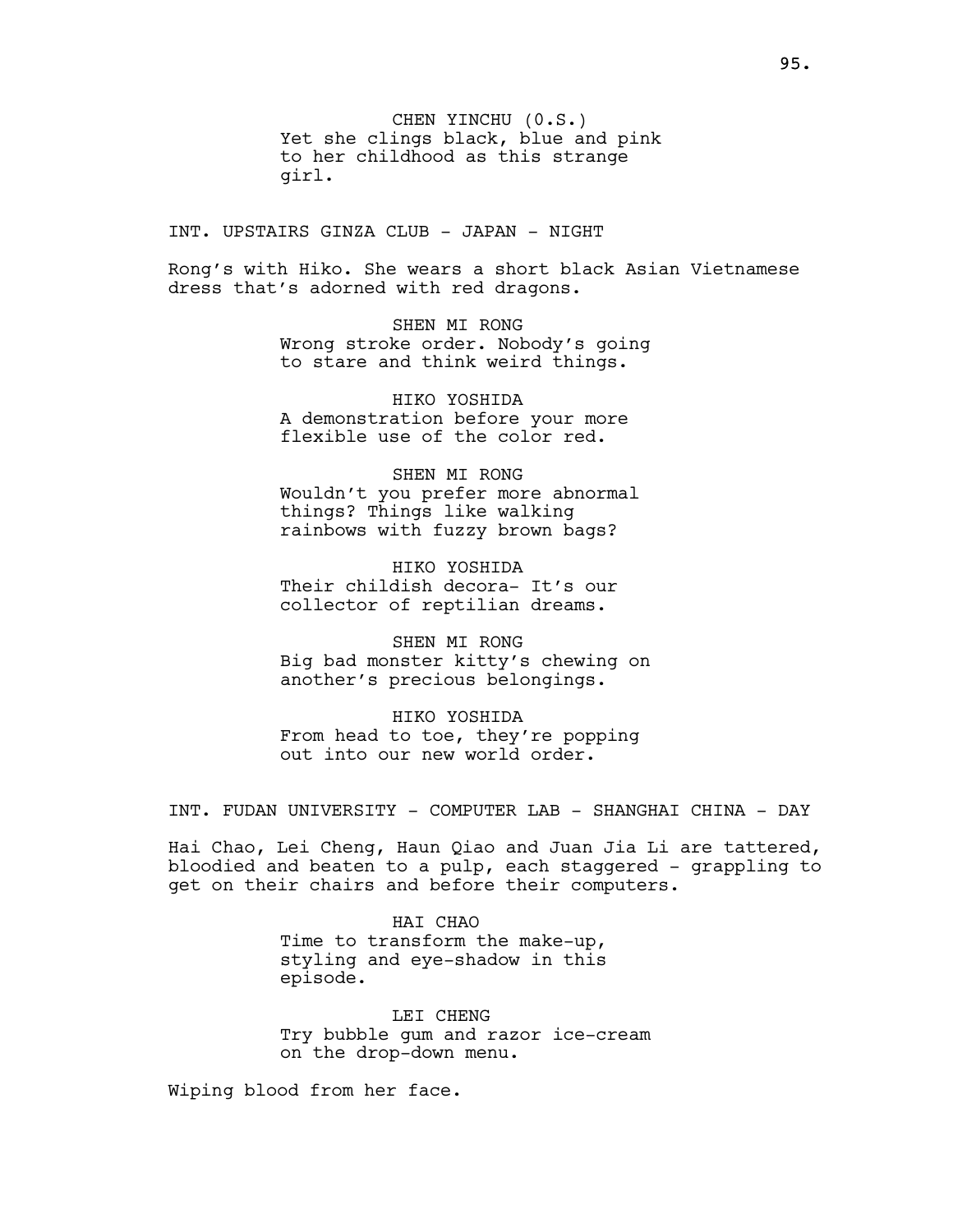CHEN YINCHU (O.S.)
Yet she clings black, blue and pink to her childhood as this strange girl.

INT. UPSTAIRS GINZA CLUB - JAPAN - NIGHT

Rong's with Hiko. She wears a short black Asian Vietnamese dress that's adorned with red dragons.

SHEN MI RONG
Wrong stroke order. Nobody's going to stare and think weird things.

HIKO YOSHIDA
A demonstration before your more flexible use of the color red.

SHEN MI RONG
Wouldn't you prefer more abnormal things? Things like walking rainbows with fuzzy brown bags?

HIKO YOSHIDA
Their childish decora- It's our collector of reptilian dreams.

SHEN MI RONG
Big bad monster kitty's chewing on another's precious belongings.

HIKO YOSHIDA
From head to toe, they're popping out into our new world order.

INT. FUDAN UNIVERSITY - COMPUTER LAB - SHANGHAI CHINA - DAY

Hai Chao, Lei Cheng, Haun Qiao and Juan Jia Li are tattered, bloodied and beaten to a pulp, each staggered - grappling to get on their chairs and before their computers.

HAI CHAO
Time to transform the make-up, styling and eye-shadow in this episode.

LEI CHENG
Try bubble gum and razor ice-cream on the drop-down menu.

Wiping blood from her face.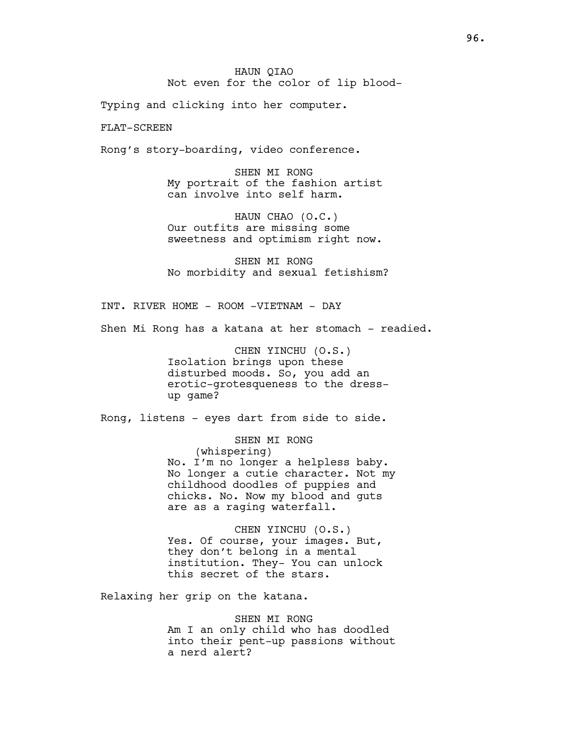HAUN QIAO
Not even for the color of lip blood-

Typing and clicking into her computer.

FLAT-SCREEN

Rong's story-boarding, video conference.

SHEN MI RONG
My portrait of the fashion artist can involve into self harm.

HAUN CHAO (O.C.)
Our outfits are missing some sweetness and optimism right now.

SHEN MI RONG
No morbidity and sexual fetishism?

INT. RIVER HOME - ROOM -VIETNAM - DAY

Shen Mi Rong has a katana at her stomach - readied.

CHEN YINCHU (O.S.)
Isolation brings upon these disturbed moods. So, you add an erotic-grotesqueness to the dress-up game?

Rong, listens - eyes dart from side to side.

SHEN MI RONG
(whispering)
No. I'm no longer a helpless baby. No longer a cutie character. Not my childhood doodles of puppies and chicks. No. Now my blood and guts are as a raging waterfall.

CHEN YINCHU (O.S.)
Yes. Of course, your images. But, they don't belong in a mental institution. They- You can unlock this secret of the stars.

Relaxing her grip on the katana.

SHEN MI RONG
Am I an only child who has doodled into their pent-up passions without a nerd alert?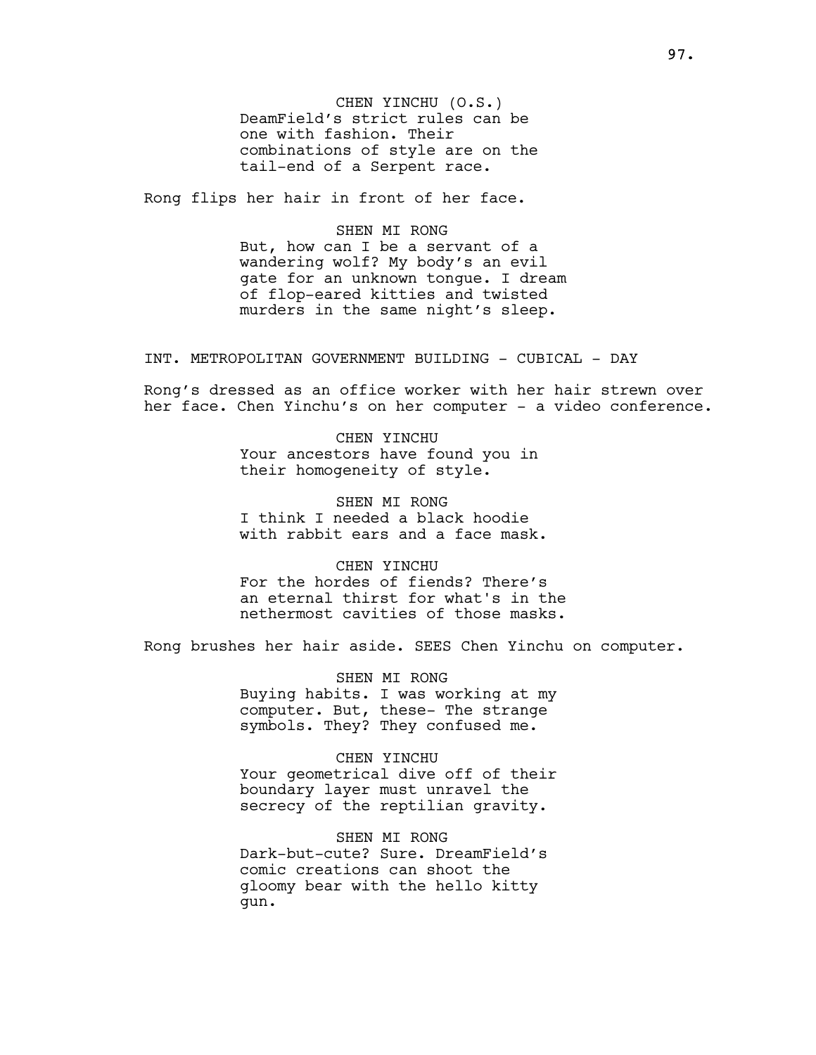CHEN YINCHU (O.S.)
DeamField's strict rules can be one with fashion. Their combinations of style are on the tail-end of a Serpent race.

Rong flips her hair in front of her face.

SHEN MI RONG
But, how can I be a servant of a wandering wolf? My body's an evil gate for an unknown tongue. I dream of flop-eared kitties and twisted murders in the same night's sleep.

INT. METROPOLITAN GOVERNMENT BUILDING - CUBICAL - DAY

Rong's dressed as an office worker with her hair strewn over her face. Chen Yinchu's on her computer - a video conference.

CHEN YINCHU
Your ancestors have found you in their homogeneity of style.

SHEN MI RONG
I think I needed a black hoodie with rabbit ears and a face mask.

CHEN YINCHU
For the hordes of fiends? There's an eternal thirst for what's in the nethermost cavities of those masks.

Rong brushes her hair aside. SEES Chen Yinchu on computer.

SHEN MI RONG
Buying habits. I was working at my computer. But, these- The strange symbols. They? They confused me.

CHEN YINCHU
Your geometrical dive off of their boundary layer must unravel the secrecy of the reptilian gravity.

SHEN MI RONG
Dark-but-cute? Sure. DreamField's comic creations can shoot the gloomy bear with the hello kitty gun.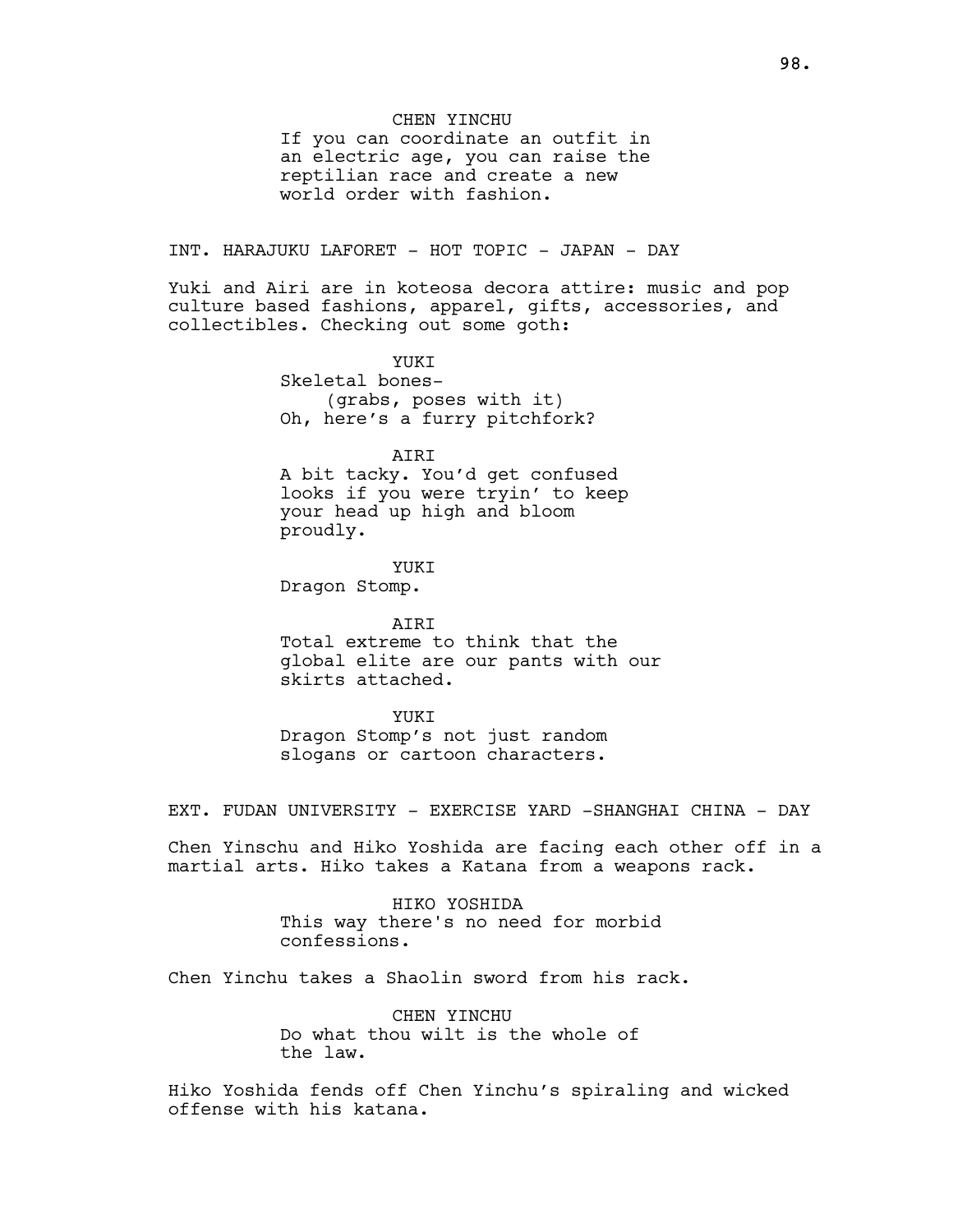CHEN YINCHU
If you can coordinate an outfit in an electric age, you can raise the reptilian race and create a new world order with fashion.

INT. HARAJUKU LAFORET - HOT TOPIC - JAPAN - DAY

Yuki and Airi are in koteosa decora attire: music and pop culture based fashions, apparel, gifts, accessories, and collectibles. Checking out some goth:

YUKI
Skeletal bones-
(grabs, poses with it)
Oh, here's a furry pitchfork?

AIRI
A bit tacky. You'd get confused looks if you were tryin' to keep your head up high and bloom proudly.

YUKI
Dragon Stomp.

AIRI
Total extreme to think that the global elite are our pants with our skirts attached.

YUKI
Dragon Stomp's not just random slogans or cartoon characters.

EXT. FUDAN UNIVERSITY - EXERCISE YARD -SHANGHAI CHINA - DAY

Chen Yinschu and Hiko Yoshida are facing each other off in a martial arts. Hiko takes a Katana from a weapons rack.

HIKO YOSHIDA
This way there's no need for morbid confessions.

Chen Yinchu takes a Shaolin sword from his rack.

CHEN YINCHU
Do what thou wilt is the whole of the law.

Hiko Yoshida fends off Chen Yinchu's spiraling and wicked offense with his katana.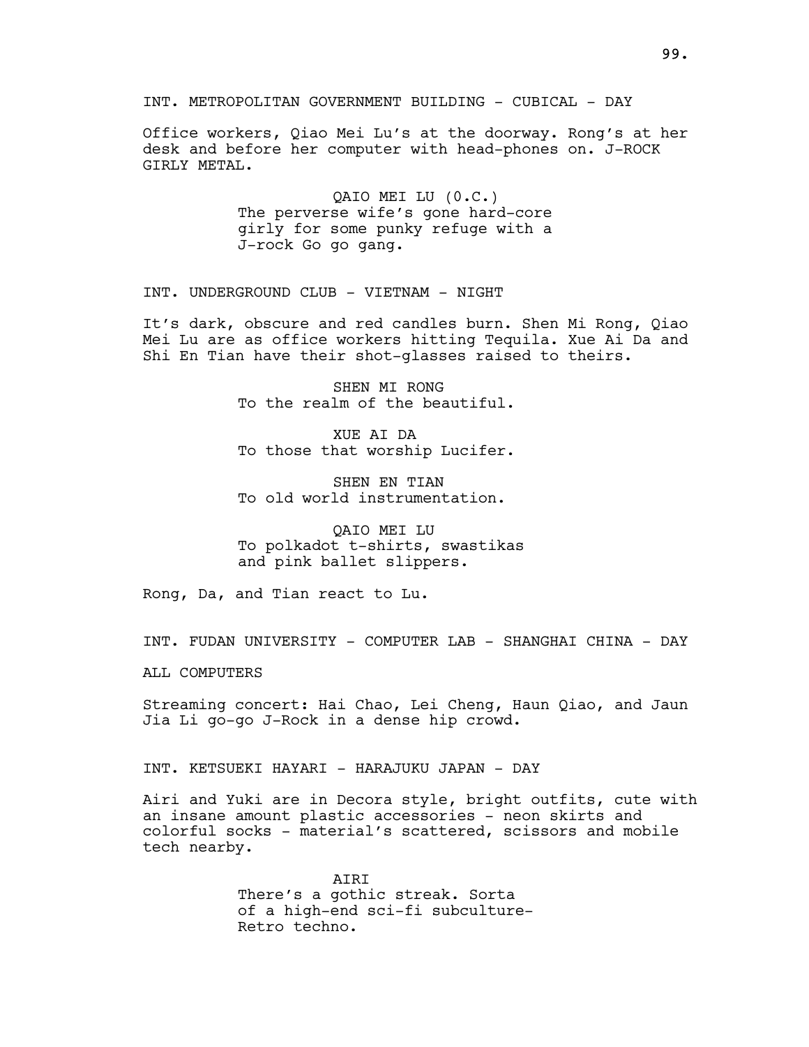INT. METROPOLITAN GOVERNMENT BUILDING - CUBICAL - DAY

Office workers, Qiao Mei Lu's at the doorway. Rong's at her desk and before her computer with head-phones on. J-ROCK GIRLY METAL.

QAIO MEI LU (O.C.)
The perverse wife's gone hard-core girly for some punky refuge with a J-rock Go go gang.

INT. UNDERGROUND CLUB - VIETNAM - NIGHT

It's dark, obscure and red candles burn. Shen Mi Rong, Qiao Mei Lu are as office workers hitting Tequila. Xue Ai Da and Shi En Tian have their shot-glasses raised to theirs.

SHEN MI RONG
To the realm of the beautiful.

XUE AI DA
To those that worship Lucifer.

SHEN EN TIAN
To old world instrumentation.

QAIO MEI LU
To polkadot t-shirts, swastikas and pink ballet slippers.

Rong, Da, and Tian react to Lu.

INT. FUDAN UNIVERSITY - COMPUTER LAB - SHANGHAI CHINA - DAY

ALL COMPUTERS

Streaming concert: Hai Chao, Lei Cheng, Haun Qiao, and Jaun Jia Li go-go J-Rock in a dense hip crowd.

INT. KETSUEKI HAYARI - HARAJUKU JAPAN - DAY

Airi and Yuki are in Decora style, bright outfits, cute with an insane amount plastic accessories - neon skirts and colorful socks - material's scattered, scissors and mobile tech nearby.

AIRI
There's a gothic streak. Sorta of a high-end sci-fi subculture- Retro techno.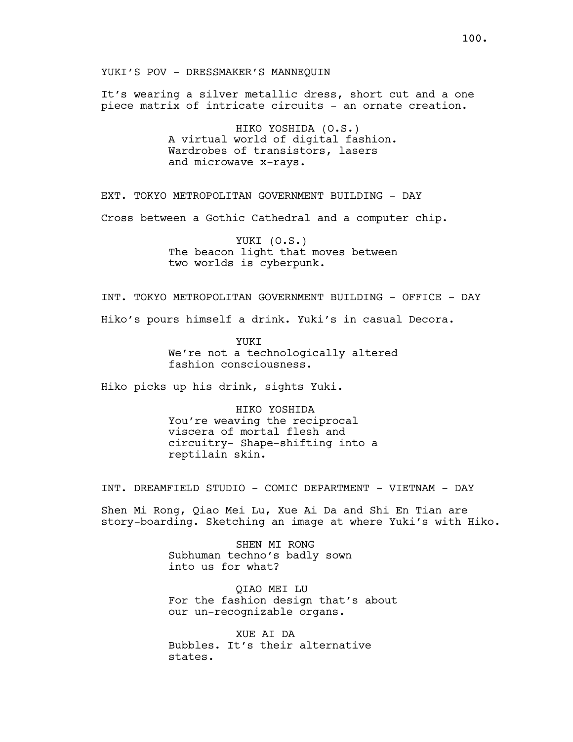YUKI'S POV - DRESSMAKER'S MANNEQUIN

It's wearing a silver metallic dress, short cut and a one piece matrix of intricate circuits - an ornate creation.

HIKO YOSHIDA (O.S.)
A virtual world of digital fashion. Wardrobes of transistors, lasers and microwave x-rays.

EXT. TOKYO METROPOLITAN GOVERNMENT BUILDING - DAY

Cross between a Gothic Cathedral and a computer chip.

YUKI (O.S.)
The beacon light that moves between two worlds is cyberpunk.

INT. TOKYO METROPOLITAN GOVERNMENT BUILDING - OFFICE - DAY

Hiko's pours himself a drink. Yuki's in casual Decora.

YUKI
We're not a technologically altered fashion consciousness.

Hiko picks up his drink, sights Yuki.

HIKO YOSHIDA
You're weaving the reciprocal viscera of mortal flesh and circuitry- Shape-shifting into a reptilain skin.

INT. DREAMFIELD STUDIO - COMIC DEPARTMENT - VIETNAM - DAY

Shen Mi Rong, Qiao Mei Lu, Xue Ai Da and Shi En Tian are story-boarding. Sketching an image at where Yuki's with Hiko.

SHEN MI RONG
Subhuman techno's badly sown into us for what?

QIAO MEI LU
For the fashion design that's about our un-recognizable organs.

XUE AI DA
Bubbles. It's their alternative states.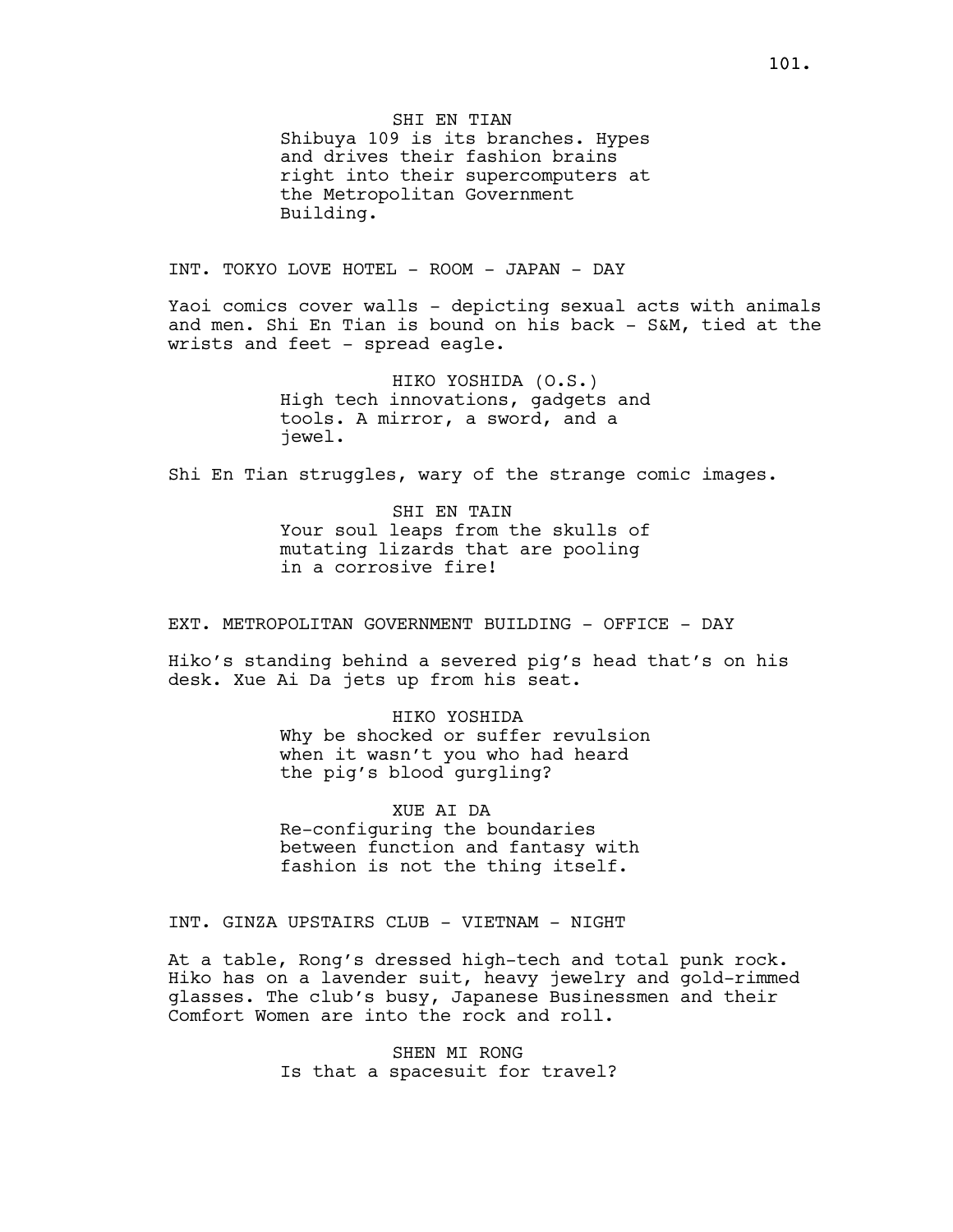SHI EN TIAN
Shibuya 109 is its branches. Hypes and drives their fashion brains right into their supercomputers at the Metropolitan Government Building.

INT. TOKYO LOVE HOTEL - ROOM - JAPAN - DAY

Yaoi comics cover walls - depicting sexual acts with animals and men. Shi En Tian is bound on his back - S&M, tied at the wrists and feet - spread eagle.

HIKO YOSHIDA (O.S.)
High tech innovations, gadgets and tools. A mirror, a sword, and a jewel.

Shi En Tian struggles, wary of the strange comic images.

SHI EN TAIN
Your soul leaps from the skulls of mutating lizards that are pooling in a corrosive fire!

EXT. METROPOLITAN GOVERNMENT BUILDING - OFFICE - DAY

Hiko's standing behind a severed pig's head that's on his desk. Xue Ai Da jets up from his seat.

HIKO YOSHIDA
Why be shocked or suffer revulsion when it wasn't you who had heard the pig's blood gurgling?

XUE AI DA
Re-configuring the boundaries between function and fantasy with fashion is not the thing itself.

INT. GINZA UPSTAIRS CLUB - VIETNAM - NIGHT

At a table, Rong's dressed high-tech and total punk rock. Hiko has on a lavender suit, heavy jewelry and gold-rimmed glasses. The club's busy, Japanese Businessmen and their Comfort Women are into the rock and roll.

SHEN MI RONG
Is that a spacesuit for travel?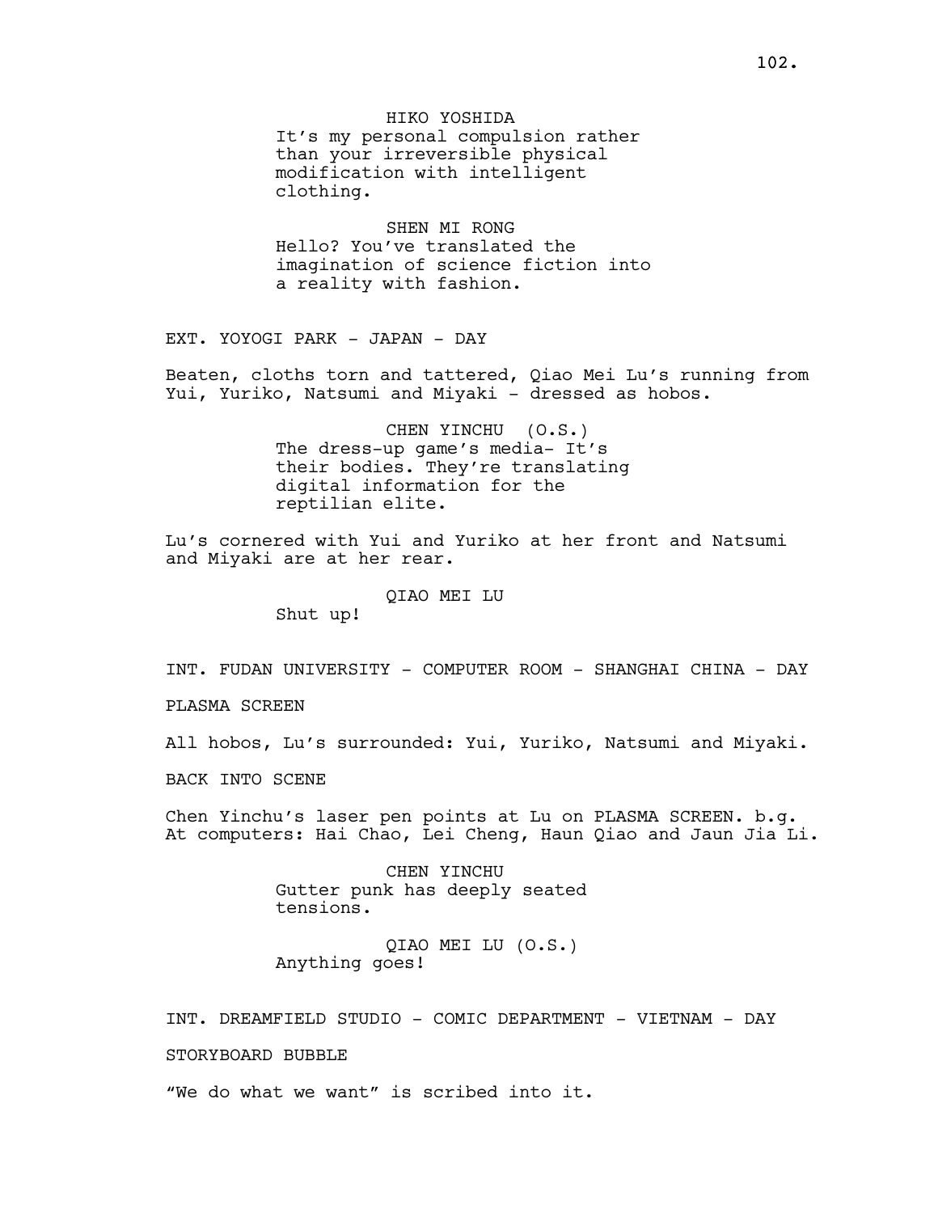HIKO YOSHIDA
It's my personal compulsion rather than your irreversible physical modification with intelligent clothing.

SHEN MI RONG
Hello? You've translated the imagination of science fiction into a reality with fashion.

EXT. YOYOGI PARK - JAPAN - DAY

Beaten, cloths torn and tattered, Qiao Mei Lu's running from Yui, Yuriko, Natsumi and Miyaki - dressed as hobos.

CHEN YINCHU (O.S.)
The dress-up game's media- It's their bodies. They're translating digital information for the reptilian elite.

Lu's cornered with Yui and Yuriko at her front and Natsumi and Miyaki are at her rear.

QIAO MEI LU
Shut up!

INT. FUDAN UNIVERSITY - COMPUTER ROOM - SHANGHAI CHINA - DAY

PLASMA SCREEN

All hobos, Lu's surrounded: Yui, Yuriko, Natsumi and Miyaki.

BACK INTO SCENE

Chen Yinchu's laser pen points at Lu on PLASMA SCREEN. b.g. At computers: Hai Chao, Lei Cheng, Haun Qiao and Jaun Jia Li.

CHEN YINCHU
Gutter punk has deeply seated tensions.

QIAO MEI LU (O.S.)
Anything goes!

INT. DREAMFIELD STUDIO - COMIC DEPARTMENT - VIETNAM - DAY

STORYBOARD BUBBLE

"We do what we want" is scribed into it.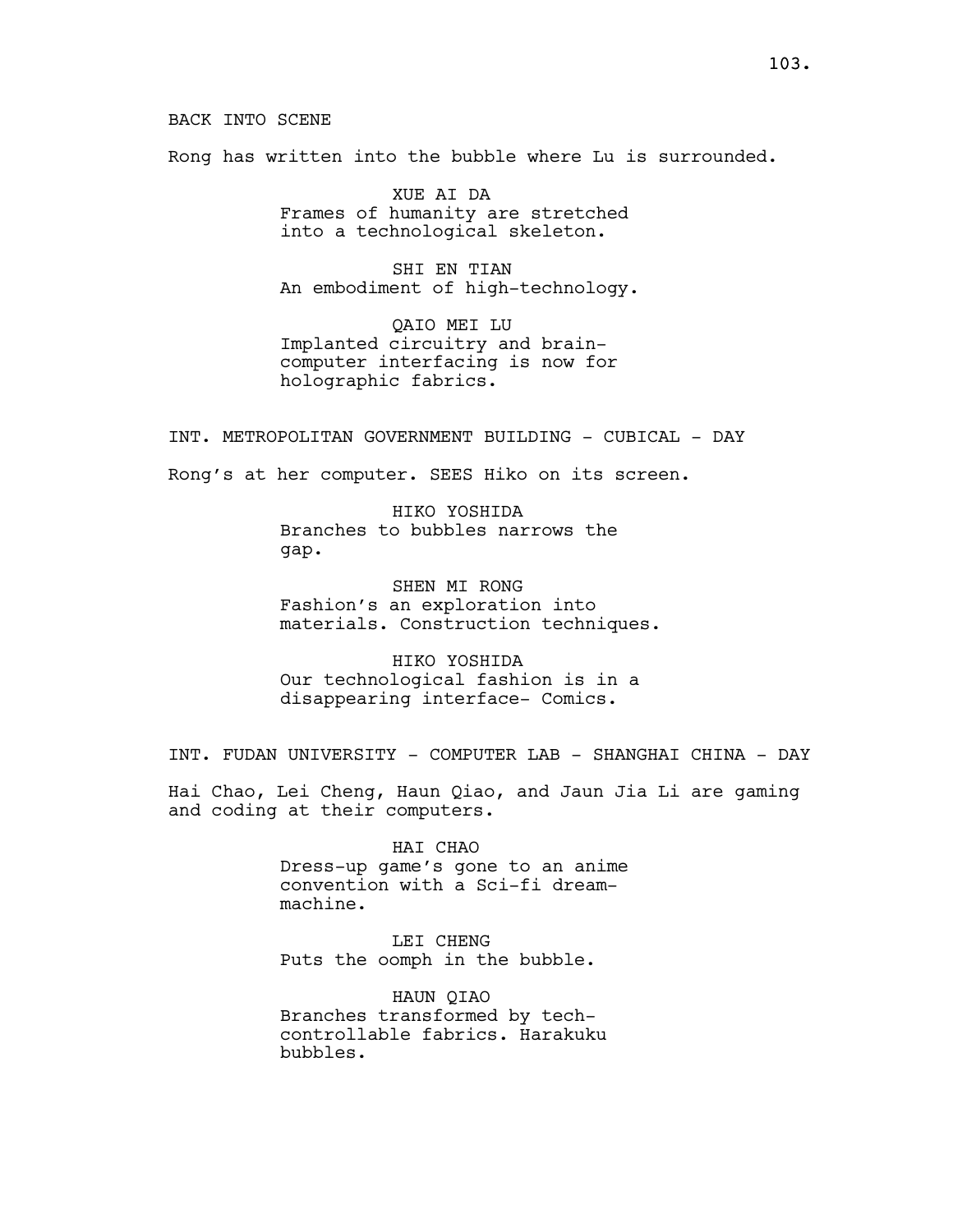BACK INTO SCENE

Rong has written into the bubble where Lu is surrounded.

XUE AI DA
Frames of humanity are stretched into a technological skeleton.

SHI EN TIAN
An embodiment of high-technology.

QAIO MEI LU
Implanted circuitry and brain-computer interfacing is now for holographic fabrics.

INT. METROPOLITAN GOVERNMENT BUILDING - CUBICAL - DAY

Rong's at her computer. SEES Hiko on its screen.

HIKO YOSHIDA
Branches to bubbles narrows the gap.

SHEN MI RONG
Fashion's an exploration into materials. Construction techniques.

HIKO YOSHIDA
Our technological fashion is in a disappearing interface- Comics.

INT. FUDAN UNIVERSITY - COMPUTER LAB - SHANGHAI CHINA - DAY

Hai Chao, Lei Cheng, Haun Qiao, and Jaun Jia Li are gaming and coding at their computers.

HAI CHAO
Dress-up game's gone to an anime convention with a Sci-fi dream-machine.

LEI CHENG
Puts the oomph in the bubble.

HAUN QIAO
Branches transformed by tech-controllable fabrics. Harakuku bubbles.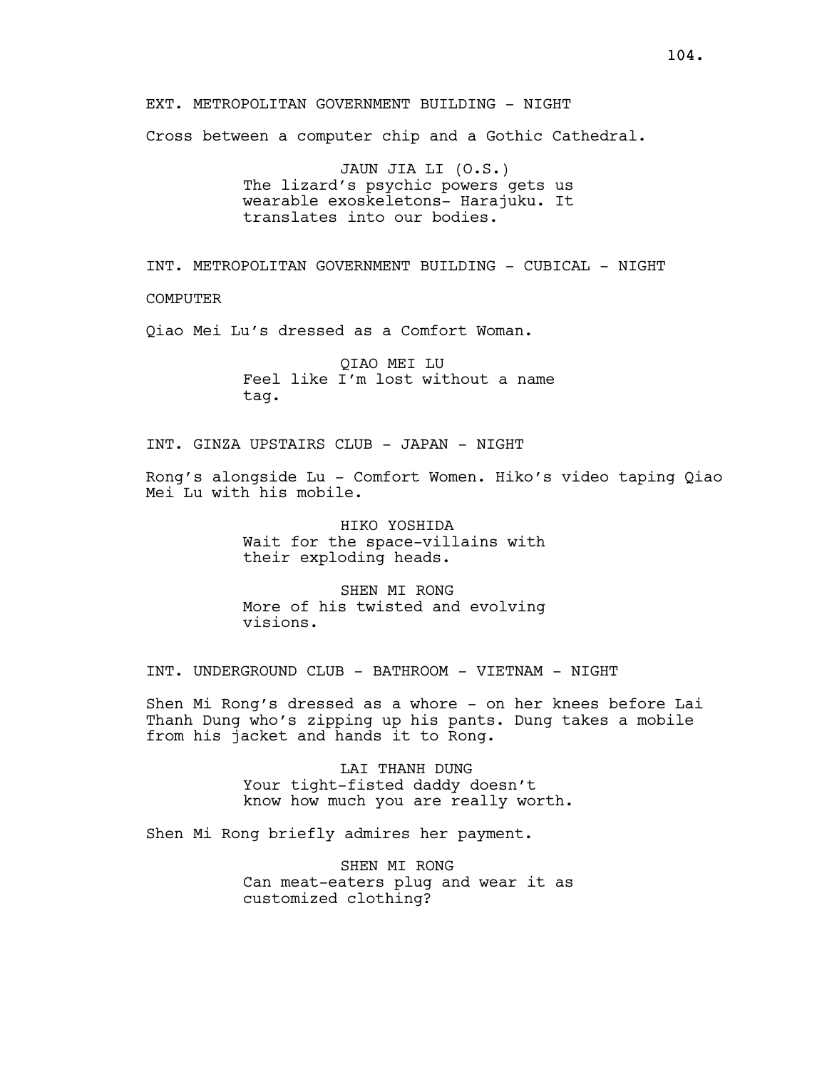EXT. METROPOLITAN GOVERNMENT BUILDING - NIGHT

Cross between a computer chip and a Gothic Cathedral.

JAUN JIA LI (O.S.)
The lizard's psychic powers gets us wearable exoskeletons- Harajuku. It translates into our bodies.

INT. METROPOLITAN GOVERNMENT BUILDING - CUBICAL - NIGHT

COMPUTER

Qiao Mei Lu's dressed as a Comfort Woman.

QIAO MEI LU
Feel like I'm lost without a name tag.

INT. GINZA UPSTAIRS CLUB - JAPAN - NIGHT

Rong's alongside Lu - Comfort Women. Hiko's video taping Qiao Mei Lu with his mobile.

HIKO YOSHIDA
Wait for the space-villains with their exploding heads.

SHEN MI RONG
More of his twisted and evolving visions.

INT. UNDERGROUND CLUB - BATHROOM - VIETNAM - NIGHT

Shen Mi Rong's dressed as a whore - on her knees before Lai Thanh Dung who's zipping up his pants. Dung takes a mobile from his jacket and hands it to Rong.

LAI THANH DUNG
Your tight-fisted daddy doesn't know how much you are really worth.

Shen Mi Rong briefly admires her payment.

SHEN MI RONG
Can meat-eaters plug and wear it as customized clothing?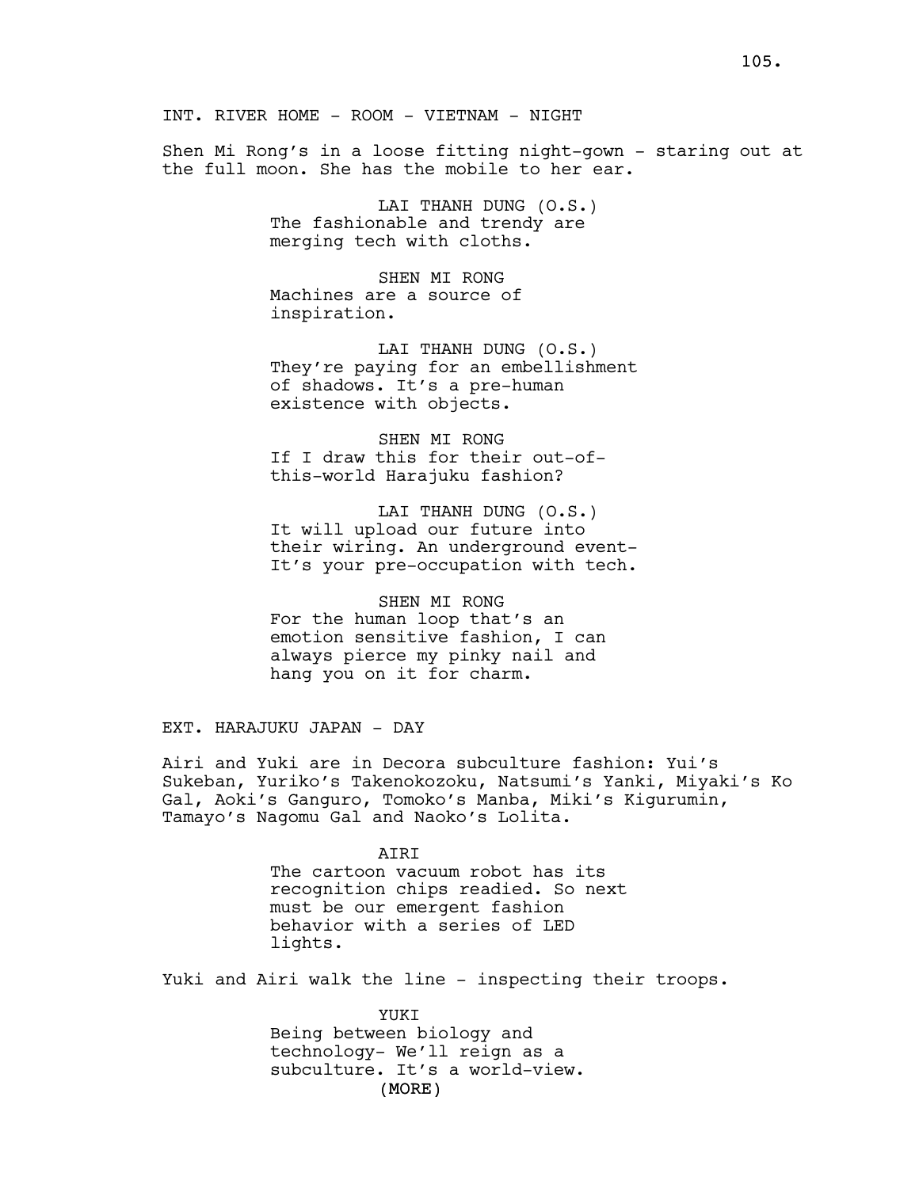INT. RIVER HOME - ROOM - VIETNAM - NIGHT

Shen Mi Rong's in a loose fitting night-gown - staring out at the full moon. She has the mobile to her ear.

LAI THANH DUNG (O.S.)
The fashionable and trendy are merging tech with cloths.

SHEN MI RONG
Machines are a source of inspiration.

LAI THANH DUNG (O.S.)
They're paying for an embellishment of shadows. It's a pre-human existence with objects.

SHEN MI RONG
If I draw this for their out-of-this-world Harajuku fashion?

LAI THANH DUNG (O.S.)
It will upload our future into their wiring. An underground event- It's your pre-occupation with tech.

SHEN MI RONG
For the human loop that's an emotion sensitive fashion, I can always pierce my pinky nail and hang you on it for charm.

EXT. HARAJUKU JAPAN - DAY

Airi and Yuki are in Decora subculture fashion: Yui's Sukeban, Yuriko's Takenokozoku, Natsumi's Yanki, Miyaki's Ko Gal, Aoki's Ganguro, Tomoko's Manba, Miki's Kigurumin, Tamayo's Nagomu Gal and Naoko's Lolita.

AIRI
The cartoon vacuum robot has its recognition chips readied. So next must be our emergent fashion behavior with a series of LED lights.

Yuki and Airi walk the line - inspecting their troops.

YUKI
Being between biology and technology- We'll reign as a subculture. It's a world-view.
(MORE)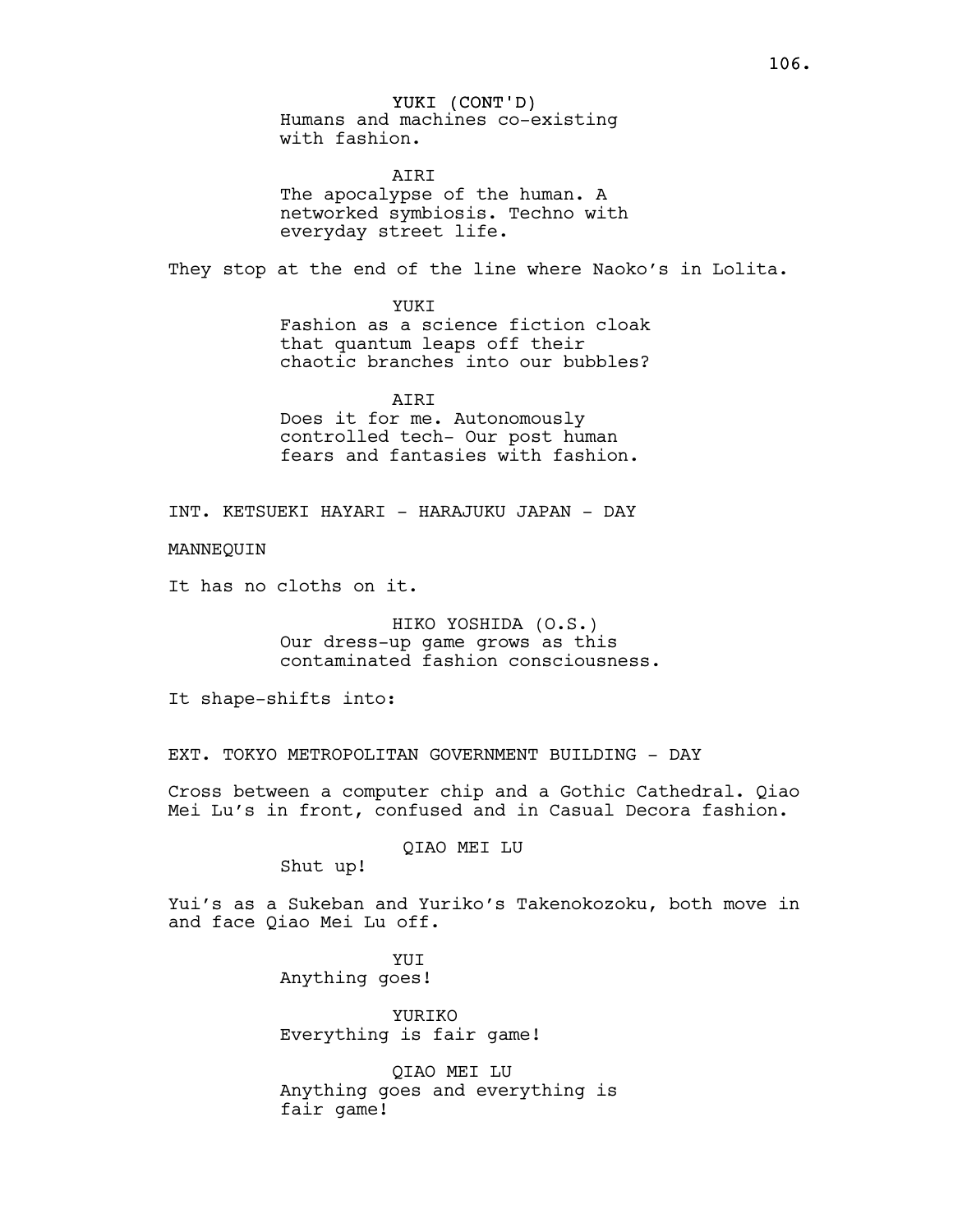YUKI (CONT'D)
Humans and machines co-existing with fashion.

AIRI
The apocalypse of the human. A networked symbiosis. Techno with everyday street life.

They stop at the end of the line where Naoko's in Lolita.

YUKI
Fashion as a science fiction cloak that quantum leaps off their chaotic branches into our bubbles?

AIRI
Does it for me. Autonomously controlled tech- Our post human fears and fantasies with fashion.

INT. KETSUEKI HAYARI - HARAJUKU JAPAN - DAY

MANNEQUIN

It has no cloths on it.

HIKO YOSHIDA (O.S.)
Our dress-up game grows as this contaminated fashion consciousness.

It shape-shifts into:

EXT. TOKYO METROPOLITAN GOVERNMENT BUILDING - DAY

Cross between a computer chip and a Gothic Cathedral. Qiao Mei Lu's in front, confused and in Casual Decora fashion.

QIAO MEI LU
Shut up!

Yui's as a Sukeban and Yuriko's Takenokozoku, both move in and face Qiao Mei Lu off.

YUI
Anything goes!

YURIKO
Everything is fair game!

QIAO MEI LU
Anything goes and everything is fair game!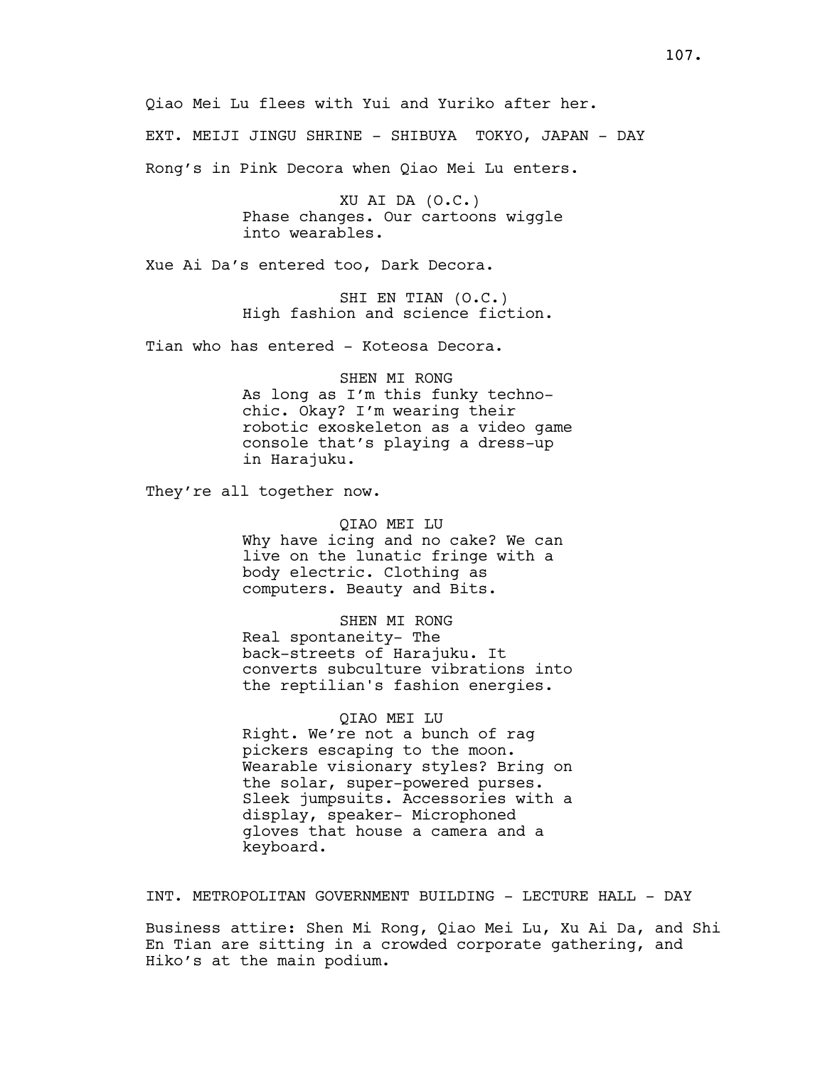Qiao Mei Lu flees with Yui and Yuriko after her.

EXT. MEIJI JINGU SHRINE - SHIBUYA  TOKYO, JAPAN - DAY

Rong's in Pink Decora when Qiao Mei Lu enters.

XU AI DA (O.C.)
Phase changes. Our cartoons wiggle into wearables.

Xue Ai Da's entered too, Dark Decora.

SHI EN TIAN (O.C.)
High fashion and science fiction.

Tian who has entered - Koteosa Decora.

SHEN MI RONG
As long as I'm this funky techno-chic. Okay? I'm wearing their robotic exoskeleton as a video game console that's playing a dress-up in Harajuku.

They're all together now.

QIAO MEI LU
Why have icing and no cake? We can live on the lunatic fringe with a body electric. Clothing as computers. Beauty and Bits.

SHEN MI RONG
Real spontaneity- The back-streets of Harajuku. It converts subculture vibrations into the reptilian's fashion energies.

QIAO MEI LU
Right. We're not a bunch of rag pickers escaping to the moon. Wearable visionary styles? Bring on the solar, super-powered purses. Sleek jumpsuits. Accessories with a display, speaker- Microphoned gloves that house a camera and a keyboard.

INT. METROPOLITAN GOVERNMENT BUILDING - LECTURE HALL - DAY

Business attire: Shen Mi Rong, Qiao Mei Lu, Xu Ai Da, and Shi En Tian are sitting in a crowded corporate gathering, and Hiko's at the main podium.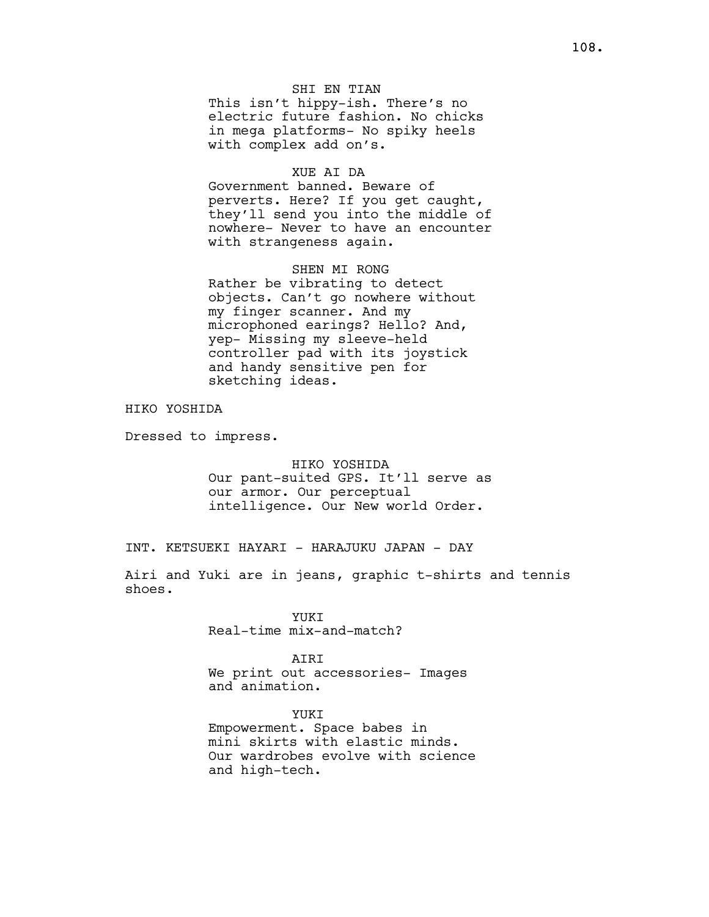SHI EN TIAN
This isn't hippy-ish. There's no electric future fashion. No chicks in mega platforms- No spiky heels with complex add on's.

XUE AI DA
Government banned. Beware of perverts. Here? If you get caught, they'll send you into the middle of nowhere- Never to have an encounter with strangeness again.

SHEN MI RONG
Rather be vibrating to detect objects. Can't go nowhere without my finger scanner. And my microphoned earings? Hello? And, yep- Missing my sleeve-held controller pad with its joystick and handy sensitive pen for sketching ideas.

HIKO YOSHIDA

Dressed to impress.

HIKO YOSHIDA
Our pant-suited GPS. It'll serve as our armor. Our perceptual intelligence. Our New world Order.

INT. KETSUEKI HAYARI - HARAJUKU JAPAN - DAY

Airi and Yuki are in jeans, graphic t-shirts and tennis shoes.

YUKI
Real-time mix-and-match?

AIRI
We print out accessories- Images and animation.

YUKI
Empowerment. Space babes in mini skirts with elastic minds. Our wardrobes evolve with science and high-tech.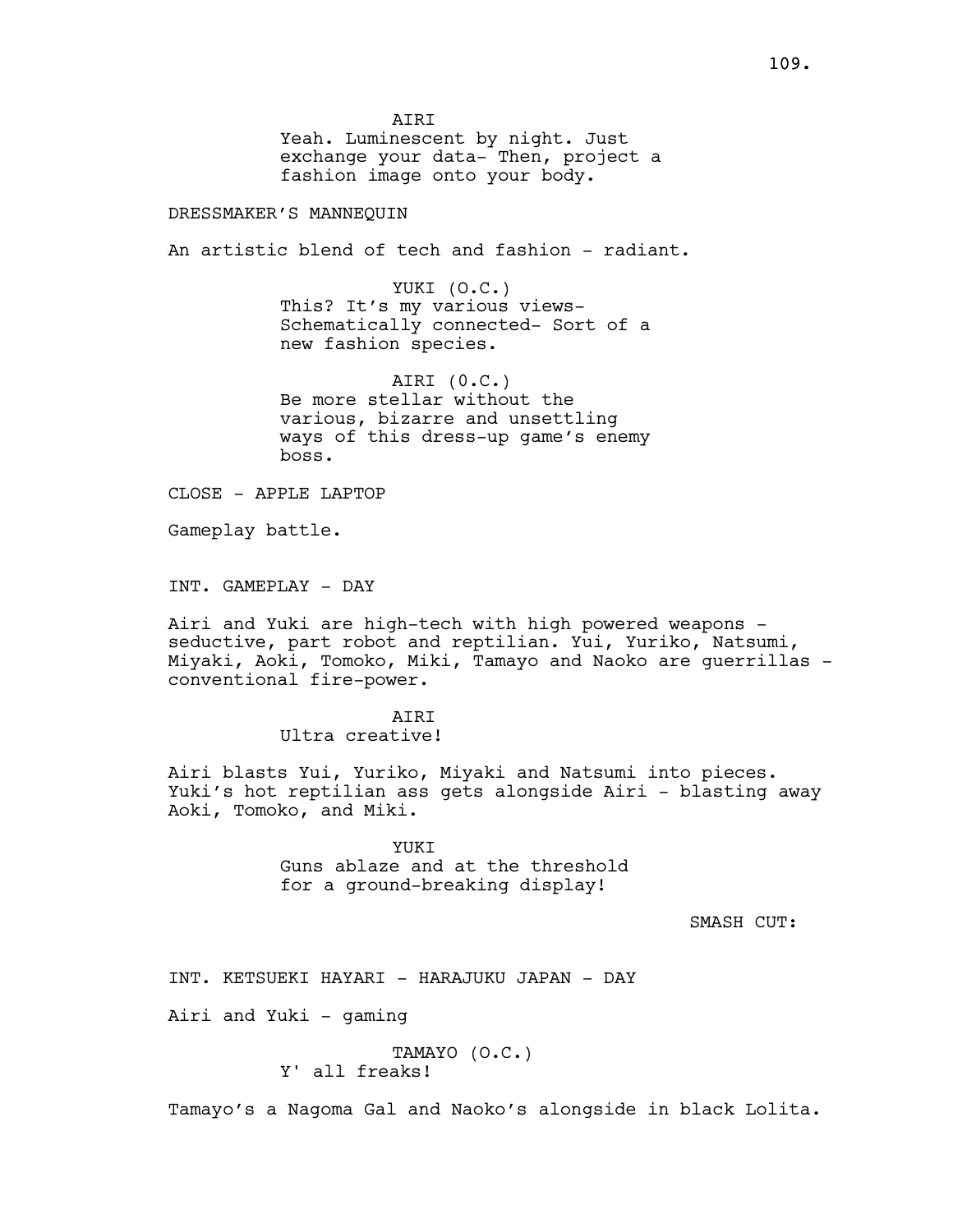AIRI
Yeah. Luminescent by night. Just exchange your data- Then, project a fashion image onto your body.

DRESSMAKER'S MANNEQUIN

An artistic blend of tech and fashion - radiant.

YUKI (O.C.)
This? It's my various views- Schematically connected- Sort of a new fashion species.

AIRI (0.C.)
Be more stellar without the various, bizarre and unsettling ways of this dress-up game's enemy boss.

CLOSE - APPLE LAPTOP

Gameplay battle.

INT. GAMEPLAY - DAY

Airi and Yuki are high-tech with high powered weapons - seductive, part robot and reptilian. Yui, Yuriko, Natsumi, Miyaki, Aoki, Tomoko, Miki, Tamayo and Naoko are guerrillas - conventional fire-power.

AIRI
Ultra creative!

Airi blasts Yui, Yuriko, Miyaki and Natsumi into pieces. Yuki's hot reptilian ass gets alongside Airi - blasting away Aoki, Tomoko, and Miki.

YUKI
Guns ablaze and at the threshold for a ground-breaking display!

SMASH CUT:

INT. KETSUEKI HAYARI - HARAJUKU JAPAN - DAY

Airi and Yuki - gaming

TAMAYO (O.C.)
Y' all freaks!

Tamayo's a Nagoma Gal and Naoko's alongside in black Lolita.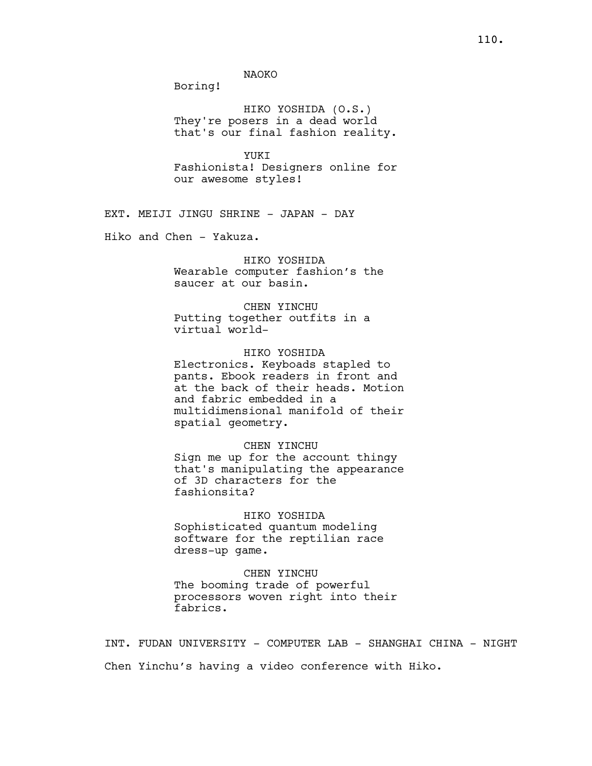NAOKO
Boring!

HIKO YOSHIDA (O.S.)
They're posers in a dead world that's our final fashion reality.

YUKI
Fashionista! Designers online for our awesome styles!

EXT. MEIJI JINGU SHRINE - JAPAN - DAY

Hiko and Chen - Yakuza.

HIKO YOSHIDA
Wearable computer fashion’s the saucer at our basin.

CHEN YINCHU
Putting together outfits in a virtual world-

HIKO YOSHIDA
Electronics. Keyboads stapled to pants. Ebook readers in front and at the back of their heads. Motion and fabric embedded in a multidimensional manifold of their spatial geometry.

CHEN YINCHU
Sign me up for the account thingy that's manipulating the appearance of 3D characters for the fashionsita?

HIKO YOSHIDA
Sophisticated quantum modeling software for the reptilian race dress-up game.

CHEN YINCHU
The booming trade of powerful processors woven right into their fabrics.

INT. FUDAN UNIVERSITY - COMPUTER LAB - SHANGHAI CHINA - NIGHT

Chen Yinchu’s having a video conference with Hiko.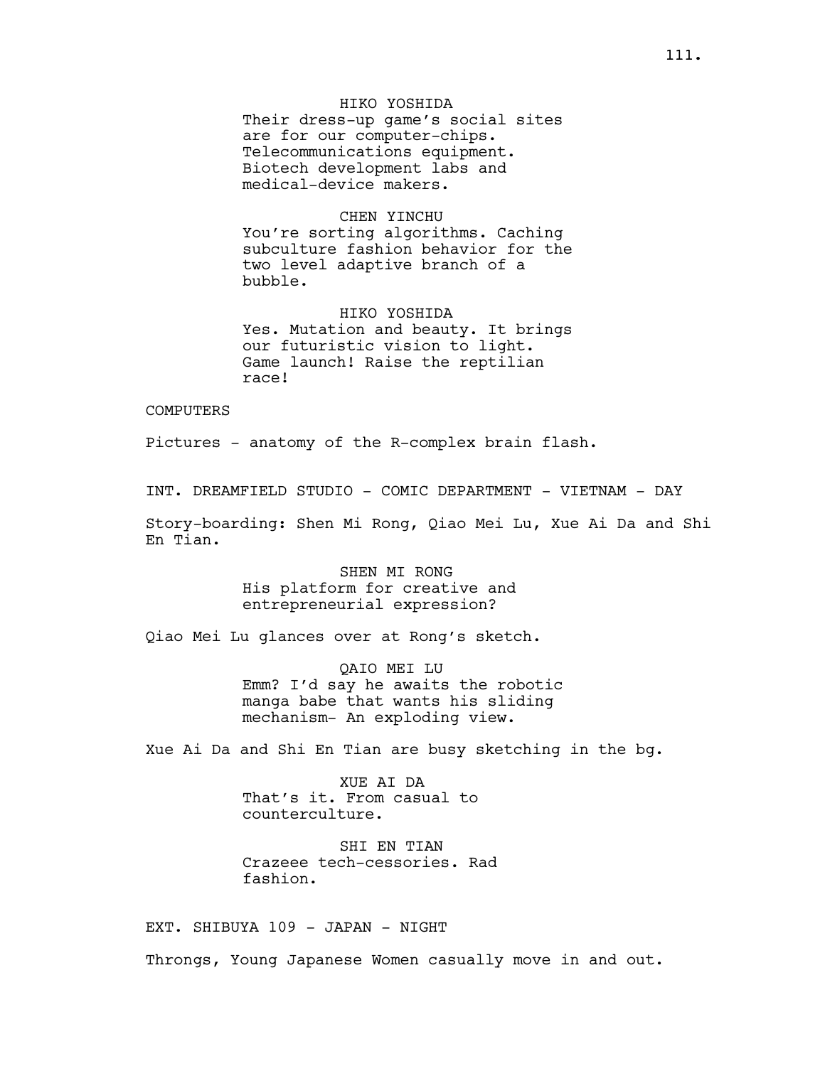HIKO YOSHIDA

Their dress-up game's social sites are for our computer-chips. Telecommunications equipment. Biotech development labs and medical-device makers.

CHEN YINCHU

You're sorting algorithms. Caching subculture fashion behavior for the two level adaptive branch of a bubble.

HIKO YOSHIDA

Yes. Mutation and beauty. It brings our futuristic vision to light. Game launch! Raise the reptilian race!

COMPUTERS

Pictures - anatomy of the R-complex brain flash.

INT. DREAMFIELD STUDIO - COMIC DEPARTMENT - VIETNAM - DAY

Story-boarding: Shen Mi Rong, Qiao Mei Lu, Xue Ai Da and Shi En Tian.

SHEN MI RONG

His platform for creative and entrepreneurial expression?

Qiao Mei Lu glances over at Rong's sketch.

QAIO MEI LU

Emm? I'd say he awaits the robotic manga babe that wants his sliding mechanism- An exploding view.

Xue Ai Da and Shi En Tian are busy sketching in the bg.

XUE AI DA

That's it. From casual to counterculture.

SHI EN TIAN

Crazeee tech-cessories. Rad fashion.

EXT. SHIBUYA 109 - JAPAN - NIGHT

Throngs, Young Japanese Women casually move in and out.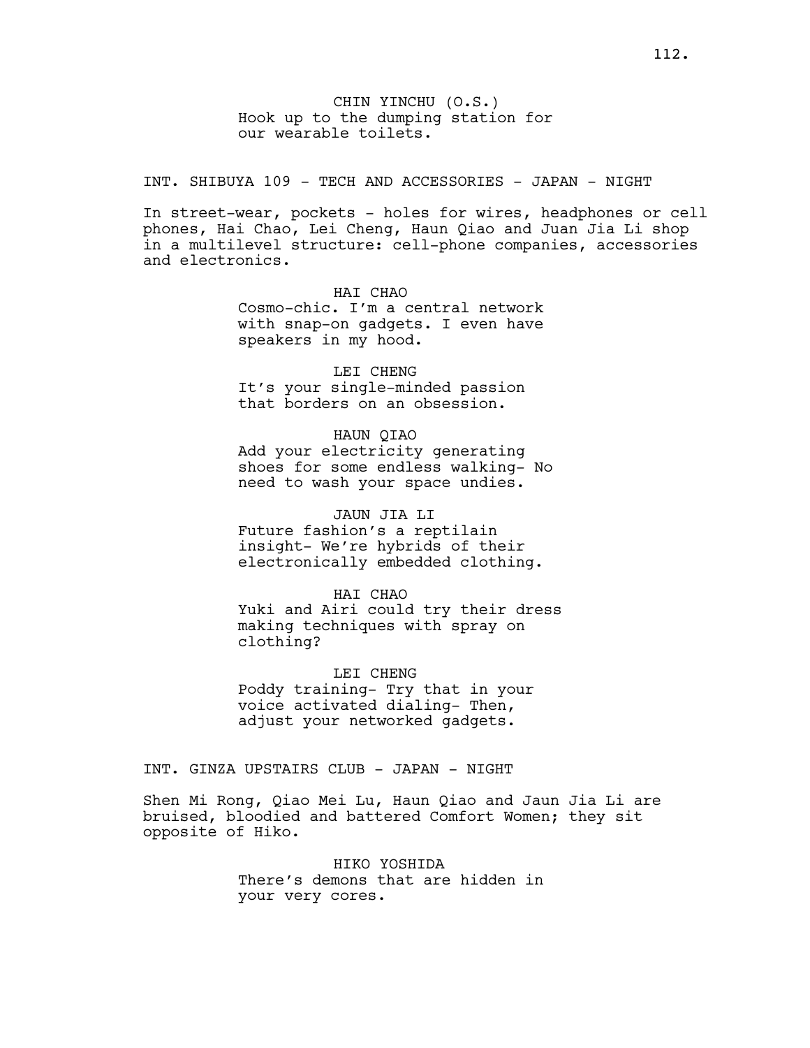CHIN YINCHU (O.S.)
Hook up to the dumping station for our wearable toilets.

INT. SHIBUYA 109 - TECH AND ACCESSORIES - JAPAN - NIGHT

In street-wear, pockets - holes for wires, headphones or cell phones, Hai Chao, Lei Cheng, Haun Qiao and Juan Jia Li shop in a multilevel structure: cell-phone companies, accessories and electronics.

HAI CHAO
Cosmo-chic. I'm a central network with snap-on gadgets. I even have speakers in my hood.

LEI CHENG
It's your single-minded passion that borders on an obsession.

HAUN QIAO
Add your electricity generating shoes for some endless walking- No need to wash your space undies.

JAUN JIA LI
Future fashion's a reptilain insight- We're hybrids of their electronically embedded clothing.

HAI CHAO
Yuki and Airi could try their dress making techniques with spray on clothing?

LEI CHENG
Poddy training- Try that in your voice activated dialing- Then, adjust your networked gadgets.

INT. GINZA UPSTAIRS CLUB - JAPAN - NIGHT

Shen Mi Rong, Qiao Mei Lu, Haun Qiao and Jaun Jia Li are bruised, bloodied and battered Comfort Women; they sit opposite of Hiko.

HIKO YOSHIDA
There's demons that are hidden in your very cores.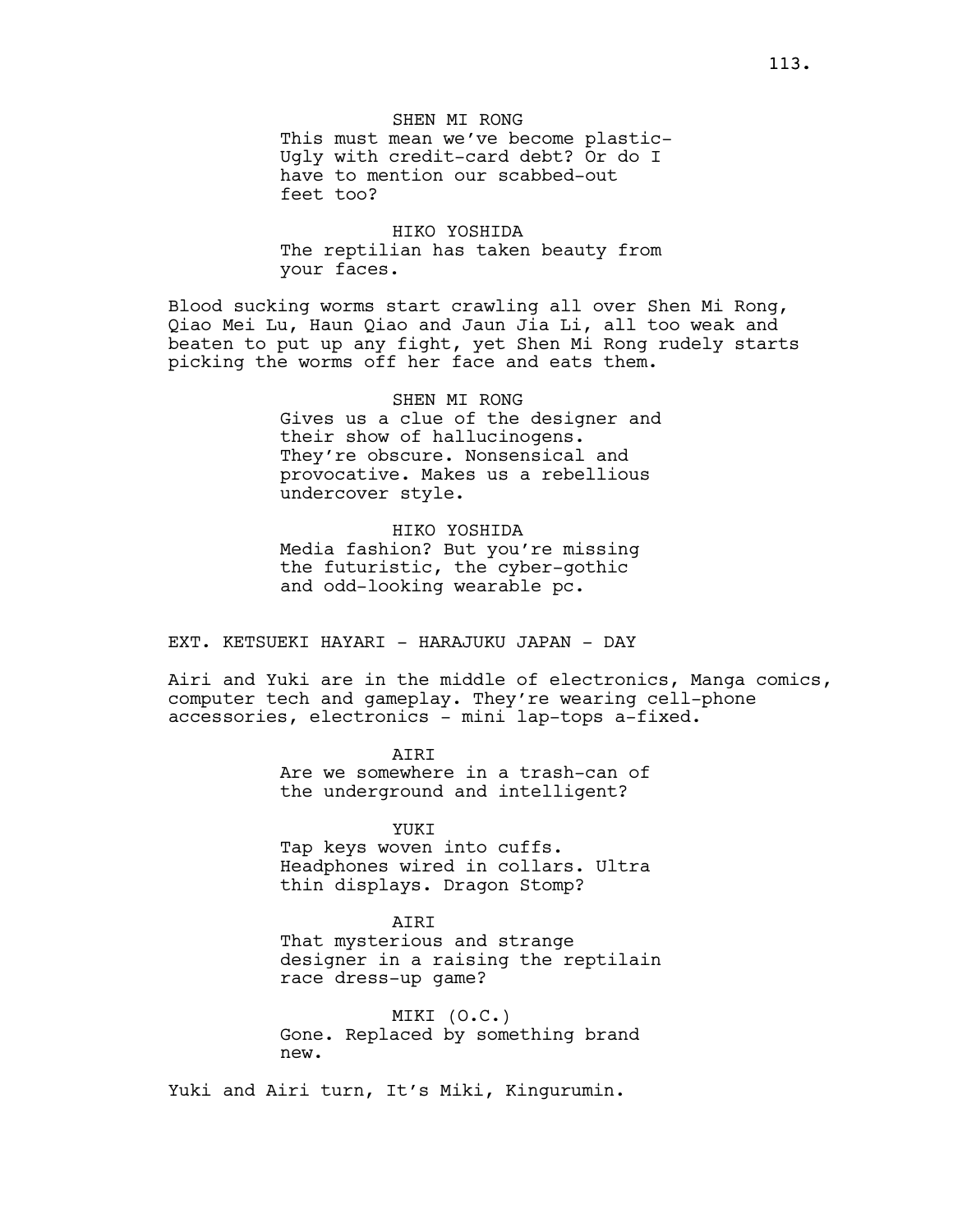SHEN MI RONG
This must mean we've become plastic-
Ugly with credit-card debt? Or do I
have to mention our scabbed-out
feet too?

HIKO YOSHIDA
The reptilian has taken beauty from
your faces.

Blood sucking worms start crawling all over Shen Mi Rong, Qiao Mei Lu, Haun Qiao and Jaun Jia Li, all too weak and beaten to put up any fight, yet Shen Mi Rong rudely starts picking the worms off her face and eats them.

SHEN MI RONG
Gives us a clue of the designer and
their show of hallucinogens.
They're obscure. Nonsensical and
provocative. Makes us a rebellious
undercover style.

HIKO YOSHIDA
Media fashion? But you're missing
the futuristic, the cyber-gothic
and odd-looking wearable pc.

EXT. KETSUEKI HAYARI - HARAJUKU JAPAN - DAY

Airi and Yuki are in the middle of electronics, Manga comics, computer tech and gameplay. They're wearing cell-phone accessories, electronics - mini lap-tops a-fixed.

AIRI
Are we somewhere in a trash-can of
the underground and intelligent?

YUKI
Tap keys woven into cuffs.
Headphones wired in collars. Ultra
thin displays. Dragon Stomp?

AIRI
That mysterious and strange
designer in a raising the reptilain
race dress-up game?

MIKI (O.C.)
Gone. Replaced by something brand
new.

Yuki and Airi turn, It's Miki, Kingurumin.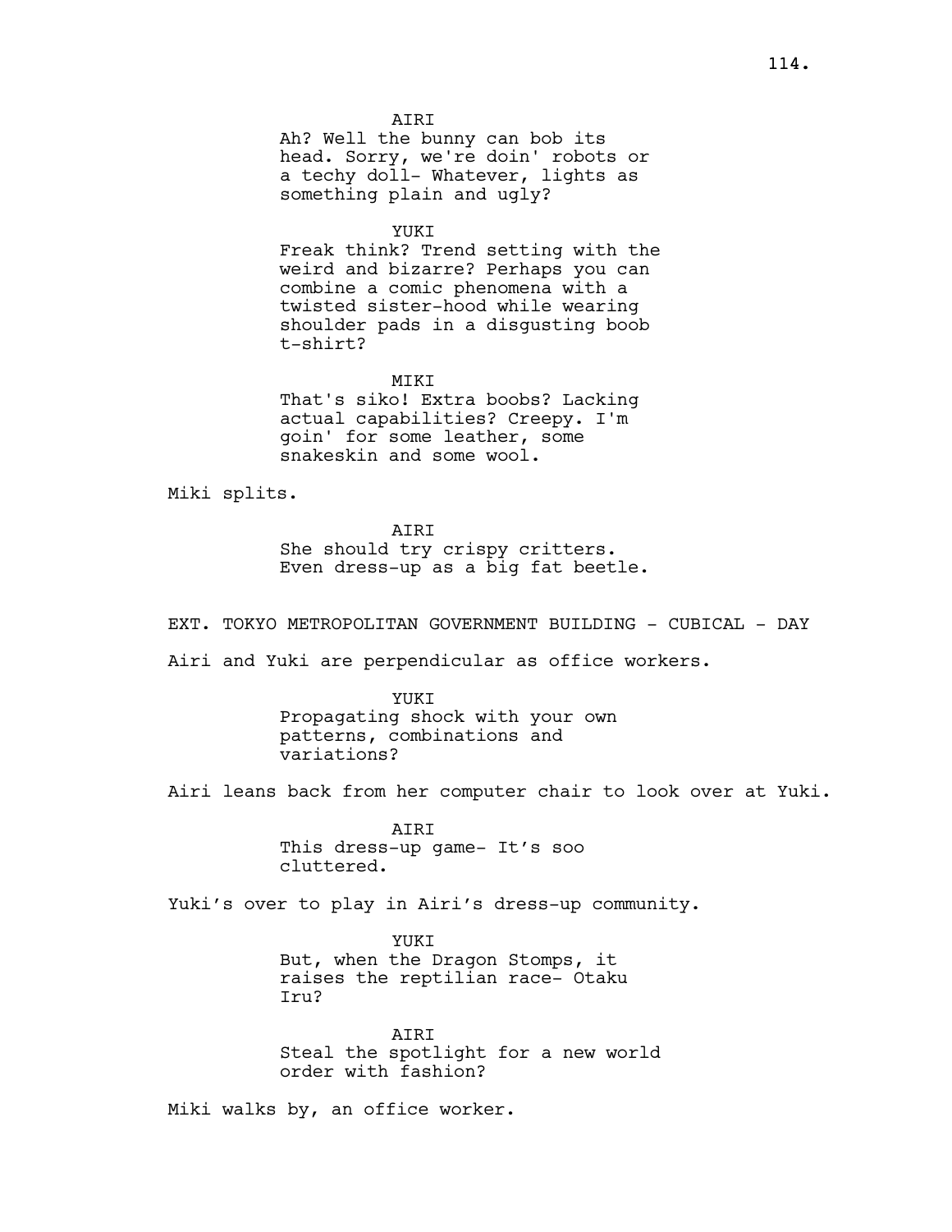AIRI

Ah? Well the bunny can bob its head. Sorry, we're doin' robots or a techy doll- Whatever, lights as something plain and ugly?

YUKI

Freak think? Trend setting with the weird and bizarre? Perhaps you can combine a comic phenomena with a twisted sister-hood while wearing shoulder pads in a disgusting boob t-shirt?

MIKI

That's siko! Extra boobs? Lacking actual capabilities? Creepy. I'm goin' for some leather, some snakeskin and some wool.

Miki splits.

AIRI

She should try crispy critters. Even dress-up as a big fat beetle.

EXT. TOKYO METROPOLITAN GOVERNMENT BUILDING - CUBICAL - DAY

Airi and Yuki are perpendicular as office workers.

YUKI

Propagating shock with your own patterns, combinations and variations?

Airi leans back from her computer chair to look over at Yuki.

AIRI

This dress-up game- It’s soo cluttered.

Yuki’s over to play in Airi’s dress-up community.

YUKI

But, when the Dragon Stomps, it raises the reptilian race- Otaku Iru?

AIRI

Steal the spotlight for a new world order with fashion?

Miki walks by, an office worker.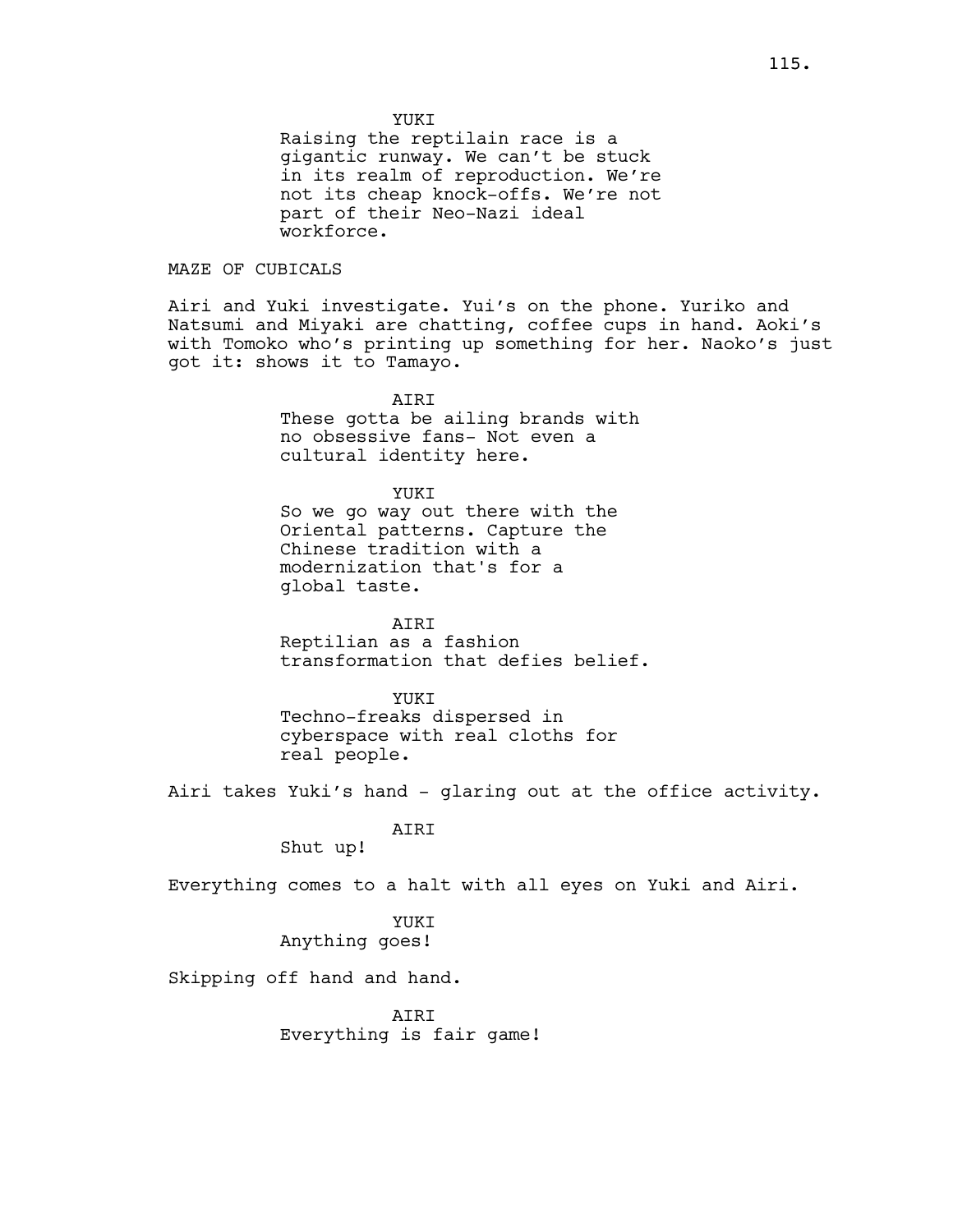YUKI

Raising the reptilain race is a gigantic runway. We can't be stuck in its realm of reproduction. We're not its cheap knock-offs. We're not part of their Neo-Nazi ideal workforce.

MAZE OF CUBICALS

Airi and Yuki investigate. Yui's on the phone. Yuriko and Natsumi and Miyaki are chatting, coffee cups in hand. Aoki's with Tomoko who's printing up something for her. Naoko's just got it: shows it to Tamayo.

AIRI

These gotta be ailing brands with no obsessive fans- Not even a cultural identity here.

YUKI

So we go way out there with the Oriental patterns. Capture the Chinese tradition with a modernization that's for a global taste.

AIRI

Reptilian as a fashion transformation that defies belief.

YUKI

Techno-freaks dispersed in cyberspace with real cloths for real people.

Airi takes Yuki's hand - glaring out at the office activity.

AIRI

Shut up!

Everything comes to a halt with all eyes on Yuki and Airi.

YUKI

Anything goes!

Skipping off hand and hand.

AIRI

Everything is fair game!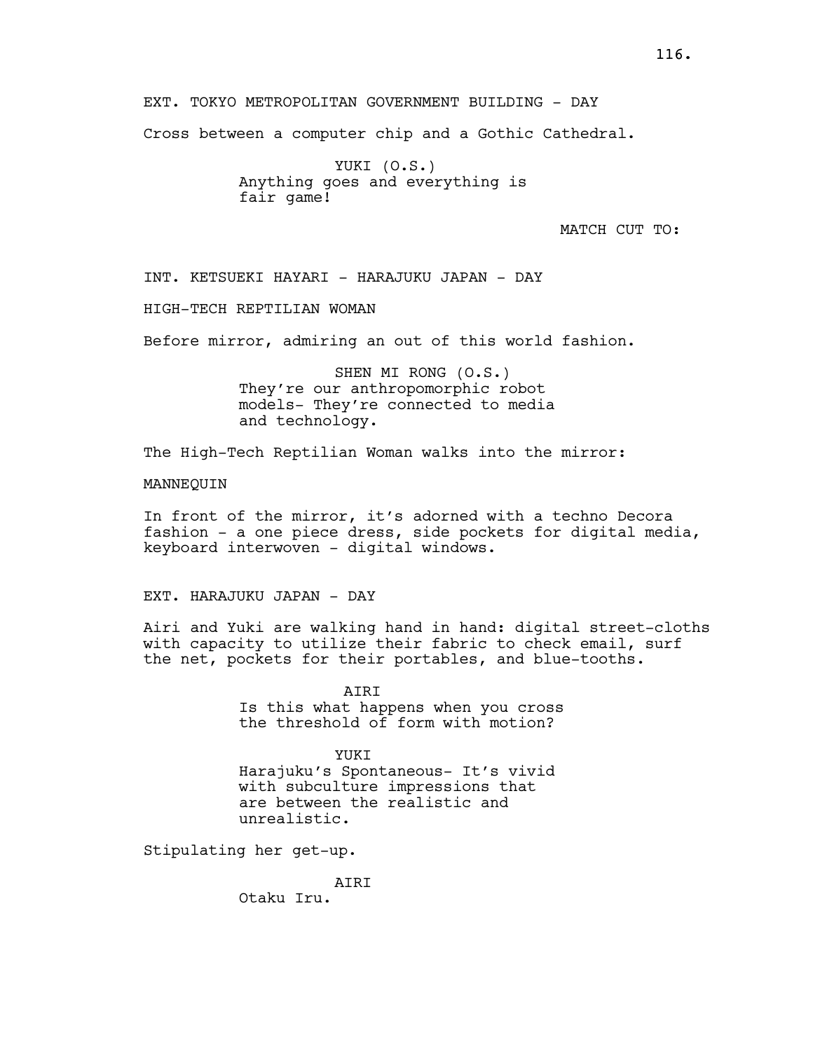EXT. TOKYO METROPOLITAN GOVERNMENT BUILDING - DAY

Cross between a computer chip and a Gothic Cathedral.

YUKI (O.S.)
Anything goes and everything is fair game!

MATCH CUT TO:

INT. KETSUEKI HAYARI - HARAJUKU JAPAN - DAY

HIGH-TECH REPTILIAN WOMAN

Before mirror, admiring an out of this world fashion.

SHEN MI RONG (O.S.)
They're our anthropomorphic robot models- They're connected to media and technology.

The High-Tech Reptilian Woman walks into the mirror:

MANNEQUIN

In front of the mirror, it's adorned with a techno Decora fashion - a one piece dress, side pockets for digital media, keyboard interwoven - digital windows.

EXT. HARAJUKU JAPAN - DAY

Airi and Yuki are walking hand in hand: digital street-cloths with capacity to utilize their fabric to check email, surf the net, pockets for their portables, and blue-tooths.

AIRI
Is this what happens when you cross the threshold of form with motion?

YUKI
Harajuku's Spontaneous- It's vivid with subculture impressions that are between the realistic and unrealistic.

Stipulating her get-up.

AIRI
Otaku Iru.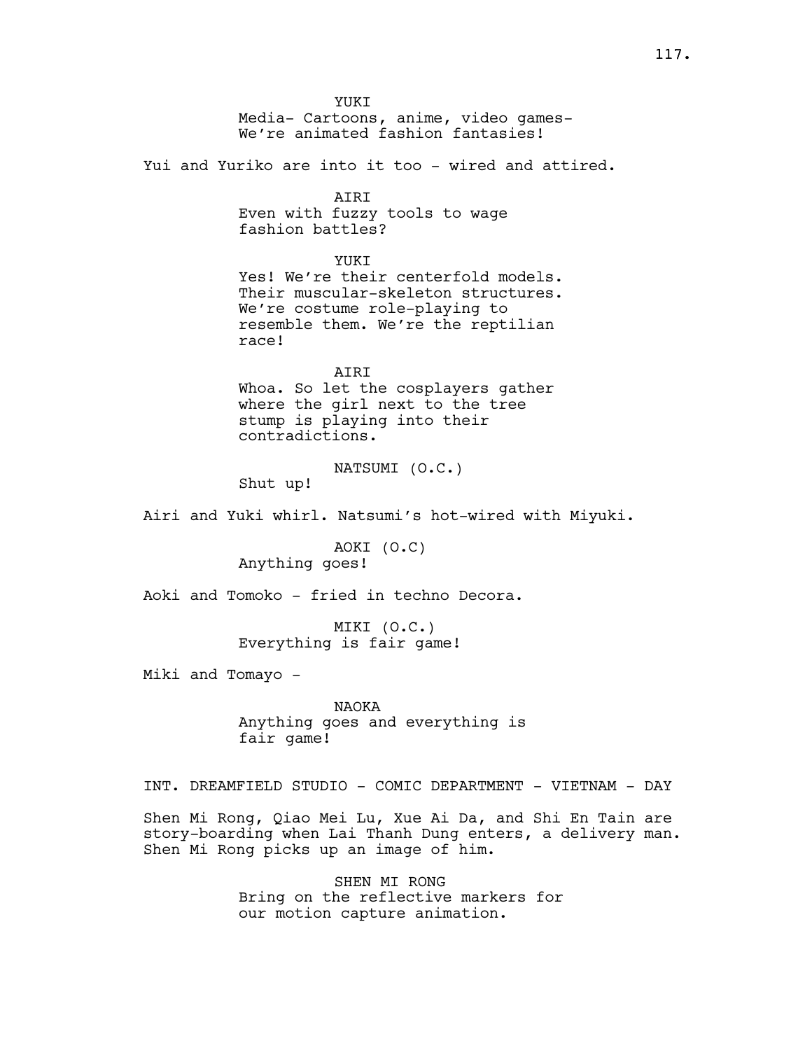YUKI
Media- Cartoons, anime, video games-
We're animated fashion fantasies!

Yui and Yuriko are into it too - wired and attired.

AIRI
Even with fuzzy tools to wage
fashion battles?

YUKI
Yes! We're their centerfold models.
Their muscular-skeleton structures.
We're costume role-playing to
resemble them. We're the reptilian
race!

AIRI
Whoa. So let the cosplayers gather
where the girl next to the tree
stump is playing into their
contradictions.

NATSUMI (O.C.)
Shut up!

Airi and Yuki whirl. Natsumi's hot-wired with Miyuki.

AOKI (O.C)
Anything goes!

Aoki and Tomoko - fried in techno Decora.

MIKI (O.C.)
Everything is fair game!

Miki and Tomayo -

NAOKA
Anything goes and everything is
fair game!

INT. DREAMFIELD STUDIO - COMIC DEPARTMENT - VIETNAM - DAY

Shen Mi Rong, Qiao Mei Lu, Xue Ai Da, and Shi En Tain are
story-boarding when Lai Thanh Dung enters, a delivery man.
Shen Mi Rong picks up an image of him.

SHEN MI RONG
Bring on the reflective markers for
our motion capture animation.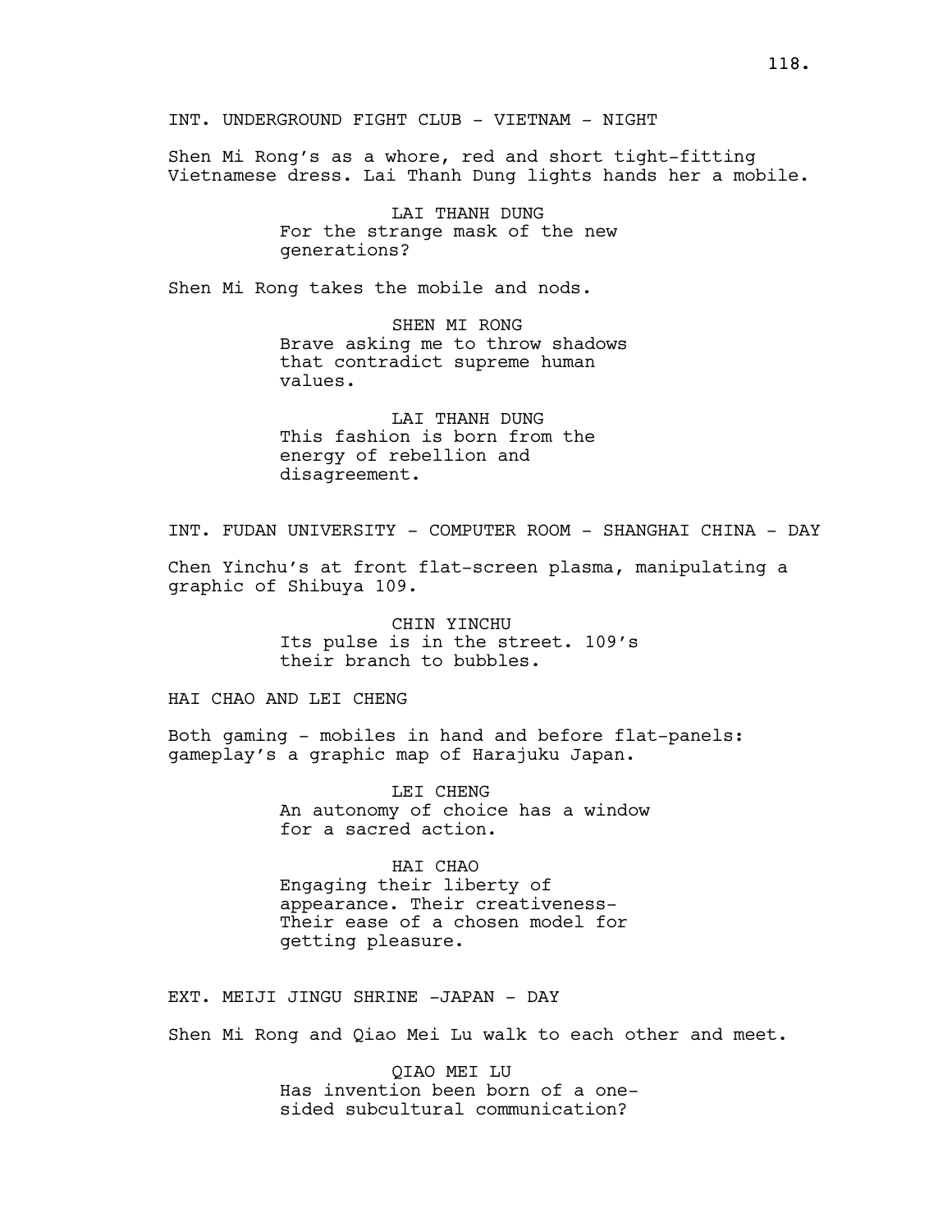INT. UNDERGROUND FIGHT CLUB - VIETNAM - NIGHT

Shen Mi Rong's as a whore, red and short tight-fitting Vietnamese dress. Lai Thanh Dung lights hands her a mobile.

LAI THANH DUNG
For the strange mask of the new generations?

Shen Mi Rong takes the mobile and nods.

SHEN MI RONG
Brave asking me to throw shadows that contradict supreme human values.

LAI THANH DUNG
This fashion is born from the energy of rebellion and disagreement.

INT. FUDAN UNIVERSITY - COMPUTER ROOM - SHANGHAI CHINA - DAY

Chen Yinchu's at front flat-screen plasma, manipulating a graphic of Shibuya 109.

CHIN YINCHU
Its pulse is in the street. 109's their branch to bubbles.

HAI CHAO AND LEI CHENG

Both gaming - mobiles in hand and before flat-panels: gameplay's a graphic map of Harajuku Japan.

LEI CHENG
An autonomy of choice has a window for a sacred action.

HAI CHAO
Engaging their liberty of appearance. Their creativeness- Their ease of a chosen model for getting pleasure.

EXT. MEIJI JINGU SHRINE -JAPAN - DAY

Shen Mi Rong and Qiao Mei Lu walk to each other and meet.

QIAO MEI LU
Has invention been born of a one-sided subcultural communication?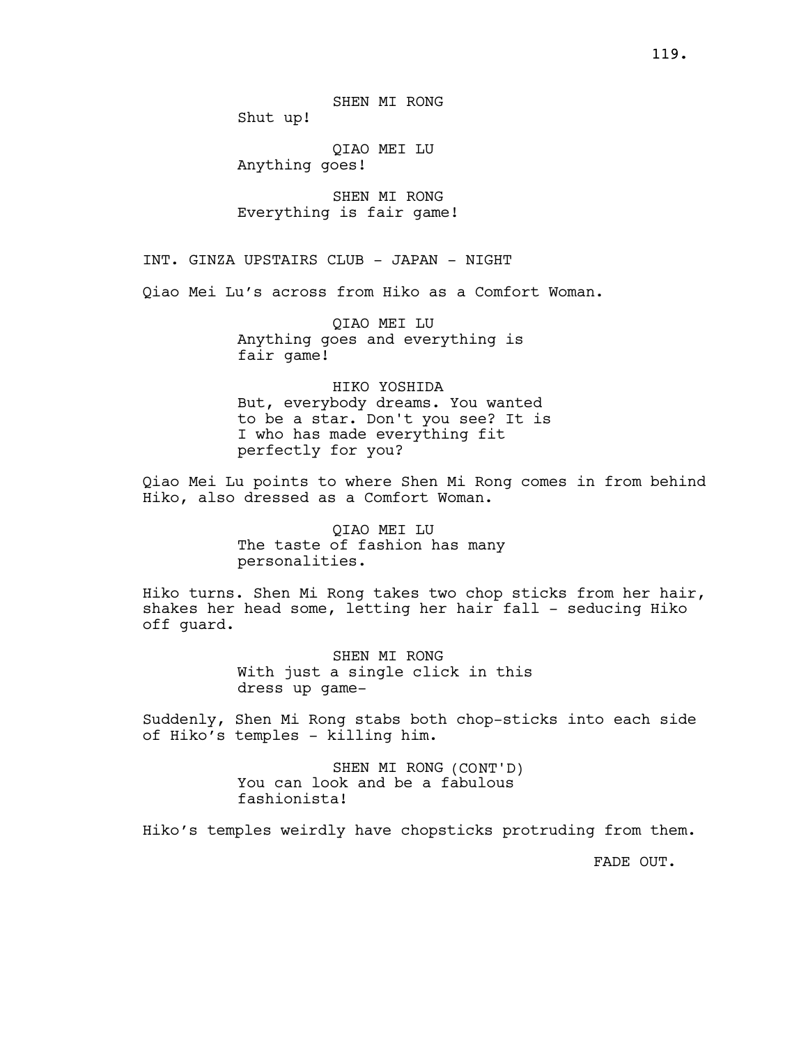SHEN MI RONG
Shut up!

QIAO MEI LU
Anything goes!

SHEN MI RONG
Everything is fair game!

INT. GINZA UPSTAIRS CLUB - JAPAN - NIGHT

Qiao Mei Lu's across from Hiko as a Comfort Woman.

QIAO MEI LU
Anything goes and everything is fair game!

HIKO YOSHIDA
But, everybody dreams. You wanted to be a star. Don't you see? It is I who has made everything fit perfectly for you?

Qiao Mei Lu points to where Shen Mi Rong comes in from behind Hiko, also dressed as a Comfort Woman.

QIAO MEI LU
The taste of fashion has many personalities.

Hiko turns. Shen Mi Rong takes two chop sticks from her hair, shakes her head some, letting her hair fall - seducing Hiko off guard.

SHEN MI RONG
With just a single click in this dress up game-

Suddenly, Shen Mi Rong stabs both chop-sticks into each side of Hiko's temples - killing him.

SHEN MI RONG (CONT'D)
You can look and be a fabulous fashionista!

Hiko's temples weirdly have chopsticks protruding from them.

FADE OUT.